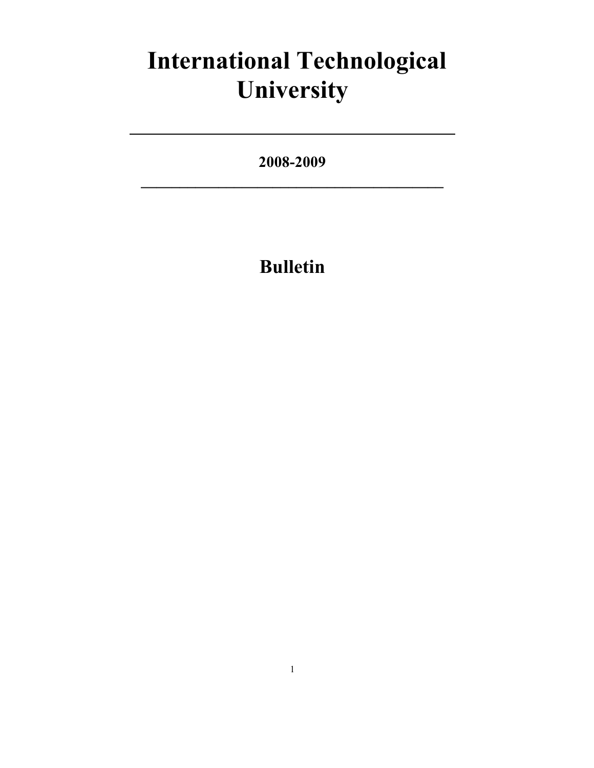# International Technological University

---

**2008-2009**

---

## Bulletin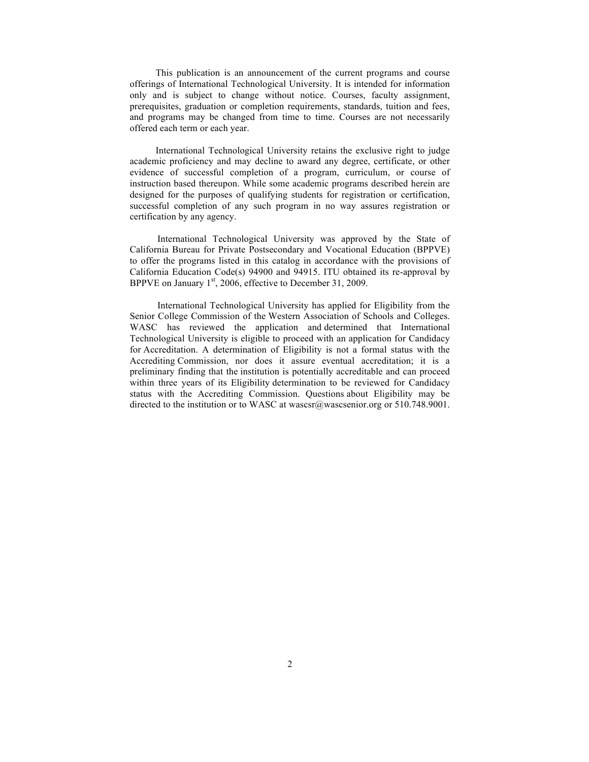This publication is an announcement of the current programs and course offerings of International Technological University. It is intended for information only and is subject to change without notice. Courses, faculty assignment, prerequisites, graduation or completion requirements, standards, tuition and fees, and programs may be changed from time to time. Courses are not necessarily offered each term or each year.

International Technological University retains the exclusive right to judge academic proficiency and may decline to award any degree, certificate, or other evidence of successful completion of a program, curriculum, or course of instruction based thereupon. While some academic programs described herein are designed for the purposes of qualifying students for registration or certification, successful completion of any such program in no way assures registration or certification by any agency.

International Technological University was approved by the State of California Bureau for Private Postsecondary and Vocational Education (BPPVE) to offer the programs listed in this catalog in accordance with the provisions of California Education Code(s) 94900 and 94915. ITU obtained its re-approval by BPPVE on January 1st, 2006, effective to December 31, 2009.

International Technological University has applied for Eligibility from the Senior College Commission of the Western Association of Schools and Colleges. WASC has reviewed the application and determined that International Technological University is eligible to proceed with an application for Candidacy for Accreditation. A determination of Eligibility is not a formal status with the Accrediting Commission, nor does it assure eventual accreditation; it is a preliminary finding that the institution is potentially accreditable and can proceed within three years of its Eligibility determination to be reviewed for Candidacy status with the Accrediting Commission. Questions about Eligibility may be directed to the institution or to WASC at wascsr@wascsenior.org or 510.748.9001.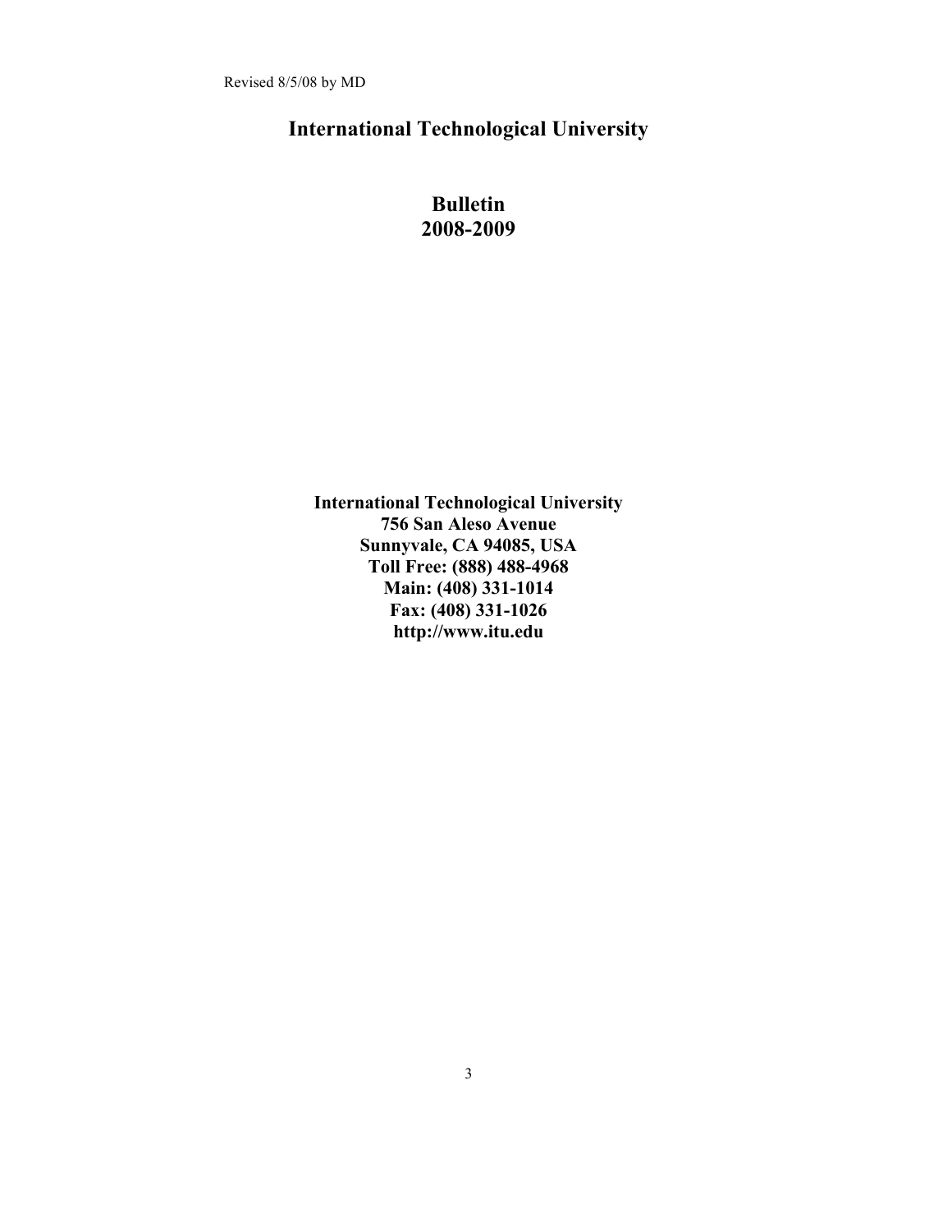Revised 8/5/08 by MD

# International Technological University

## Bulletin
## 2008-2009

**International Technological University**
**756 San Aleso Avenue**
**Sunnyvale, CA 94085, USA**
**Toll Free: (888) 488-4968**
**Main: (408) 331-1014**
**Fax: (408) 331-1026**
**http://www.itu.edu**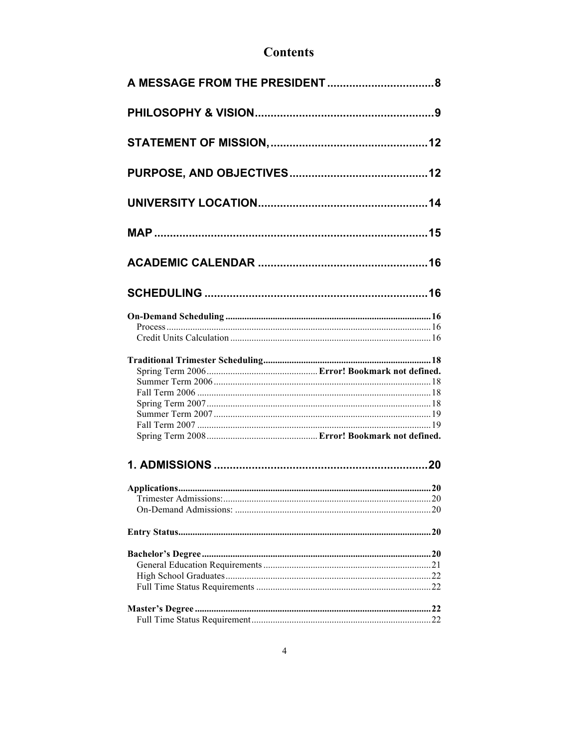# Contents

A MESSAGE FROM THE PRESIDENT .................................. 8

PHILOSOPHY & VISION .................................. 9

STATEMENT OF MISSION, .................................. 12

PURPOSE, AND OBJECTIVES .................................. 12

UNIVERSITY LOCATION .................................. 14

MAP .................................. 15

ACADEMIC CALENDAR .................................. 16

SCHEDULING .................................. 16

**On-Demand Scheduling** .................................. 16
- Process .................................. 16
- Credit Units Calculation .................................. 16

**Traditional Trimester Scheduling** .................................. 18
- Spring Term 2006 .................................. **Error! Bookmark not defined.**
- Summer Term 2006 .................................. 18
- Fall Term 2006 .................................. 18
- Spring Term 2007 .................................. 18
- Summer Term 2007 .................................. 19
- Fall Term 2007 .................................. 19
- Spring Term 2008 .................................. **Error! Bookmark not defined.**

1. ADMISSIONS .................................. 20

**Applications** .................................. 20
- Trimester Admissions: .................................. 20
- On-Demand Admissions: .................................. 20

**Entry Status** .................................. 20

**Bachelor's Degree** .................................. 20
- General Education Requirements .................................. 21
- High School Graduates .................................. 22
- Full Time Status Requirements .................................. 22

**Master's Degree** .................................. 22
- Full Time Status Requirement .................................. 22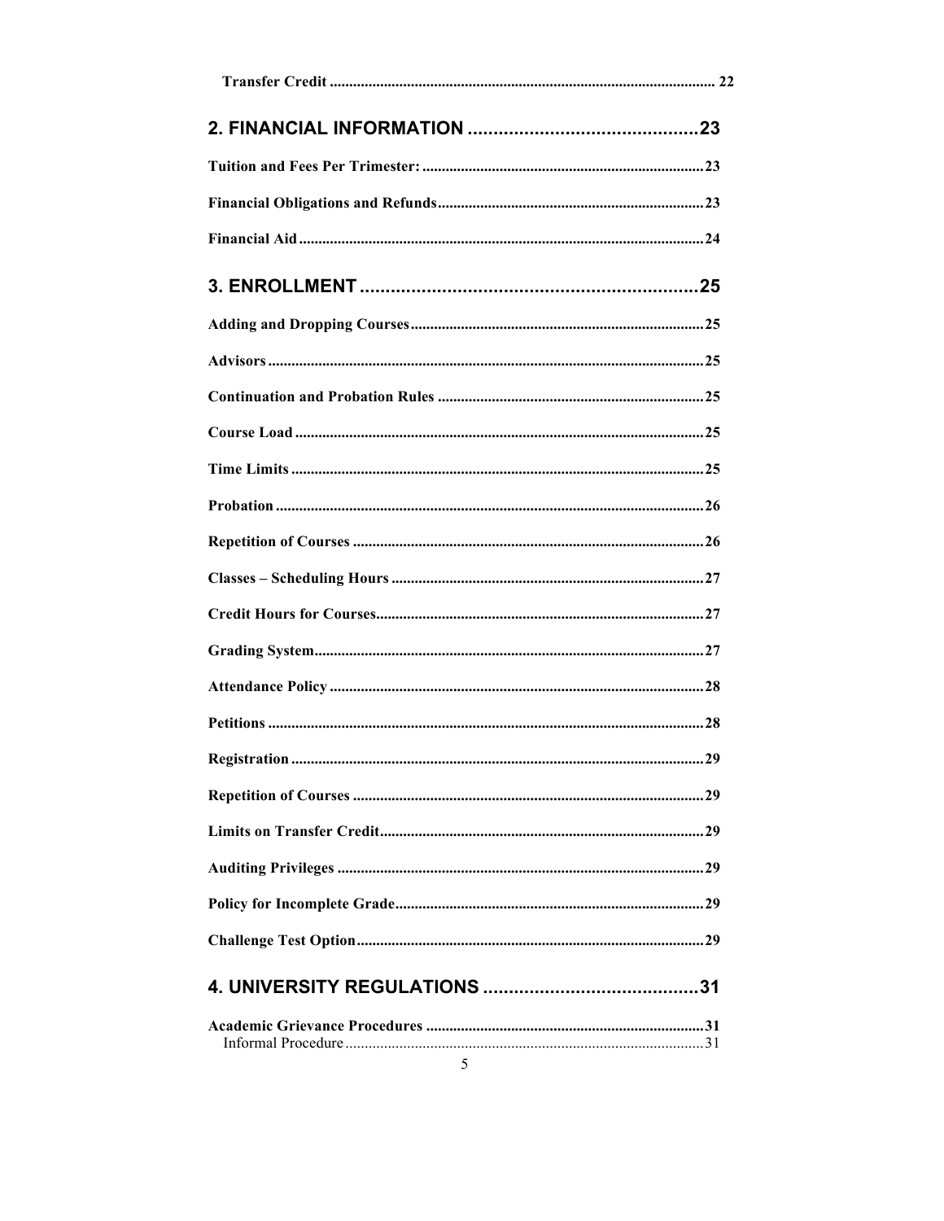Transfer Credit ........................................................................................... 22

**2. FINANCIAL INFORMATION** ............................................23

Tuition and Fees Per Trimester: ........................................................................23

Financial Obligations and Refunds.....................................................................23

Financial Aid ......................................................................................................24

**3. ENROLLMENT** ..................................................................25

Adding and Dropping Courses............................................................................25

Advisors ..............................................................................................................25

Continuation and Probation Rules .....................................................................25

Course Load ........................................................................................................25

Time Limits .........................................................................................................25

Probation .............................................................................................................26

Repetition of Courses ..........................................................................................26

Classes – Scheduling Hours ................................................................................27

Credit Hours for Courses.....................................................................................27

Grading System....................................................................................................27

Attendance Policy ................................................................................................28

Petitions ...............................................................................................................28

Registration ..........................................................................................................29

Repetition of Courses ..........................................................................................29

Limits on Transfer Credit....................................................................................29

Auditing Privileges .............................................................................................29

Policy for Incomplete Grade...............................................................................29

Challenge Test Option.........................................................................................29

**4. UNIVERSITY REGULATIONS** ..........................................31

Academic Grievance Procedures .......................................................................31

Informal Procedure..............................................................................................31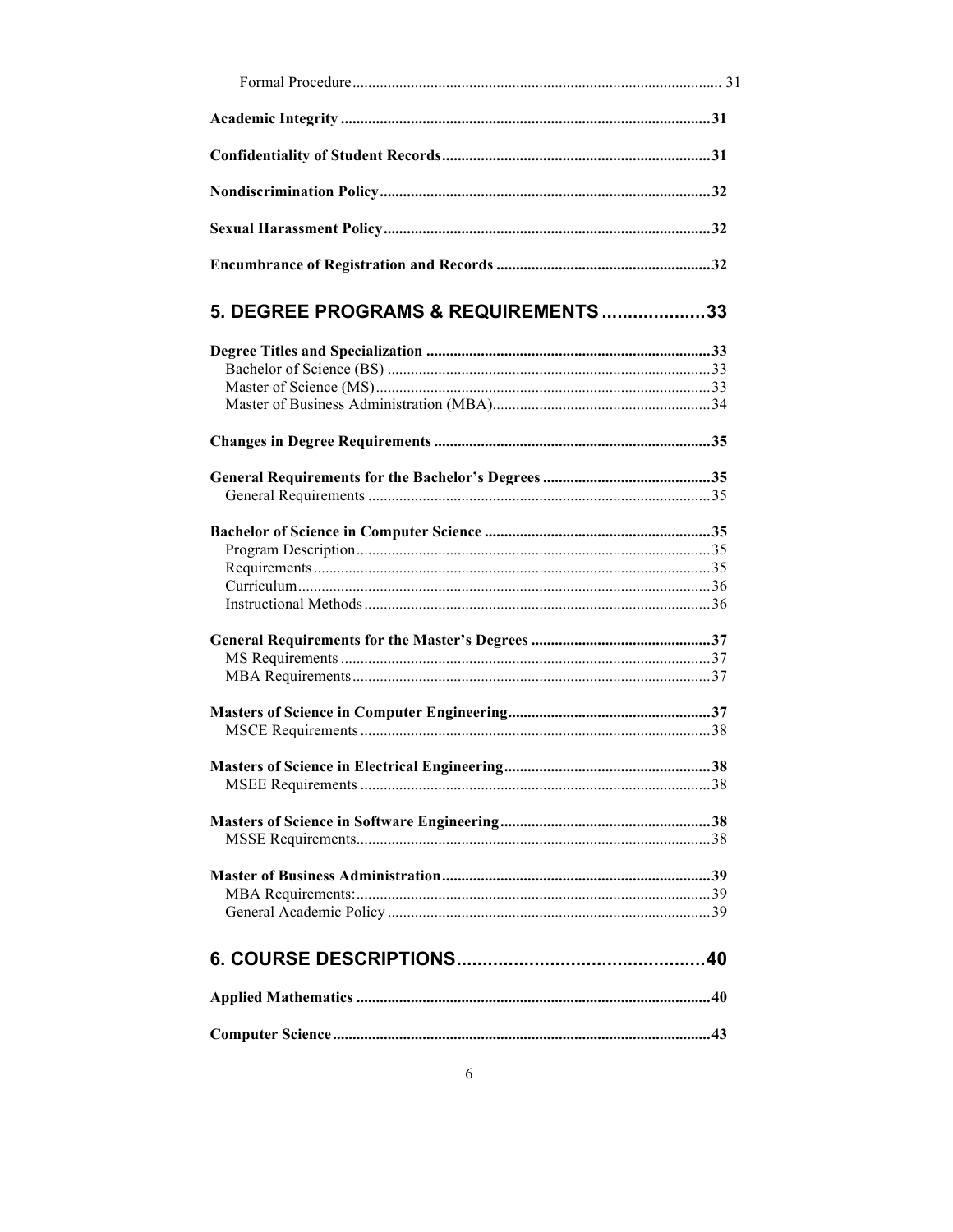Formal Procedure .................................................................................................. 31

**Academic Integrity ..............................................................................................31**

**Confidentiality of Student Records....................................................................31**

**Nondiscrimination Policy....................................................................................32**

**Sexual Harassment Policy...................................................................................32**

**Encumbrance of Registration and Records .......................................................32**

## 5. DEGREE PROGRAMS & REQUIREMENTS ....................33

**Degree Titles and Specialization .........................................................................33**

Bachelor of Science (BS) ..................................................................................33

Master of Science (MS)......................................................................................33

Master of Business Administration (MBA)........................................................34

**Changes in Degree Requirements .......................................................................35**

**General Requirements for the Bachelor's Degrees ...........................................35**

General Requirements .......................................................................................35

**Bachelor of Science in Computer Science ..........................................................35**

Program Description...........................................................................................35

Requirements.....................................................................................................35

Curriculum.........................................................................................................36

Instructional Methods........................................................................................36

**General Requirements for the Master's Degrees ..............................................37**

MS Requirements ..............................................................................................37

MBA Requirements...........................................................................................37

**Masters of Science in Computer Engineering....................................................37**

MSCE Requirements .........................................................................................38

**Masters of Science in Electrical Engineering.....................................................38**

MSEE Requirements .........................................................................................38

**Masters of Science in Software Engineering......................................................38**

MSSE Requirements..........................................................................................38

**Master of Business Administration....................................................................39**

MBA Requirements:..........................................................................................39

General Academic Policy ..................................................................................39

## 6. COURSE DESCRIPTIONS................................................40

**Applied Mathematics ..........................................................................................40**

**Computer Science................................................................................................43**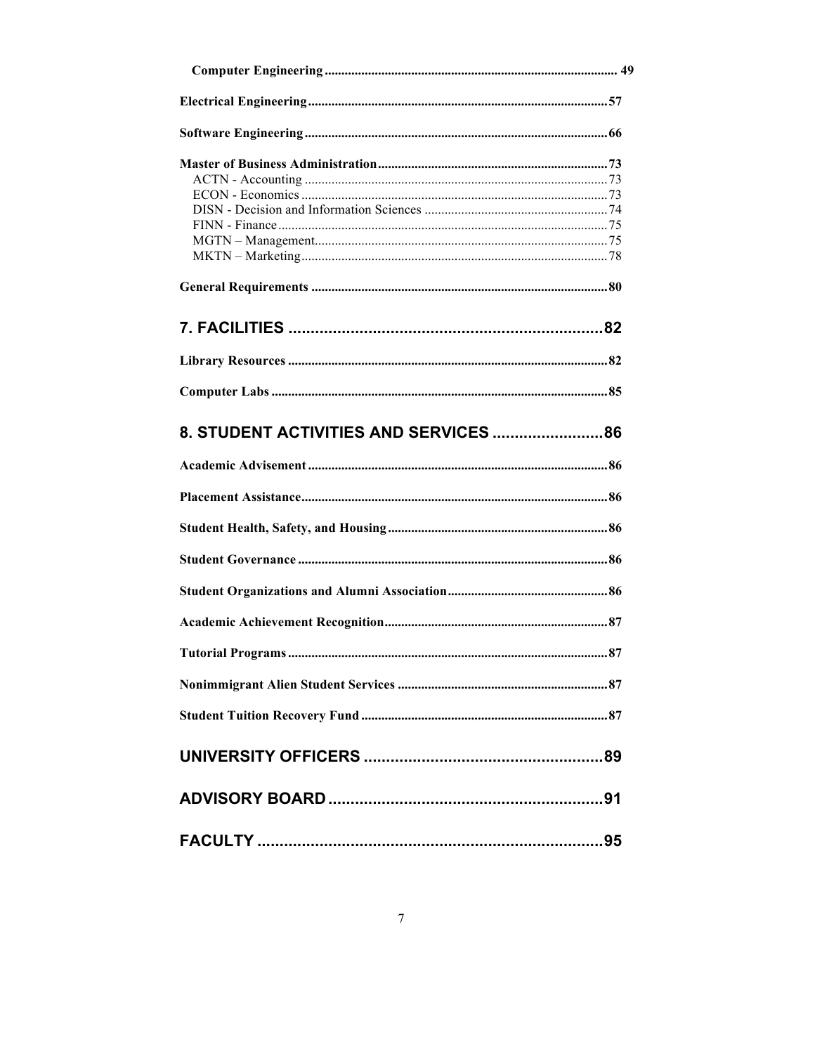Computer Engineering ........................................................................................ 49

Electrical Engineering ........................................................................................ 57

Software Engineering ........................................................................................ 66

Master of Business Administration ........................................................................ 73
- ACTN - Accounting ........................................................................................ 73
- ECON - Economics ........................................................................................ 73
- DISN - Decision and Information Sciences ............................................................ 74
- FINN - Finance ............................................................................................ 75
- MGTN – Management ........................................................................................ 75
- MKTN – Marketing ........................................................................................ 78

General Requirements ........................................................................................ 80

## 7. FACILITIES ........................................................................ 82

Library Resources ........................................................................................ 82

Computer Labs ........................................................................................ 85

## 8. STUDENT ACTIVITIES AND SERVICES ........................ 86

Academic Advisement ........................................................................................ 86

Placement Assistance ........................................................................................ 86

Student Health, Safety, and Housing ........................................................................ 86

Student Governance ........................................................................................ 86

Student Organizations and Alumni Association ............................................................ 86

Academic Achievement Recognition ........................................................................ 87

Tutorial Programs ........................................................................................ 87

Nonimmigrant Alien Student Services ........................................................................ 87

Student Tuition Recovery Fund ........................................................................ 87

## UNIVERSITY OFFICERS ........................................................ 89

## ADVISORY BOARD ................................................................ 91

## FACULTY ................................................................................ 95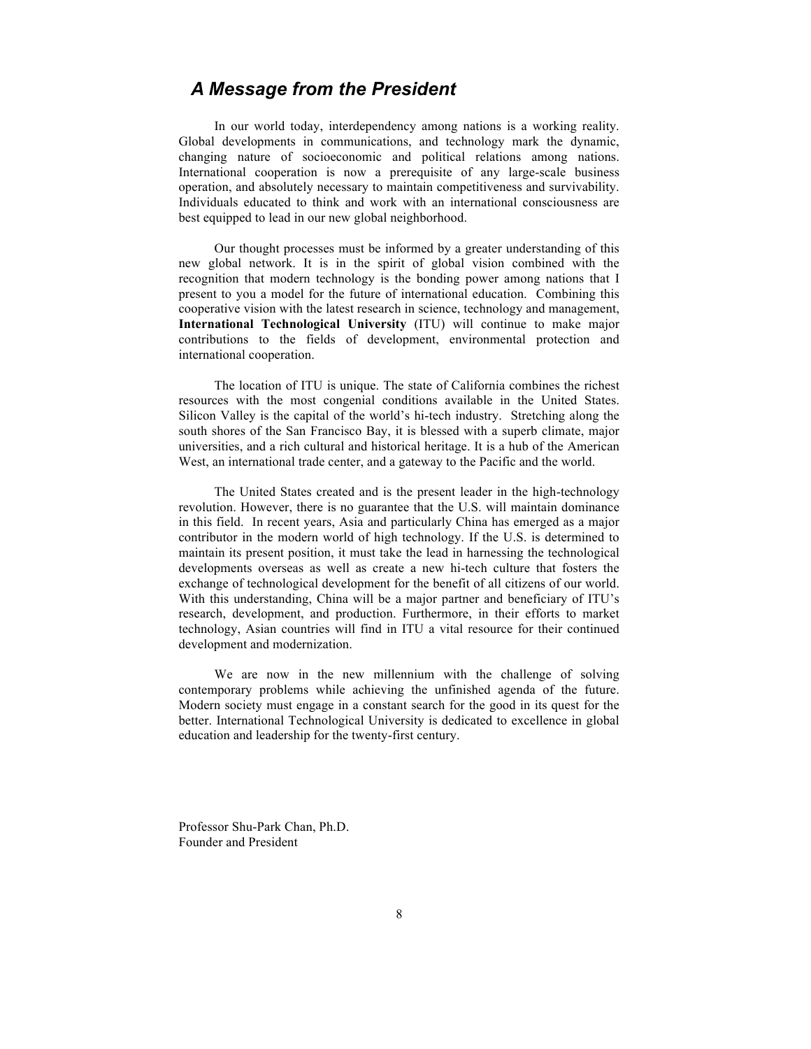## *A Message from the President*

In our world today, interdependency among nations is a working reality. Global developments in communications, and technology mark the dynamic, changing nature of socioeconomic and political relations among nations. International cooperation is now a prerequisite of any large-scale business operation, and absolutely necessary to maintain competitiveness and survivability. Individuals educated to think and work with an international consciousness are best equipped to lead in our new global neighborhood.

Our thought processes must be informed by a greater understanding of this new global network. It is in the spirit of global vision combined with the recognition that modern technology is the bonding power among nations that I present to you a model for the future of international education. Combining this cooperative vision with the latest research in science, technology and management, **International Technological University** (ITU) will continue to make major contributions to the fields of development, environmental protection and international cooperation.

The location of ITU is unique. The state of California combines the richest resources with the most congenial conditions available in the United States. Silicon Valley is the capital of the world's hi-tech industry. Stretching along the south shores of the San Francisco Bay, it is blessed with a superb climate, major universities, and a rich cultural and historical heritage. It is a hub of the American West, an international trade center, and a gateway to the Pacific and the world.

The United States created and is the present leader in the high-technology revolution. However, there is no guarantee that the U.S. will maintain dominance in this field. In recent years, Asia and particularly China has emerged as a major contributor in the modern world of high technology. If the U.S. is determined to maintain its present position, it must take the lead in harnessing the technological developments overseas as well as create a new hi-tech culture that fosters the exchange of technological development for the benefit of all citizens of our world. With this understanding, China will be a major partner and beneficiary of ITU's research, development, and production. Furthermore, in their efforts to market technology, Asian countries will find in ITU a vital resource for their continued development and modernization.

We are now in the new millennium with the challenge of solving contemporary problems while achieving the unfinished agenda of the future. Modern society must engage in a constant search for the good in its quest for the better. International Technological University is dedicated to excellence in global education and leadership for the twenty-first century.

Professor Shu-Park Chan, Ph.D.
Founder and President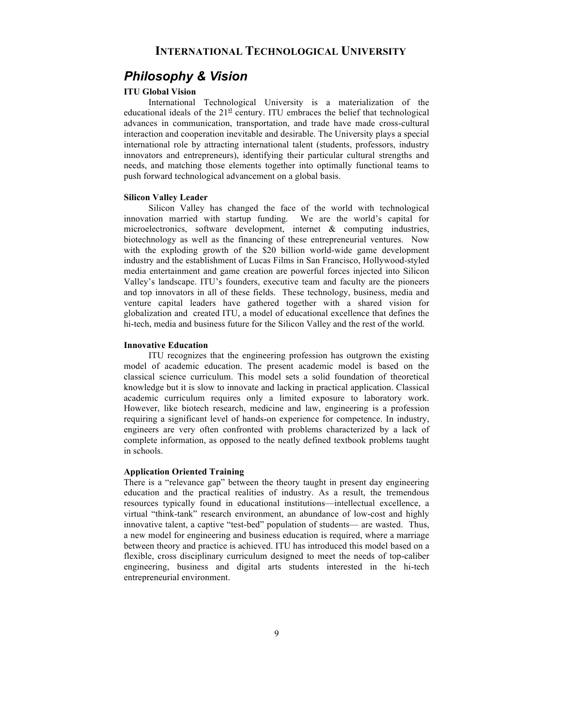# INTERNATIONAL TECHNOLOGICAL UNIVERSITY

## *Philosophy & Vision*

**ITU Global Vision**

International Technological University is a materialization of the educational ideals of the 21st century. ITU embraces the belief that technological advances in communication, transportation, and trade have made cross-cultural interaction and cooperation inevitable and desirable. The University plays a special international role by attracting international talent (students, professors, industry innovators and entrepreneurs), identifying their particular cultural strengths and needs, and matching those elements together into optimally functional teams to push forward technological advancement on a global basis.

**Silicon Valley Leader**

Silicon Valley has changed the face of the world with technological innovation married with startup funding. We are the world's capital for microelectronics, software development, internet & computing industries, biotechnology as well as the financing of these entrepreneurial ventures. Now with the exploding growth of the $20 billion world-wide game development industry and the establishment of Lucas Films in San Francisco, Hollywood-styled media entertainment and game creation are powerful forces injected into Silicon Valley's landscape. ITU's founders, executive team and faculty are the pioneers and top innovators in all of these fields. These technology, business, media and venture capital leaders have gathered together with a shared vision for globalization and created ITU, a model of educational excellence that defines the hi-tech, media and business future for the Silicon Valley and the rest of the world.

**Innovative Education**

ITU recognizes that the engineering profession has outgrown the existing model of academic education. The present academic model is based on the classical science curriculum. This model sets a solid foundation of theoretical knowledge but it is slow to innovate and lacking in practical application. Classical academic curriculum requires only a limited exposure to laboratory work. However, like biotech research, medicine and law, engineering is a profession requiring a significant level of hands-on experience for competence. In industry, engineers are very often confronted with problems characterized by a lack of complete information, as opposed to the neatly defined textbook problems taught in schools.

**Application Oriented Training**

There is a "relevance gap" between the theory taught in present day engineering education and the practical realities of industry. As a result, the tremendous resources typically found in educational institutions—intellectual excellence, a virtual "think-tank" research environment, an abundance of low-cost and highly innovative talent, a captive "test-bed" population of students— are wasted. Thus, a new model for engineering and business education is required, where a marriage between theory and practice is achieved. ITU has introduced this model based on a flexible, cross disciplinary curriculum designed to meet the needs of top-caliber engineering, business and digital arts students interested in the hi-tech entrepreneurial environment.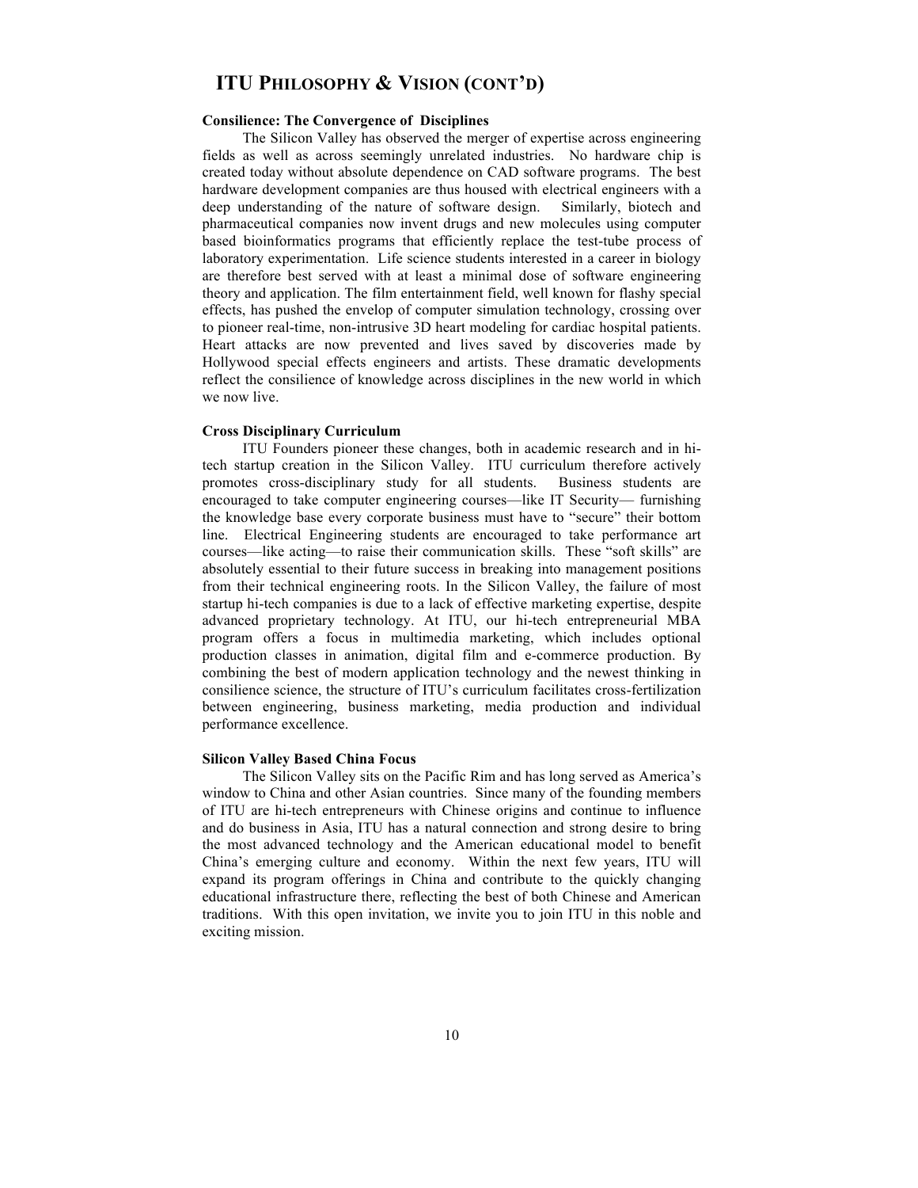## ITU Philosophy & Vision (cont'd)

**Consilience: The Convergence of Disciplines**

The Silicon Valley has observed the merger of expertise across engineering fields as well as across seemingly unrelated industries. No hardware chip is created today without absolute dependence on CAD software programs. The best hardware development companies are thus housed with electrical engineers with a deep understanding of the nature of software design. Similarly, biotech and pharmaceutical companies now invent drugs and new molecules using computer based bioinformatics programs that efficiently replace the test-tube process of laboratory experimentation. Life science students interested in a career in biology are therefore best served with at least a minimal dose of software engineering theory and application. The film entertainment field, well known for flashy special effects, has pushed the envelop of computer simulation technology, crossing over to pioneer real-time, non-intrusive 3D heart modeling for cardiac hospital patients. Heart attacks are now prevented and lives saved by discoveries made by Hollywood special effects engineers and artists. These dramatic developments reflect the consilience of knowledge across disciplines in the new world in which we now live.

**Cross Disciplinary Curriculum**

ITU Founders pioneer these changes, both in academic research and in hi-tech startup creation in the Silicon Valley. ITU curriculum therefore actively promotes cross-disciplinary study for all students. Business students are encouraged to take computer engineering courses—like IT Security— furnishing the knowledge base every corporate business must have to "secure" their bottom line. Electrical Engineering students are encouraged to take performance art courses—like acting—to raise their communication skills. These "soft skills" are absolutely essential to their future success in breaking into management positions from their technical engineering roots. In the Silicon Valley, the failure of most startup hi-tech companies is due to a lack of effective marketing expertise, despite advanced proprietary technology. At ITU, our hi-tech entrepreneurial MBA program offers a focus in multimedia marketing, which includes optional production classes in animation, digital film and e-commerce production. By combining the best of modern application technology and the newest thinking in consilience science, the structure of ITU's curriculum facilitates cross-fertilization between engineering, business marketing, media production and individual performance excellence.

**Silicon Valley Based China Focus**

The Silicon Valley sits on the Pacific Rim and has long served as America's window to China and other Asian countries. Since many of the founding members of ITU are hi-tech entrepreneurs with Chinese origins and continue to influence and do business in Asia, ITU has a natural connection and strong desire to bring the most advanced technology and the American educational model to benefit China's emerging culture and economy. Within the next few years, ITU will expand its program offerings in China and contribute to the quickly changing educational infrastructure there, reflecting the best of both Chinese and American traditions. With this open invitation, we invite you to join ITU in this noble and exciting mission.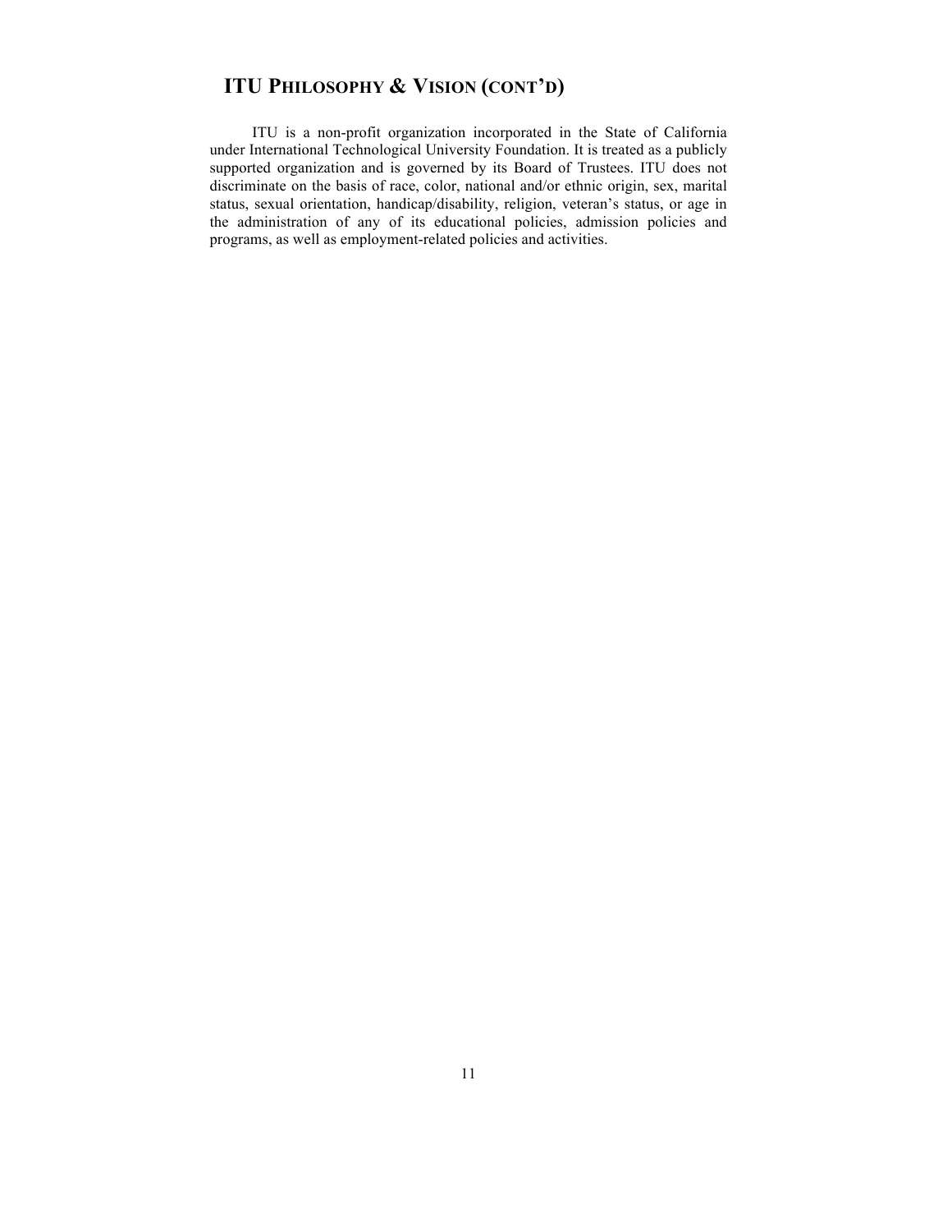## ITU Philosophy & Vision (cont'd)

ITU is a non-profit organization incorporated in the State of California under International Technological University Foundation. It is treated as a publicly supported organization and is governed by its Board of Trustees. ITU does not discriminate on the basis of race, color, national and/or ethnic origin, sex, marital status, sexual orientation, handicap/disability, religion, veteran's status, or age in the administration of any of its educational policies, admission policies and programs, as well as employment-related policies and activities.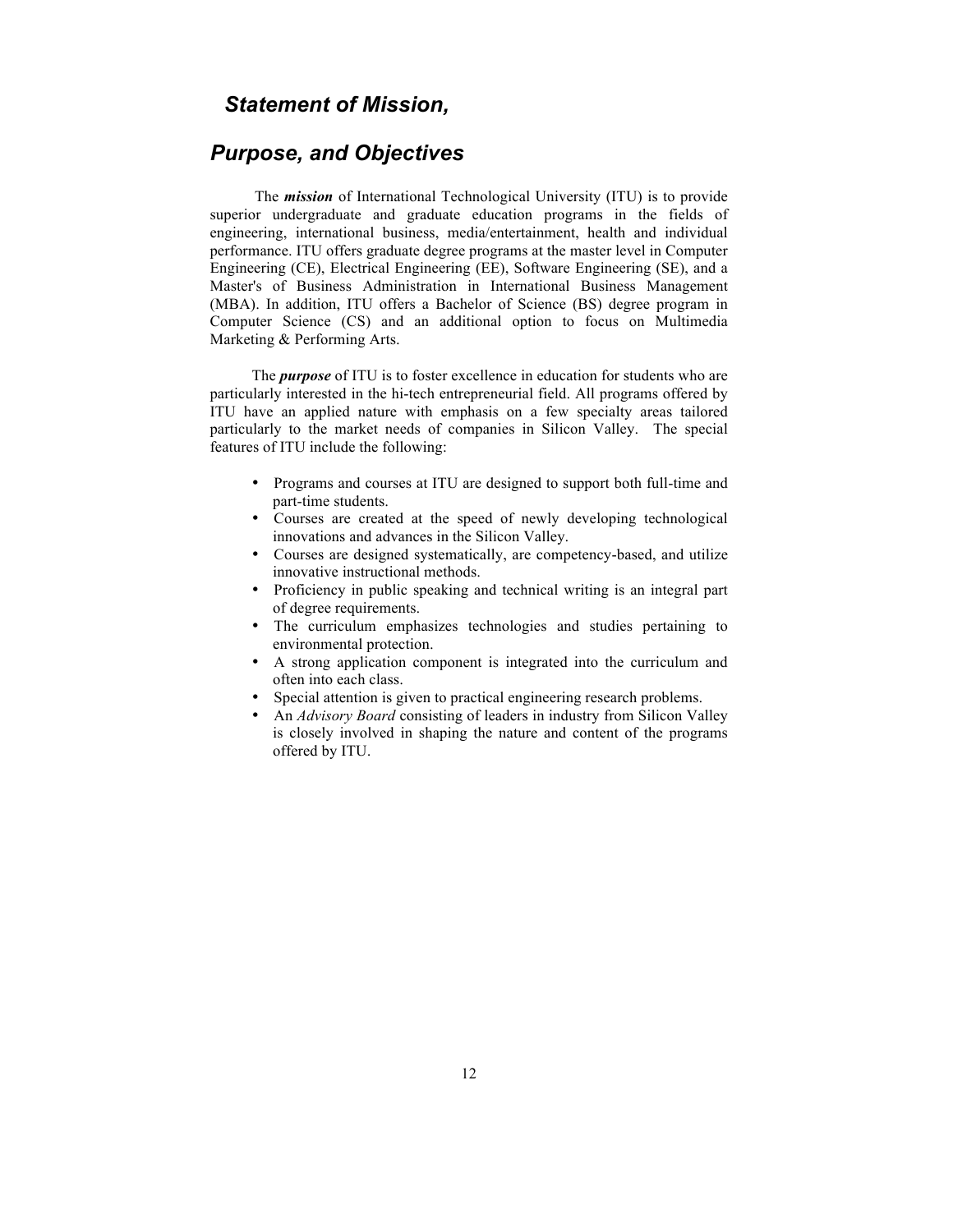## *Statement of Mission,*

## *Purpose, and Objectives*

The ***mission*** of International Technological University (ITU) is to provide superior undergraduate and graduate education programs in the fields of engineering, international business, media/entertainment, health and individual performance. ITU offers graduate degree programs at the master level in Computer Engineering (CE), Electrical Engineering (EE), Software Engineering (SE), and a Master's of Business Administration in International Business Management (MBA). In addition, ITU offers a Bachelor of Science (BS) degree program in Computer Science (CS) and an additional option to focus on Multimedia Marketing & Performing Arts.

The ***purpose*** of ITU is to foster excellence in education for students who are particularly interested in the hi-tech entrepreneurial field. All programs offered by ITU have an applied nature with emphasis on a few specialty areas tailored particularly to the market needs of companies in Silicon Valley. The special features of ITU include the following:

- Programs and courses at ITU are designed to support both full-time and part-time students.
- Courses are created at the speed of newly developing technological innovations and advances in the Silicon Valley.
- Courses are designed systematically, are competency-based, and utilize innovative instructional methods.
- Proficiency in public speaking and technical writing is an integral part of degree requirements.
- The curriculum emphasizes technologies and studies pertaining to environmental protection.
- A strong application component is integrated into the curriculum and often into each class.
- Special attention is given to practical engineering research problems.
- An *Advisory Board* consisting of leaders in industry from Silicon Valley is closely involved in shaping the nature and content of the programs offered by ITU.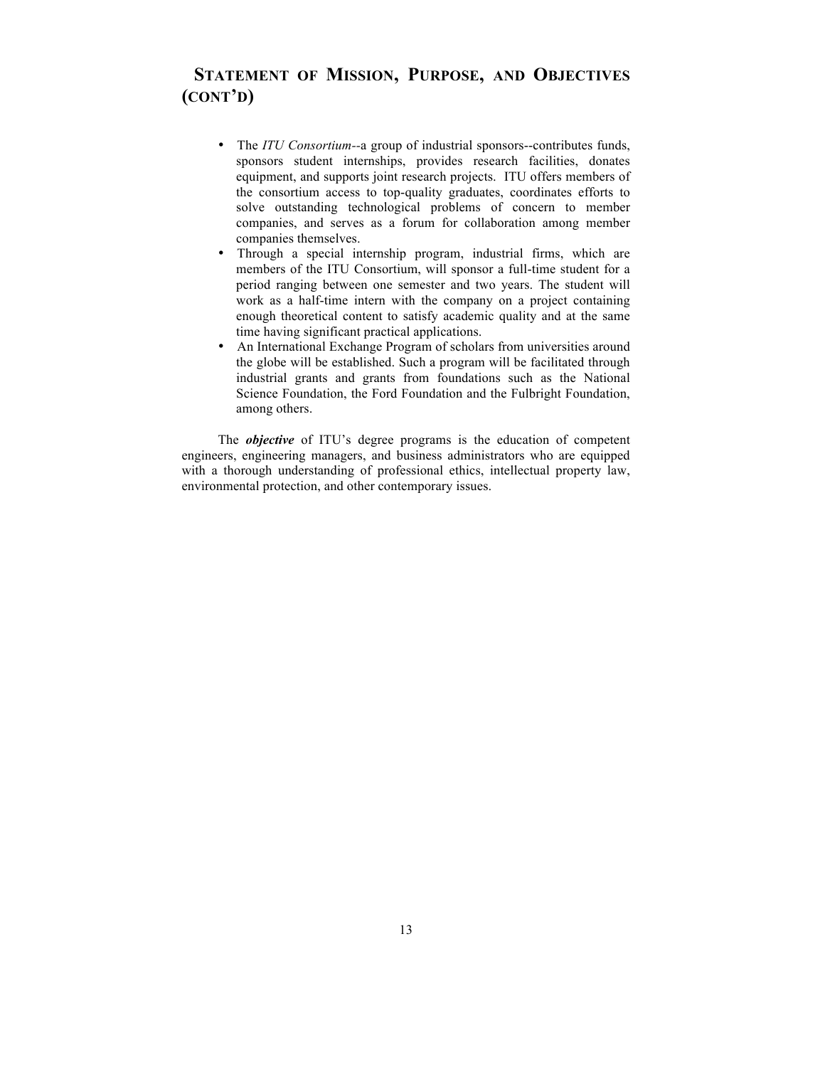## Statement of Mission, Purpose, and Objectives (cont'd)

- The *ITU Consortium*--a group of industrial sponsors--contributes funds, sponsors student internships, provides research facilities, donates equipment, and supports joint research projects. ITU offers members of the consortium access to top-quality graduates, coordinates efforts to solve outstanding technological problems of concern to member companies, and serves as a forum for collaboration among member companies themselves.
- Through a special internship program, industrial firms, which are members of the ITU Consortium, will sponsor a full-time student for a period ranging between one semester and two years. The student will work as a half-time intern with the company on a project containing enough theoretical content to satisfy academic quality and at the same time having significant practical applications.
- An International Exchange Program of scholars from universities around the globe will be established. Such a program will be facilitated through industrial grants and grants from foundations such as the National Science Foundation, the Ford Foundation and the Fulbright Foundation, among others.

The ***objective*** of ITU's degree programs is the education of competent engineers, engineering managers, and business administrators who are equipped with a thorough understanding of professional ethics, intellectual property law, environmental protection, and other contemporary issues.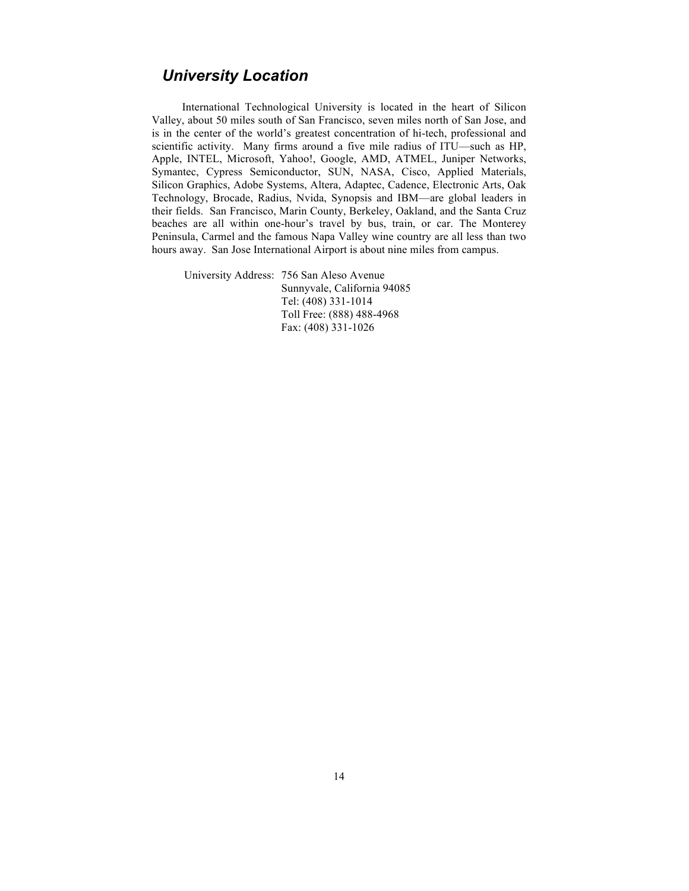## *University Location*

International Technological University is located in the heart of Silicon Valley, about 50 miles south of San Francisco, seven miles north of San Jose, and is in the center of the world's greatest concentration of hi-tech, professional and scientific activity. Many firms around a five mile radius of ITU—such as HP, Apple, INTEL, Microsoft, Yahoo!, Google, AMD, ATMEL, Juniper Networks, Symantec, Cypress Semiconductor, SUN, NASA, Cisco, Applied Materials, Silicon Graphics, Adobe Systems, Altera, Adaptec, Cadence, Electronic Arts, Oak Technology, Brocade, Radius, Nvida, Synopsis and IBM—are global leaders in their fields. San Francisco, Marin County, Berkeley, Oakland, and the Santa Cruz beaches are all within one-hour's travel by bus, train, or car. The Monterey Peninsula, Carmel and the famous Napa Valley wine country are all less than two hours away. San Jose International Airport is about nine miles from campus.

University Address: 756 San Aleso Avenue
Sunnyvale, California 94085
Tel: (408) 331-1014
Toll Free: (888) 488-4968
Fax: (408) 331-1026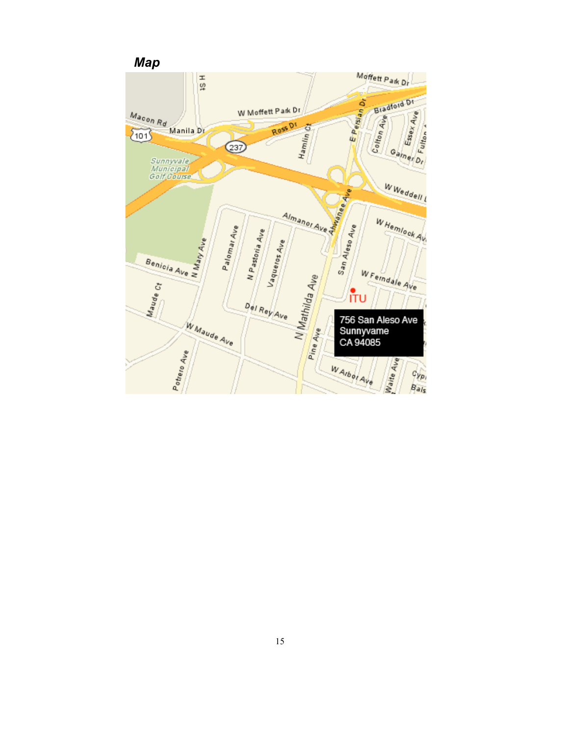## *Map*

ITU

756 San Aleso Ave
Sunnyvame
CA 94085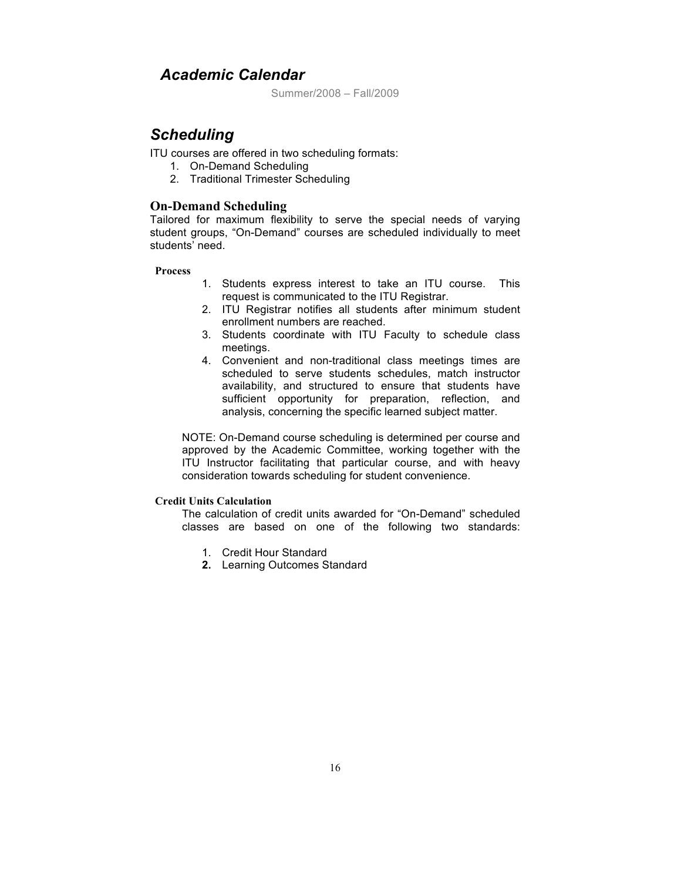## *Academic Calendar*

Summer/2008 – Fall/2009

## *Scheduling*

ITU courses are offered in two scheduling formats:

1. On-Demand Scheduling
2. Traditional Trimester Scheduling

### On-Demand Scheduling

Tailored for maximum flexibility to serve the special needs of varying student groups, "On-Demand" courses are scheduled individually to meet students' need.

#### Process

1. Students express interest to take an ITU course. This request is communicated to the ITU Registrar.
2. ITU Registrar notifies all students after minimum student enrollment numbers are reached.
3. Students coordinate with ITU Faculty to schedule class meetings.
4. Convenient and non-traditional class meetings times are scheduled to serve students schedules, match instructor availability, and structured to ensure that students have sufficient opportunity for preparation, reflection, and analysis, concerning the specific learned subject matter.

NOTE: On-Demand course scheduling is determined per course and approved by the Academic Committee, working together with the ITU Instructor facilitating that particular course, and with heavy consideration towards scheduling for student convenience.

#### Credit Units Calculation

The calculation of credit units awarded for "On-Demand" scheduled classes are based on one of the following two standards:

1. Credit Hour Standard
2. Learning Outcomes Standard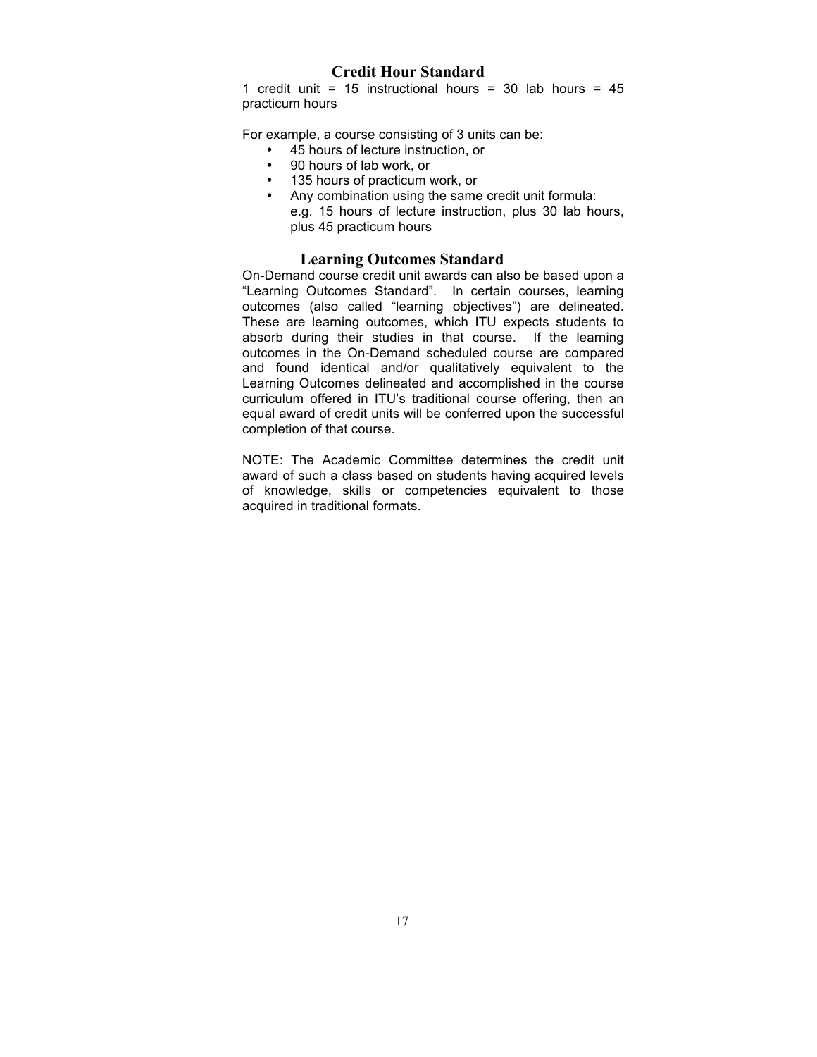## Credit Hour Standard

1 credit unit = 15 instructional hours = 30 lab hours = 45 practicum hours

For example, a course consisting of 3 units can be:

- 45 hours of lecture instruction, or
- 90 hours of lab work, or
- 135 hours of practicum work, or
- Any combination using the same credit unit formula:
  e.g. 15 hours of lecture instruction, plus 30 lab hours, plus 45 practicum hours

## Learning Outcomes Standard

On-Demand course credit unit awards can also be based upon a "Learning Outcomes Standard". In certain courses, learning outcomes (also called "learning objectives") are delineated. These are learning outcomes, which ITU expects students to absorb during their studies in that course. If the learning outcomes in the On-Demand scheduled course are compared and found identical and/or qualitatively equivalent to the Learning Outcomes delineated and accomplished in the course curriculum offered in ITU's traditional course offering, then an equal award of credit units will be conferred upon the successful completion of that course.

NOTE: The Academic Committee determines the credit unit award of such a class based on students having acquired levels of knowledge, skills or competencies equivalent to those acquired in traditional formats.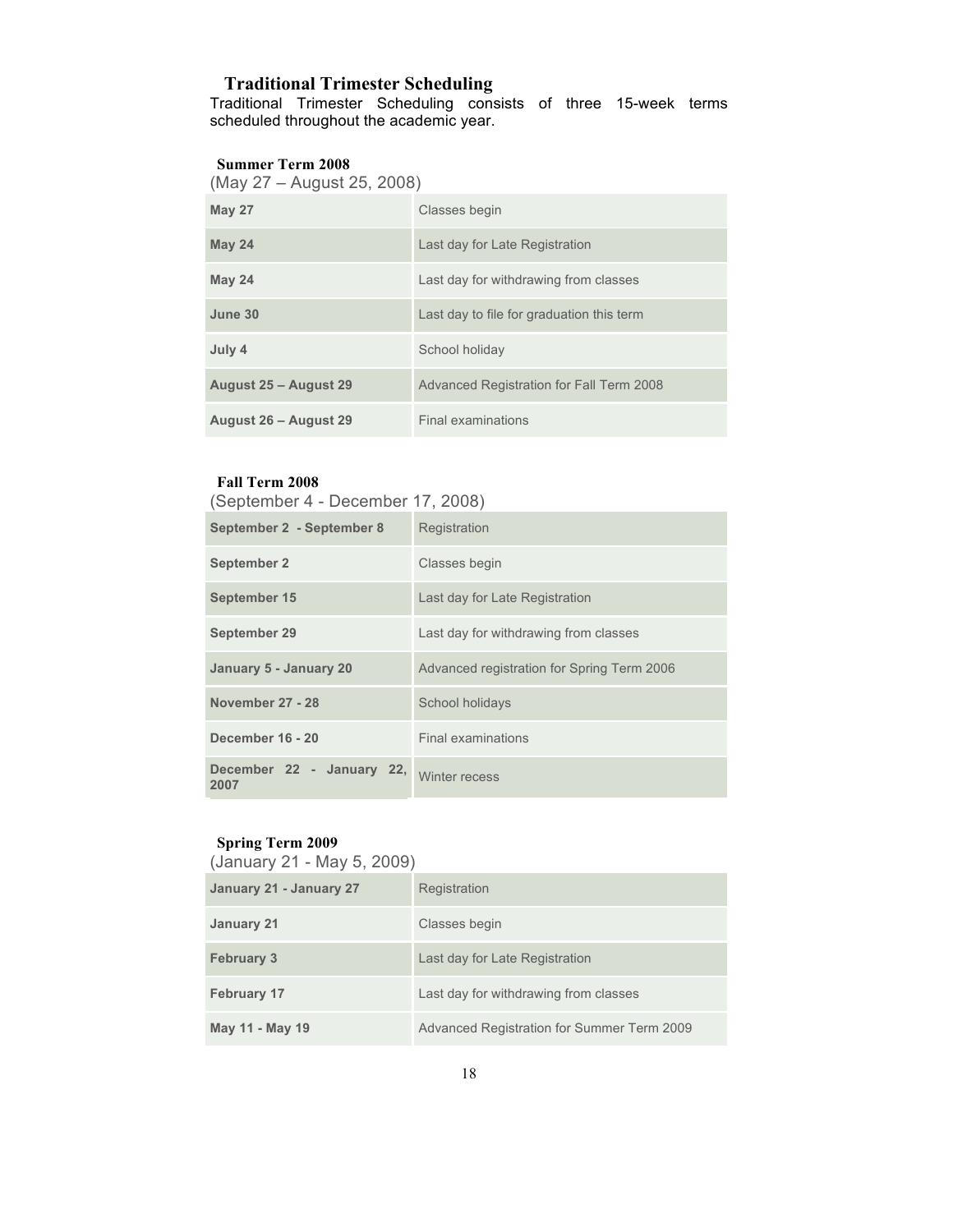## Traditional Trimester Scheduling

Traditional Trimester Scheduling consists of three 15-week terms scheduled throughout the academic year.

### Summer Term 2008

(May 27 – August 25, 2008)

| | |
|---|---|
| **May 27** | Classes begin |
| **May 24** | Last day for Late Registration |
| **May 24** | Last day for withdrawing from classes |
| **June 30** | Last day to file for graduation this term |
| **July 4** | School holiday |
| **August 25 – August 29** | Advanced Registration for Fall Term 2008 |
| **August 26 – August 29** | Final examinations |

### Fall Term 2008

(September 4 - December 17, 2008)

| | |
|---|---|
| **September 2 - September 8** | Registration |
| **September 2** | Classes begin |
| **September 15** | Last day for Late Registration |
| **September 29** | Last day for withdrawing from classes |
| **January 5 - January 20** | Advanced registration for Spring Term 2006 |
| **November 27 - 28** | School holidays |
| **December 16 - 20** | Final examinations |
| **December 22 - January 22, 2007** | Winter recess |

### Spring Term 2009

(January 21 - May 5, 2009)

| | |
|---|---|
| **January 21 - January 27** | Registration |
| **January 21** | Classes begin |
| **February 3** | Last day for Late Registration |
| **February 17** | Last day for withdrawing from classes |
| **May 11 - May 19** | Advanced Registration for Summer Term 2009 |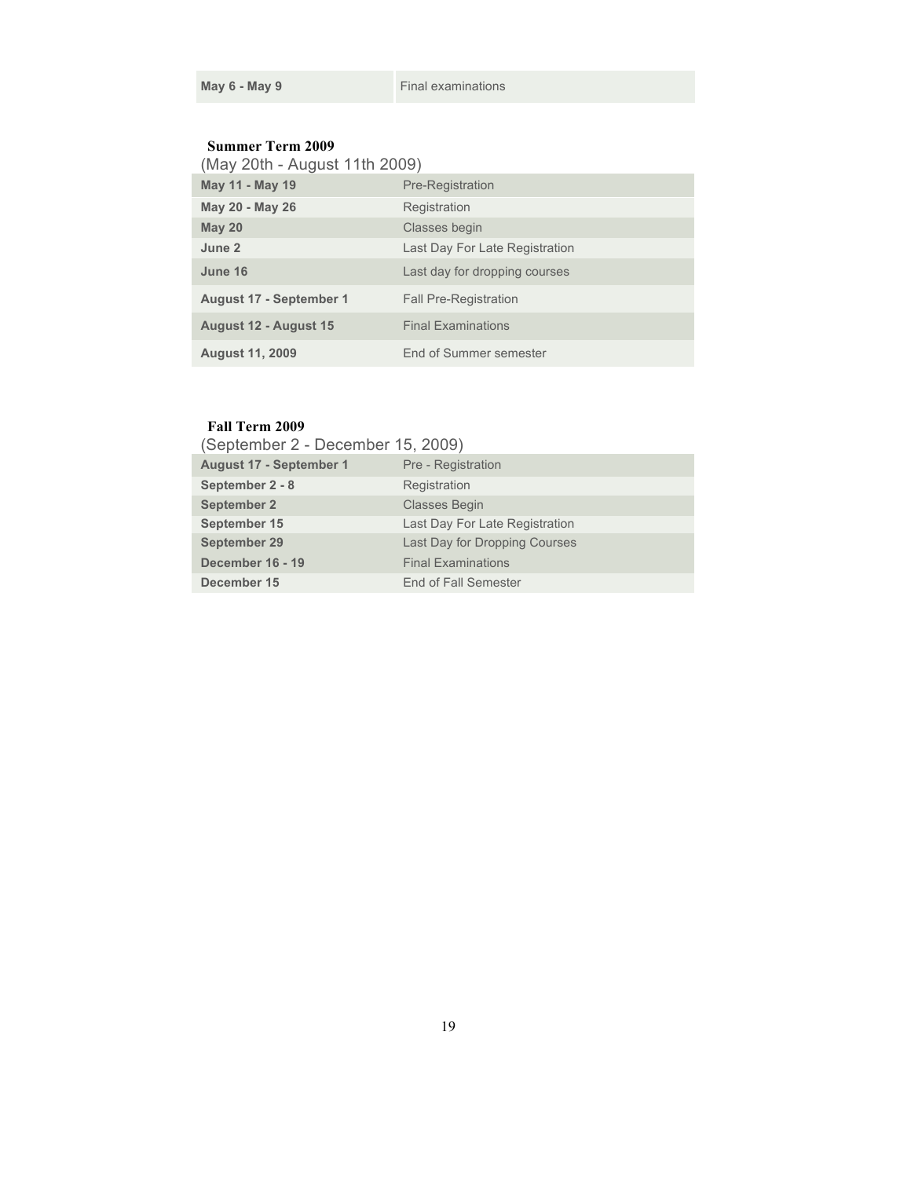| | |
|---|---|
| **May 6 - May 9** | Final examinations |

### Summer Term 2009

(May 20th - August 11th 2009)

| | |
|---|---|
| **May 11 - May 19** | Pre-Registration |
| **May 20 - May 26** | Registration |
| **May 20** | Classes begin |
| **June 2** | Last Day For Late Registration |
| **June 16** | Last day for dropping courses |
| **August 17 - September 1** | Fall Pre-Registration |
| **August 12 - August 15** | Final Examinations |
| **August 11, 2009** | End of Summer semester |

### Fall Term 2009

(September 2 - December 15, 2009)

| | |
|---|---|
| **August 17 - September 1** | Pre - Registration |
| **September 2 - 8** | Registration |
| **September 2** | Classes Begin |
| **September 15** | Last Day For Late Registration |
| **September 29** | Last Day for Dropping Courses |
| **December 16 - 19** | Final Examinations |
| **December 15** | End of Fall Semester |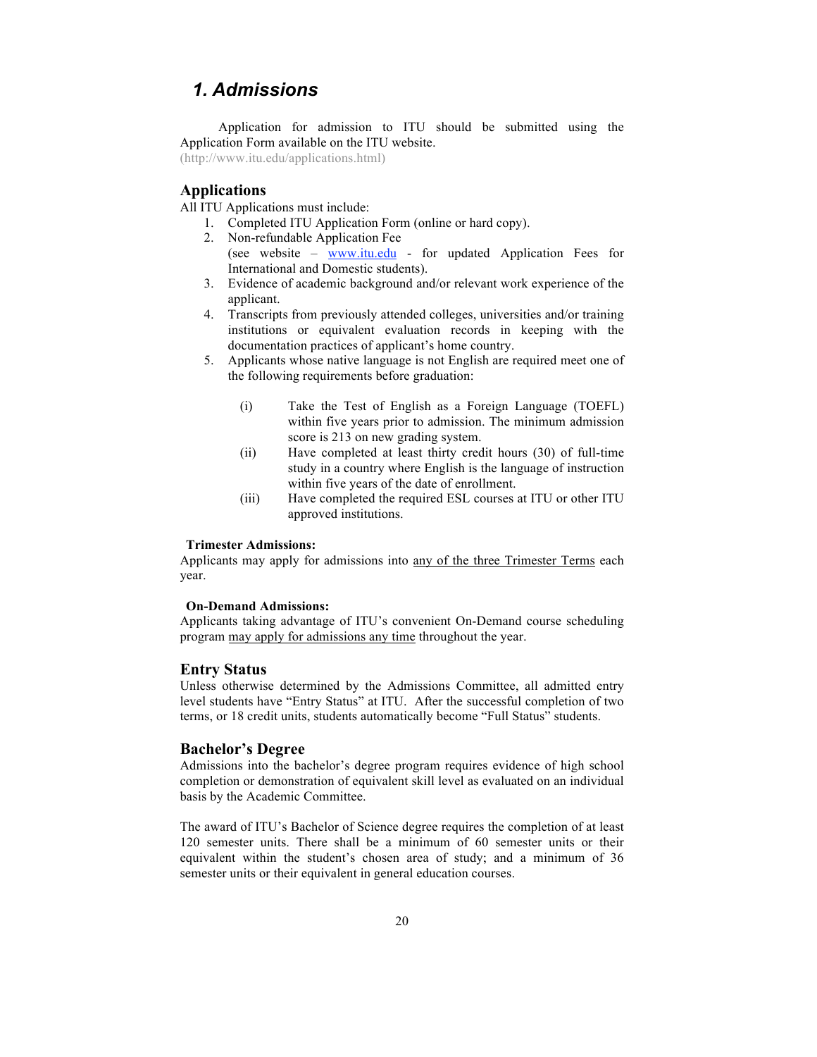# 1. Admissions

Application for admission to ITU should be submitted using the Application Form available on the ITU website.
(http://www.itu.edu/applications.html)

## Applications

All ITU Applications must include:

1. Completed ITU Application Form (online or hard copy).
2. Non-refundable Application Fee
   (see website – www.itu.edu - for updated Application Fees for International and Domestic students).
3. Evidence of academic background and/or relevant work experience of the applicant.
4. Transcripts from previously attended colleges, universities and/or training institutions or equivalent evaluation records in keeping with the documentation practices of applicant's home country.
5. Applicants whose native language is not English are required meet one of the following requirements before graduation:

   (i) Take the Test of English as a Foreign Language (TOEFL) within five years prior to admission. The minimum admission score is 213 on new grading system.

   (ii) Have completed at least thirty credit hours (30) of full-time study in a country where English is the language of instruction within five years of the date of enrollment.

   (iii) Have completed the required ESL courses at ITU or other ITU approved institutions.

**Trimester Admissions:**

Applicants may apply for admissions into any of the three Trimester Terms each year.

**On-Demand Admissions:**

Applicants taking advantage of ITU's convenient On-Demand course scheduling program may apply for admissions any time throughout the year.

## Entry Status

Unless otherwise determined by the Admissions Committee, all admitted entry level students have "Entry Status" at ITU. After the successful completion of two terms, or 18 credit units, students automatically become "Full Status" students.

## Bachelor's Degree

Admissions into the bachelor's degree program requires evidence of high school completion or demonstration of equivalent skill level as evaluated on an individual basis by the Academic Committee.

The award of ITU's Bachelor of Science degree requires the completion of at least 120 semester units. There shall be a minimum of 60 semester units or their equivalent within the student's chosen area of study; and a minimum of 36 semester units or their equivalent in general education courses.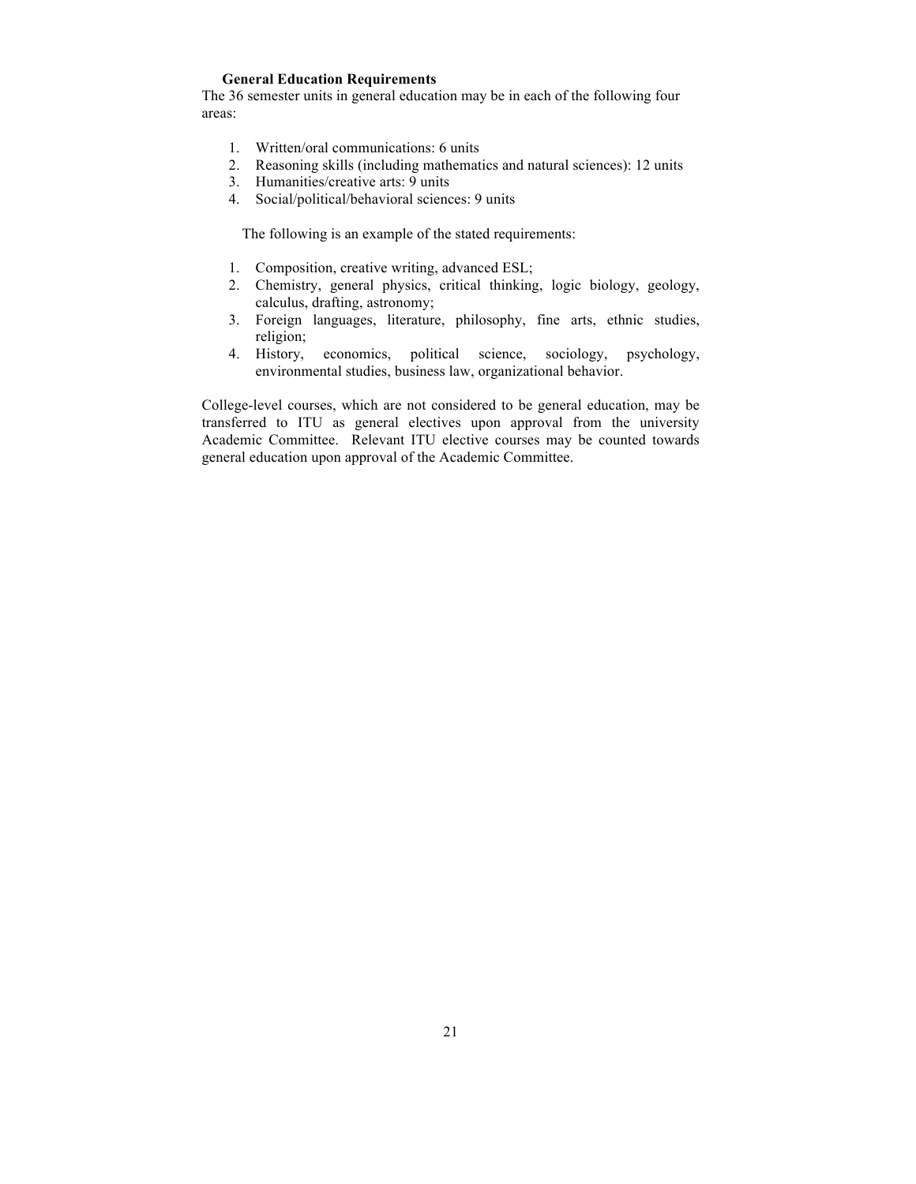### General Education Requirements

The 36 semester units in general education may be in each of the following four areas:

1. Written/oral communications: 6 units
2. Reasoning skills (including mathematics and natural sciences): 12 units
3. Humanities/creative arts: 9 units
4. Social/political/behavioral sciences: 9 units

The following is an example of the stated requirements:

1. Composition, creative writing, advanced ESL;
2. Chemistry, general physics, critical thinking, logic biology, geology, calculus, drafting, astronomy;
3. Foreign languages, literature, philosophy, fine arts, ethnic studies, religion;
4. History, economics, political science, sociology, psychology, environmental studies, business law, organizational behavior.

College-level courses, which are not considered to be general education, may be transferred to ITU as general electives upon approval from the university Academic Committee. Relevant ITU elective courses may be counted towards general education upon approval of the Academic Committee.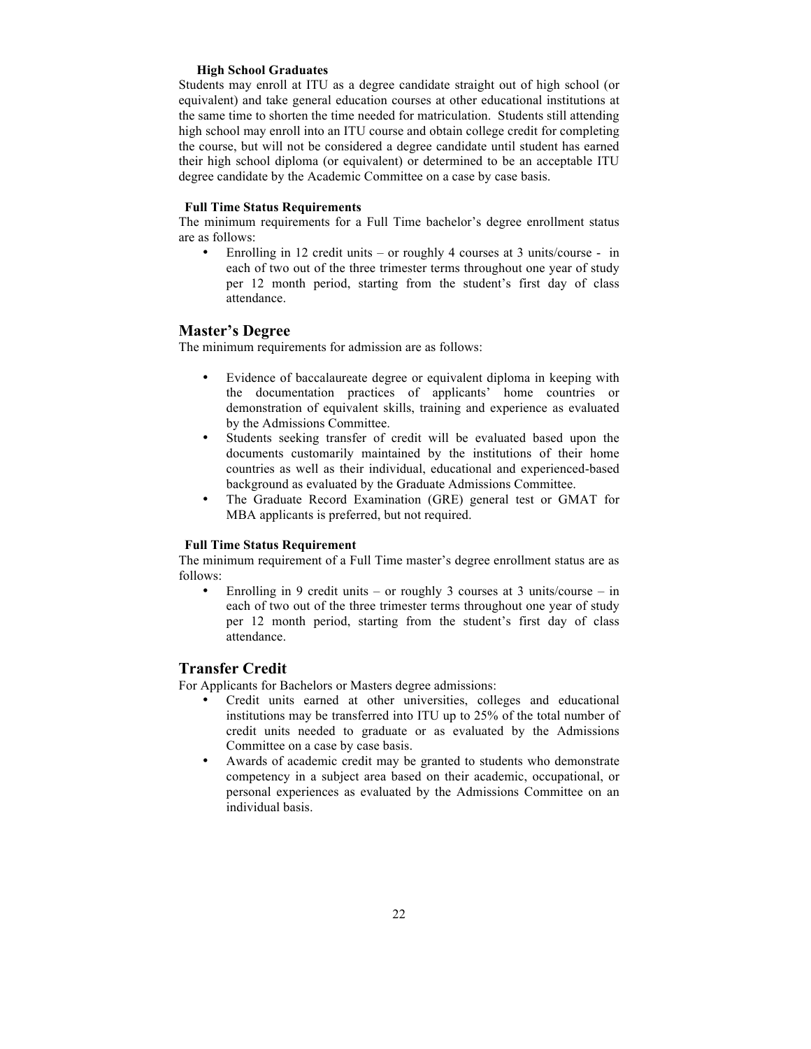#### High School Graduates

Students may enroll at ITU as a degree candidate straight out of high school (or equivalent) and take general education courses at other educational institutions at the same time to shorten the time needed for matriculation. Students still attending high school may enroll into an ITU course and obtain college credit for completing the course, but will not be considered a degree candidate until student has earned their high school diploma (or equivalent) or determined to be an acceptable ITU degree candidate by the Academic Committee on a case by case basis.

#### Full Time Status Requirements

The minimum requirements for a Full Time bachelor's degree enrollment status are as follows:

- Enrolling in 12 credit units – or roughly 4 courses at 3 units/course - in each of two out of the three trimester terms throughout one year of study per 12 month period, starting from the student's first day of class attendance.

## Master's Degree

The minimum requirements for admission are as follows:

- Evidence of baccalaureate degree or equivalent diploma in keeping with the documentation practices of applicants' home countries or demonstration of equivalent skills, training and experience as evaluated by the Admissions Committee.
- Students seeking transfer of credit will be evaluated based upon the documents customarily maintained by the institutions of their home countries as well as their individual, educational and experienced-based background as evaluated by the Graduate Admissions Committee.
- The Graduate Record Examination (GRE) general test or GMAT for MBA applicants is preferred, but not required.

#### Full Time Status Requirement

The minimum requirement of a Full Time master's degree enrollment status are as follows:

- Enrolling in 9 credit units – or roughly 3 courses at 3 units/course – in each of two out of the three trimester terms throughout one year of study per 12 month period, starting from the student's first day of class attendance.

## Transfer Credit

For Applicants for Bachelors or Masters degree admissions:

- Credit units earned at other universities, colleges and educational institutions may be transferred into ITU up to 25% of the total number of credit units needed to graduate or as evaluated by the Admissions Committee on a case by case basis.
- Awards of academic credit may be granted to students who demonstrate competency in a subject area based on their academic, occupational, or personal experiences as evaluated by the Admissions Committee on an individual basis.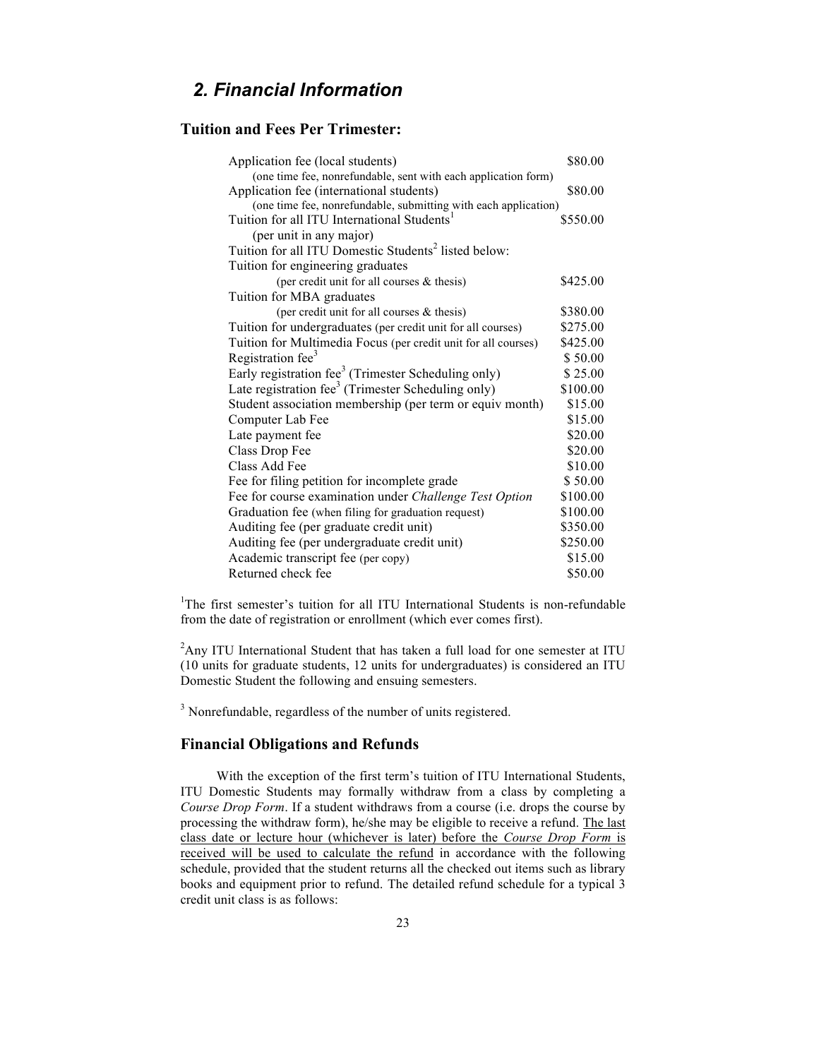## 2. Financial Information

### Tuition and Fees Per Trimester:

| Item | Amount |
|---|---|
| Application fee (local students)<br>(one time fee, nonrefundable, sent with each application form) | $80.00 |
| Application fee (international students)<br>(one time fee, nonrefundable, submitting with each application) | $80.00 |
| Tuition for all ITU International Students[1]<br>(per unit in any major) | $550.00 |
| Tuition for all ITU Domestic Students[2] listed below: | |
| Tuition for engineering graduates<br>(per credit unit for all courses & thesis) | $425.00 |
| Tuition for MBA graduates<br>(per credit unit for all courses & thesis) | $380.00 |
| Tuition for undergraduates (per credit unit for all courses) | $275.00 |
| Tuition for Multimedia Focus (per credit unit for all courses) | $425.00 |
| Registration fee[3] | $ 50.00 |
| Early registration fee[3] (Trimester Scheduling only) | $ 25.00 |
| Late registration fee[3] (Trimester Scheduling only) | $100.00 |
| Student association membership (per term or equiv month) | $15.00 |
| Computer Lab Fee | $15.00 |
| Late payment fee | $20.00 |
| Class Drop Fee | $20.00 |
| Class Add Fee | $10.00 |
| Fee for filing petition for incomplete grade | $ 50.00 |
| Fee for course examination under *Challenge Test Option* | $100.00 |
| Graduation fee (when filing for graduation request) | $100.00 |
| Auditing fee (per graduate credit unit) | $350.00 |
| Auditing fee (per undergraduate credit unit) | $250.00 |
| Academic transcript fee (per copy) | $15.00 |
| Returned check fee | $50.00 |

[1]The first semester's tuition for all ITU International Students is non-refundable from the date of registration or enrollment (which ever comes first).

[2]Any ITU International Student that has taken a full load for one semester at ITU (10 units for graduate students, 12 units for undergraduates) is considered an ITU Domestic Student the following and ensuing semesters.

[3] Nonrefundable, regardless of the number of units registered.

### Financial Obligations and Refunds

With the exception of the first term's tuition of ITU International Students, ITU Domestic Students may formally withdraw from a class by completing a *Course Drop Form*. If a student withdraws from a course (i.e. drops the course by processing the withdraw form), he/she may be eligible to receive a refund. The last class date or lecture hour (whichever is later) before the *Course Drop Form* is received will be used to calculate the refund in accordance with the following schedule, provided that the student returns all the checked out items such as library books and equipment prior to refund. The detailed refund schedule for a typical 3 credit unit class is as follows: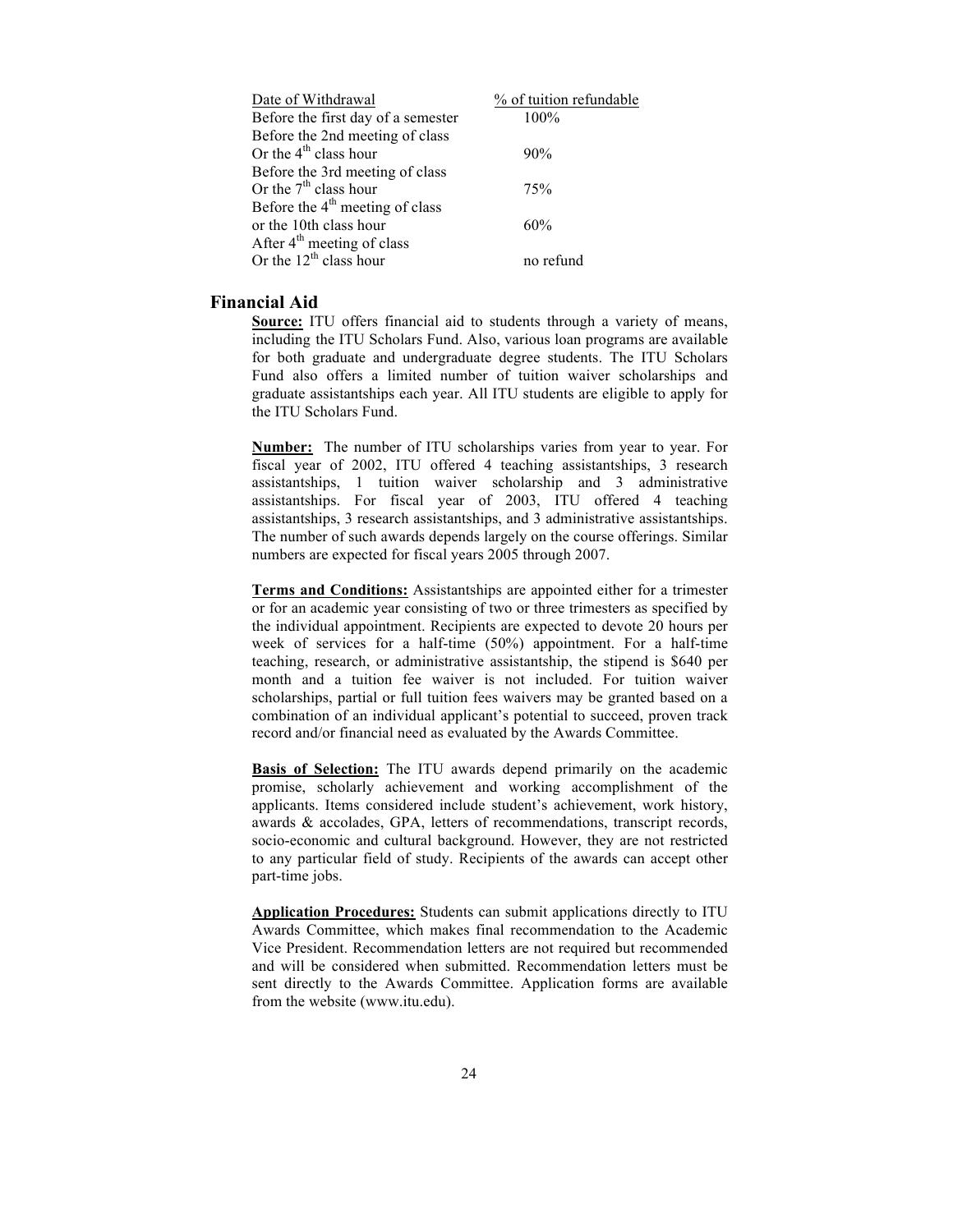| Date of Withdrawal | % of tuition refundable |
|---|---|
| Before the first day of a semester | 100% |
| Before the 2nd meeting of class Or the 4th class hour | 90% |
| Before the 3rd meeting of class Or the 7th class hour | 75% |
| Before the 4th meeting of class or the 10th class hour | 60% |
| After 4th meeting of class Or the 12th class hour | no refund |

## Financial Aid

**Source:** ITU offers financial aid to students through a variety of means, including the ITU Scholars Fund. Also, various loan programs are available for both graduate and undergraduate degree students. The ITU Scholars Fund also offers a limited number of tuition waiver scholarships and graduate assistantships each year. All ITU students are eligible to apply for the ITU Scholars Fund.

**Number:** The number of ITU scholarships varies from year to year. For fiscal year of 2002, ITU offered 4 teaching assistantships, 3 research assistantships, 1 tuition waiver scholarship and 3 administrative assistantships. For fiscal year of 2003, ITU offered 4 teaching assistantships, 3 research assistantships, and 3 administrative assistantships. The number of such awards depends largely on the course offerings. Similar numbers are expected for fiscal years 2005 through 2007.

**Terms and Conditions:** Assistantships are appointed either for a trimester or for an academic year consisting of two or three trimesters as specified by the individual appointment. Recipients are expected to devote 20 hours per week of services for a half-time (50%) appointment. For a half-time teaching, research, or administrative assistantship, the stipend is $640 per month and a tuition fee waiver is not included. For tuition waiver scholarships, partial or full tuition fees waivers may be granted based on a combination of an individual applicant's potential to succeed, proven track record and/or financial need as evaluated by the Awards Committee.

**Basis of Selection:** The ITU awards depend primarily on the academic promise, scholarly achievement and working accomplishment of the applicants. Items considered include student's achievement, work history, awards & accolades, GPA, letters of recommendations, transcript records, socio-economic and cultural background. However, they are not restricted to any particular field of study. Recipients of the awards can accept other part-time jobs.

**Application Procedures:** Students can submit applications directly to ITU Awards Committee, which makes final recommendation to the Academic Vice President. Recommendation letters are not required but recommended and will be considered when submitted. Recommendation letters must be sent directly to the Awards Committee. Application forms are available from the website (www.itu.edu).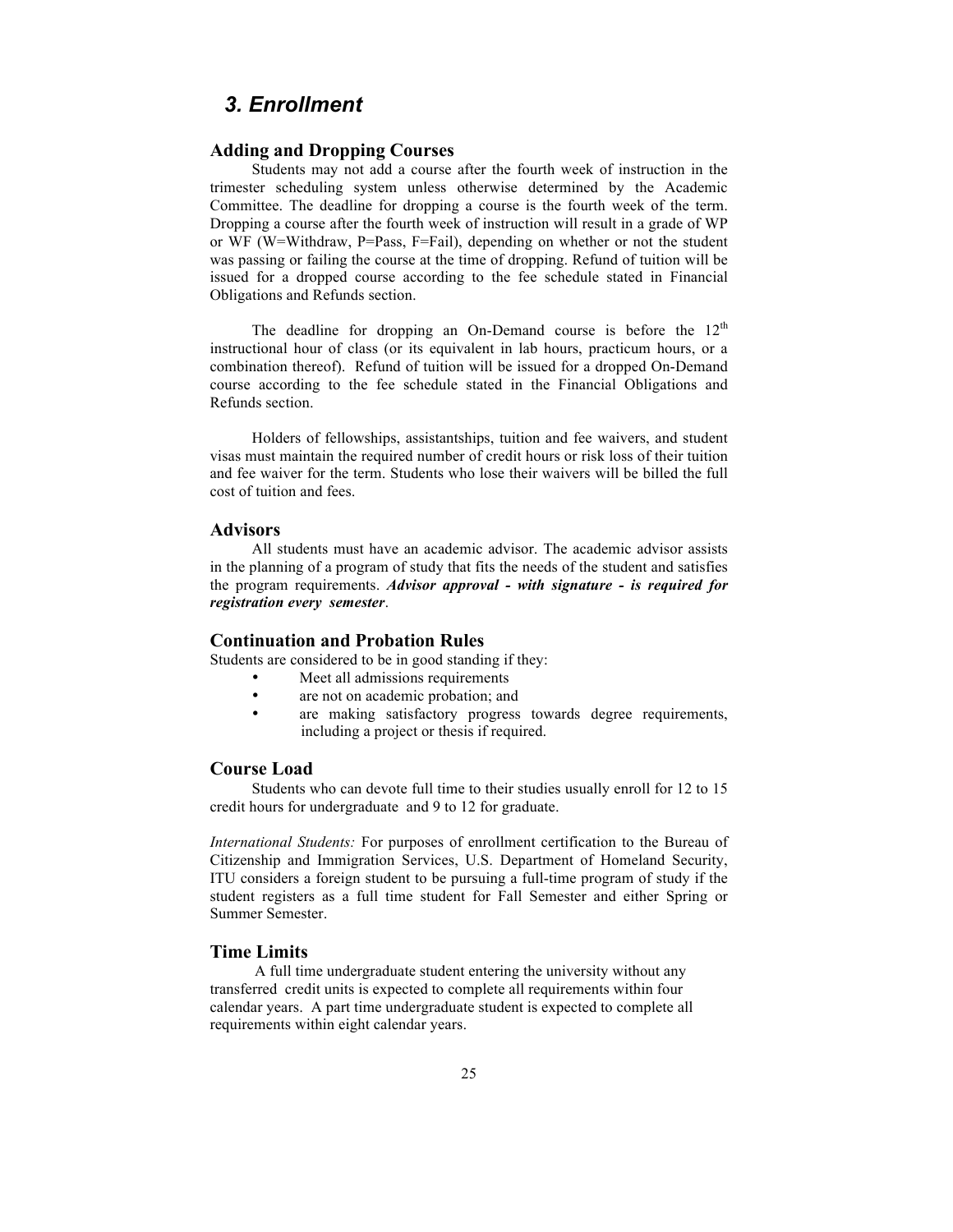# 3. Enrollment

## Adding and Dropping Courses

Students may not add a course after the fourth week of instruction in the trimester scheduling system unless otherwise determined by the Academic Committee. The deadline for dropping a course is the fourth week of the term. Dropping a course after the fourth week of instruction will result in a grade of WP or WF (W=Withdraw, P=Pass, F=Fail), depending on whether or not the student was passing or failing the course at the time of dropping. Refund of tuition will be issued for a dropped course according to the fee schedule stated in Financial Obligations and Refunds section.

The deadline for dropping an On-Demand course is before the 12th instructional hour of class (or its equivalent in lab hours, practicum hours, or a combination thereof). Refund of tuition will be issued for a dropped On-Demand course according to the fee schedule stated in the Financial Obligations and Refunds section.

Holders of fellowships, assistantships, tuition and fee waivers, and student visas must maintain the required number of credit hours or risk loss of their tuition and fee waiver for the term. Students who lose their waivers will be billed the full cost of tuition and fees.

## Advisors

All students must have an academic advisor. The academic advisor assists in the planning of a program of study that fits the needs of the student and satisfies the program requirements. ***Advisor approval - with signature - is required for registration every semester***.

## Continuation and Probation Rules

Students are considered to be in good standing if they:

- Meet all admissions requirements
- are not on academic probation; and
- are making satisfactory progress towards degree requirements, including a project or thesis if required.

## Course Load

Students who can devote full time to their studies usually enroll for 12 to 15 credit hours for undergraduate and 9 to 12 for graduate.

*International Students:* For purposes of enrollment certification to the Bureau of Citizenship and Immigration Services, U.S. Department of Homeland Security, ITU considers a foreign student to be pursuing a full-time program of study if the student registers as a full time student for Fall Semester and either Spring or Summer Semester.

## Time Limits

A full time undergraduate student entering the university without any transferred credit units is expected to complete all requirements within four calendar years. A part time undergraduate student is expected to complete all requirements within eight calendar years.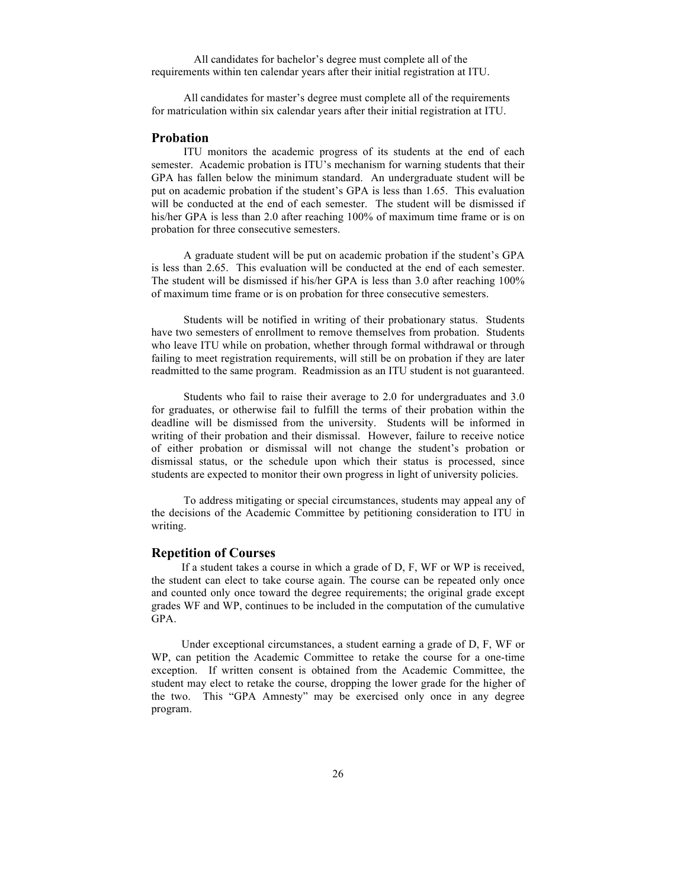All candidates for bachelor's degree must complete all of the requirements within ten calendar years after their initial registration at ITU.

All candidates for master's degree must complete all of the requirements for matriculation within six calendar years after their initial registration at ITU.

## Probation

ITU monitors the academic progress of its students at the end of each semester. Academic probation is ITU's mechanism for warning students that their GPA has fallen below the minimum standard. An undergraduate student will be put on academic probation if the student's GPA is less than 1.65. This evaluation will be conducted at the end of each semester. The student will be dismissed if his/her GPA is less than 2.0 after reaching 100% of maximum time frame or is on probation for three consecutive semesters.

A graduate student will be put on academic probation if the student's GPA is less than 2.65. This evaluation will be conducted at the end of each semester. The student will be dismissed if his/her GPA is less than 3.0 after reaching 100% of maximum time frame or is on probation for three consecutive semesters.

Students will be notified in writing of their probationary status. Students have two semesters of enrollment to remove themselves from probation. Students who leave ITU while on probation, whether through formal withdrawal or through failing to meet registration requirements, will still be on probation if they are later readmitted to the same program. Readmission as an ITU student is not guaranteed.

Students who fail to raise their average to 2.0 for undergraduates and 3.0 for graduates, or otherwise fail to fulfill the terms of their probation within the deadline will be dismissed from the university. Students will be informed in writing of their probation and their dismissal. However, failure to receive notice of either probation or dismissal will not change the student's probation or dismissal status, or the schedule upon which their status is processed, since students are expected to monitor their own progress in light of university policies.

To address mitigating or special circumstances, students may appeal any of the decisions of the Academic Committee by petitioning consideration to ITU in writing.

## Repetition of Courses

If a student takes a course in which a grade of D, F, WF or WP is received, the student can elect to take course again. The course can be repeated only once and counted only once toward the degree requirements; the original grade except grades WF and WP, continues to be included in the computation of the cumulative GPA.

Under exceptional circumstances, a student earning a grade of D, F, WF or WP, can petition the Academic Committee to retake the course for a one-time exception. If written consent is obtained from the Academic Committee, the student may elect to retake the course, dropping the lower grade for the higher of the two. This "GPA Amnesty" may be exercised only once in any degree program.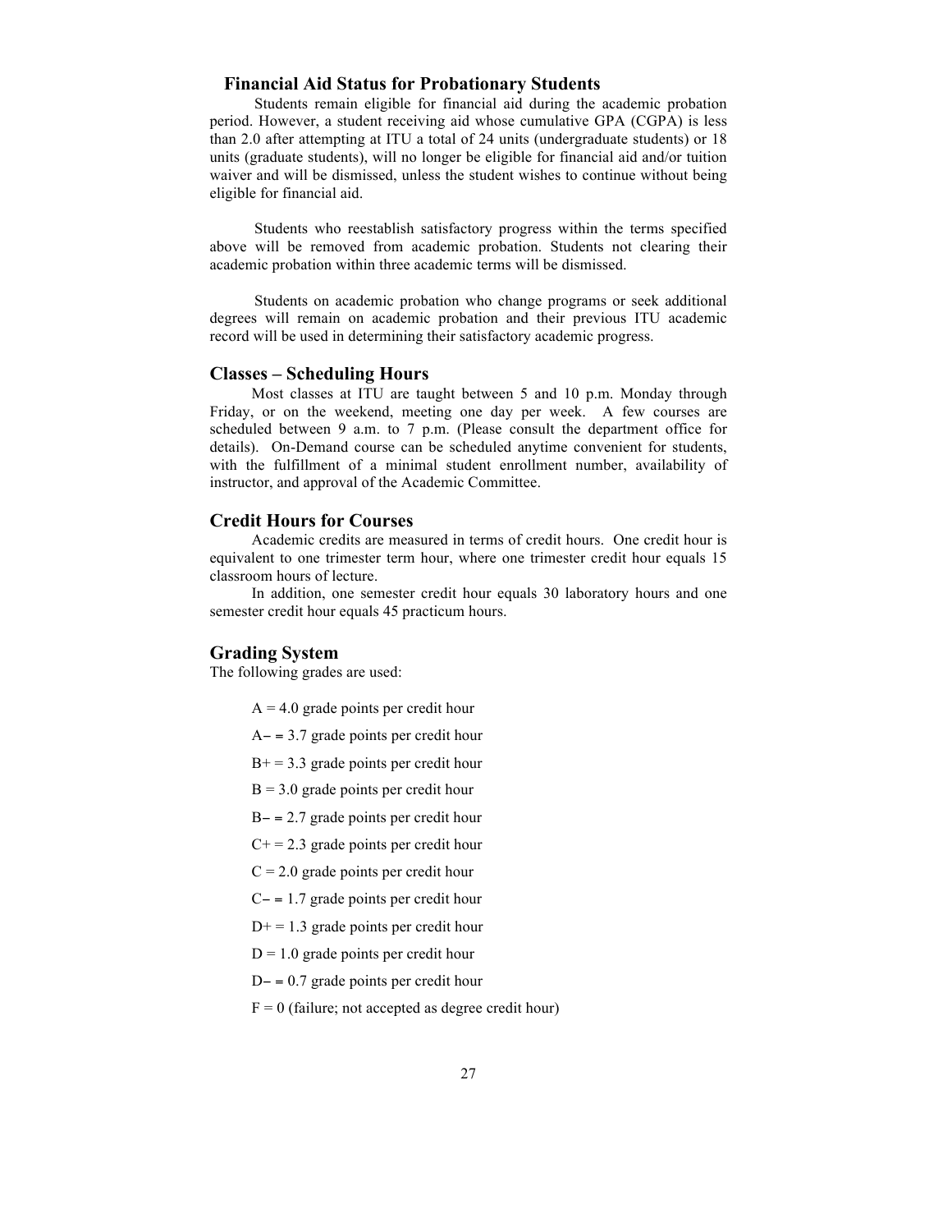## Financial Aid Status for Probationary Students

Students remain eligible for financial aid during the academic probation period. However, a student receiving aid whose cumulative GPA (CGPA) is less than 2.0 after attempting at ITU a total of 24 units (undergraduate students) or 18 units (graduate students), will no longer be eligible for financial aid and/or tuition waiver and will be dismissed, unless the student wishes to continue without being eligible for financial aid.

Students who reestablish satisfactory progress within the terms specified above will be removed from academic probation. Students not clearing their academic probation within three academic terms will be dismissed.

Students on academic probation who change programs or seek additional degrees will remain on academic probation and their previous ITU academic record will be used in determining their satisfactory academic progress.

## Classes – Scheduling Hours

Most classes at ITU are taught between 5 and 10 p.m. Monday through Friday, or on the weekend, meeting one day per week. A few courses are scheduled between 9 a.m. to 7 p.m. (Please consult the department office for details). On-Demand course can be scheduled anytime convenient for students, with the fulfillment of a minimal student enrollment number, availability of instructor, and approval of the Academic Committee.

## Credit Hours for Courses

Academic credits are measured in terms of credit hours. One credit hour is equivalent to one trimester term hour, where one trimester credit hour equals 15 classroom hours of lecture.

In addition, one semester credit hour equals 30 laboratory hours and one semester credit hour equals 45 practicum hours.

## Grading System

The following grades are used:

A = 4.0 grade points per credit hour

A– = 3.7 grade points per credit hour

B+ = 3.3 grade points per credit hour

B = 3.0 grade points per credit hour

B– = 2.7 grade points per credit hour

C+ = 2.3 grade points per credit hour

C = 2.0 grade points per credit hour

C– = 1.7 grade points per credit hour

D+ = 1.3 grade points per credit hour

D = 1.0 grade points per credit hour

D– = 0.7 grade points per credit hour

F = 0 (failure; not accepted as degree credit hour)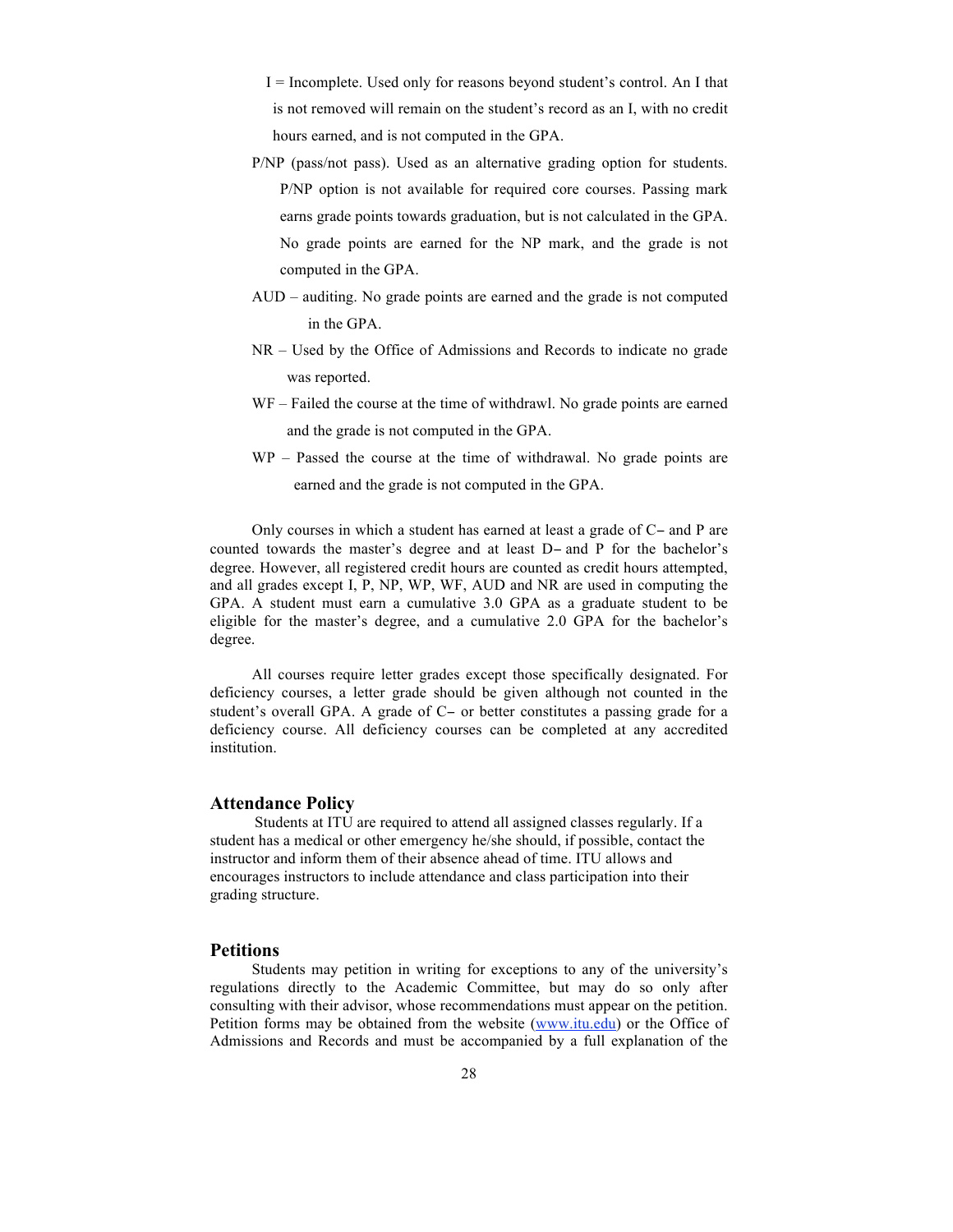- I = Incomplete. Used only for reasons beyond student's control. An I that is not removed will remain on the student's record as an I, with no credit hours earned, and is not computed in the GPA.
- P/NP (pass/not pass). Used as an alternative grading option for students. P/NP option is not available for required core courses. Passing mark earns grade points towards graduation, but is not calculated in the GPA. No grade points are earned for the NP mark, and the grade is not computed in the GPA.
- AUD – auditing. No grade points are earned and the grade is not computed in the GPA.
- NR – Used by the Office of Admissions and Records to indicate no grade was reported.
- WF – Failed the course at the time of withdrawl. No grade points are earned and the grade is not computed in the GPA.
- WP – Passed the course at the time of withdrawal. No grade points are earned and the grade is not computed in the GPA.

Only courses in which a student has earned at least a grade of C− and P are counted towards the master's degree and at least D− and P for the bachelor's degree. However, all registered credit hours are counted as credit hours attempted, and all grades except I, P, NP, WP, WF, AUD and NR are used in computing the GPA. A student must earn a cumulative 3.0 GPA as a graduate student to be eligible for the master's degree, and a cumulative 2.0 GPA for the bachelor's degree.

All courses require letter grades except those specifically designated. For deficiency courses, a letter grade should be given although not counted in the student's overall GPA. A grade of C− or better constitutes a passing grade for a deficiency course. All deficiency courses can be completed at any accredited institution.

## Attendance Policy

Students at ITU are required to attend all assigned classes regularly. If a student has a medical or other emergency he/she should, if possible, contact the instructor and inform them of their absence ahead of time. ITU allows and encourages instructors to include attendance and class participation into their grading structure.

## Petitions

Students may petition in writing for exceptions to any of the university's regulations directly to the Academic Committee, but may do so only after consulting with their advisor, whose recommendations must appear on the petition. Petition forms may be obtained from the website (www.itu.edu) or the Office of Admissions and Records and must be accompanied by a full explanation of the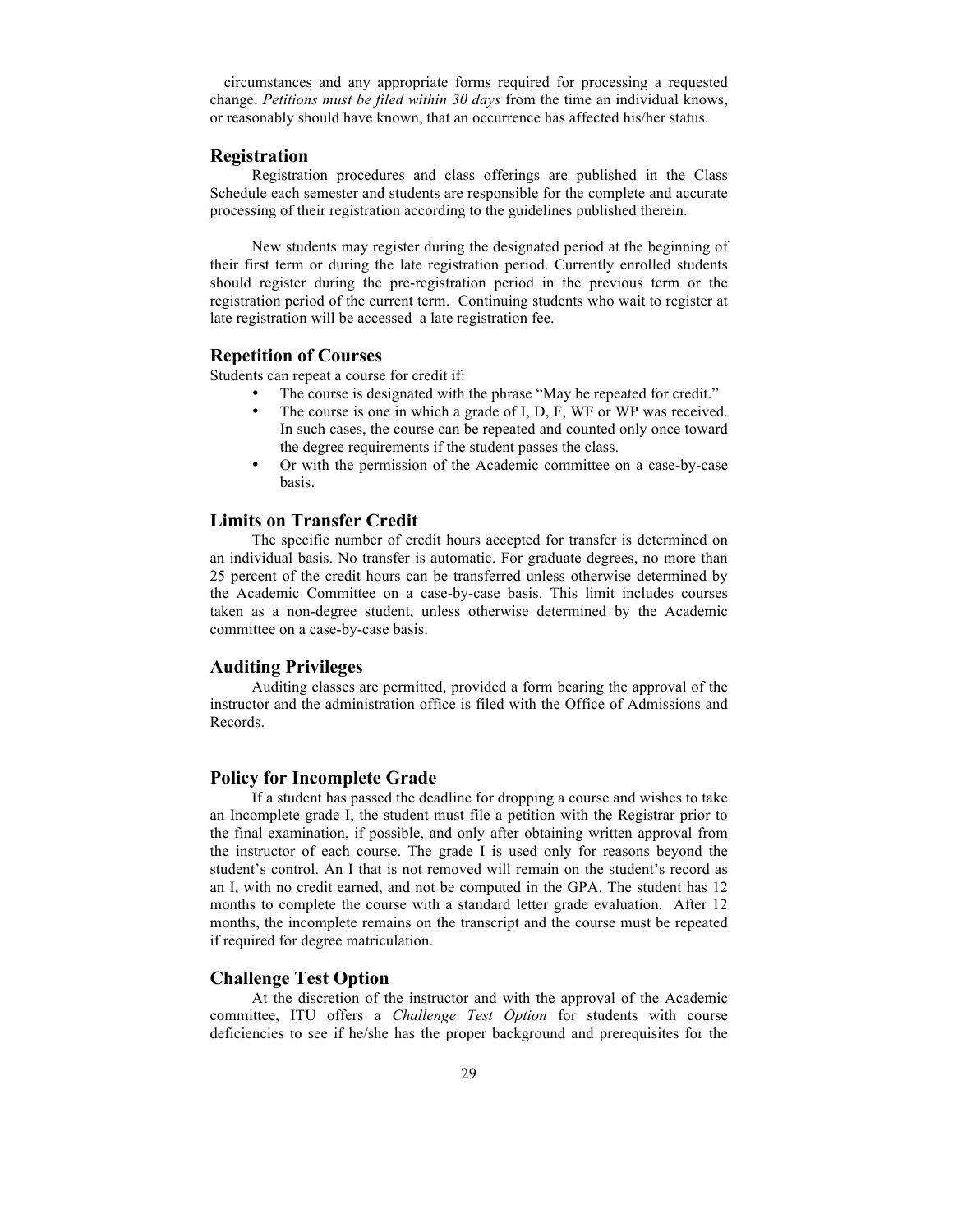circumstances and any appropriate forms required for processing a requested change. *Petitions must be filed within 30 days* from the time an individual knows, or reasonably should have known, that an occurrence has affected his/her status.

## Registration

Registration procedures and class offerings are published in the Class Schedule each semester and students are responsible for the complete and accurate processing of their registration according to the guidelines published therein.

New students may register during the designated period at the beginning of their first term or during the late registration period. Currently enrolled students should register during the pre-registration period in the previous term or the registration period of the current term. Continuing students who wait to register at late registration will be accessed a late registration fee.

## Repetition of Courses

Students can repeat a course for credit if:

- The course is designated with the phrase "May be repeated for credit."
- The course is one in which a grade of I, D, F, WF or WP was received. In such cases, the course can be repeated and counted only once toward the degree requirements if the student passes the class.
- Or with the permission of the Academic committee on a case-by-case basis.

## Limits on Transfer Credit

The specific number of credit hours accepted for transfer is determined on an individual basis. No transfer is automatic. For graduate degrees, no more than 25 percent of the credit hours can be transferred unless otherwise determined by the Academic Committee on a case-by-case basis. This limit includes courses taken as a non-degree student, unless otherwise determined by the Academic committee on a case-by-case basis.

## Auditing Privileges

Auditing classes are permitted, provided a form bearing the approval of the instructor and the administration office is filed with the Office of Admissions and Records.

## Policy for Incomplete Grade

If a student has passed the deadline for dropping a course and wishes to take an Incomplete grade I, the student must file a petition with the Registrar prior to the final examination, if possible, and only after obtaining written approval from the instructor of each course. The grade I is used only for reasons beyond the student's control. An I that is not removed will remain on the student's record as an I, with no credit earned, and not be computed in the GPA. The student has 12 months to complete the course with a standard letter grade evaluation. After 12 months, the incomplete remains on the transcript and the course must be repeated if required for degree matriculation.

## Challenge Test Option

At the discretion of the instructor and with the approval of the Academic committee, ITU offers a *Challenge Test Option* for students with course deficiencies to see if he/she has the proper background and prerequisites for the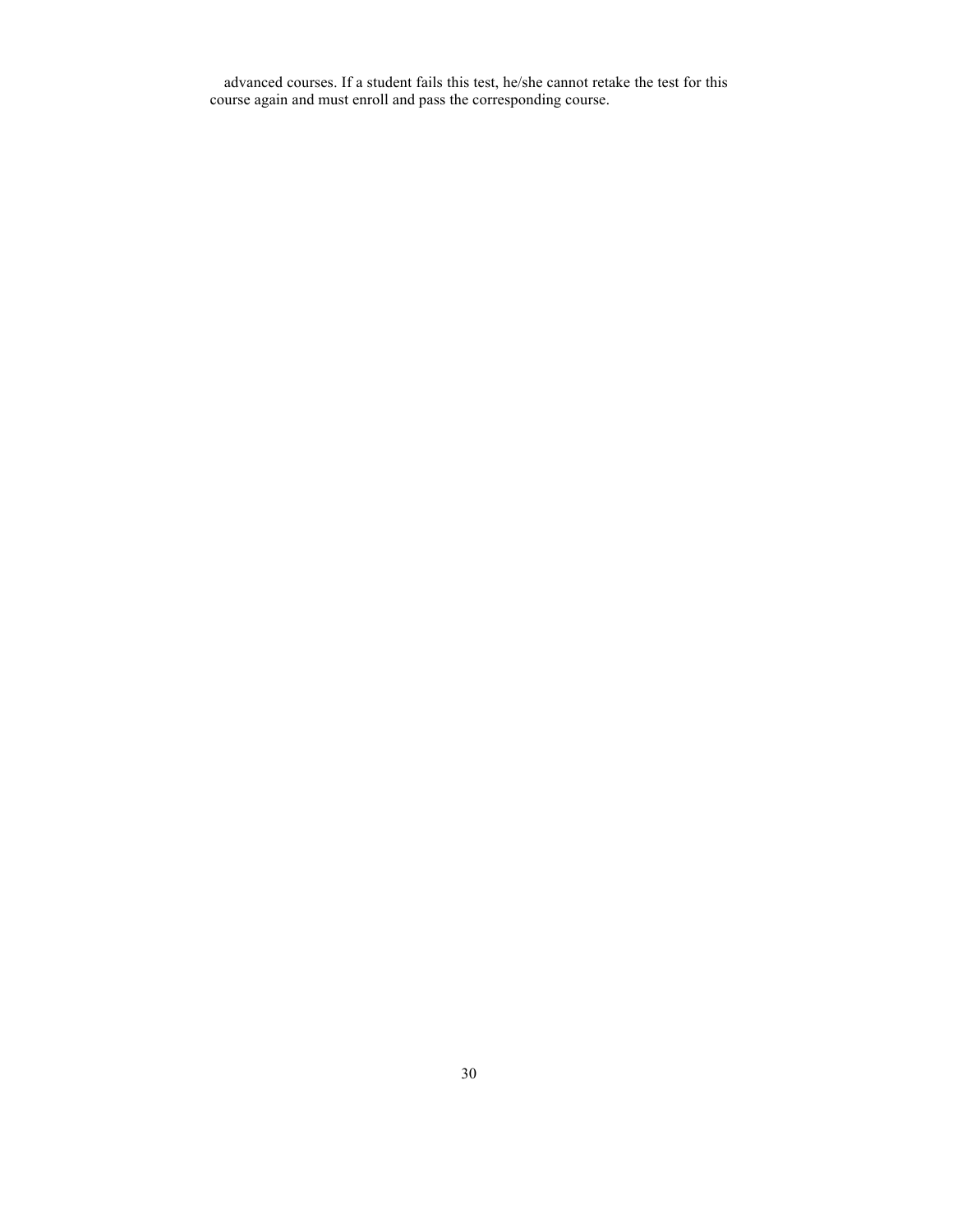advanced courses. If a student fails this test, he/she cannot retake the test for this course again and must enroll and pass the corresponding course.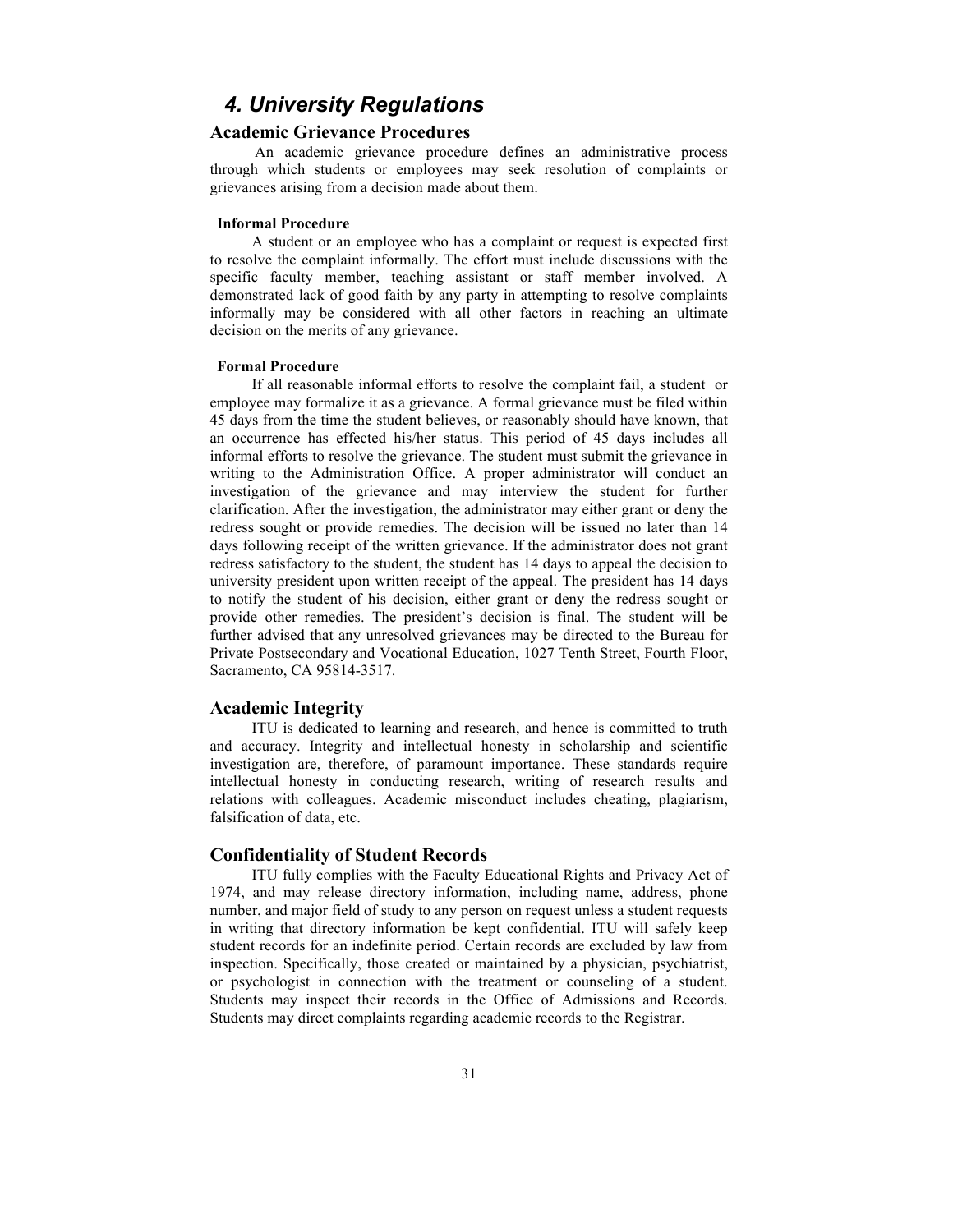# 4. University Regulations

## Academic Grievance Procedures

An academic grievance procedure defines an administrative process through which students or employees may seek resolution of complaints or grievances arising from a decision made about them.

### Informal Procedure

A student or an employee who has a complaint or request is expected first to resolve the complaint informally. The effort must include discussions with the specific faculty member, teaching assistant or staff member involved. A demonstrated lack of good faith by any party in attempting to resolve complaints informally may be considered with all other factors in reaching an ultimate decision on the merits of any grievance.

### Formal Procedure

If all reasonable informal efforts to resolve the complaint fail, a student or employee may formalize it as a grievance. A formal grievance must be filed within 45 days from the time the student believes, or reasonably should have known, that an occurrence has effected his/her status. This period of 45 days includes all informal efforts to resolve the grievance. The student must submit the grievance in writing to the Administration Office. A proper administrator will conduct an investigation of the grievance and may interview the student for further clarification. After the investigation, the administrator may either grant or deny the redress sought or provide remedies. The decision will be issued no later than 14 days following receipt of the written grievance. If the administrator does not grant redress satisfactory to the student, the student has 14 days to appeal the decision to university president upon written receipt of the appeal. The president has 14 days to notify the student of his decision, either grant or deny the redress sought or provide other remedies. The president's decision is final. The student will be further advised that any unresolved grievances may be directed to the Bureau for Private Postsecondary and Vocational Education, 1027 Tenth Street, Fourth Floor, Sacramento, CA 95814-3517.

## Academic Integrity

ITU is dedicated to learning and research, and hence is committed to truth and accuracy. Integrity and intellectual honesty in scholarship and scientific investigation are, therefore, of paramount importance. These standards require intellectual honesty in conducting research, writing of research results and relations with colleagues. Academic misconduct includes cheating, plagiarism, falsification of data, etc.

## Confidentiality of Student Records

ITU fully complies with the Faculty Educational Rights and Privacy Act of 1974, and may release directory information, including name, address, phone number, and major field of study to any person on request unless a student requests in writing that directory information be kept confidential. ITU will safely keep student records for an indefinite period. Certain records are excluded by law from inspection. Specifically, those created or maintained by a physician, psychiatrist, or psychologist in connection with the treatment or counseling of a student. Students may inspect their records in the Office of Admissions and Records. Students may direct complaints regarding academic records to the Registrar.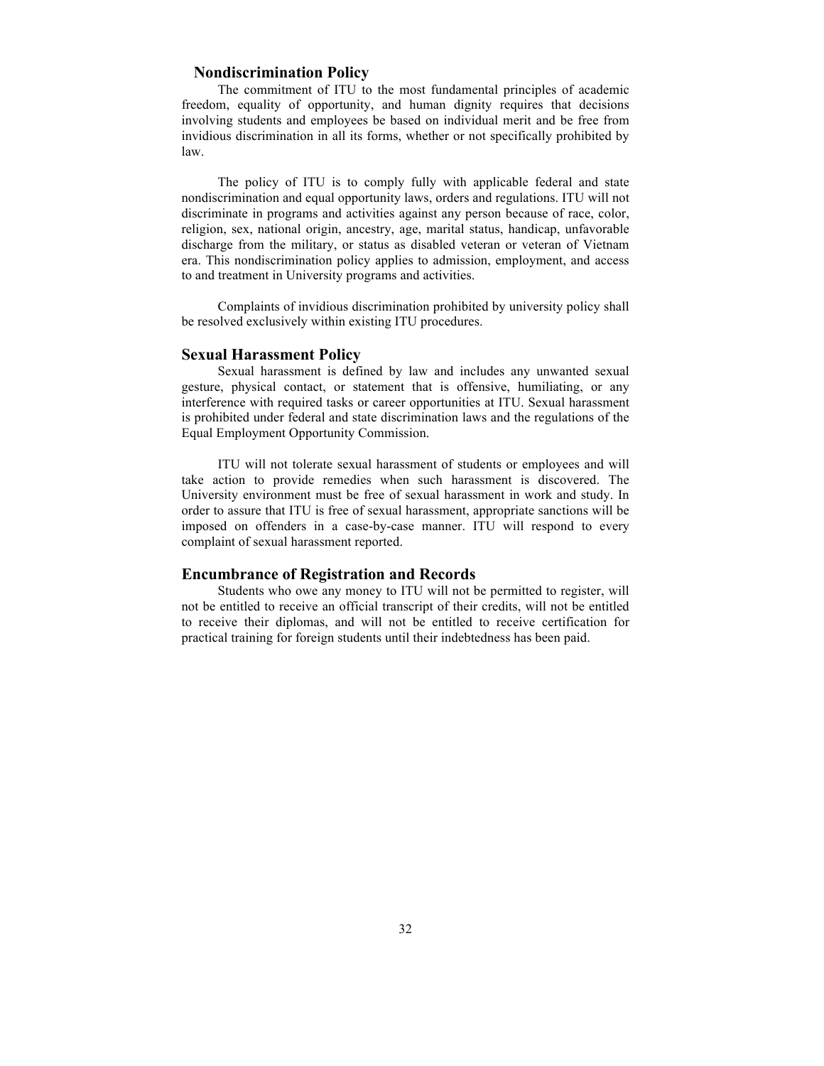## Nondiscrimination Policy

The commitment of ITU to the most fundamental principles of academic freedom, equality of opportunity, and human dignity requires that decisions involving students and employees be based on individual merit and be free from invidious discrimination in all its forms, whether or not specifically prohibited by law.

The policy of ITU is to comply fully with applicable federal and state nondiscrimination and equal opportunity laws, orders and regulations. ITU will not discriminate in programs and activities against any person because of race, color, religion, sex, national origin, ancestry, age, marital status, handicap, unfavorable discharge from the military, or status as disabled veteran or veteran of Vietnam era. This nondiscrimination policy applies to admission, employment, and access to and treatment in University programs and activities.

Complaints of invidious discrimination prohibited by university policy shall be resolved exclusively within existing ITU procedures.

## Sexual Harassment Policy

Sexual harassment is defined by law and includes any unwanted sexual gesture, physical contact, or statement that is offensive, humiliating, or any interference with required tasks or career opportunities at ITU. Sexual harassment is prohibited under federal and state discrimination laws and the regulations of the Equal Employment Opportunity Commission.

ITU will not tolerate sexual harassment of students or employees and will take action to provide remedies when such harassment is discovered. The University environment must be free of sexual harassment in work and study. In order to assure that ITU is free of sexual harassment, appropriate sanctions will be imposed on offenders in a case-by-case manner. ITU will respond to every complaint of sexual harassment reported.

## Encumbrance of Registration and Records

Students who owe any money to ITU will not be permitted to register, will not be entitled to receive an official transcript of their credits, will not be entitled to receive their diplomas, and will not be entitled to receive certification for practical training for foreign students until their indebtedness has been paid.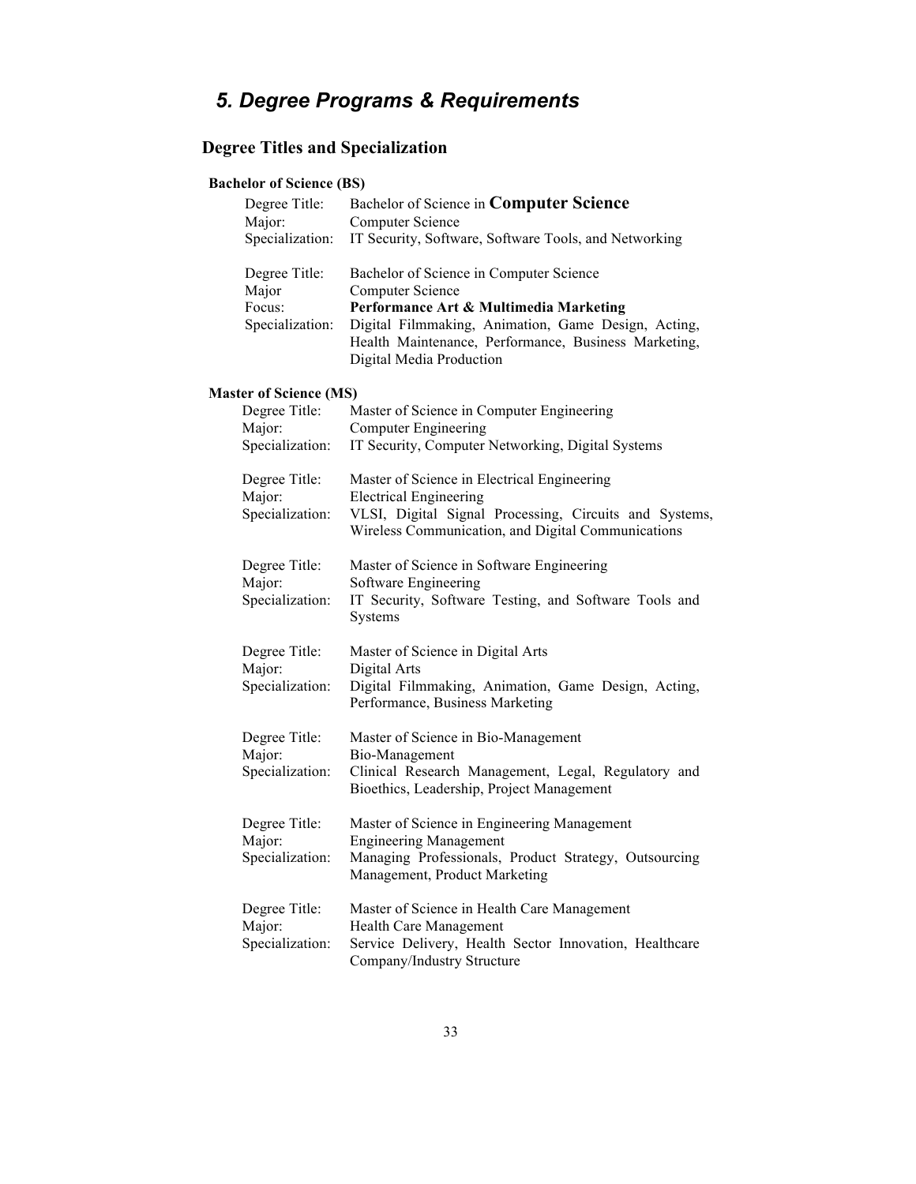## *5. Degree Programs & Requirements*

### Degree Titles and Specialization

**Bachelor of Science (BS)**

Degree Title: Bachelor of Science in **Computer Science**
Major: Computer Science
Specialization: IT Security, Software, Software Tools, and Networking

Degree Title: Bachelor of Science in Computer Science
Major Computer Science
Focus: **Performance Art & Multimedia Marketing**
Specialization: Digital Filmmaking, Animation, Game Design, Acting, Health Maintenance, Performance, Business Marketing, Digital Media Production

**Master of Science (MS)**

Degree Title: Master of Science in Computer Engineering
Major: Computer Engineering
Specialization: IT Security, Computer Networking, Digital Systems

Degree Title: Master of Science in Electrical Engineering
Major: Electrical Engineering
Specialization: VLSI, Digital Signal Processing, Circuits and Systems, Wireless Communication, and Digital Communications

Degree Title: Master of Science in Software Engineering
Major: Software Engineering
Specialization: IT Security, Software Testing, and Software Tools and Systems

Degree Title: Master of Science in Digital Arts
Major: Digital Arts
Specialization: Digital Filmmaking, Animation, Game Design, Acting, Performance, Business Marketing

Degree Title: Master of Science in Bio-Management
Major: Bio-Management
Specialization: Clinical Research Management, Legal, Regulatory and Bioethics, Leadership, Project Management

Degree Title: Master of Science in Engineering Management
Major: Engineering Management
Specialization: Managing Professionals, Product Strategy, Outsourcing Management, Product Marketing

Degree Title: Master of Science in Health Care Management
Major: Health Care Management
Specialization: Service Delivery, Health Sector Innovation, Healthcare Company/Industry Structure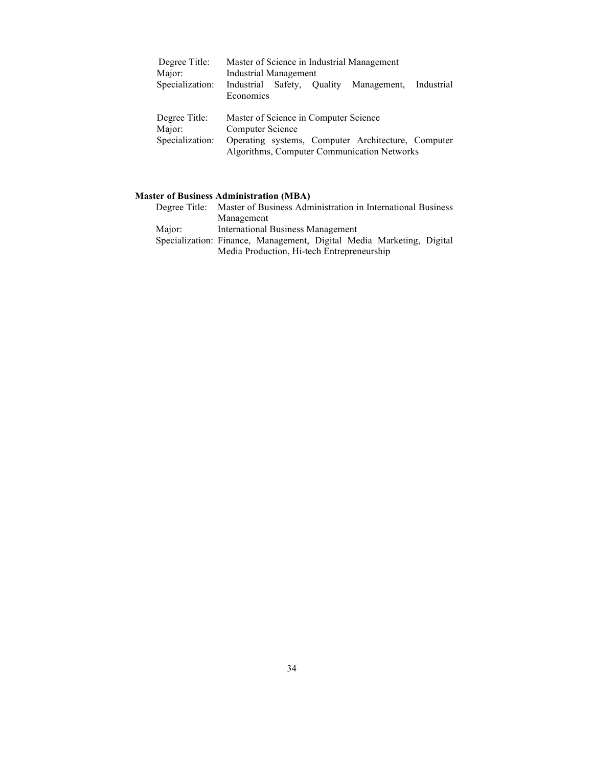Degree Title: Master of Science in Industrial Management
Major: Industrial Management
Specialization: Industrial Safety, Quality Management, Industrial Economics

Degree Title: Master of Science in Computer Science
Major: Computer Science
Specialization: Operating systems, Computer Architecture, Computer Algorithms, Computer Communication Networks

**Master of Business Administration (MBA)**

Degree Title: Master of Business Administration in International Business Management
Major: International Business Management
Specialization: Finance, Management, Digital Media Marketing, Digital Media Production, Hi-tech Entrepreneurship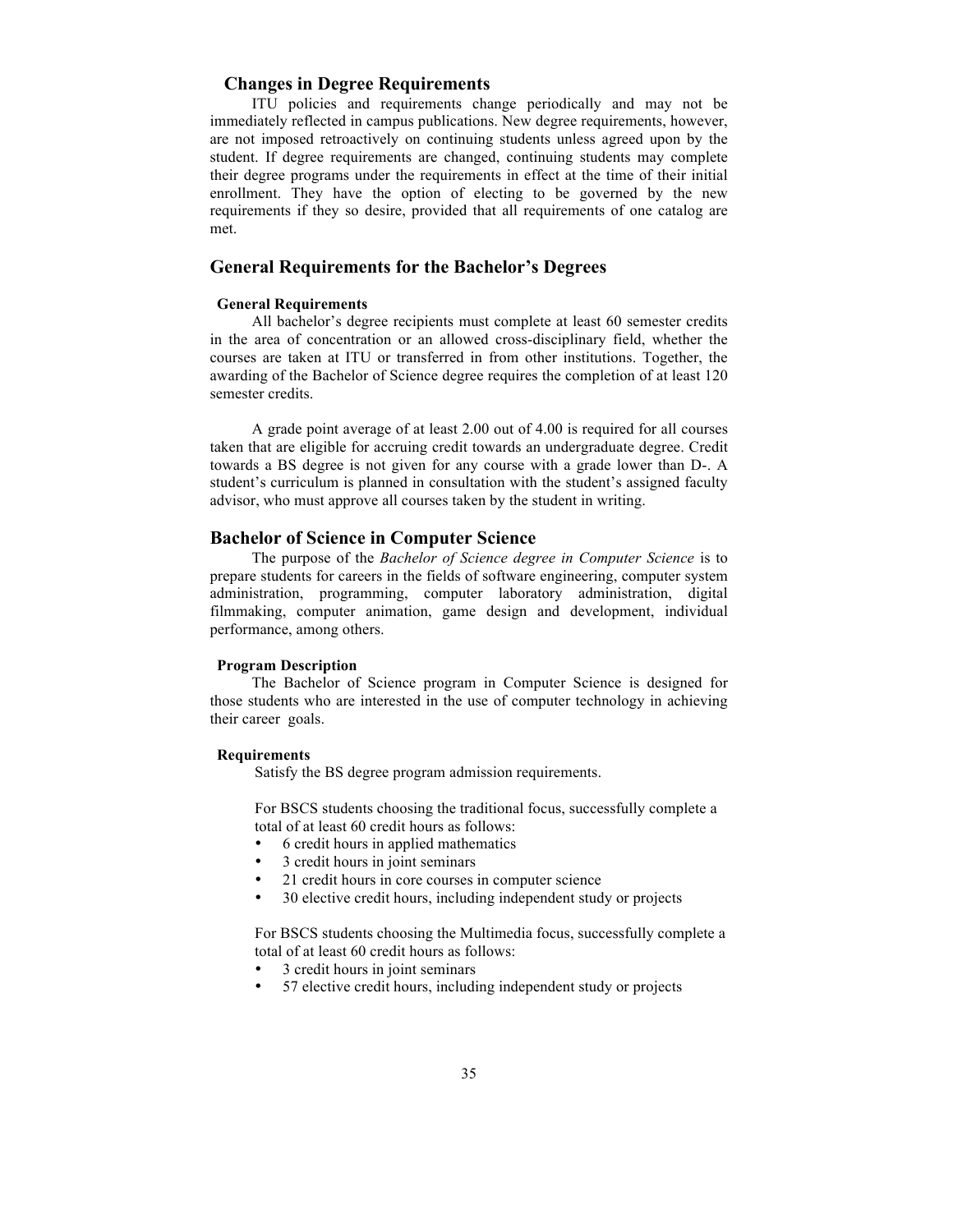### Changes in Degree Requirements

ITU policies and requirements change periodically and may not be immediately reflected in campus publications. New degree requirements, however, are not imposed retroactively on continuing students unless agreed upon by the student. If degree requirements are changed, continuing students may complete their degree programs under the requirements in effect at the time of their initial enrollment. They have the option of electing to be governed by the new requirements if they so desire, provided that all requirements of one catalog are met.

## General Requirements for the Bachelor's Degrees

#### General Requirements

All bachelor's degree recipients must complete at least 60 semester credits in the area of concentration or an allowed cross-disciplinary field, whether the courses are taken at ITU or transferred in from other institutions. Together, the awarding of the Bachelor of Science degree requires the completion of at least 120 semester credits.

A grade point average of at least 2.00 out of 4.00 is required for all courses taken that are eligible for accruing credit towards an undergraduate degree. Credit towards a BS degree is not given for any course with a grade lower than D-. A student's curriculum is planned in consultation with the student's assigned faculty advisor, who must approve all courses taken by the student in writing.

## Bachelor of Science in Computer Science

The purpose of the *Bachelor of Science degree in Computer Science* is to prepare students for careers in the fields of software engineering, computer system administration, programming, computer laboratory administration, digital filmmaking, computer animation, game design and development, individual performance, among others.

#### Program Description

The Bachelor of Science program in Computer Science is designed for those students who are interested in the use of computer technology in achieving their career goals.

#### Requirements

Satisfy the BS degree program admission requirements.

For BSCS students choosing the traditional focus, successfully complete a total of at least 60 credit hours as follows:

- 6 credit hours in applied mathematics
- 3 credit hours in joint seminars
- 21 credit hours in core courses in computer science
- 30 elective credit hours, including independent study or projects

For BSCS students choosing the Multimedia focus, successfully complete a total of at least 60 credit hours as follows:

- 3 credit hours in joint seminars
- 57 elective credit hours, including independent study or projects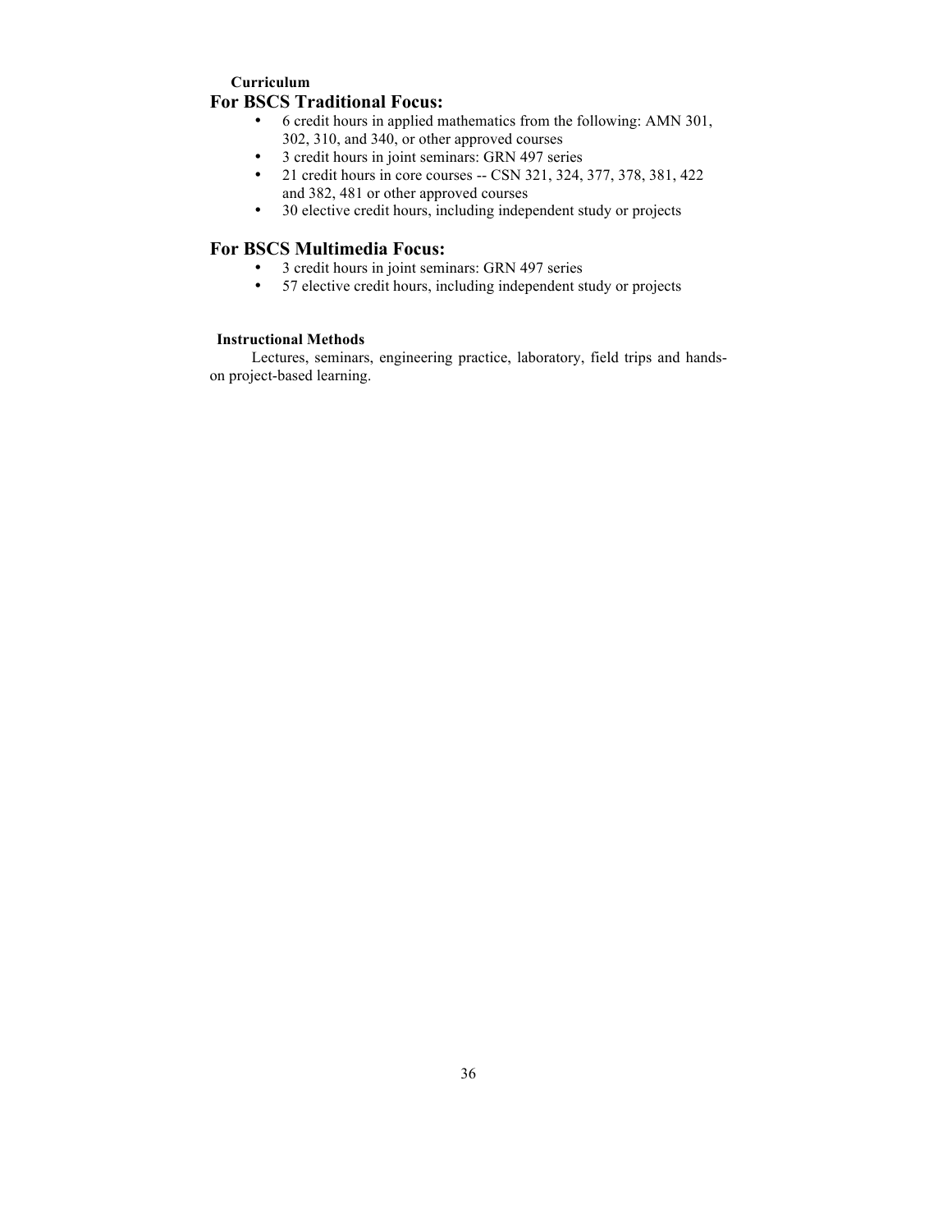**Curriculum**

## For BSCS Traditional Focus:

- 6 credit hours in applied mathematics from the following: AMN 301, 302, 310, and 340, or other approved courses
- 3 credit hours in joint seminars: GRN 497 series
- 21 credit hours in core courses -- CSN 321, 324, 377, 378, 381, 422 and 382, 481 or other approved courses
- 30 elective credit hours, including independent study or projects

## For BSCS Multimedia Focus:

- 3 credit hours in joint seminars: GRN 497 series
- 57 elective credit hours, including independent study or projects

**Instructional Methods**

Lectures, seminars, engineering practice, laboratory, field trips and hands-on project-based learning.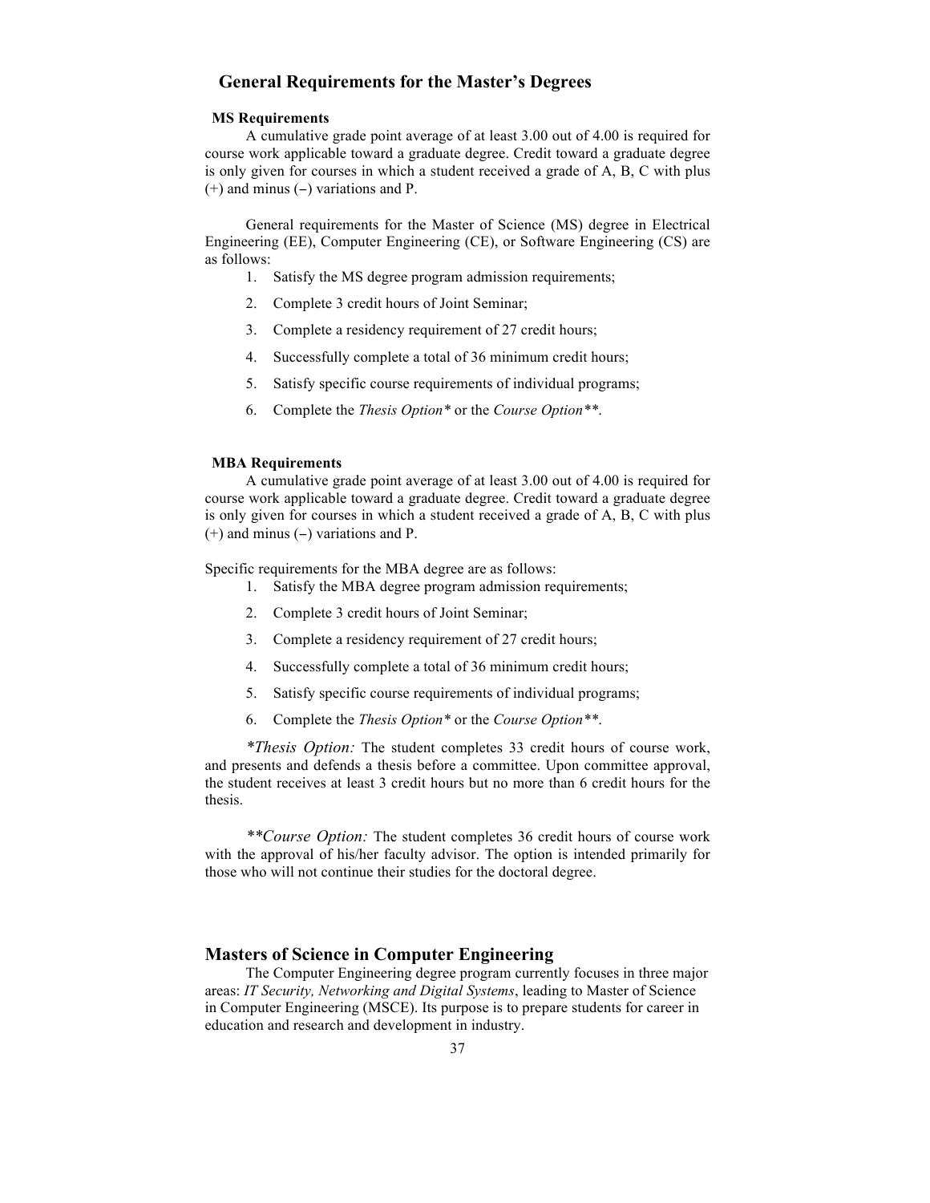## General Requirements for the Master's Degrees

### MS Requirements

A cumulative grade point average of at least 3.00 out of 4.00 is required for course work applicable toward a graduate degree. Credit toward a graduate degree is only given for courses in which a student received a grade of A, B, C with plus (+) and minus (–) variations and P.

General requirements for the Master of Science (MS) degree in Electrical Engineering (EE), Computer Engineering (CE), or Software Engineering (CS) are as follows:

1. Satisfy the MS degree program admission requirements;
2. Complete 3 credit hours of Joint Seminar;
3. Complete a residency requirement of 27 credit hours;
4. Successfully complete a total of 36 minimum credit hours;
5. Satisfy specific course requirements of individual programs;
6. Complete the *Thesis Option** or the *Course Option***.

### MBA Requirements

A cumulative grade point average of at least 3.00 out of 4.00 is required for course work applicable toward a graduate degree. Credit toward a graduate degree is only given for courses in which a student received a grade of A, B, C with plus (+) and minus (–) variations and P.

Specific requirements for the MBA degree are as follows:

1. Satisfy the MBA degree program admission requirements;
2. Complete 3 credit hours of Joint Seminar;
3. Complete a residency requirement of 27 credit hours;
4. Successfully complete a total of 36 minimum credit hours;
5. Satisfy specific course requirements of individual programs;
6. Complete the *Thesis Option** or the *Course Option***.

*\*Thesis Option:* The student completes 33 credit hours of course work, and presents and defends a thesis before a committee. Upon committee approval, the student receives at least 3 credit hours but no more than 6 credit hours for the thesis.

*\*\*Course Option:* The student completes 36 credit hours of course work with the approval of his/her faculty advisor. The option is intended primarily for those who will not continue their studies for the doctoral degree.

## Masters of Science in Computer Engineering

The Computer Engineering degree program currently focuses in three major areas: *IT Security, Networking and Digital Systems*, leading to Master of Science in Computer Engineering (MSCE). Its purpose is to prepare students for career in education and research and development in industry.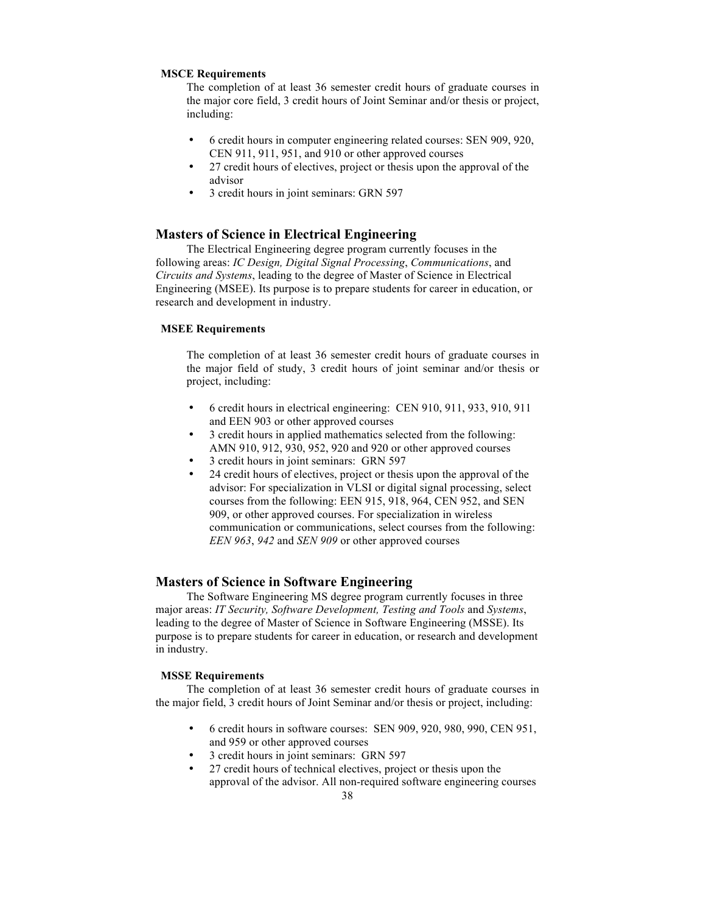**MSCE Requirements**

The completion of at least 36 semester credit hours of graduate courses in the major core field, 3 credit hours of Joint Seminar and/or thesis or project, including:

- 6 credit hours in computer engineering related courses: SEN 909, 920, CEN 911, 911, 951, and 910 or other approved courses
- 27 credit hours of electives, project or thesis upon the approval of the advisor
- 3 credit hours in joint seminars: GRN 597

## Masters of Science in Electrical Engineering

The Electrical Engineering degree program currently focuses in the following areas: *IC Design, Digital Signal Processing*, *Communications*, and *Circuits and Systems*, leading to the degree of Master of Science in Electrical Engineering (MSEE). Its purpose is to prepare students for career in education, or research and development in industry.

**MSEE Requirements**

The completion of at least 36 semester credit hours of graduate courses in the major field of study, 3 credit hours of joint seminar and/or thesis or project, including:

- 6 credit hours in electrical engineering: CEN 910, 911, 933, 910, 911 and EEN 903 or other approved courses
- 3 credit hours in applied mathematics selected from the following: AMN 910, 912, 930, 952, 920 and 920 or other approved courses
- 3 credit hours in joint seminars: GRN 597
- 24 credit hours of electives, project or thesis upon the approval of the advisor: For specialization in VLSI or digital signal processing, select courses from the following: EEN 915, 918, 964, CEN 952, and SEN 909, or other approved courses. For specialization in wireless communication or communications, select courses from the following: *EEN 963*, *942* and *SEN 909* or other approved courses

## Masters of Science in Software Engineering

The Software Engineering MS degree program currently focuses in three major areas: *IT Security, Software Development, Testing and Tools* and *Systems*, leading to the degree of Master of Science in Software Engineering (MSSE). Its purpose is to prepare students for career in education, or research and development in industry.

**MSSE Requirements**

The completion of at least 36 semester credit hours of graduate courses in the major field, 3 credit hours of Joint Seminar and/or thesis or project, including:

- 6 credit hours in software courses: SEN 909, 920, 980, 990, CEN 951, and 959 or other approved courses
- 3 credit hours in joint seminars: GRN 597
- 27 credit hours of technical electives, project or thesis upon the approval of the advisor. All non-required software engineering courses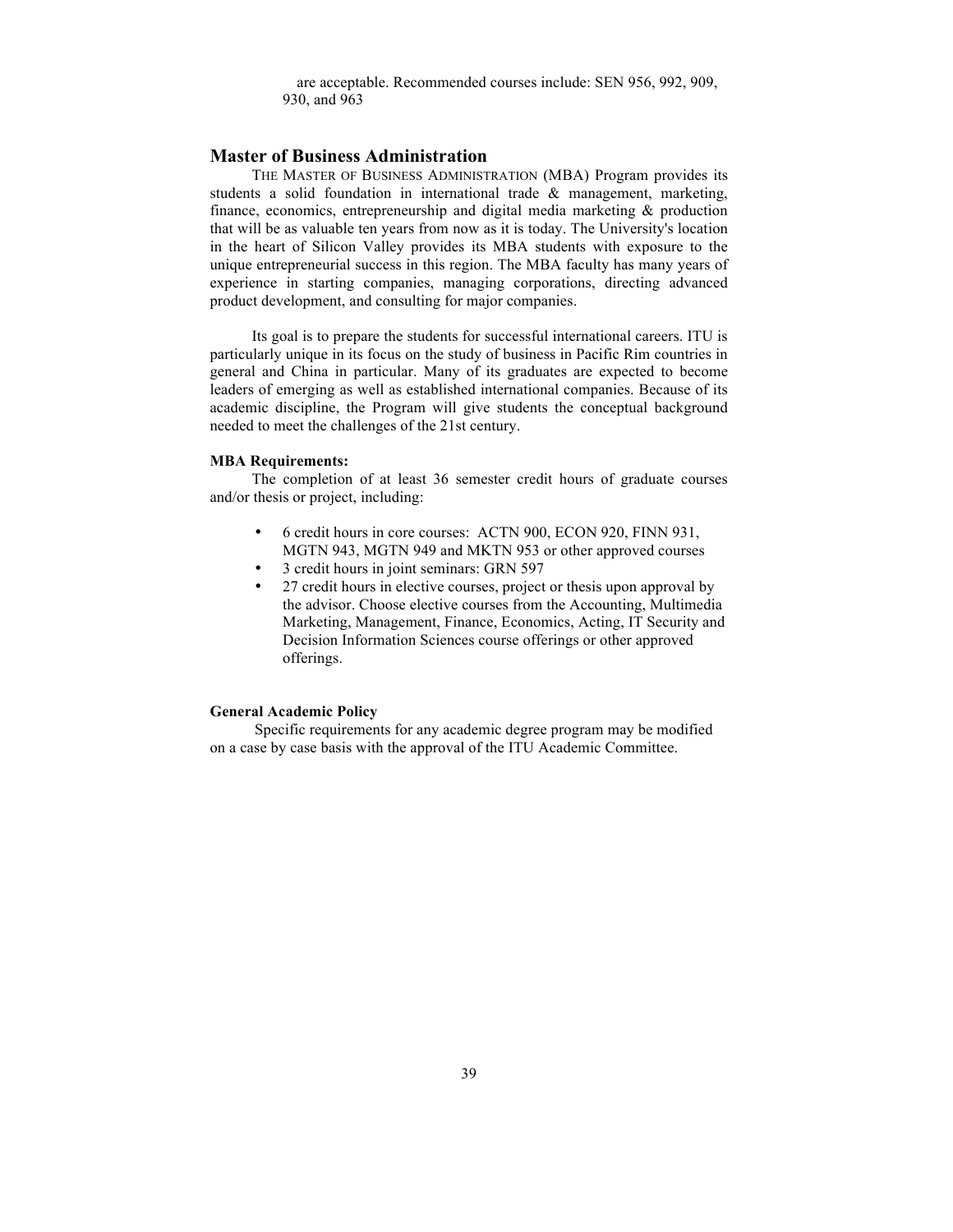are acceptable. Recommended courses include: SEN 956, 992, 909, 930, and 963

## Master of Business Administration

THE MASTER OF BUSINESS ADMINISTRATION (MBA) Program provides its students a solid foundation in international trade & management, marketing, finance, economics, entrepreneurship and digital media marketing & production that will be as valuable ten years from now as it is today. The University's location in the heart of Silicon Valley provides its MBA students with exposure to the unique entrepreneurial success in this region. The MBA faculty has many years of experience in starting companies, managing corporations, directing advanced product development, and consulting for major companies.

Its goal is to prepare the students for successful international careers. ITU is particularly unique in its focus on the study of business in Pacific Rim countries in general and China in particular. Many of its graduates are expected to become leaders of emerging as well as established international companies. Because of its academic discipline, the Program will give students the conceptual background needed to meet the challenges of the 21st century.

**MBA Requirements:**

The completion of at least 36 semester credit hours of graduate courses and/or thesis or project, including:

- 6 credit hours in core courses: ACTN 900, ECON 920, FINN 931, MGTN 943, MGTN 949 and MKTN 953 or other approved courses
- 3 credit hours in joint seminars: GRN 597
- 27 credit hours in elective courses, project or thesis upon approval by the advisor. Choose elective courses from the Accounting, Multimedia Marketing, Management, Finance, Economics, Acting, IT Security and Decision Information Sciences course offerings or other approved offerings.

**General Academic Policy**

Specific requirements for any academic degree program may be modified on a case by case basis with the approval of the ITU Academic Committee.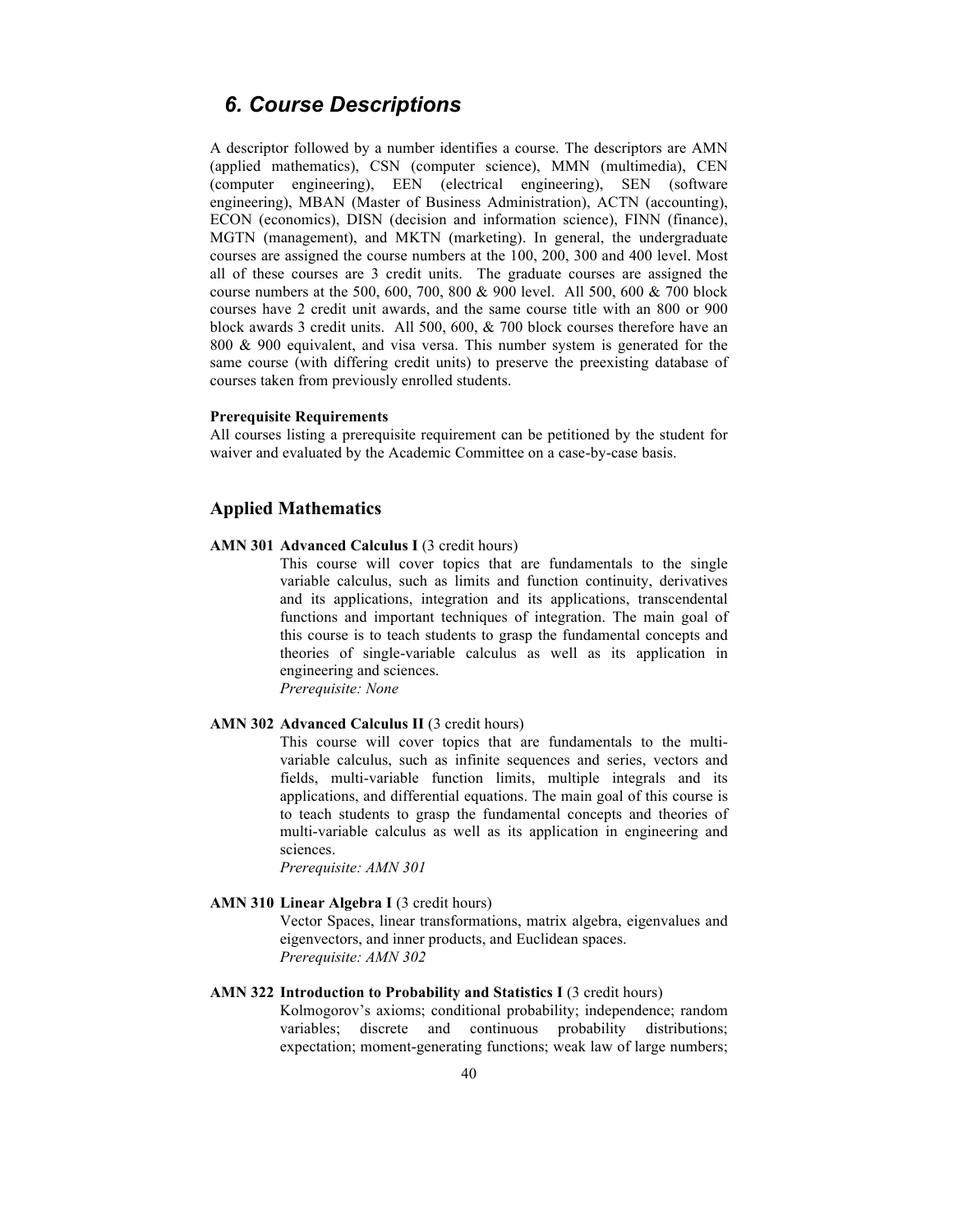## *6. Course Descriptions*

A descriptor followed by a number identifies a course. The descriptors are AMN (applied mathematics), CSN (computer science), MMN (multimedia), CEN (computer engineering), EEN (electrical engineering), SEN (software engineering), MBAN (Master of Business Administration), ACTN (accounting), ECON (economics), DISN (decision and information science), FINN (finance), MGTN (management), and MKTN (marketing). In general, the undergraduate courses are assigned the course numbers at the 100, 200, 300 and 400 level. Most all of these courses are 3 credit units. The graduate courses are assigned the course numbers at the 500, 600, 700, 800 & 900 level. All 500, 600 & 700 block courses have 2 credit unit awards, and the same course title with an 800 or 900 block awards 3 credit units. All 500, 600, & 700 block courses therefore have an 800 & 900 equivalent, and visa versa. This number system is generated for the same course (with differing credit units) to preserve the preexisting database of courses taken from previously enrolled students.

**Prerequisite Requirements**

All courses listing a prerequisite requirement can be petitioned by the student for waiver and evaluated by the Academic Committee on a case-by-case basis.

### Applied Mathematics

**AMN 301 Advanced Calculus I** (3 credit hours)

This course will cover topics that are fundamentals to the single variable calculus, such as limits and function continuity, derivatives and its applications, integration and its applications, transcendental functions and important techniques of integration. The main goal of this course is to teach students to grasp the fundamental concepts and theories of single-variable calculus as well as its application in engineering and sciences.

*Prerequisite: None*

**AMN 302 Advanced Calculus II** (3 credit hours)

This course will cover topics that are fundamentals to the multi-variable calculus, such as infinite sequences and series, vectors and fields, multi-variable function limits, multiple integrals and its applications, and differential equations. The main goal of this course is to teach students to grasp the fundamental concepts and theories of multi-variable calculus as well as its application in engineering and sciences.

*Prerequisite: AMN 301*

**AMN 310 Linear Algebra I** (3 credit hours)

Vector Spaces, linear transformations, matrix algebra, eigenvalues and eigenvectors, and inner products, and Euclidean spaces.

*Prerequisite: AMN 302*

**AMN 322 Introduction to Probability and Statistics I** (3 credit hours)

Kolmogorov's axioms; conditional probability; independence; random variables; discrete and continuous probability distributions; expectation; moment-generating functions; weak law of large numbers;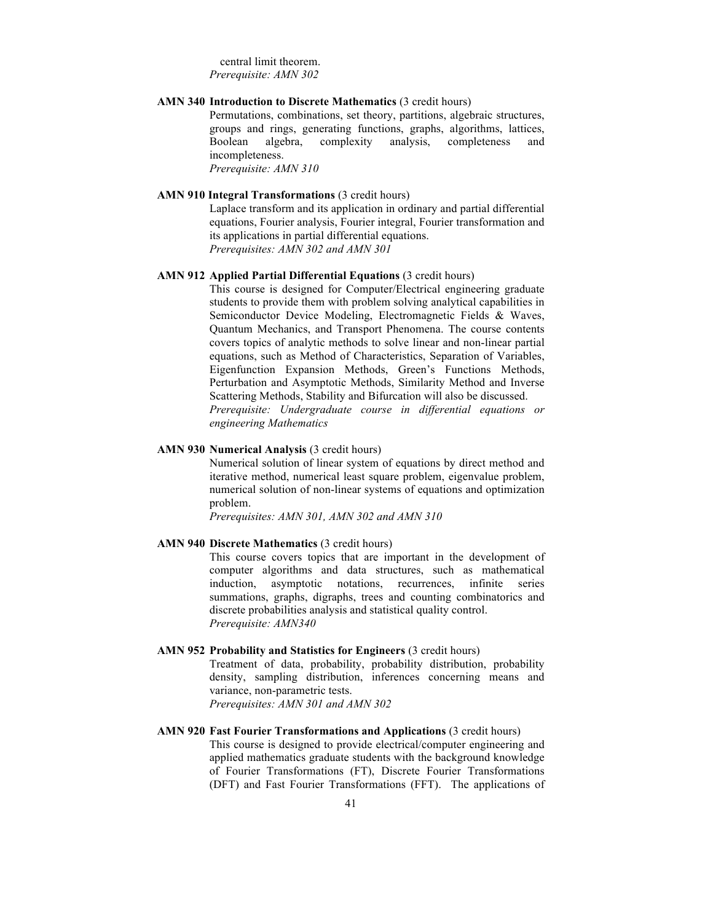central limit theorem.
*Prerequisite: AMN 302*

**AMN 340 Introduction to Discrete Mathematics** (3 credit hours)
Permutations, combinations, set theory, partitions, algebraic structures, groups and rings, generating functions, graphs, algorithms, lattices, Boolean algebra, complexity analysis, completeness and incompleteness.
*Prerequisite: AMN 310*

**AMN 910 Integral Transformations** (3 credit hours)
Laplace transform and its application in ordinary and partial differential equations, Fourier analysis, Fourier integral, Fourier transformation and its applications in partial differential equations.
*Prerequisites: AMN 302 and AMN 301*

**AMN 912 Applied Partial Differential Equations** (3 credit hours)
This course is designed for Computer/Electrical engineering graduate students to provide them with problem solving analytical capabilities in Semiconductor Device Modeling, Electromagnetic Fields & Waves, Quantum Mechanics, and Transport Phenomena. The course contents covers topics of analytic methods to solve linear and non-linear partial equations, such as Method of Characteristics, Separation of Variables, Eigenfunction Expansion Methods, Green's Functions Methods, Perturbation and Asymptotic Methods, Similarity Method and Inverse Scattering Methods, Stability and Bifurcation will also be discussed.
*Prerequisite: Undergraduate course in differential equations or engineering Mathematics*

**AMN 930 Numerical Analysis** (3 credit hours)
Numerical solution of linear system of equations by direct method and iterative method, numerical least square problem, eigenvalue problem, numerical solution of non-linear systems of equations and optimization problem.
*Prerequisites: AMN 301, AMN 302 and AMN 310*

**AMN 940 Discrete Mathematics** (3 credit hours)
This course covers topics that are important in the development of computer algorithms and data structures, such as mathematical induction, asymptotic notations, recurrences, infinite series summations, graphs, digraphs, trees and counting combinatorics and discrete probabilities analysis and statistical quality control.
*Prerequisite: AMN340*

**AMN 952 Probability and Statistics for Engineers** (3 credit hours)
Treatment of data, probability, probability distribution, probability density, sampling distribution, inferences concerning means and variance, non-parametric tests.
*Prerequisites: AMN 301 and AMN 302*

**AMN 920 Fast Fourier Transformations and Applications** (3 credit hours)
This course is designed to provide electrical/computer engineering and applied mathematics graduate students with the background knowledge of Fourier Transformations (FT), Discrete Fourier Transformations (DFT) and Fast Fourier Transformations (FFT). The applications of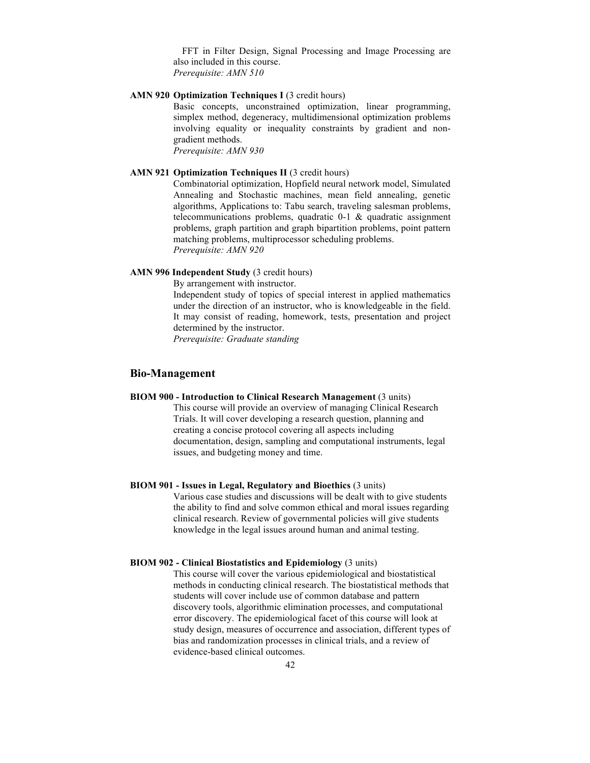FFT in Filter Design, Signal Processing and Image Processing are also included in this course.
*Prerequisite: AMN 510*

**AMN 920 Optimization Techniques I** (3 credit hours)

Basic concepts, unconstrained optimization, linear programming, simplex method, degeneracy, multidimensional optimization problems involving equality or inequality constraints by gradient and non-gradient methods.
*Prerequisite: AMN 930*

**AMN 921 Optimization Techniques II** (3 credit hours)

Combinatorial optimization, Hopfield neural network model, Simulated Annealing and Stochastic machines, mean field annealing, genetic algorithms, Applications to: Tabu search, traveling salesman problems, telecommunications problems, quadratic 0-1 & quadratic assignment problems, graph partition and graph bipartition problems, point pattern matching problems, multiprocessor scheduling problems.
*Prerequisite: AMN 920*

**AMN 996 Independent Study** (3 credit hours)

By arrangement with instructor.
Independent study of topics of special interest in applied mathematics under the direction of an instructor, who is knowledgeable in the field. It may consist of reading, homework, tests, presentation and project determined by the instructor.
*Prerequisite: Graduate standing*

## Bio-Management

**BIOM 900 - Introduction to Clinical Research Management** (3 units)

This course will provide an overview of managing Clinical Research Trials. It will cover developing a research question, planning and creating a concise protocol covering all aspects including documentation, design, sampling and computational instruments, legal issues, and budgeting money and time.

**BIOM 901 - Issues in Legal, Regulatory and Bioethics** (3 units)

Various case studies and discussions will be dealt with to give students the ability to find and solve common ethical and moral issues regarding clinical research. Review of governmental policies will give students knowledge in the legal issues around human and animal testing.

**BIOM 902 - Clinical Biostatistics and Epidemiology** (3 units)

This course will cover the various epidemiological and biostatistical methods in conducting clinical research. The biostatistical methods that students will cover include use of common database and pattern discovery tools, algorithmic elimination processes, and computational error discovery. The epidemiological facet of this course will look at study design, measures of occurrence and association, different types of bias and randomization processes in clinical trials, and a review of evidence-based clinical outcomes.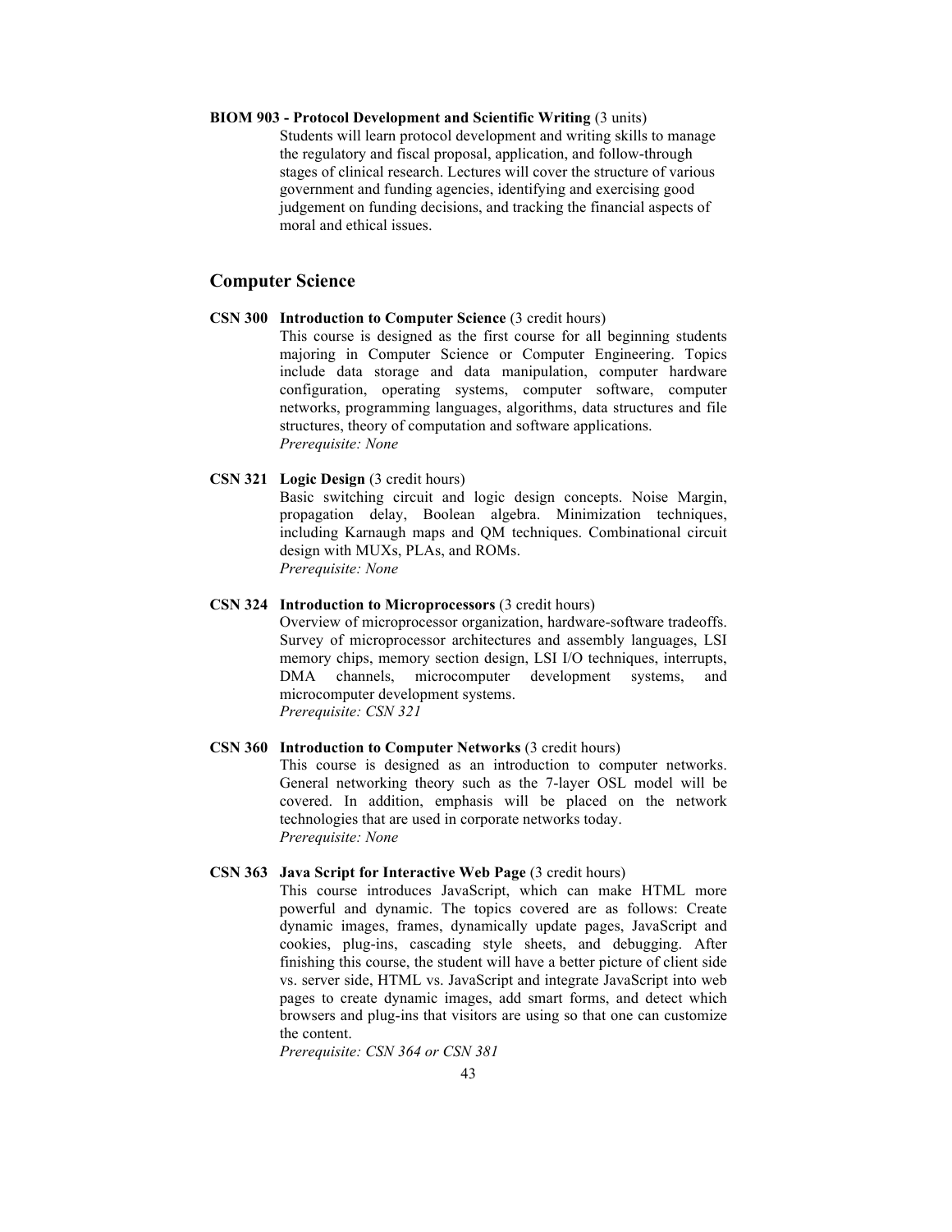**BIOM 903 - Protocol Development and Scientific Writing** (3 units)

Students will learn protocol development and writing skills to manage the regulatory and fiscal proposal, application, and follow-through stages of clinical research. Lectures will cover the structure of various government and funding agencies, identifying and exercising good judgement on funding decisions, and tracking the financial aspects of moral and ethical issues.

## Computer Science

**CSN 300 Introduction to Computer Science** (3 credit hours)

This course is designed as the first course for all beginning students majoring in Computer Science or Computer Engineering. Topics include data storage and data manipulation, computer hardware configuration, operating systems, computer software, computer networks, programming languages, algorithms, data structures and file structures, theory of computation and software applications.

*Prerequisite: None*

**CSN 321 Logic Design** (3 credit hours)

Basic switching circuit and logic design concepts. Noise Margin, propagation delay, Boolean algebra. Minimization techniques, including Karnaugh maps and QM techniques. Combinational circuit design with MUXs, PLAs, and ROMs.

*Prerequisite: None*

**CSN 324 Introduction to Microprocessors** (3 credit hours)

Overview of microprocessor organization, hardware-software tradeoffs. Survey of microprocessor architectures and assembly languages, LSI memory chips, memory section design, LSI I/O techniques, interrupts, DMA channels, microcomputer development systems, and microcomputer development systems.

*Prerequisite: CSN 321*

**CSN 360 Introduction to Computer Networks** (3 credit hours)

This course is designed as an introduction to computer networks. General networking theory such as the 7-layer OSL model will be covered. In addition, emphasis will be placed on the network technologies that are used in corporate networks today.

*Prerequisite: None*

**CSN 363 Java Script for Interactive Web Page** (3 credit hours)

This course introduces JavaScript, which can make HTML more powerful and dynamic. The topics covered are as follows: Create dynamic images, frames, dynamically update pages, JavaScript and cookies, plug-ins, cascading style sheets, and debugging. After finishing this course, the student will have a better picture of client side vs. server side, HTML vs. JavaScript and integrate JavaScript into web pages to create dynamic images, add smart forms, and detect which browsers and plug-ins that visitors are using so that one can customize the content.

*Prerequisite: CSN 364 or CSN 381*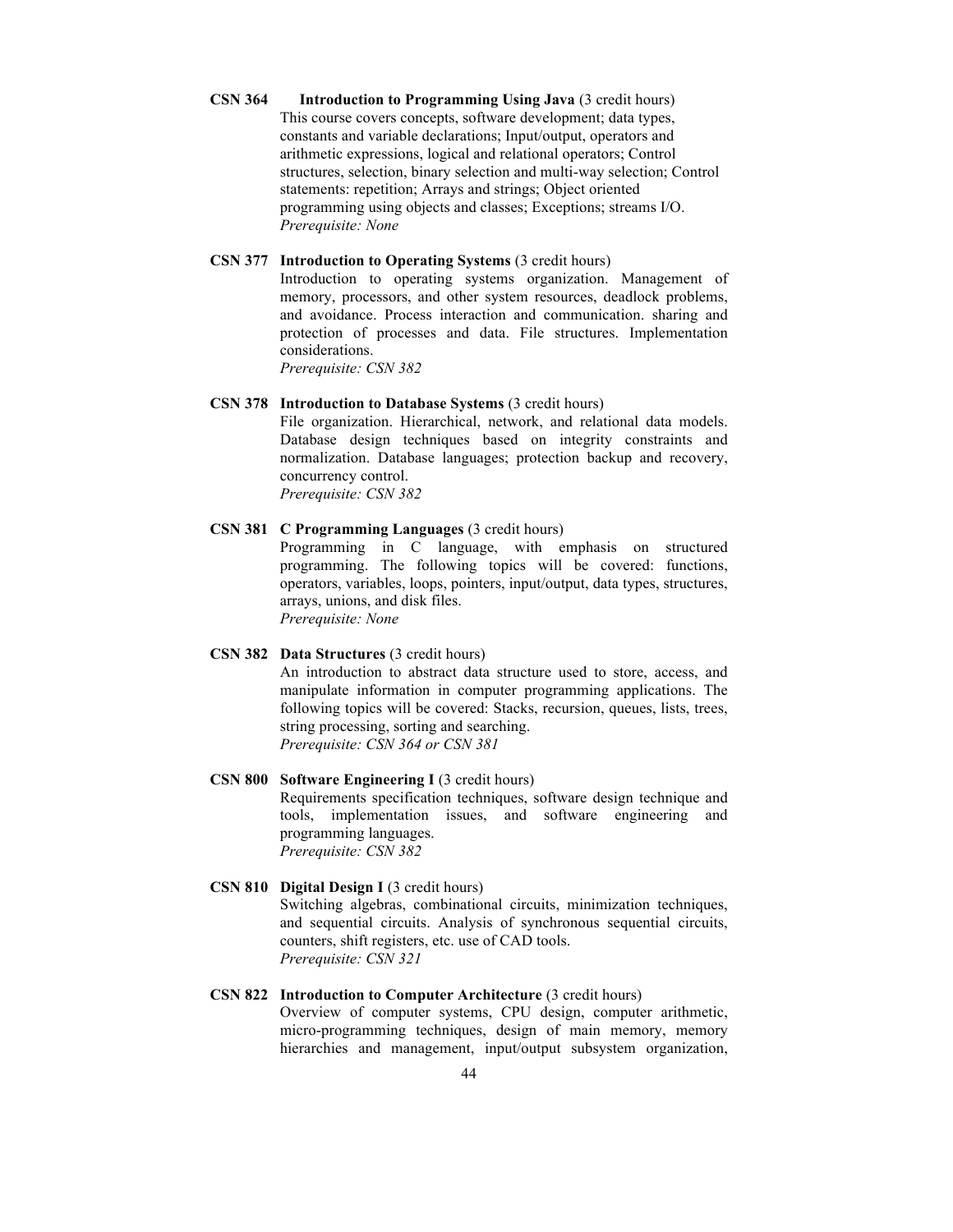**CSN 364 Introduction to Programming Using Java** (3 credit hours)
This course covers concepts, software development; data types, constants and variable declarations; Input/output, operators and arithmetic expressions, logical and relational operators; Control structures, selection, binary selection and multi-way selection; Control statements: repetition; Arrays and strings; Object oriented programming using objects and classes; Exceptions; streams I/O.
*Prerequisite: None*

**CSN 377 Introduction to Operating Systems** (3 credit hours)
Introduction to operating systems organization. Management of memory, processors, and other system resources, deadlock problems, and avoidance. Process interaction and communication. sharing and protection of processes and data. File structures. Implementation considerations.
*Prerequisite: CSN 382*

**CSN 378 Introduction to Database Systems** (3 credit hours)
File organization. Hierarchical, network, and relational data models. Database design techniques based on integrity constraints and normalization. Database languages; protection backup and recovery, concurrency control.
*Prerequisite: CSN 382*

**CSN 381 C Programming Languages** (3 credit hours)
Programming in C language, with emphasis on structured programming. The following topics will be covered: functions, operators, variables, loops, pointers, input/output, data types, structures, arrays, unions, and disk files.
*Prerequisite: None*

**CSN 382 Data Structures** (3 credit hours)
An introduction to abstract data structure used to store, access, and manipulate information in computer programming applications. The following topics will be covered: Stacks, recursion, queues, lists, trees, string processing, sorting and searching.
*Prerequisite: CSN 364 or CSN 381*

**CSN 800 Software Engineering I** (3 credit hours)
Requirements specification techniques, software design technique and tools, implementation issues, and software engineering and programming languages.
*Prerequisite: CSN 382*

**CSN 810 Digital Design I** (3 credit hours)
Switching algebras, combinational circuits, minimization techniques, and sequential circuits. Analysis of synchronous sequential circuits, counters, shift registers, etc. use of CAD tools.
*Prerequisite: CSN 321*

**CSN 822 Introduction to Computer Architecture** (3 credit hours)
Overview of computer systems, CPU design, computer arithmetic, micro-programming techniques, design of main memory, memory hierarchies and management, input/output subsystem organization,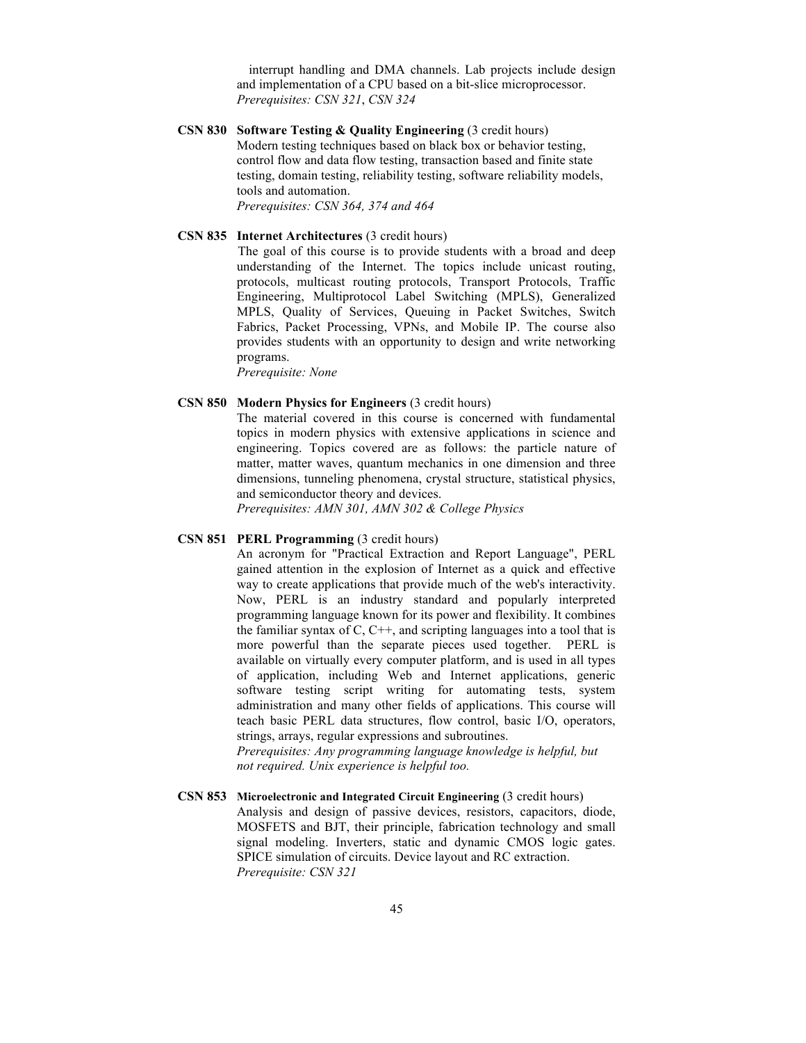interrupt handling and DMA channels. Lab projects include design and implementation of a CPU based on a bit-slice microprocessor.
*Prerequisites: CSN 321, CSN 324*

**CSN 830 Software Testing & Quality Engineering** (3 credit hours)
Modern testing techniques based on black box or behavior testing, control flow and data flow testing, transaction based and finite state testing, domain testing, reliability testing, software reliability models, tools and automation.
*Prerequisites: CSN 364, 374 and 464*

**CSN 835 Internet Architectures** (3 credit hours)
The goal of this course is to provide students with a broad and deep understanding of the Internet. The topics include unicast routing, protocols, multicast routing protocols, Transport Protocols, Traffic Engineering, Multiprotocol Label Switching (MPLS), Generalized MPLS, Quality of Services, Queuing in Packet Switches, Switch Fabrics, Packet Processing, VPNs, and Mobile IP. The course also provides students with an opportunity to design and write networking programs.
*Prerequisite: None*

**CSN 850 Modern Physics for Engineers** (3 credit hours)
The material covered in this course is concerned with fundamental topics in modern physics with extensive applications in science and engineering. Topics covered are as follows: the particle nature of matter, matter waves, quantum mechanics in one dimension and three dimensions, tunneling phenomena, crystal structure, statistical physics, and semiconductor theory and devices.
*Prerequisites: AMN 301, AMN 302 & College Physics*

**CSN 851 PERL Programming** (3 credit hours)
An acronym for "Practical Extraction and Report Language", PERL gained attention in the explosion of Internet as a quick and effective way to create applications that provide much of the web's interactivity. Now, PERL is an industry standard and popularly interpreted programming language known for its power and flexibility. It combines the familiar syntax of C, C++, and scripting languages into a tool that is more powerful than the separate pieces used together. PERL is available on virtually every computer platform, and is used in all types of application, including Web and Internet applications, generic software testing script writing for automating tests, system administration and many other fields of applications. This course will teach basic PERL data structures, flow control, basic I/O, operators, strings, arrays, regular expressions and subroutines.
*Prerequisites: Any programming language knowledge is helpful, but not required. Unix experience is helpful too.*

**CSN 853 Microelectronic and Integrated Circuit Engineering** (3 credit hours)
Analysis and design of passive devices, resistors, capacitors, diode, MOSFETS and BJT, their principle, fabrication technology and small signal modeling. Inverters, static and dynamic CMOS logic gates. SPICE simulation of circuits. Device layout and RC extraction.
*Prerequisite: CSN 321*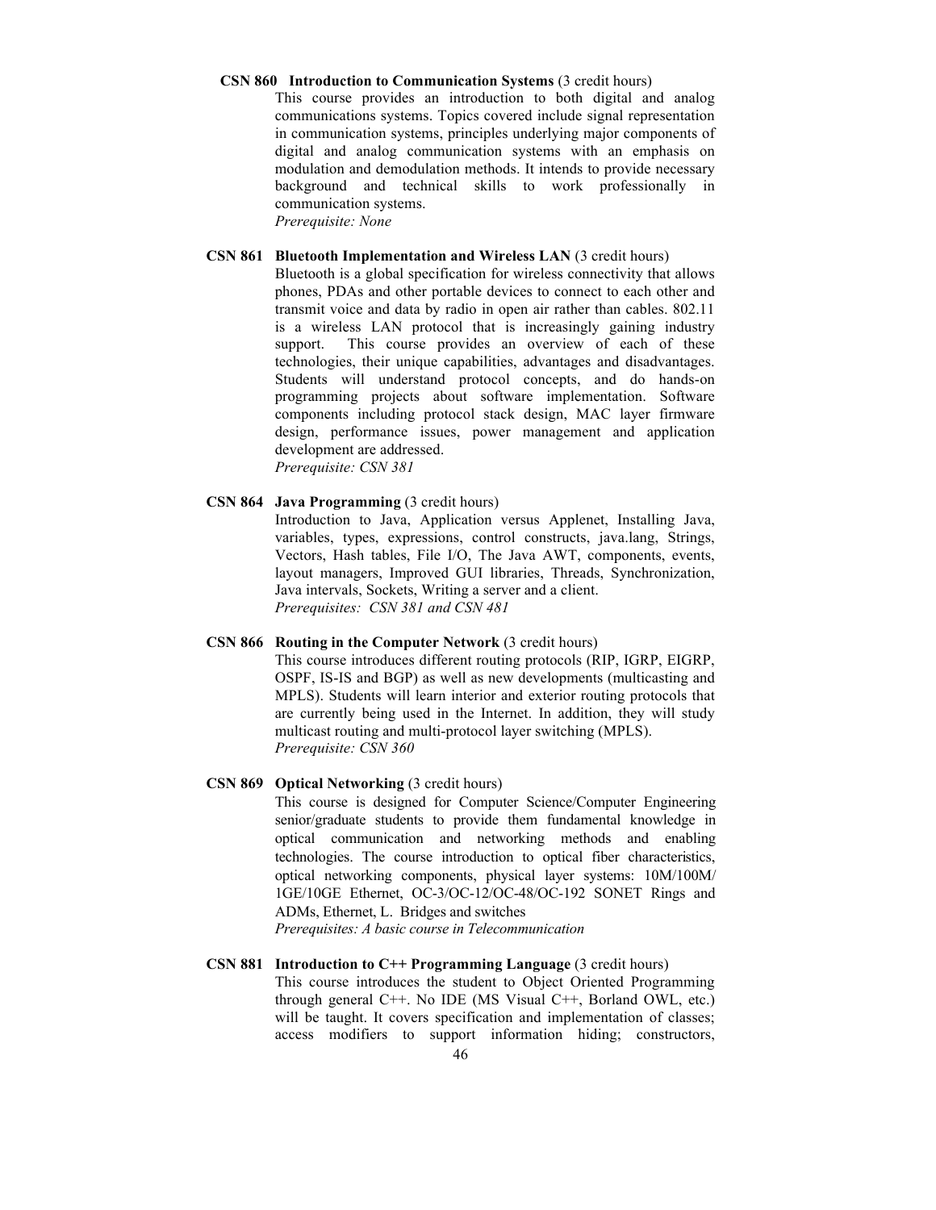**CSN 860 Introduction to Communication Systems** (3 credit hours)

This course provides an introduction to both digital and analog communications systems. Topics covered include signal representation in communication systems, principles underlying major components of digital and analog communication systems with an emphasis on modulation and demodulation methods. It intends to provide necessary background and technical skills to work professionally in communication systems.

*Prerequisite: None*

**CSN 861 Bluetooth Implementation and Wireless LAN** (3 credit hours)

Bluetooth is a global specification for wireless connectivity that allows phones, PDAs and other portable devices to connect to each other and transmit voice and data by radio in open air rather than cables. 802.11 is a wireless LAN protocol that is increasingly gaining industry support. This course provides an overview of each of these technologies, their unique capabilities, advantages and disadvantages. Students will understand protocol concepts, and do hands-on programming projects about software implementation. Software components including protocol stack design, MAC layer firmware design, performance issues, power management and application development are addressed.

*Prerequisite: CSN 381*

**CSN 864 Java Programming** (3 credit hours)

Introduction to Java, Application versus Applenet, Installing Java, variables, types, expressions, control constructs, java.lang, Strings, Vectors, Hash tables, File I/O, The Java AWT, components, events, layout managers, Improved GUI libraries, Threads, Synchronization, Java intervals, Sockets, Writing a server and a client.

*Prerequisites: CSN 381 and CSN 481*

**CSN 866 Routing in the Computer Network** (3 credit hours)

This course introduces different routing protocols (RIP, IGRP, EIGRP, OSPF, IS-IS and BGP) as well as new developments (multicasting and MPLS). Students will learn interior and exterior routing protocols that are currently being used in the Internet. In addition, they will study multicast routing and multi-protocol layer switching (MPLS).

*Prerequisite: CSN 360*

**CSN 869 Optical Networking** (3 credit hours)

This course is designed for Computer Science/Computer Engineering senior/graduate students to provide them fundamental knowledge in optical communication and networking methods and enabling technologies. The course introduction to optical fiber characteristics, optical networking components, physical layer systems: 10M/100M/1GE/10GE Ethernet, OC-3/OC-12/OC-48/OC-192 SONET Rings and ADMs, Ethernet, L. Bridges and switches

*Prerequisites: A basic course in Telecommunication*

**CSN 881 Introduction to C++ Programming Language** (3 credit hours)

This course introduces the student to Object Oriented Programming through general C++. No IDE (MS Visual C++, Borland OWL, etc.) will be taught. It covers specification and implementation of classes; access modifiers to support information hiding; constructors,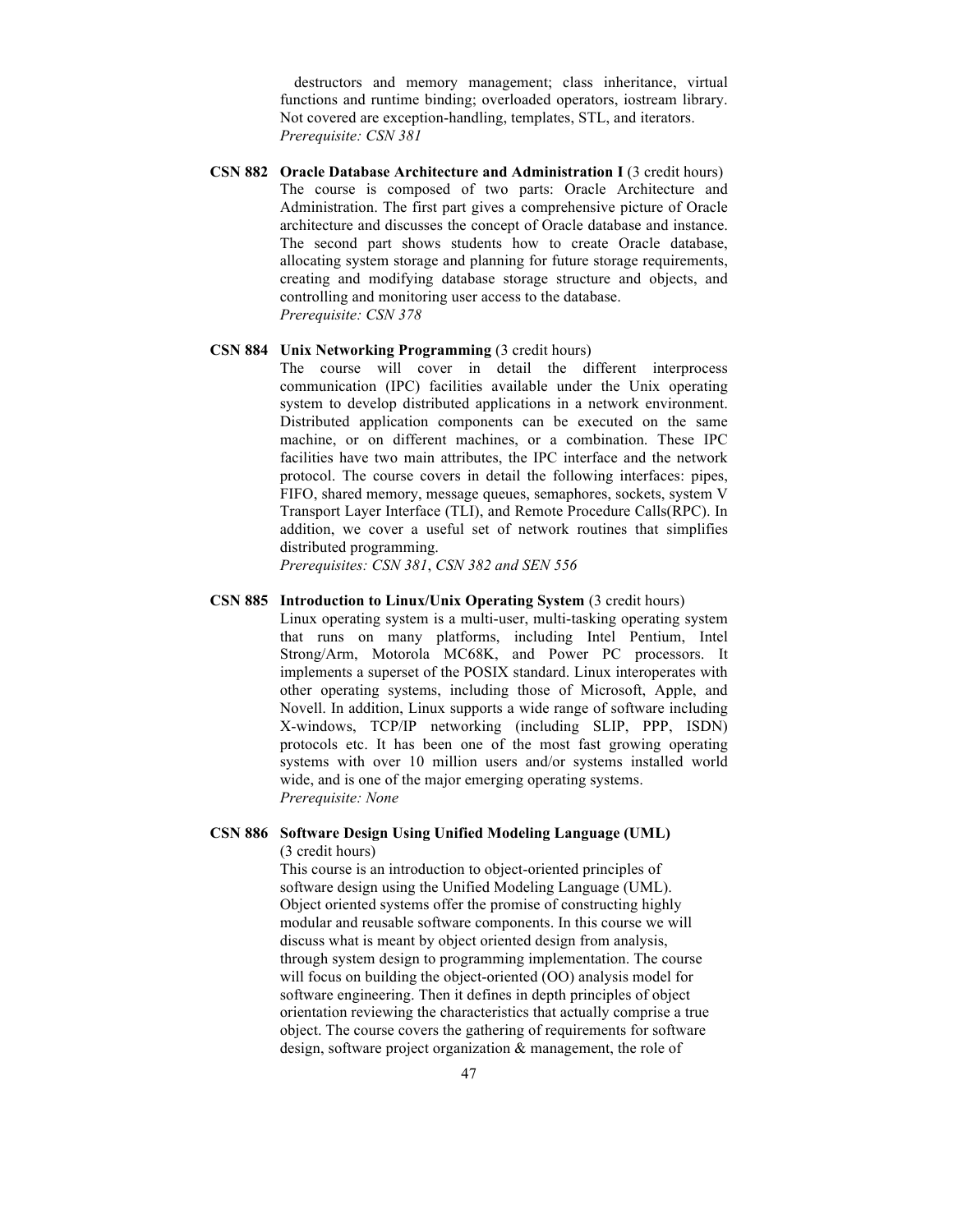destructors and memory management; class inheritance, virtual functions and runtime binding; overloaded operators, iostream library. Not covered are exception-handling, templates, STL, and iterators.
*Prerequisite: CSN 381*

**CSN 882 Oracle Database Architecture and Administration I** (3 credit hours)
The course is composed of two parts: Oracle Architecture and Administration. The first part gives a comprehensive picture of Oracle architecture and discusses the concept of Oracle database and instance. The second part shows students how to create Oracle database, allocating system storage and planning for future storage requirements, creating and modifying database storage structure and objects, and controlling and monitoring user access to the database.
*Prerequisite: CSN 378*

**CSN 884 Unix Networking Programming** (3 credit hours)
The course will cover in detail the different interprocess communication (IPC) facilities available under the Unix operating system to develop distributed applications in a network environment. Distributed application components can be executed on the same machine, or on different machines, or a combination. These IPC facilities have two main attributes, the IPC interface and the network protocol. The course covers in detail the following interfaces: pipes, FIFO, shared memory, message queues, semaphores, sockets, system V Transport Layer Interface (TLI), and Remote Procedure Calls(RPC). In addition, we cover a useful set of network routines that simplifies distributed programming.
*Prerequisites: CSN 381, CSN 382 and SEN 556*

**CSN 885 Introduction to Linux/Unix Operating System** (3 credit hours)
Linux operating system is a multi-user, multi-tasking operating system that runs on many platforms, including Intel Pentium, Intel Strong/Arm, Motorola MC68K, and Power PC processors. It implements a superset of the POSIX standard. Linux interoperates with other operating systems, including those of Microsoft, Apple, and Novell. In addition, Linux supports a wide range of software including X-windows, TCP/IP networking (including SLIP, PPP, ISDN) protocols etc. It has been one of the most fast growing operating systems with over 10 million users and/or systems installed world wide, and is one of the major emerging operating systems.
*Prerequisite: None*

**CSN 886 Software Design Using Unified Modeling Language (UML)** (3 credit hours)
This course is an introduction to object-oriented principles of software design using the Unified Modeling Language (UML). Object oriented systems offer the promise of constructing highly modular and reusable software components. In this course we will discuss what is meant by object oriented design from analysis, through system design to programming implementation. The course will focus on building the object-oriented (OO) analysis model for software engineering. Then it defines in depth principles of object orientation reviewing the characteristics that actually comprise a true object. The course covers the gathering of requirements for software design, software project organization & management, the role of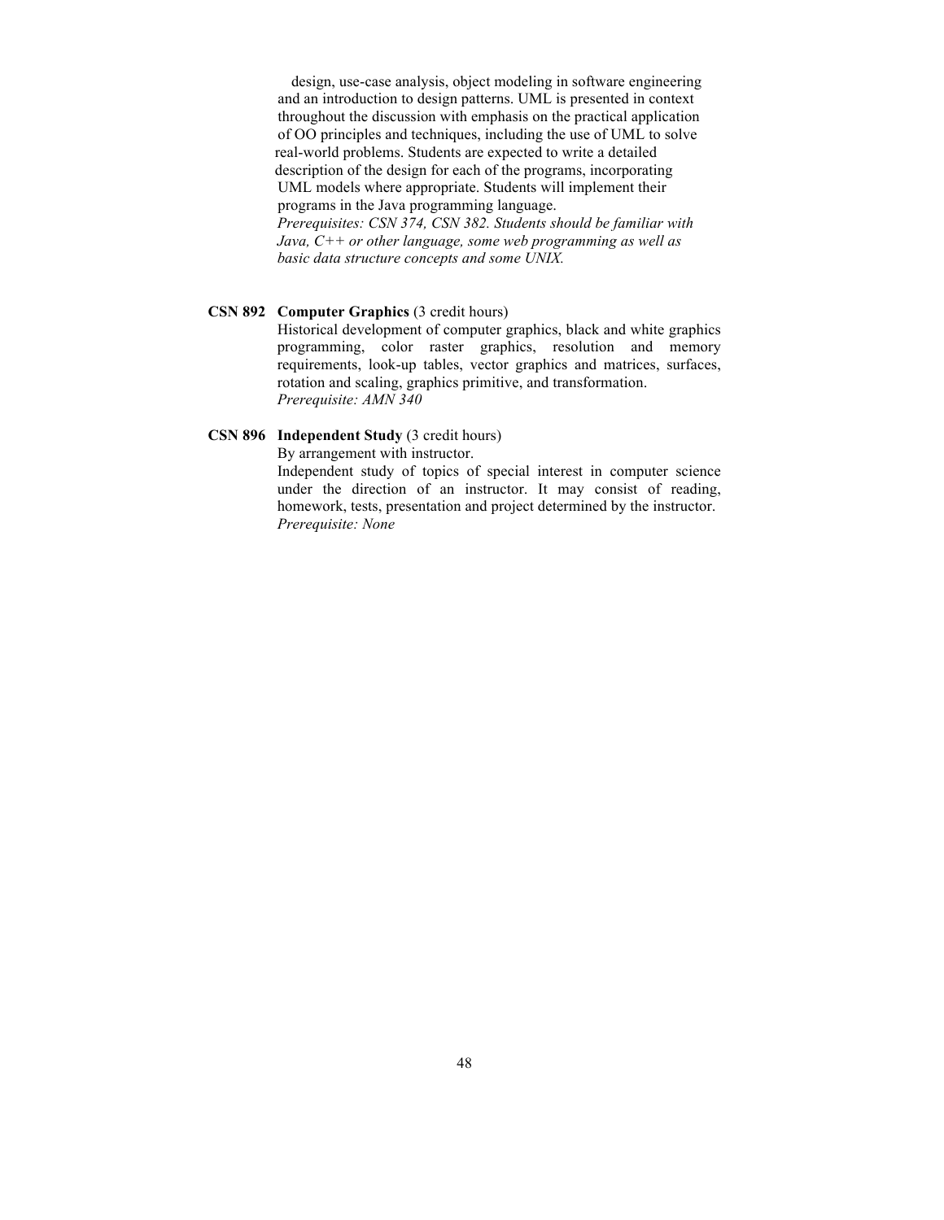design, use-case analysis, object modeling in software engineering and an introduction to design patterns. UML is presented in context throughout the discussion with emphasis on the practical application of OO principles and techniques, including the use of UML to solve real-world problems. Students are expected to write a detailed description of the design for each of the programs, incorporating UML models where appropriate. Students will implement their programs in the Java programming language.
*Prerequisites: CSN 374, CSN 382. Students should be familiar with Java, C++ or other language, some web programming as well as basic data structure concepts and some UNIX.*

**CSN 892 Computer Graphics** (3 credit hours)
Historical development of computer graphics, black and white graphics programming, color raster graphics, resolution and memory requirements, look-up tables, vector graphics and matrices, surfaces, rotation and scaling, graphics primitive, and transformation.
*Prerequisite: AMN 340*

**CSN 896 Independent Study** (3 credit hours)
By arrangement with instructor.
Independent study of topics of special interest in computer science under the direction of an instructor. It may consist of reading, homework, tests, presentation and project determined by the instructor.
*Prerequisite: None*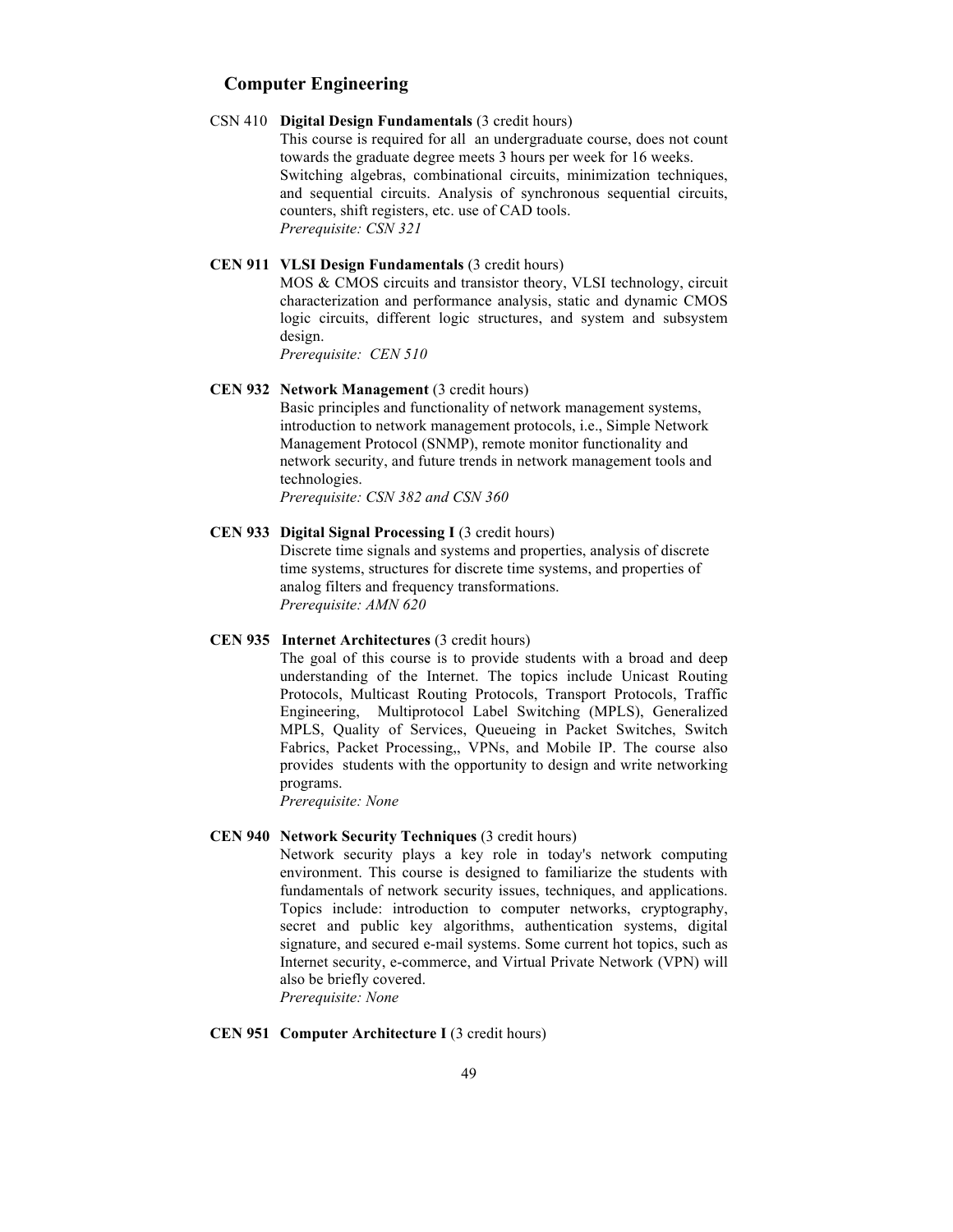## Computer Engineering

CSN 410 **Digital Design Fundamentals** (3 credit hours)

This course is required for all an undergraduate course, does not count towards the graduate degree meets 3 hours per week for 16 weeks. Switching algebras, combinational circuits, minimization techniques, and sequential circuits. Analysis of synchronous sequential circuits, counters, shift registers, etc. use of CAD tools.

*Prerequisite: CSN 321*

**CEN 911 VLSI Design Fundamentals** (3 credit hours)

MOS & CMOS circuits and transistor theory, VLSI technology, circuit characterization and performance analysis, static and dynamic CMOS logic circuits, different logic structures, and system and subsystem design.

*Prerequisite: CEN 510*

**CEN 932 Network Management** (3 credit hours)

Basic principles and functionality of network management systems, introduction to network management protocols, i.e., Simple Network Management Protocol (SNMP), remote monitor functionality and network security, and future trends in network management tools and technologies.

*Prerequisite: CSN 382 and CSN 360*

**CEN 933 Digital Signal Processing I** (3 credit hours)

Discrete time signals and systems and properties, analysis of discrete time systems, structures for discrete time systems, and properties of analog filters and frequency transformations.

*Prerequisite: AMN 620*

**CEN 935 Internet Architectures** (3 credit hours)

The goal of this course is to provide students with a broad and deep understanding of the Internet. The topics include Unicast Routing Protocols, Multicast Routing Protocols, Transport Protocols, Traffic Engineering, Multiprotocol Label Switching (MPLS), Generalized MPLS, Quality of Services, Queueing in Packet Switches, Switch Fabrics, Packet Processing,, VPNs, and Mobile IP. The course also provides students with the opportunity to design and write networking programs.

*Prerequisite: None*

**CEN 940 Network Security Techniques** (3 credit hours)

Network security plays a key role in today's network computing environment. This course is designed to familiarize the students with fundamentals of network security issues, techniques, and applications. Topics include: introduction to computer networks, cryptography, secret and public key algorithms, authentication systems, digital signature, and secured e-mail systems. Some current hot topics, such as Internet security, e-commerce, and Virtual Private Network (VPN) will also be briefly covered.

*Prerequisite: None*

**CEN 951 Computer Architecture I** (3 credit hours)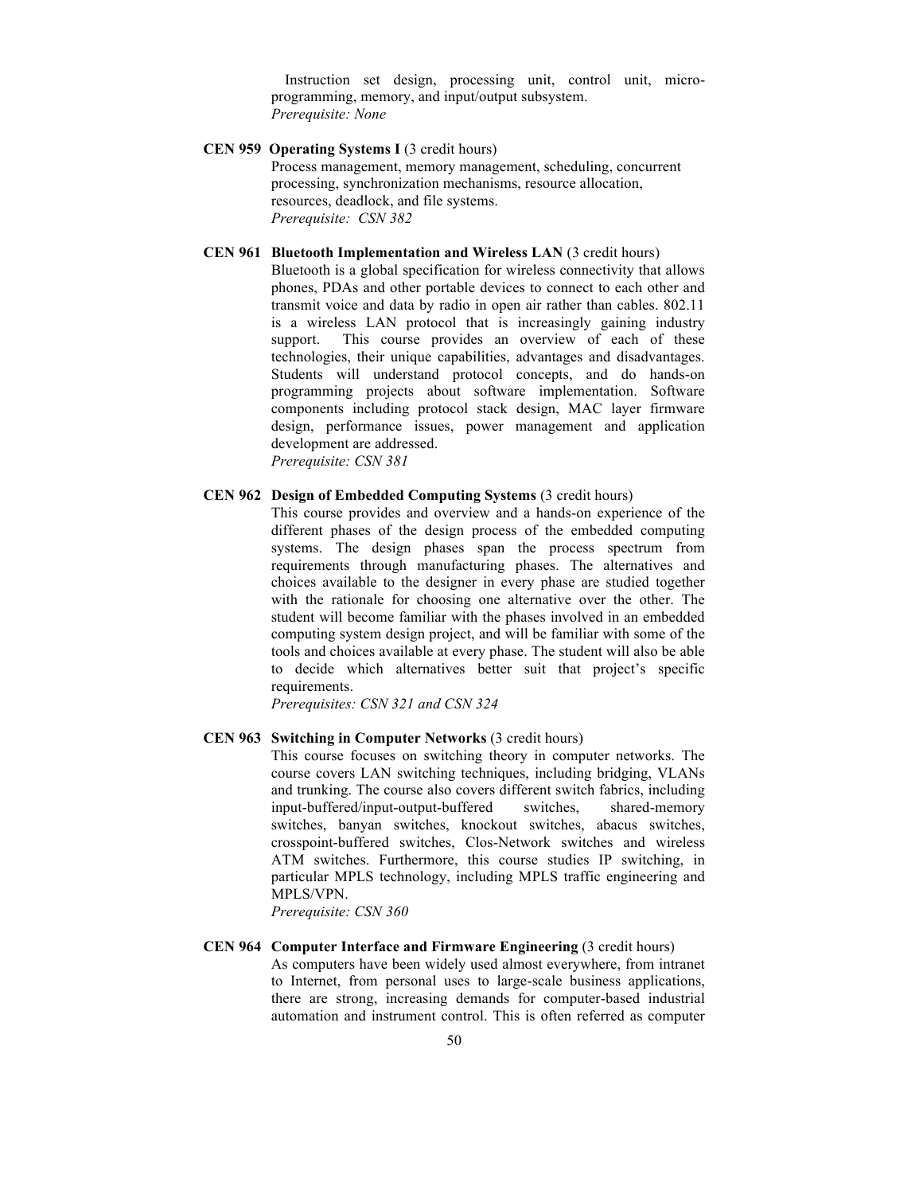Instruction set design, processing unit, control unit, micro-programming, memory, and input/output subsystem.
*Prerequisite: None*

**CEN 959 Operating Systems I** (3 credit hours)
Process management, memory management, scheduling, concurrent processing, synchronization mechanisms, resource allocation, resources, deadlock, and file systems.
*Prerequisite: CSN 382*

**CEN 961 Bluetooth Implementation and Wireless LAN** (3 credit hours)
Bluetooth is a global specification for wireless connectivity that allows phones, PDAs and other portable devices to connect to each other and transmit voice and data by radio in open air rather than cables. 802.11 is a wireless LAN protocol that is increasingly gaining industry support. This course provides an overview of each of these technologies, their unique capabilities, advantages and disadvantages. Students will understand protocol concepts, and do hands-on programming projects about software implementation. Software components including protocol stack design, MAC layer firmware design, performance issues, power management and application development are addressed.
*Prerequisite: CSN 381*

**CEN 962 Design of Embedded Computing Systems** (3 credit hours)
This course provides and overview and a hands-on experience of the different phases of the design process of the embedded computing systems. The design phases span the process spectrum from requirements through manufacturing phases. The alternatives and choices available to the designer in every phase are studied together with the rationale for choosing one alternative over the other. The student will become familiar with the phases involved in an embedded computing system design project, and will be familiar with some of the tools and choices available at every phase. The student will also be able to decide which alternatives better suit that project's specific requirements.
*Prerequisites: CSN 321 and CSN 324*

**CEN 963 Switching in Computer Networks** (3 credit hours)
This course focuses on switching theory in computer networks. The course covers LAN switching techniques, including bridging, VLANs and trunking. The course also covers different switch fabrics, including input-buffered/input-output-buffered switches, shared-memory switches, banyan switches, knockout switches, abacus switches, crosspoint-buffered switches, Clos-Network switches and wireless ATM switches. Furthermore, this course studies IP switching, in particular MPLS technology, including MPLS traffic engineering and MPLS/VPN.
*Prerequisite: CSN 360*

**CEN 964 Computer Interface and Firmware Engineering** (3 credit hours)
As computers have been widely used almost everywhere, from intranet to Internet, from personal uses to large-scale business applications, there are strong, increasing demands for computer-based industrial automation and instrument control. This is often referred as computer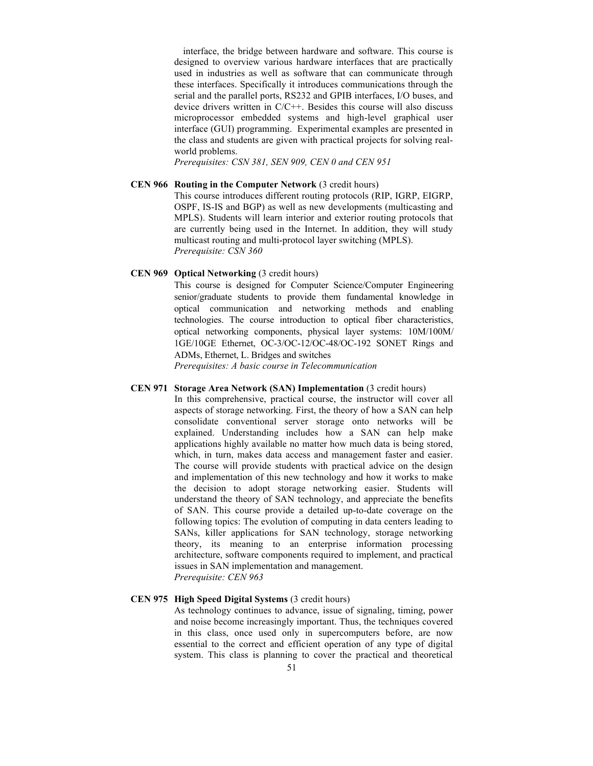interface, the bridge between hardware and software. This course is designed to overview various hardware interfaces that are practically used in industries as well as software that can communicate through these interfaces. Specifically it introduces communications through the serial and the parallel ports, RS232 and GPIB interfaces, I/O buses, and device drivers written in C/C++. Besides this course will also discuss microprocessor embedded systems and high-level graphical user interface (GUI) programming. Experimental examples are presented in the class and students are given with practical projects for solving real-world problems.
*Prerequisites: CSN 381, SEN 909, CEN 0 and CEN 951*

**CEN 966 Routing in the Computer Network** (3 credit hours)
This course introduces different routing protocols (RIP, IGRP, EIGRP, OSPF, IS-IS and BGP) as well as new developments (multicasting and MPLS). Students will learn interior and exterior routing protocols that are currently being used in the Internet. In addition, they will study multicast routing and multi-protocol layer switching (MPLS).
*Prerequisite: CSN 360*

**CEN 969 Optical Networking** (3 credit hours)
This course is designed for Computer Science/Computer Engineering senior/graduate students to provide them fundamental knowledge in optical communication and networking methods and enabling technologies. The course introduction to optical fiber characteristics, optical networking components, physical layer systems: 10M/100M/ 1GE/10GE Ethernet, OC-3/OC-12/OC-48/OC-192 SONET Rings and ADMs, Ethernet, L. Bridges and switches
*Prerequisites: A basic course in Telecommunication*

**CEN 971 Storage Area Network (SAN) Implementation** (3 credit hours)
In this comprehensive, practical course, the instructor will cover all aspects of storage networking. First, the theory of how a SAN can help consolidate conventional server storage onto networks will be explained. Understanding includes how a SAN can help make applications highly available no matter how much data is being stored, which, in turn, makes data access and management faster and easier. The course will provide students with practical advice on the design and implementation of this new technology and how it works to make the decision to adopt storage networking easier. Students will understand the theory of SAN technology, and appreciate the benefits of SAN. This course provide a detailed up-to-date coverage on the following topics: The evolution of computing in data centers leading to SANs, killer applications for SAN technology, storage networking theory, its meaning to an enterprise information processing architecture, software components required to implement, and practical issues in SAN implementation and management.
*Prerequisite: CEN 963*

**CEN 975 High Speed Digital Systems** (3 credit hours)
As technology continues to advance, issue of signaling, timing, power and noise become increasingly important. Thus, the techniques covered in this class, once used only in supercomputers before, are now essential to the correct and efficient operation of any type of digital system. This class is planning to cover the practical and theoretical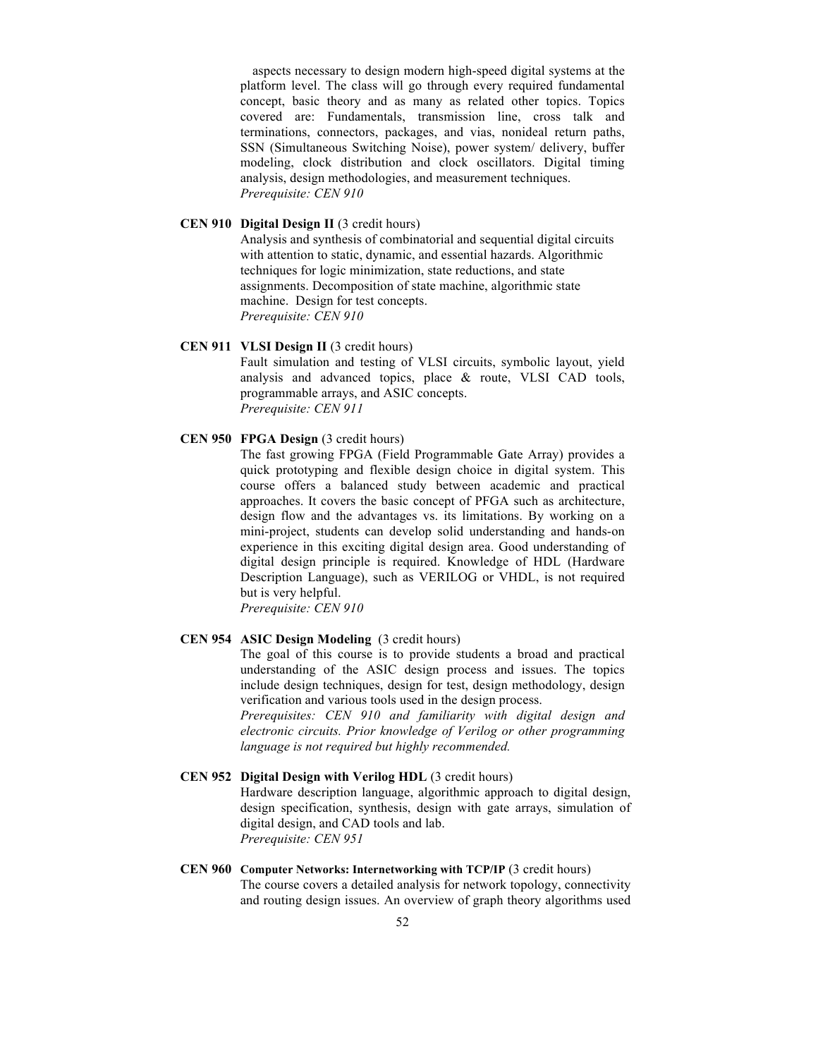aspects necessary to design modern high-speed digital systems at the platform level. The class will go through every required fundamental concept, basic theory and as many as related other topics. Topics covered are: Fundamentals, transmission line, cross talk and terminations, connectors, packages, and vias, nonideal return paths, SSN (Simultaneous Switching Noise), power system/ delivery, buffer modeling, clock distribution and clock oscillators. Digital timing analysis, design methodologies, and measurement techniques.
*Prerequisite: CEN 910*

**CEN 910 Digital Design II** (3 credit hours)
Analysis and synthesis of combinatorial and sequential digital circuits with attention to static, dynamic, and essential hazards. Algorithmic techniques for logic minimization, state reductions, and state assignments. Decomposition of state machine, algorithmic state machine. Design for test concepts.
*Prerequisite: CEN 910*

**CEN 911 VLSI Design II** (3 credit hours)
Fault simulation and testing of VLSI circuits, symbolic layout, yield analysis and advanced topics, place & route, VLSI CAD tools, programmable arrays, and ASIC concepts.
*Prerequisite: CEN 911*

**CEN 950 FPGA Design** (3 credit hours)
The fast growing FPGA (Field Programmable Gate Array) provides a quick prototyping and flexible design choice in digital system. This course offers a balanced study between academic and practical approaches. It covers the basic concept of PFGA such as architecture, design flow and the advantages vs. its limitations. By working on a mini-project, students can develop solid understanding and hands-on experience in this exciting digital design area. Good understanding of digital design principle is required. Knowledge of HDL (Hardware Description Language), such as VERILOG or VHDL, is not required but is very helpful.
*Prerequisite: CEN 910*

**CEN 954 ASIC Design Modeling** (3 credit hours)
The goal of this course is to provide students a broad and practical understanding of the ASIC design process and issues. The topics include design techniques, design for test, design methodology, design verification and various tools used in the design process.
*Prerequisites: CEN 910 and familiarity with digital design and electronic circuits. Prior knowledge of Verilog or other programming language is not required but highly recommended.*

**CEN 952 Digital Design with Verilog HDL** (3 credit hours)
Hardware description language, algorithmic approach to digital design, design specification, synthesis, design with gate arrays, simulation of digital design, and CAD tools and lab.
*Prerequisite: CEN 951*

**CEN 960 Computer Networks: Internetworking with TCP/IP** (3 credit hours)
The course covers a detailed analysis for network topology, connectivity and routing design issues. An overview of graph theory algorithms used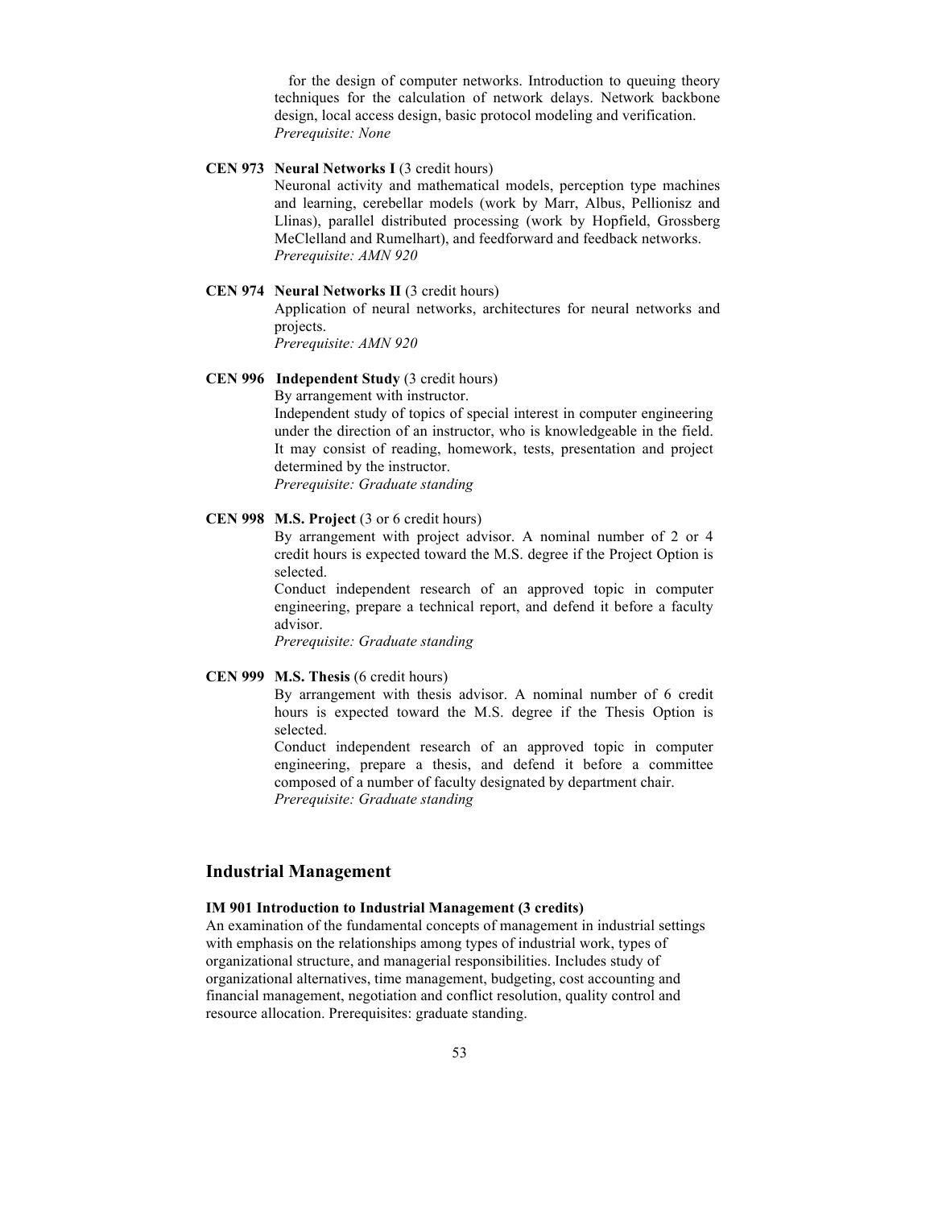for the design of computer networks. Introduction to queuing theory techniques for the calculation of network delays. Network backbone design, local access design, basic protocol modeling and verification.
*Prerequisite: None*

**CEN 973 Neural Networks I** (3 credit hours)
Neuronal activity and mathematical models, perception type machines and learning, cerebellar models (work by Marr, Albus, Pellionisz and Llinas), parallel distributed processing (work by Hopfield, Grossberg MeClelland and Rumelhart), and feedforward and feedback networks.
*Prerequisite: AMN 920*

**CEN 974 Neural Networks II** (3 credit hours)
Application of neural networks, architectures for neural networks and projects.
*Prerequisite: AMN 920*

**CEN 996 Independent Study** (3 credit hours)
By arrangement with instructor.
Independent study of topics of special interest in computer engineering under the direction of an instructor, who is knowledgeable in the field. It may consist of reading, homework, tests, presentation and project determined by the instructor.
*Prerequisite: Graduate standing*

**CEN 998 M.S. Project** (3 or 6 credit hours)
By arrangement with project advisor. A nominal number of 2 or 4 credit hours is expected toward the M.S. degree if the Project Option is selected.
Conduct independent research of an approved topic in computer engineering, prepare a technical report, and defend it before a faculty advisor.
*Prerequisite: Graduate standing*

**CEN 999 M.S. Thesis** (6 credit hours)
By arrangement with thesis advisor. A nominal number of 6 credit hours is expected toward the M.S. degree if the Thesis Option is selected.
Conduct independent research of an approved topic in computer engineering, prepare a thesis, and defend it before a committee composed of a number of faculty designated by department chair.
*Prerequisite: Graduate standing*

## Industrial Management

**IM 901 Introduction to Industrial Management (3 credits)**
An examination of the fundamental concepts of management in industrial settings with emphasis on the relationships among types of industrial work, types of organizational structure, and managerial responsibilities. Includes study of organizational alternatives, time management, budgeting, cost accounting and financial management, negotiation and conflict resolution, quality control and resource allocation. Prerequisites: graduate standing.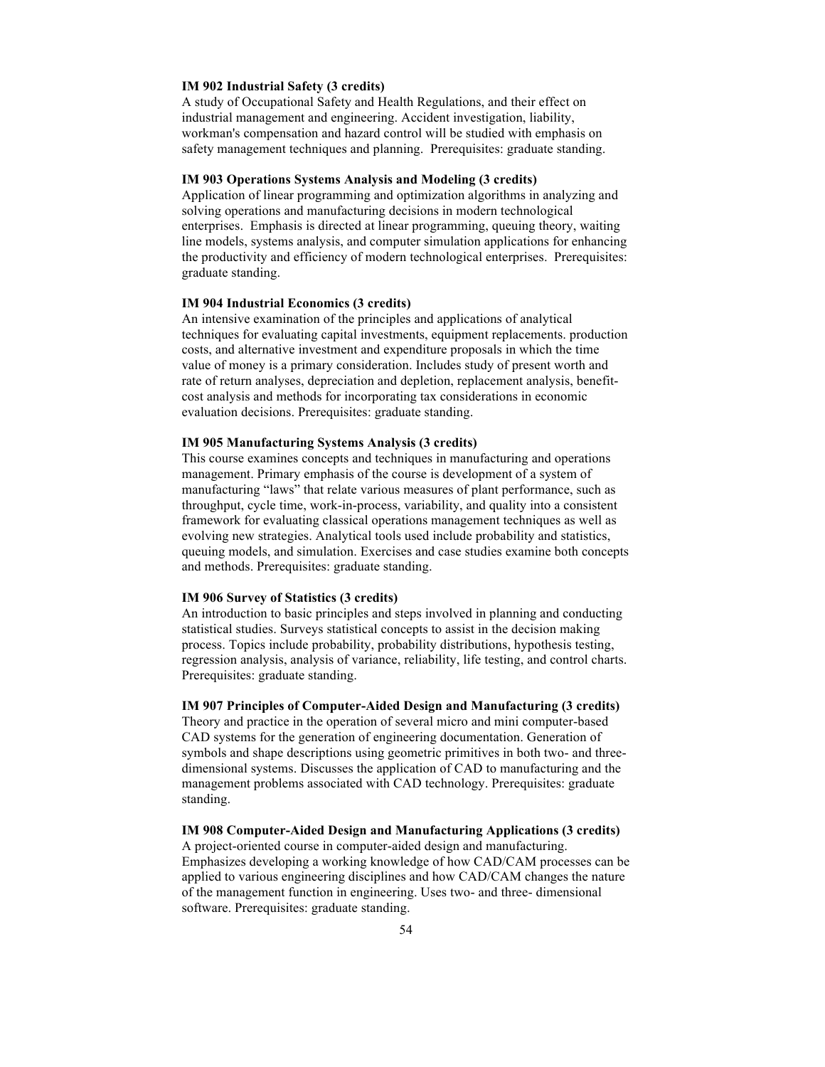**IM 902 Industrial Safety (3 credits)**
A study of Occupational Safety and Health Regulations, and their effect on industrial management and engineering. Accident investigation, liability, workman's compensation and hazard control will be studied with emphasis on safety management techniques and planning. Prerequisites: graduate standing.

**IM 903 Operations Systems Analysis and Modeling (3 credits)**
Application of linear programming and optimization algorithms in analyzing and solving operations and manufacturing decisions in modern technological enterprises. Emphasis is directed at linear programming, queuing theory, waiting line models, systems analysis, and computer simulation applications for enhancing the productivity and efficiency of modern technological enterprises. Prerequisites: graduate standing.

**IM 904 Industrial Economics (3 credits)**
An intensive examination of the principles and applications of analytical techniques for evaluating capital investments, equipment replacements. production costs, and alternative investment and expenditure proposals in which the time value of money is a primary consideration. Includes study of present worth and rate of return analyses, depreciation and depletion, replacement analysis, benefit-cost analysis and methods for incorporating tax considerations in economic evaluation decisions. Prerequisites: graduate standing.

**IM 905 Manufacturing Systems Analysis (3 credits)**
This course examines concepts and techniques in manufacturing and operations management. Primary emphasis of the course is development of a system of manufacturing "laws" that relate various measures of plant performance, such as throughput, cycle time, work-in-process, variability, and quality into a consistent framework for evaluating classical operations management techniques as well as evolving new strategies. Analytical tools used include probability and statistics, queuing models, and simulation. Exercises and case studies examine both concepts and methods. Prerequisites: graduate standing.

**IM 906 Survey of Statistics (3 credits)**
An introduction to basic principles and steps involved in planning and conducting statistical studies. Surveys statistical concepts to assist in the decision making process. Topics include probability, probability distributions, hypothesis testing, regression analysis, analysis of variance, reliability, life testing, and control charts. Prerequisites: graduate standing.

**IM 907 Principles of Computer-Aided Design and Manufacturing (3 credits)**
Theory and practice in the operation of several micro and mini computer-based CAD systems for the generation of engineering documentation. Generation of symbols and shape descriptions using geometric primitives in both two- and three-dimensional systems. Discusses the application of CAD to manufacturing and the management problems associated with CAD technology. Prerequisites: graduate standing.

**IM 908 Computer-Aided Design and Manufacturing Applications (3 credits)**
A project-oriented course in computer-aided design and manufacturing. Emphasizes developing a working knowledge of how CAD/CAM processes can be applied to various engineering disciplines and how CAD/CAM changes the nature of the management function in engineering. Uses two- and three- dimensional software. Prerequisites: graduate standing.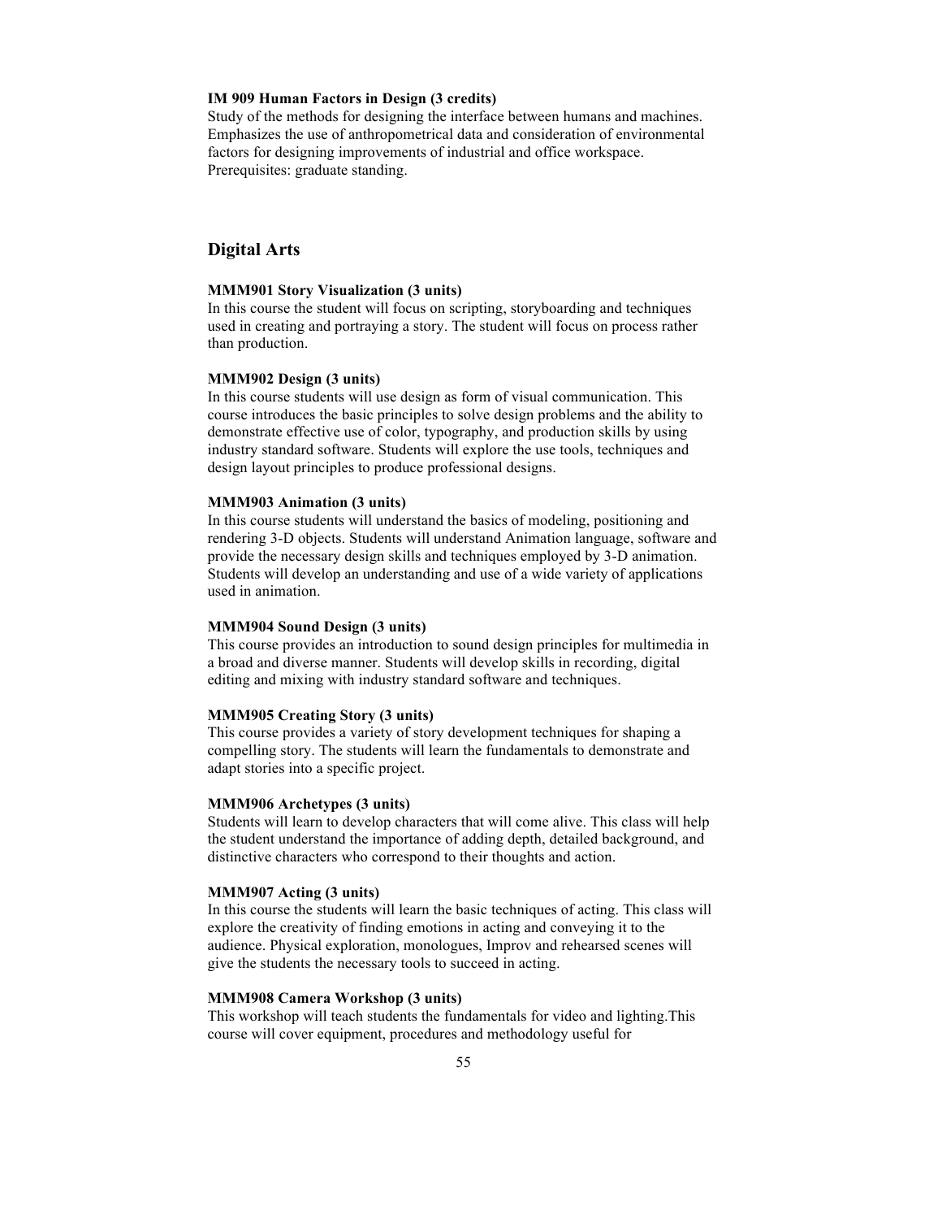**IM 909 Human Factors in Design (3 credits)**
Study of the methods for designing the interface between humans and machines. Emphasizes the use of anthropometrical data and consideration of environmental factors for designing improvements of industrial and office workspace. Prerequisites: graduate standing.

## Digital Arts

**MMM901 Story Visualization (3 units)**
In this course the student will focus on scripting, storyboarding and techniques used in creating and portraying a story. The student will focus on process rather than production.

**MMM902 Design (3 units)**
In this course students will use design as form of visual communication. This course introduces the basic principles to solve design problems and the ability to demonstrate effective use of color, typography, and production skills by using industry standard software. Students will explore the use tools, techniques and design layout principles to produce professional designs.

**MMM903 Animation (3 units)**
In this course students will understand the basics of modeling, positioning and rendering 3-D objects. Students will understand Animation language, software and provide the necessary design skills and techniques employed by 3-D animation. Students will develop an understanding and use of a wide variety of applications used in animation.

**MMM904 Sound Design (3 units)**
This course provides an introduction to sound design principles for multimedia in a broad and diverse manner. Students will develop skills in recording, digital editing and mixing with industry standard software and techniques.

**MMM905 Creating Story (3 units)**
This course provides a variety of story development techniques for shaping a compelling story. The students will learn the fundamentals to demonstrate and adapt stories into a specific project.

**MMM906 Archetypes (3 units)**
Students will learn to develop characters that will come alive. This class will help the student understand the importance of adding depth, detailed background, and distinctive characters who correspond to their thoughts and action.

**MMM907 Acting (3 units)**
In this course the students will learn the basic techniques of acting. This class will explore the creativity of finding emotions in acting and conveying it to the audience. Physical exploration, monologues, Improv and rehearsed scenes will give the students the necessary tools to succeed in acting.

**MMM908 Camera Workshop (3 units)**
This workshop will teach students the fundamentals for video and lighting.This course will cover equipment, procedures and methodology useful for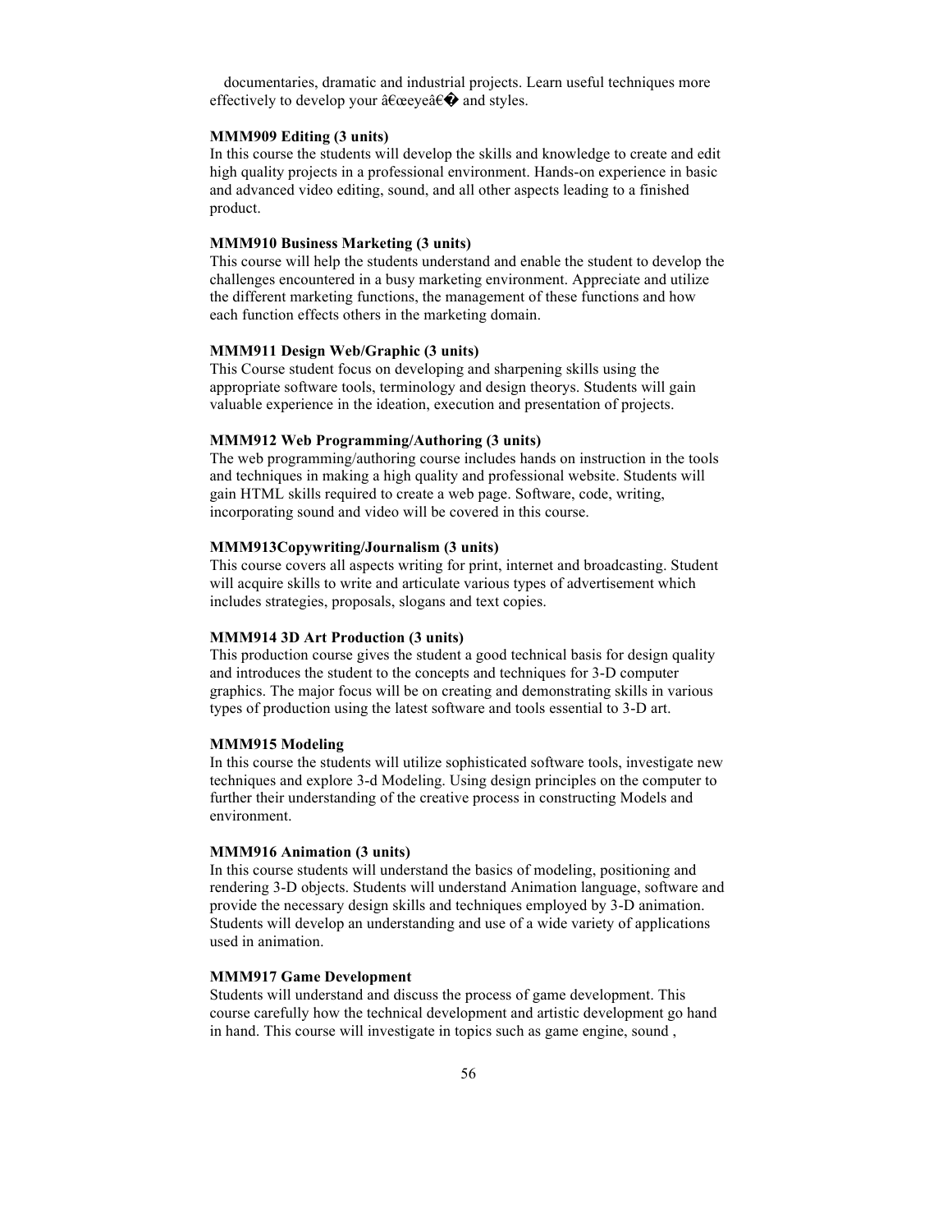documentaries, dramatic and industrial projects. Learn useful techniques more effectively to develop your â€œeyeâ€� and styles.

**MMM909 Editing (3 units)**
In this course the students will develop the skills and knowledge to create and edit high quality projects in a professional environment. Hands-on experience in basic and advanced video editing, sound, and all other aspects leading to a finished product.

**MMM910 Business Marketing (3 units)**
This course will help the students understand and enable the student to develop the challenges encountered in a busy marketing environment. Appreciate and utilize the different marketing functions, the management of these functions and how each function effects others in the marketing domain.

**MMM911 Design Web/Graphic (3 units)**
This Course student focus on developing and sharpening skills using the appropriate software tools, terminology and design theorys. Students will gain valuable experience in the ideation, execution and presentation of projects.

**MMM912 Web Programming/Authoring (3 units)**
The web programming/authoring course includes hands on instruction in the tools and techniques in making a high quality and professional website. Students will gain HTML skills required to create a web page. Software, code, writing, incorporating sound and video will be covered in this course.

**MMM913Copywriting/Journalism (3 units)**
This course covers all aspects writing for print, internet and broadcasting. Student will acquire skills to write and articulate various types of advertisement which includes strategies, proposals, slogans and text copies.

**MMM914 3D Art Production (3 units)**
This production course gives the student a good technical basis for design quality and introduces the student to the concepts and techniques for 3-D computer graphics. The major focus will be on creating and demonstrating skills in various types of production using the latest software and tools essential to 3-D art.

**MMM915 Modeling**
In this course the students will utilize sophisticated software tools, investigate new techniques and explore 3-d Modeling. Using design principles on the computer to further their understanding of the creative process in constructing Models and environment.

**MMM916 Animation (3 units)**
In this course students will understand the basics of modeling, positioning and rendering 3-D objects. Students will understand Animation language, software and provide the necessary design skills and techniques employed by 3-D animation. Students will develop an understanding and use of a wide variety of applications used in animation.

**MMM917 Game Development**
Students will understand and discuss the process of game development. This course carefully how the technical development and artistic development go hand in hand. This course will investigate in topics such as game engine, sound ,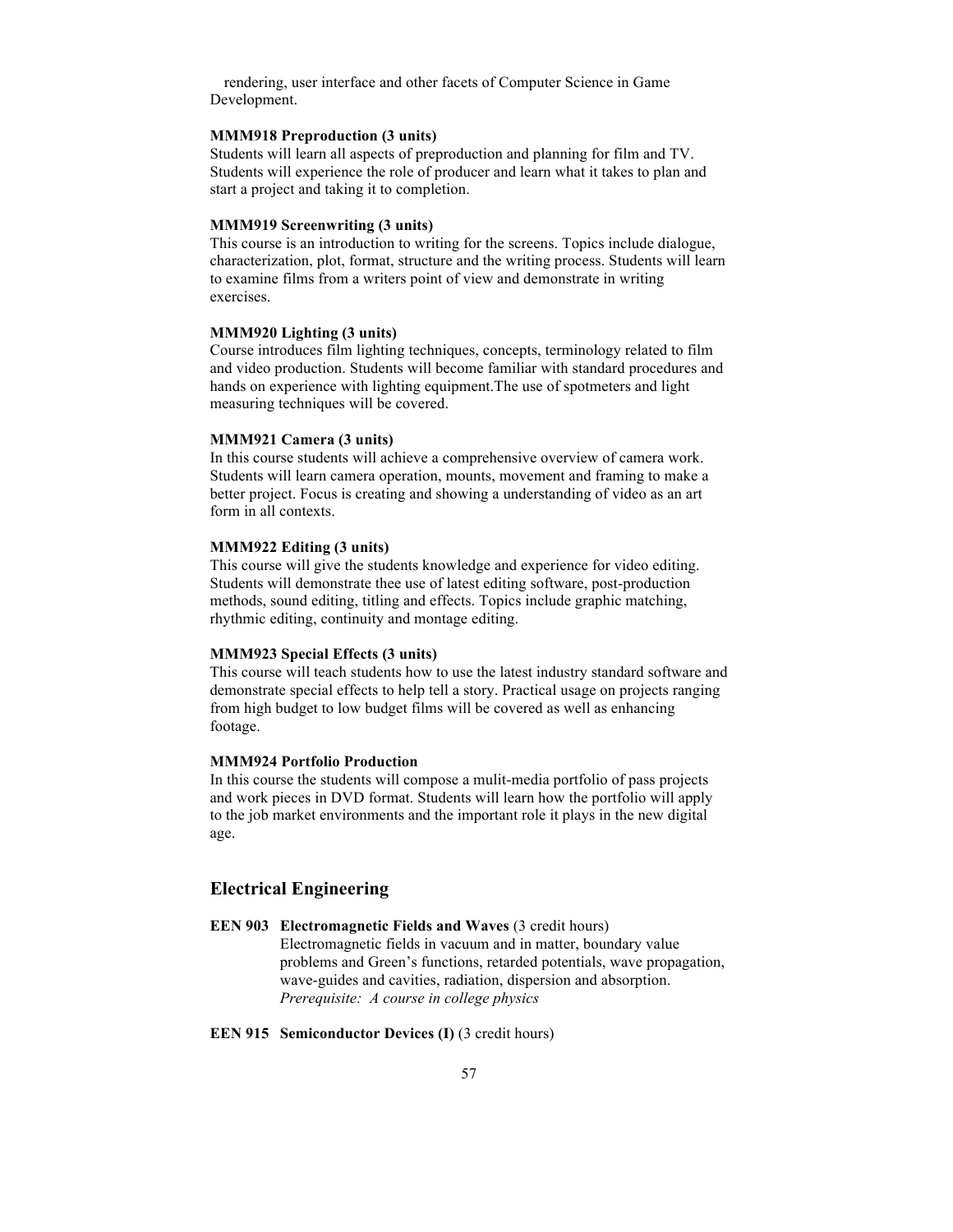rendering, user interface and other facets of Computer Science in Game Development.

**MMM918 Preproduction (3 units)**
Students will learn all aspects of preproduction and planning for film and TV. Students will experience the role of producer and learn what it takes to plan and start a project and taking it to completion.

**MMM919 Screenwriting (3 units)**
This course is an introduction to writing for the screens. Topics include dialogue, characterization, plot, format, structure and the writing process. Students will learn to examine films from a writers point of view and demonstrate in writing exercises.

**MMM920 Lighting (3 units)**
Course introduces film lighting techniques, concepts, terminology related to film and video production. Students will become familiar with standard procedures and hands on experience with lighting equipment.The use of spotmeters and light measuring techniques will be covered.

**MMM921 Camera (3 units)**
In this course students will achieve a comprehensive overview of camera work. Students will learn camera operation, mounts, movement and framing to make a better project. Focus is creating and showing a understanding of video as an art form in all contexts.

**MMM922 Editing (3 units)**
This course will give the students knowledge and experience for video editing. Students will demonstrate thee use of latest editing software, post-production methods, sound editing, titling and effects. Topics include graphic matching, rhythmic editing, continuity and montage editing.

**MMM923 Special Effects (3 units)**
This course will teach students how to use the latest industry standard software and demonstrate special effects to help tell a story. Practical usage on projects ranging from high budget to low budget films will be covered as well as enhancing footage.

**MMM924 Portfolio Production**
In this course the students will compose a mulit-media portfolio of pass projects and work pieces in DVD format. Students will learn how the portfolio will apply to the job market environments and the important role it plays in the new digital age.

## Electrical Engineering

**EEN 903 Electromagnetic Fields and Waves** (3 credit hours)
Electromagnetic fields in vacuum and in matter, boundary value problems and Green's functions, retarded potentials, wave propagation, wave-guides and cavities, radiation, dispersion and absorption.
*Prerequisite: A course in college physics*

**EEN 915 Semiconductor Devices (I)** (3 credit hours)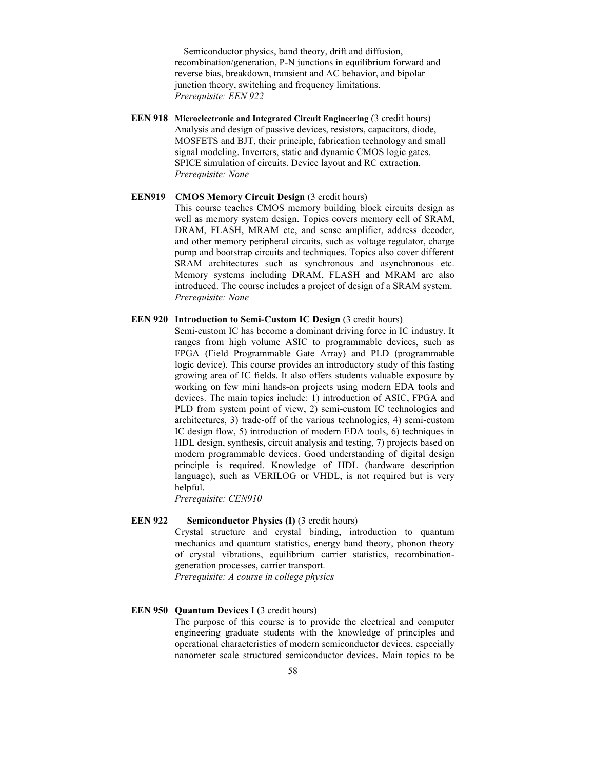Semiconductor physics, band theory, drift and diffusion, recombination/generation, P-N junctions in equilibrium forward and reverse bias, breakdown, transient and AC behavior, and bipolar junction theory, switching and frequency limitations.
*Prerequisite: EEN 922*

**EEN 918 Microelectronic and Integrated Circuit Engineering** (3 credit hours)
Analysis and design of passive devices, resistors, capacitors, diode, MOSFETS and BJT, their principle, fabrication technology and small signal modeling. Inverters, static and dynamic CMOS logic gates. SPICE simulation of circuits. Device layout and RC extraction.
*Prerequisite: None*

**EEN919 CMOS Memory Circuit Design** (3 credit hours)
This course teaches CMOS memory building block circuits design as well as memory system design. Topics covers memory cell of SRAM, DRAM, FLASH, MRAM etc, and sense amplifier, address decoder, and other memory peripheral circuits, such as voltage regulator, charge pump and bootstrap circuits and techniques. Topics also cover different SRAM architectures such as synchronous and asynchronous etc. Memory systems including DRAM, FLASH and MRAM are also introduced. The course includes a project of design of a SRAM system.
*Prerequisite: None*

**EEN 920 Introduction to Semi-Custom IC Design** (3 credit hours)
Semi-custom IC has become a dominant driving force in IC industry. It ranges from high volume ASIC to programmable devices, such as FPGA (Field Programmable Gate Array) and PLD (programmable logic device). This course provides an introductory study of this fasting growing area of IC fields. It also offers students valuable exposure by working on few mini hands-on projects using modern EDA tools and devices. The main topics include: 1) introduction of ASIC, FPGA and PLD from system point of view, 2) semi-custom IC technologies and architectures, 3) trade-off of the various technologies, 4) semi-custom IC design flow, 5) introduction of modern EDA tools, 6) techniques in HDL design, synthesis, circuit analysis and testing, 7) projects based on modern programmable devices. Good understanding of digital design principle is required. Knowledge of HDL (hardware description language), such as VERILOG or VHDL, is not required but is very helpful.
*Prerequisite: CEN910*

**EEN 922 Semiconductor Physics (I)** (3 credit hours)
Crystal structure and crystal binding, introduction to quantum mechanics and quantum statistics, energy band theory, phonon theory of crystal vibrations, equilibrium carrier statistics, recombination-generation processes, carrier transport.
*Prerequisite: A course in college physics*

**EEN 950 Quantum Devices I** (3 credit hours)
The purpose of this course is to provide the electrical and computer engineering graduate students with the knowledge of principles and operational characteristics of modern semiconductor devices, especially nanometer scale structured semiconductor devices. Main topics to be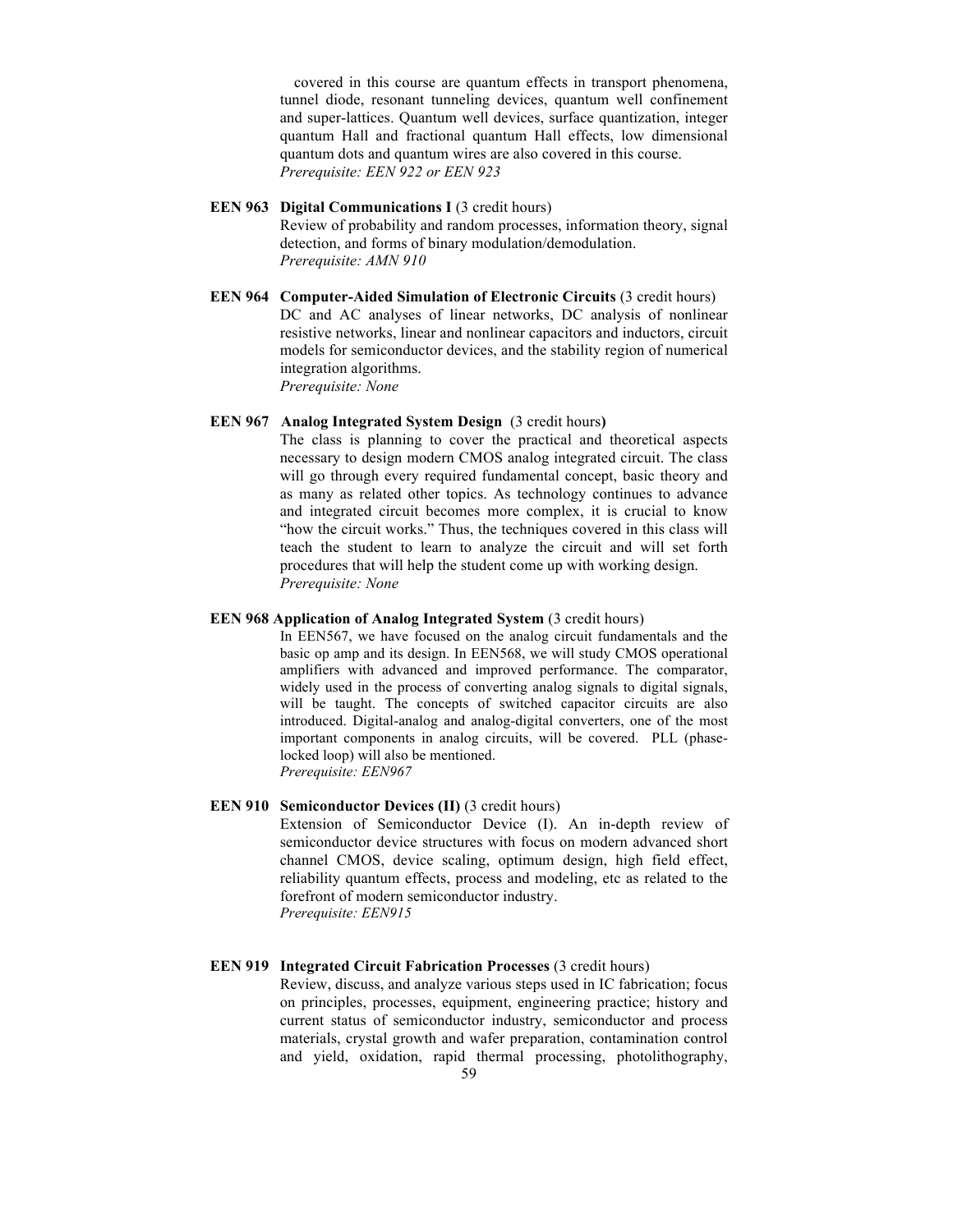covered in this course are quantum effects in transport phenomena, tunnel diode, resonant tunneling devices, quantum well confinement and super-lattices. Quantum well devices, surface quantization, integer quantum Hall and fractional quantum Hall effects, low dimensional quantum dots and quantum wires are also covered in this course.
*Prerequisite: EEN 922 or EEN 923*

**EEN 963 Digital Communications I** (3 credit hours)
Review of probability and random processes, information theory, signal detection, and forms of binary modulation/demodulation.
*Prerequisite: AMN 910*

**EEN 964 Computer-Aided Simulation of Electronic Circuits** (3 credit hours)
DC and AC analyses of linear networks, DC analysis of nonlinear resistive networks, linear and nonlinear capacitors and inductors, circuit models for semiconductor devices, and the stability region of numerical integration algorithms.
*Prerequisite: None*

**EEN 967 Analog Integrated System Design** (3 credit hours**)**
The class is planning to cover the practical and theoretical aspects necessary to design modern CMOS analog integrated circuit. The class will go through every required fundamental concept, basic theory and as many as related other topics. As technology continues to advance and integrated circuit becomes more complex, it is crucial to know "how the circuit works." Thus, the techniques covered in this class will teach the student to learn to analyze the circuit and will set forth procedures that will help the student come up with working design.
*Prerequisite: None*

**EEN 968 Application of Analog Integrated System** (3 credit hours)
In EEN567, we have focused on the analog circuit fundamentals and the basic op amp and its design. In EEN568, we will study CMOS operational amplifiers with advanced and improved performance. The comparator, widely used in the process of converting analog signals to digital signals, will be taught. The concepts of switched capacitor circuits are also introduced. Digital-analog and analog-digital converters, one of the most important components in analog circuits, will be covered. PLL (phase-locked loop) will also be mentioned.
*Prerequisite: EEN967*

**EEN 910 Semiconductor Devices (II)** (3 credit hours)
Extension of Semiconductor Device (I). An in-depth review of semiconductor device structures with focus on modern advanced short channel CMOS, device scaling, optimum design, high field effect, reliability quantum effects, process and modeling, etc as related to the forefront of modern semiconductor industry.
*Prerequisite: EEN915*

**EEN 919 Integrated Circuit Fabrication Processes** (3 credit hours)
Review, discuss, and analyze various steps used in IC fabrication; focus on principles, processes, equipment, engineering practice; history and current status of semiconductor industry, semiconductor and process materials, crystal growth and wafer preparation, contamination control and yield, oxidation, rapid thermal processing, photolithography,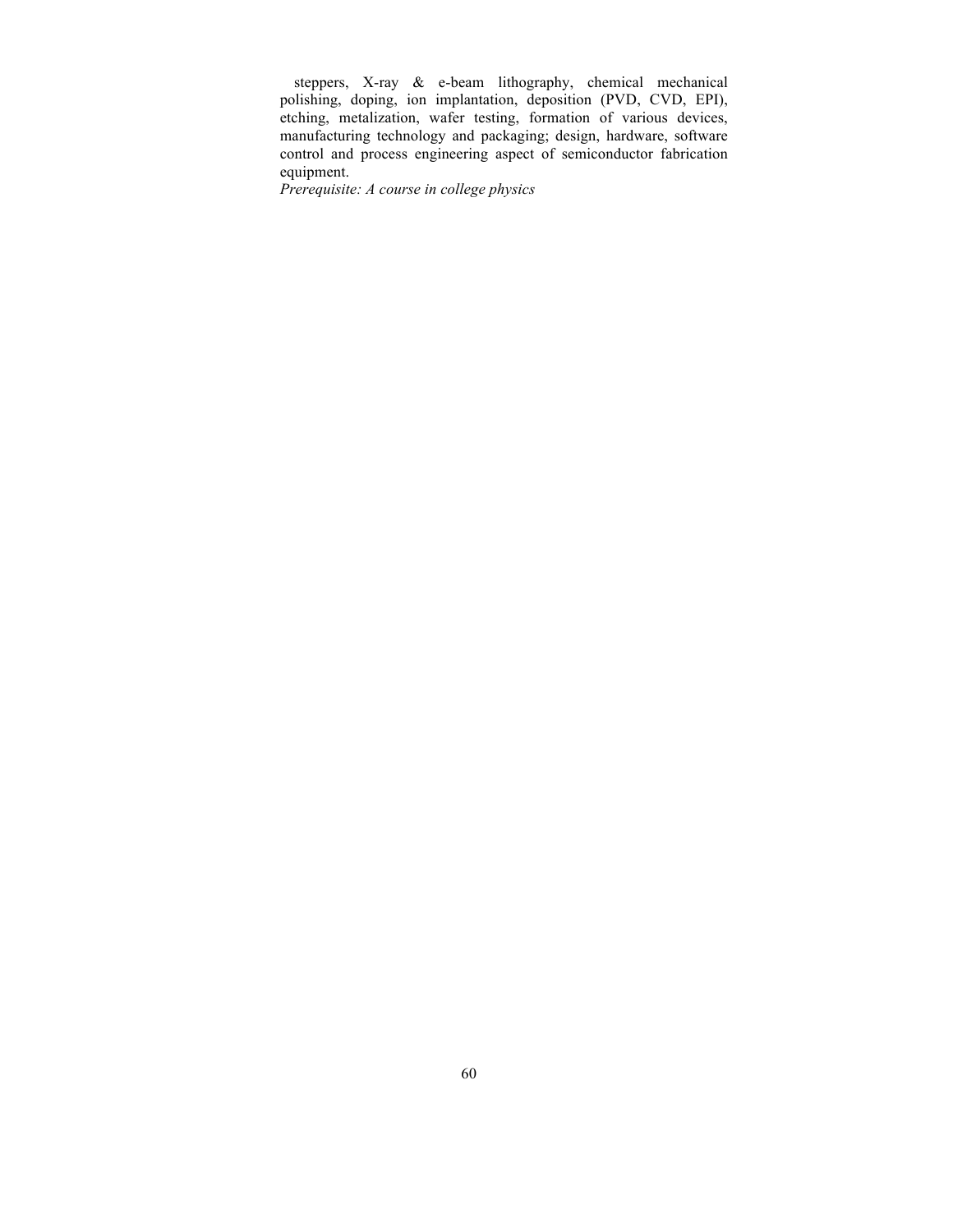steppers, X-ray & e-beam lithography, chemical mechanical polishing, doping, ion implantation, deposition (PVD, CVD, EPI), etching, metalization, wafer testing, formation of various devices, manufacturing technology and packaging; design, hardware, software control and process engineering aspect of semiconductor fabrication equipment.

*Prerequisite: A course in college physics*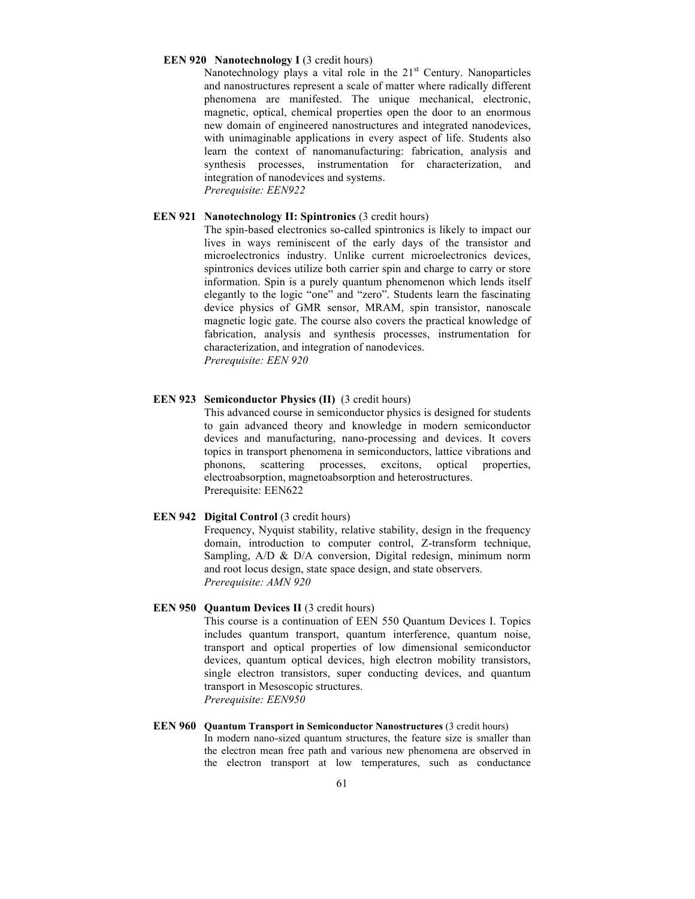**EEN 920 Nanotechnology I** (3 credit hours)

Nanotechnology plays a vital role in the 21st Century. Nanoparticles and nanostructures represent a scale of matter where radically different phenomena are manifested. The unique mechanical, electronic, magnetic, optical, chemical properties open the door to an enormous new domain of engineered nanostructures and integrated nanodevices, with unimaginable applications in every aspect of life. Students also learn the context of nanomanufacturing: fabrication, analysis and synthesis processes, instrumentation for characterization, and integration of nanodevices and systems.

*Prerequisite: EEN922*

**EEN 921 Nanotechnology II: Spintronics** (3 credit hours)

The spin-based electronics so-called spintronics is likely to impact our lives in ways reminiscent of the early days of the transistor and microelectronics industry. Unlike current microelectronics devices, spintronics devices utilize both carrier spin and charge to carry or store information. Spin is a purely quantum phenomenon which lends itself elegantly to the logic "one" and "zero". Students learn the fascinating device physics of GMR sensor, MRAM, spin transistor, nanoscale magnetic logic gate. The course also covers the practical knowledge of fabrication, analysis and synthesis processes, instrumentation for characterization, and integration of nanodevices.

*Prerequisite: EEN 920*

**EEN 923 Semiconductor Physics (II)** (3 credit hours)

This advanced course in semiconductor physics is designed for students to gain advanced theory and knowledge in modern semiconductor devices and manufacturing, nano-processing and devices. It covers topics in transport phenomena in semiconductors, lattice vibrations and phonons, scattering processes, excitons, optical properties, electroabsorption, magnetoabsorption and heterostructures.

Prerequisite: EEN622

**EEN 942 Digital Control** (3 credit hours)

Frequency, Nyquist stability, relative stability, design in the frequency domain, introduction to computer control, Z-transform technique, Sampling, A/D & D/A conversion, Digital redesign, minimum norm and root locus design, state space design, and state observers.

*Prerequisite: AMN 920*

**EEN 950 Quantum Devices II** (3 credit hours)

This course is a continuation of EEN 550 Quantum Devices I. Topics includes quantum transport, quantum interference, quantum noise, transport and optical properties of low dimensional semiconductor devices, quantum optical devices, high electron mobility transistors, single electron transistors, super conducting devices, and quantum transport in Mesoscopic structures.

*Prerequisite: EEN950*

**EEN 960 Quantum Transport in Semiconductor Nanostructures** (3 credit hours)

In modern nano-sized quantum structures, the feature size is smaller than the electron mean free path and various new phenomena are observed in the electron transport at low temperatures, such as conductance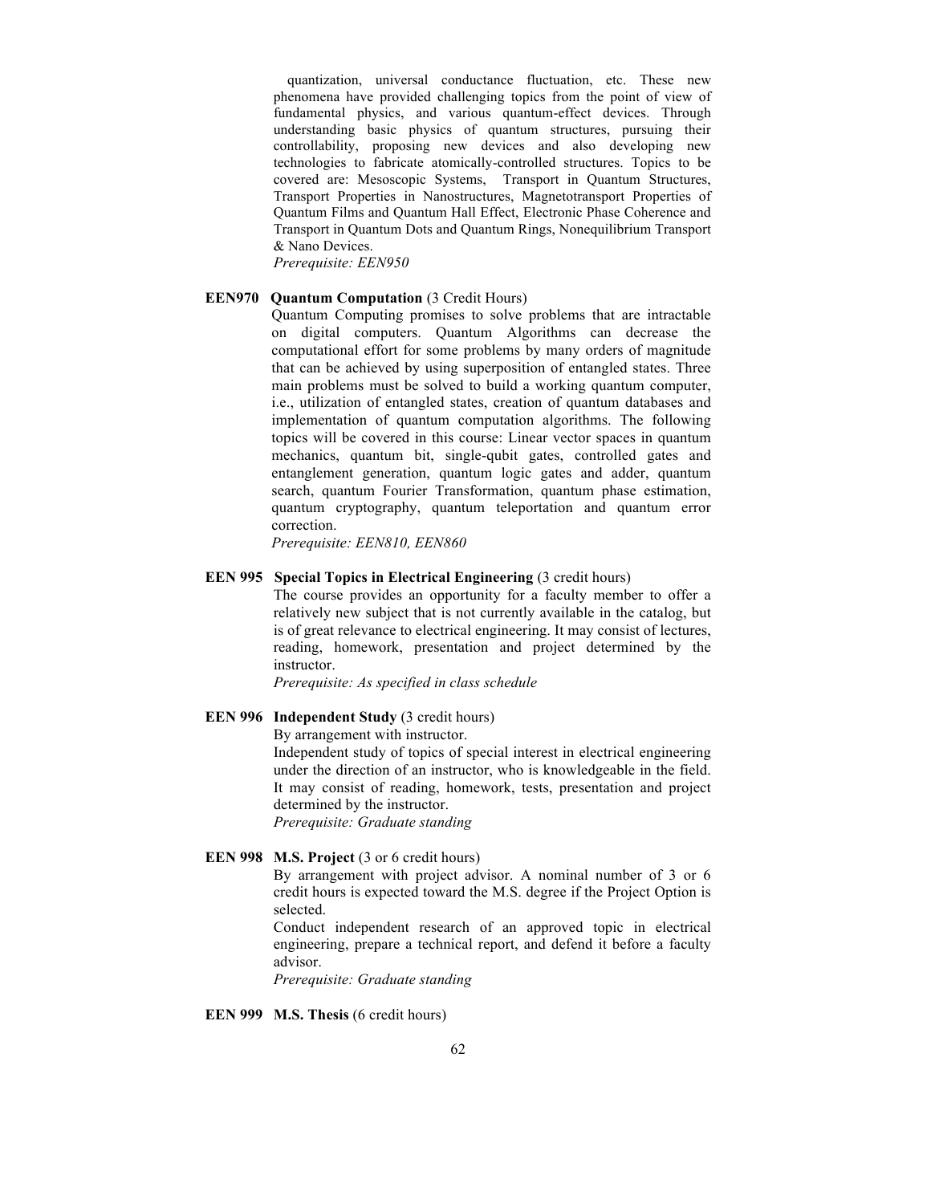quantization, universal conductance fluctuation, etc. These new phenomena have provided challenging topics from the point of view of fundamental physics, and various quantum-effect devices. Through understanding basic physics of quantum structures, pursuing their controllability, proposing new devices and also developing new technologies to fabricate atomically-controlled structures. Topics to be covered are: Mesoscopic Systems, Transport in Quantum Structures, Transport Properties in Nanostructures, Magnetotransport Properties of Quantum Films and Quantum Hall Effect, Electronic Phase Coherence and Transport in Quantum Dots and Quantum Rings, Nonequilibrium Transport & Nano Devices.
*Prerequisite: EEN950*

**EEN970 Quantum Computation** (3 Credit Hours)
Quantum Computing promises to solve problems that are intractable on digital computers. Quantum Algorithms can decrease the computational effort for some problems by many orders of magnitude that can be achieved by using superposition of entangled states. Three main problems must be solved to build a working quantum computer, i.e., utilization of entangled states, creation of quantum databases and implementation of quantum computation algorithms. The following topics will be covered in this course: Linear vector spaces in quantum mechanics, quantum bit, single-qubit gates, controlled gates and entanglement generation, quantum logic gates and adder, quantum search, quantum Fourier Transformation, quantum phase estimation, quantum cryptography, quantum teleportation and quantum error correction.
*Prerequisite: EEN810, EEN860*

**EEN 995 Special Topics in Electrical Engineering** (3 credit hours)
The course provides an opportunity for a faculty member to offer a relatively new subject that is not currently available in the catalog, but is of great relevance to electrical engineering. It may consist of lectures, reading, homework, presentation and project determined by the instructor.
*Prerequisite: As specified in class schedule*

**EEN 996 Independent Study** (3 credit hours)
By arrangement with instructor.
Independent study of topics of special interest in electrical engineering under the direction of an instructor, who is knowledgeable in the field. It may consist of reading, homework, tests, presentation and project determined by the instructor.
*Prerequisite: Graduate standing*

**EEN 998 M.S. Project** (3 or 6 credit hours)
By arrangement with project advisor. A nominal number of 3 or 6 credit hours is expected toward the M.S. degree if the Project Option is selected.
Conduct independent research of an approved topic in electrical engineering, prepare a technical report, and defend it before a faculty advisor.
*Prerequisite: Graduate standing*

**EEN 999 M.S. Thesis** (6 credit hours)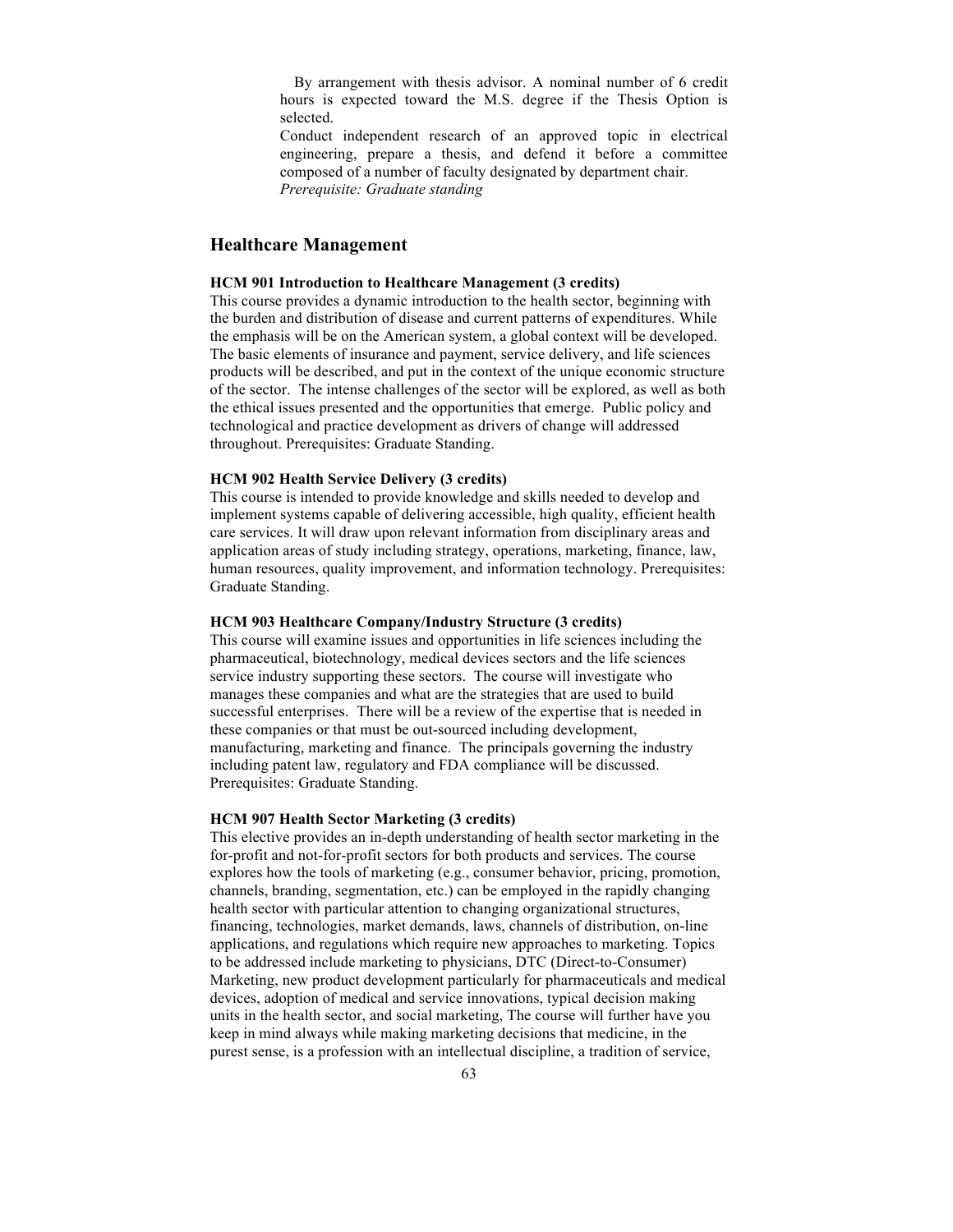By arrangement with thesis advisor. A nominal number of 6 credit hours is expected toward the M.S. degree if the Thesis Option is selected.

Conduct independent research of an approved topic in electrical engineering, prepare a thesis, and defend it before a committee composed of a number of faculty designated by department chair.

*Prerequisite: Graduate standing*

## Healthcare Management

**HCM 901 Introduction to Healthcare Management (3 credits)**

This course provides a dynamic introduction to the health sector, beginning with the burden and distribution of disease and current patterns of expenditures. While the emphasis will be on the American system, a global context will be developed. The basic elements of insurance and payment, service delivery, and life sciences products will be described, and put in the context of the unique economic structure of the sector. The intense challenges of the sector will be explored, as well as both the ethical issues presented and the opportunities that emerge. Public policy and technological and practice development as drivers of change will addressed throughout. Prerequisites: Graduate Standing.

**HCM 902 Health Service Delivery (3 credits)**

This course is intended to provide knowledge and skills needed to develop and implement systems capable of delivering accessible, high quality, efficient health care services. It will draw upon relevant information from disciplinary areas and application areas of study including strategy, operations, marketing, finance, law, human resources, quality improvement, and information technology. Prerequisites: Graduate Standing.

**HCM 903 Healthcare Company/Industry Structure (3 credits)**

This course will examine issues and opportunities in life sciences including the pharmaceutical, biotechnology, medical devices sectors and the life sciences service industry supporting these sectors. The course will investigate who manages these companies and what are the strategies that are used to build successful enterprises. There will be a review of the expertise that is needed in these companies or that must be out-sourced including development, manufacturing, marketing and finance. The principals governing the industry including patent law, regulatory and FDA compliance will be discussed. Prerequisites: Graduate Standing.

**HCM 907 Health Sector Marketing (3 credits)**

This elective provides an in-depth understanding of health sector marketing in the for-profit and not-for-profit sectors for both products and services. The course explores how the tools of marketing (e.g., consumer behavior, pricing, promotion, channels, branding, segmentation, etc.) can be employed in the rapidly changing health sector with particular attention to changing organizational structures, financing, technologies, market demands, laws, channels of distribution, on-line applications, and regulations which require new approaches to marketing. Topics to be addressed include marketing to physicians, DTC (Direct-to-Consumer) Marketing, new product development particularly for pharmaceuticals and medical devices, adoption of medical and service innovations, typical decision making units in the health sector, and social marketing, The course will further have you keep in mind always while making marketing decisions that medicine, in the purest sense, is a profession with an intellectual discipline, a tradition of service,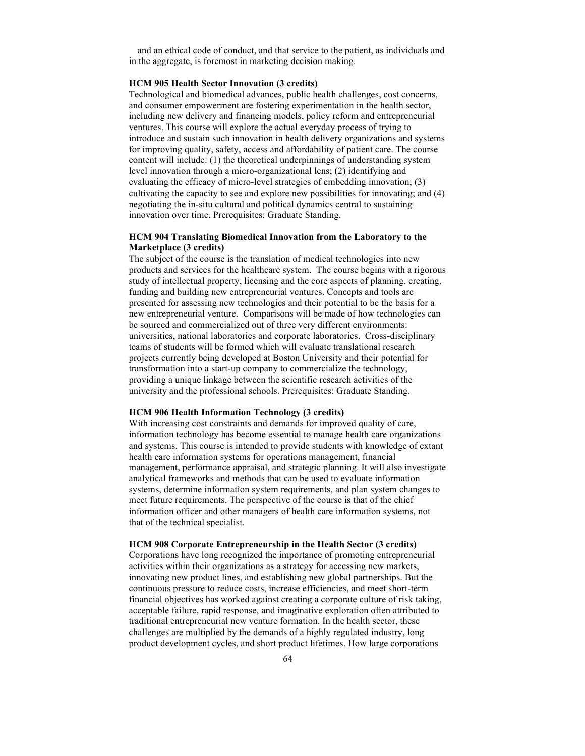and an ethical code of conduct, and that service to the patient, as individuals and in the aggregate, is foremost in marketing decision making.

**HCM 905 Health Sector Innovation (3 credits)**

Technological and biomedical advances, public health challenges, cost concerns, and consumer empowerment are fostering experimentation in the health sector, including new delivery and financing models, policy reform and entrepreneurial ventures. This course will explore the actual everyday process of trying to introduce and sustain such innovation in health delivery organizations and systems for improving quality, safety, access and affordability of patient care. The course content will include: (1) the theoretical underpinnings of understanding system level innovation through a micro-organizational lens; (2) identifying and evaluating the efficacy of micro-level strategies of embedding innovation; (3) cultivating the capacity to see and explore new possibilities for innovating; and (4) negotiating the in-situ cultural and political dynamics central to sustaining innovation over time. Prerequisites: Graduate Standing.

**HCM 904 Translating Biomedical Innovation from the Laboratory to the Marketplace (3 credits)**

The subject of the course is the translation of medical technologies into new products and services for the healthcare system. The course begins with a rigorous study of intellectual property, licensing and the core aspects of planning, creating, funding and building new entrepreneurial ventures. Concepts and tools are presented for assessing new technologies and their potential to be the basis for a new entrepreneurial venture. Comparisons will be made of how technologies can be sourced and commercialized out of three very different environments: universities, national laboratories and corporate laboratories. Cross-disciplinary teams of students will be formed which will evaluate translational research projects currently being developed at Boston University and their potential for transformation into a start-up company to commercialize the technology, providing a unique linkage between the scientific research activities of the university and the professional schools. Prerequisites: Graduate Standing.

**HCM 906 Health Information Technology (3 credits)**

With increasing cost constraints and demands for improved quality of care, information technology has become essential to manage health care organizations and systems. This course is intended to provide students with knowledge of extant health care information systems for operations management, financial management, performance appraisal, and strategic planning. It will also investigate analytical frameworks and methods that can be used to evaluate information systems, determine information system requirements, and plan system changes to meet future requirements. The perspective of the course is that of the chief information officer and other managers of health care information systems, not that of the technical specialist.

**HCM 908 Corporate Entrepreneurship in the Health Sector (3 credits)**

Corporations have long recognized the importance of promoting entrepreneurial activities within their organizations as a strategy for accessing new markets, innovating new product lines, and establishing new global partnerships. But the continuous pressure to reduce costs, increase efficiencies, and meet short-term financial objectives has worked against creating a corporate culture of risk taking, acceptable failure, rapid response, and imaginative exploration often attributed to traditional entrepreneurial new venture formation. In the health sector, these challenges are multiplied by the demands of a highly regulated industry, long product development cycles, and short product lifetimes. How large corporations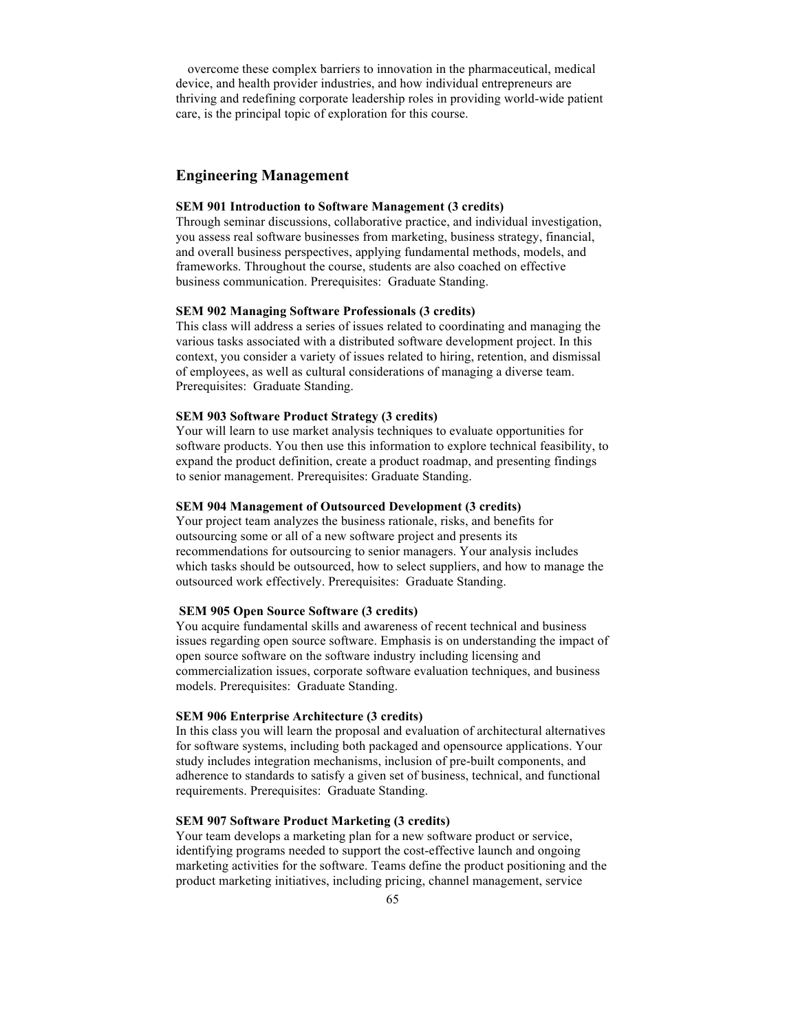overcome these complex barriers to innovation in the pharmaceutical, medical device, and health provider industries, and how individual entrepreneurs are thriving and redefining corporate leadership roles in providing world-wide patient care, is the principal topic of exploration for this course.

## Engineering Management

**SEM 901 Introduction to Software Management (3 credits)**
Through seminar discussions, collaborative practice, and individual investigation, you assess real software businesses from marketing, business strategy, financial, and overall business perspectives, applying fundamental methods, models, and frameworks. Throughout the course, students are also coached on effective business communication. Prerequisites: Graduate Standing.

**SEM 902 Managing Software Professionals (3 credits)**
This class will address a series of issues related to coordinating and managing the various tasks associated with a distributed software development project. In this context, you consider a variety of issues related to hiring, retention, and dismissal of employees, as well as cultural considerations of managing a diverse team. Prerequisites: Graduate Standing.

**SEM 903 Software Product Strategy (3 credits)**
Your will learn to use market analysis techniques to evaluate opportunities for software products. You then use this information to explore technical feasibility, to expand the product definition, create a product roadmap, and presenting findings to senior management. Prerequisites: Graduate Standing.

**SEM 904 Management of Outsourced Development (3 credits)**
Your project team analyzes the business rationale, risks, and benefits for outsourcing some or all of a new software project and presents its recommendations for outsourcing to senior managers. Your analysis includes which tasks should be outsourced, how to select suppliers, and how to manage the outsourced work effectively. Prerequisites: Graduate Standing.

**SEM 905 Open Source Software (3 credits)**
You acquire fundamental skills and awareness of recent technical and business issues regarding open source software. Emphasis is on understanding the impact of open source software on the software industry including licensing and commercialization issues, corporate software evaluation techniques, and business models. Prerequisites: Graduate Standing.

**SEM 906 Enterprise Architecture (3 credits)**
In this class you will learn the proposal and evaluation of architectural alternatives for software systems, including both packaged and opensource applications. Your study includes integration mechanisms, inclusion of pre-built components, and adherence to standards to satisfy a given set of business, technical, and functional requirements. Prerequisites: Graduate Standing.

**SEM 907 Software Product Marketing (3 credits)**
Your team develops a marketing plan for a new software product or service, identifying programs needed to support the cost-effective launch and ongoing marketing activities for the software. Teams define the product positioning and the product marketing initiatives, including pricing, channel management, service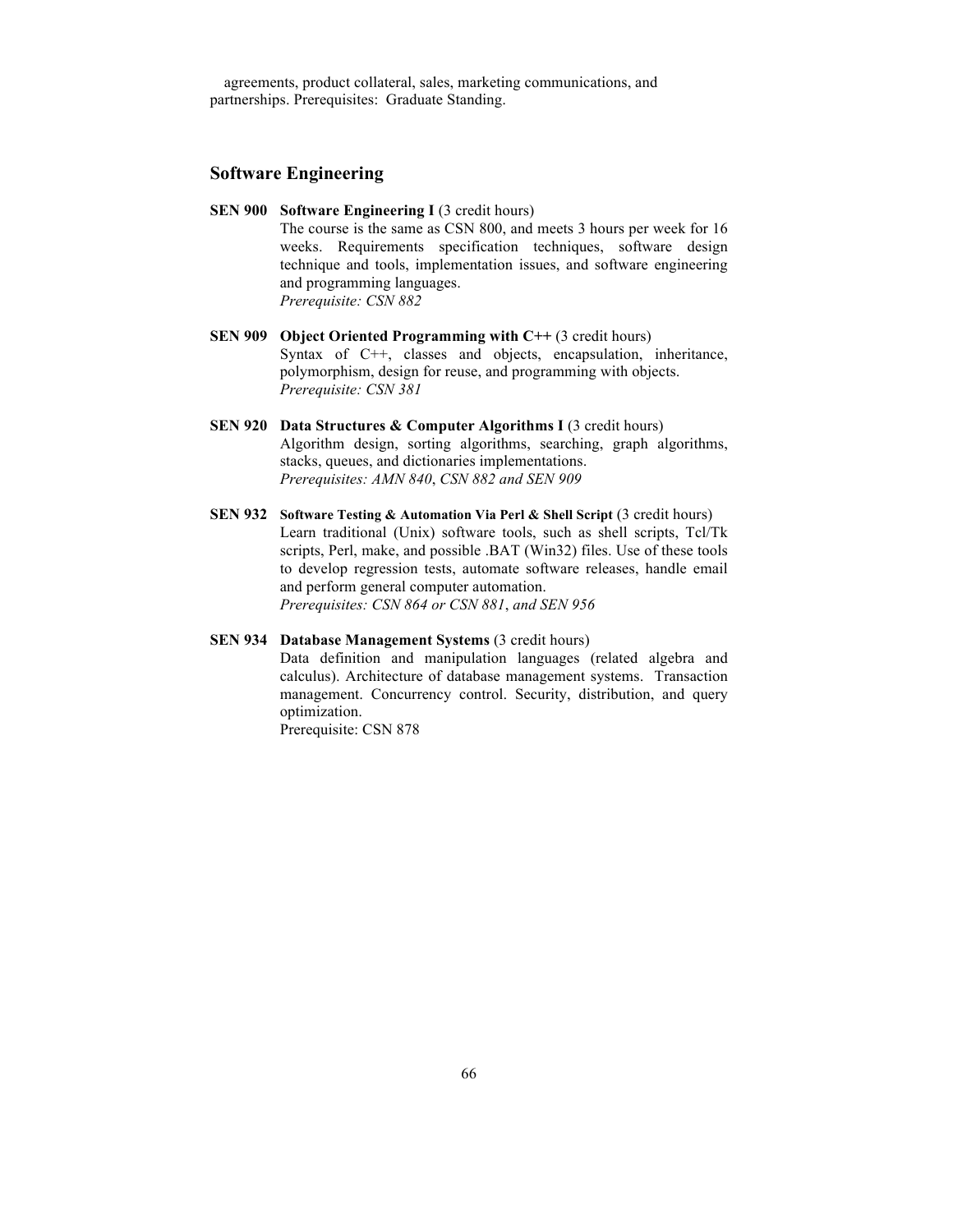agreements, product collateral, sales, marketing communications, and partnerships. Prerequisites: Graduate Standing.

## Software Engineering

**SEN 900 Software Engineering I** (3 credit hours)
The course is the same as CSN 800, and meets 3 hours per week for 16 weeks. Requirements specification techniques, software design technique and tools, implementation issues, and software engineering and programming languages.
*Prerequisite: CSN 882*

**SEN 909 Object Oriented Programming with C++** (3 credit hours)
Syntax of C++, classes and objects, encapsulation, inheritance, polymorphism, design for reuse, and programming with objects.
*Prerequisite: CSN 381*

**SEN 920 Data Structures & Computer Algorithms I** (3 credit hours)
Algorithm design, sorting algorithms, searching, graph algorithms, stacks, queues, and dictionaries implementations.
*Prerequisites: AMN 840, CSN 882 and SEN 909*

**SEN 932 Software Testing & Automation Via Perl & Shell Script** (3 credit hours)
Learn traditional (Unix) software tools, such as shell scripts, Tcl/Tk scripts, Perl, make, and possible .BAT (Win32) files. Use of these tools to develop regression tests, automate software releases, handle email and perform general computer automation.
*Prerequisites: CSN 864 or CSN 881, and SEN 956*

**SEN 934 Database Management Systems** (3 credit hours)
Data definition and manipulation languages (related algebra and calculus). Architecture of database management systems. Transaction management. Concurrency control. Security, distribution, and query optimization.
Prerequisite: CSN 878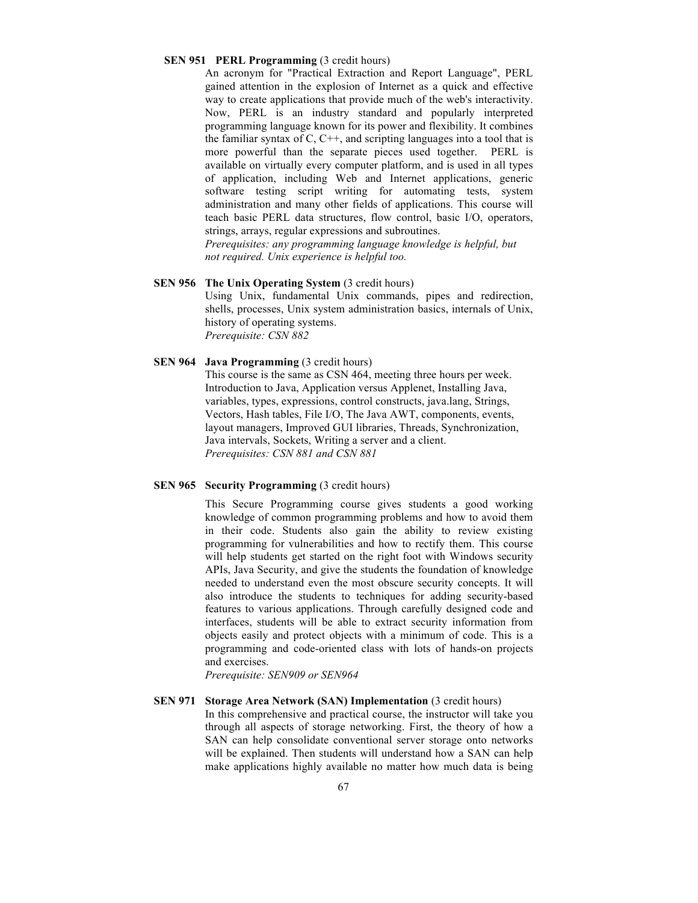**SEN 951 PERL Programming** (3 credit hours)

An acronym for "Practical Extraction and Report Language", PERL gained attention in the explosion of Internet as a quick and effective way to create applications that provide much of the web's interactivity. Now, PERL is an industry standard and popularly interpreted programming language known for its power and flexibility. It combines the familiar syntax of C, C++, and scripting languages into a tool that is more powerful than the separate pieces used together. PERL is available on virtually every computer platform, and is used in all types of application, including Web and Internet applications, generic software testing script writing for automating tests, system administration and many other fields of applications. This course will teach basic PERL data structures, flow control, basic I/O, operators, strings, arrays, regular expressions and subroutines.

*Prerequisites: any programming language knowledge is helpful, but not required. Unix experience is helpful too.*

**SEN 956 The Unix Operating System** (3 credit hours)

Using Unix, fundamental Unix commands, pipes and redirection, shells, processes, Unix system administration basics, internals of Unix, history of operating systems.

*Prerequisite: CSN 882*

**SEN 964 Java Programming** (3 credit hours)

This course is the same as CSN 464, meeting three hours per week. Introduction to Java, Application versus Applenet, Installing Java, variables, types, expressions, control constructs, java.lang, Strings, Vectors, Hash tables, File I/O, The Java AWT, components, events, layout managers, Improved GUI libraries, Threads, Synchronization, Java intervals, Sockets, Writing a server and a client.

*Prerequisites: CSN 881 and CSN 881*

**SEN 965 Security Programming** (3 credit hours)

This Secure Programming course gives students a good working knowledge of common programming problems and how to avoid them in their code. Students also gain the ability to review existing programming for vulnerabilities and how to rectify them. This course will help students get started on the right foot with Windows security APIs, Java Security, and give the students the foundation of knowledge needed to understand even the most obscure security concepts. It will also introduce the students to techniques for adding security-based features to various applications. Through carefully designed code and interfaces, students will be able to extract security information from objects easily and protect objects with a minimum of code. This is a programming and code-oriented class with lots of hands-on projects and exercises.

*Prerequisite: SEN909 or SEN964*

**SEN 971 Storage Area Network (SAN) Implementation** (3 credit hours)

In this comprehensive and practical course, the instructor will take you through all aspects of storage networking. First, the theory of how a SAN can help consolidate conventional server storage onto networks will be explained. Then students will understand how a SAN can help make applications highly available no matter how much data is being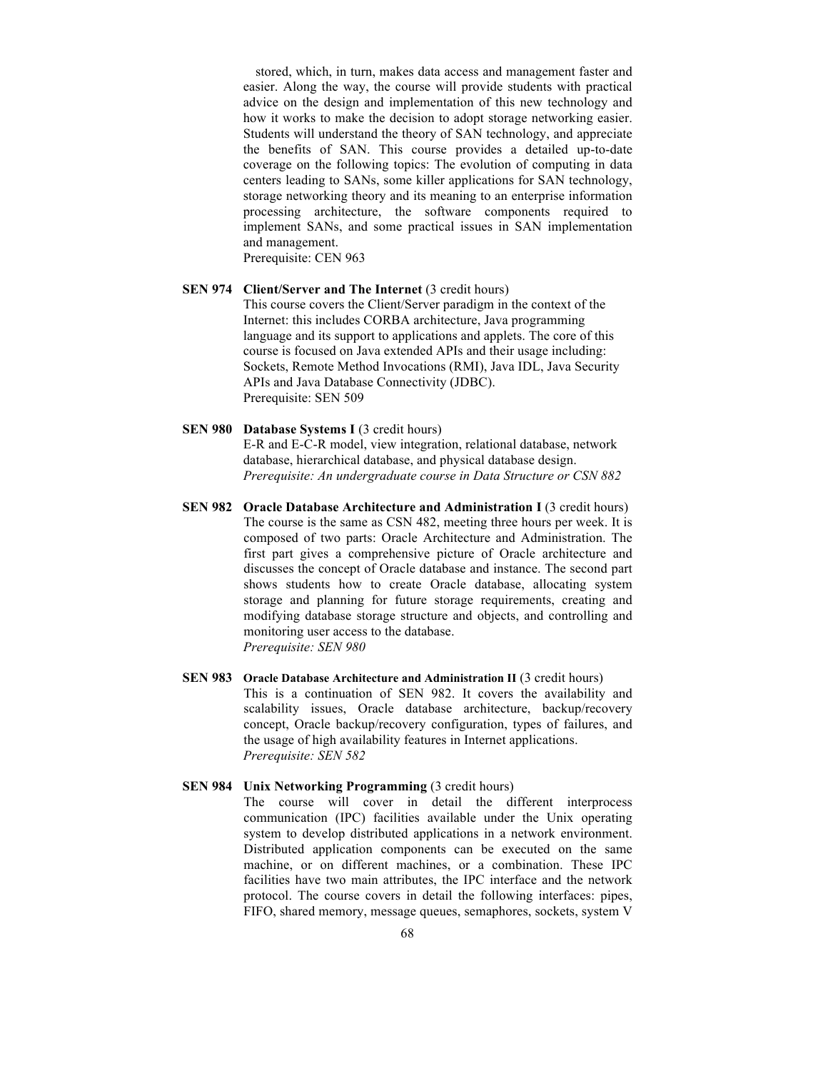stored, which, in turn, makes data access and management faster and easier. Along the way, the course will provide students with practical advice on the design and implementation of this new technology and how it works to make the decision to adopt storage networking easier. Students will understand the theory of SAN technology, and appreciate the benefits of SAN. This course provides a detailed up-to-date coverage on the following topics: The evolution of computing in data centers leading to SANs, some killer applications for SAN technology, storage networking theory and its meaning to an enterprise information processing architecture, the software components required to implement SANs, and some practical issues in SAN implementation and management.
Prerequisite: CEN 963

**SEN 974 Client/Server and The Internet** (3 credit hours)
This course covers the Client/Server paradigm in the context of the Internet: this includes CORBA architecture, Java programming language and its support to applications and applets. The core of this course is focused on Java extended APIs and their usage including: Sockets, Remote Method Invocations (RMI), Java IDL, Java Security APIs and Java Database Connectivity (JDBC).
Prerequisite: SEN 509

**SEN 980 Database Systems I** (3 credit hours)
E-R and E-C-R model, view integration, relational database, network database, hierarchical database, and physical database design.
*Prerequisite: An undergraduate course in Data Structure or CSN 882*

**SEN 982 Oracle Database Architecture and Administration I** (3 credit hours)
The course is the same as CSN 482, meeting three hours per week. It is composed of two parts: Oracle Architecture and Administration. The first part gives a comprehensive picture of Oracle architecture and discusses the concept of Oracle database and instance. The second part shows students how to create Oracle database, allocating system storage and planning for future storage requirements, creating and modifying database storage structure and objects, and controlling and monitoring user access to the database.
*Prerequisite: SEN 980*

**SEN 983 Oracle Database Architecture and Administration II** (3 credit hours)
This is a continuation of SEN 982. It covers the availability and scalability issues, Oracle database architecture, backup/recovery concept, Oracle backup/recovery configuration, types of failures, and the usage of high availability features in Internet applications.
*Prerequisite: SEN 582*

**SEN 984 Unix Networking Programming** (3 credit hours)
The course will cover in detail the different interprocess communication (IPC) facilities available under the Unix operating system to develop distributed applications in a network environment. Distributed application components can be executed on the same machine, or on different machines, or a combination. These IPC facilities have two main attributes, the IPC interface and the network protocol. The course covers in detail the following interfaces: pipes, FIFO, shared memory, message queues, semaphores, sockets, system V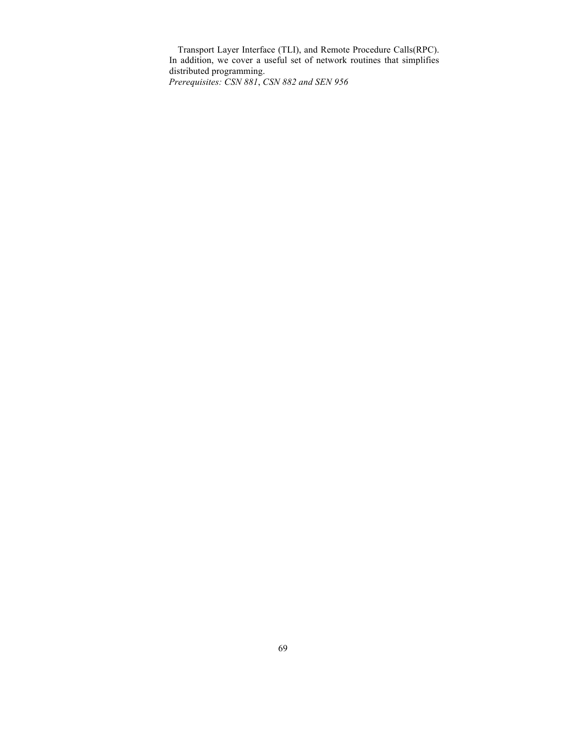Transport Layer Interface (TLI), and Remote Procedure Calls(RPC). In addition, we cover a useful set of network routines that simplifies distributed programming.
*Prerequisites: CSN 881*, *CSN 882 and SEN 956*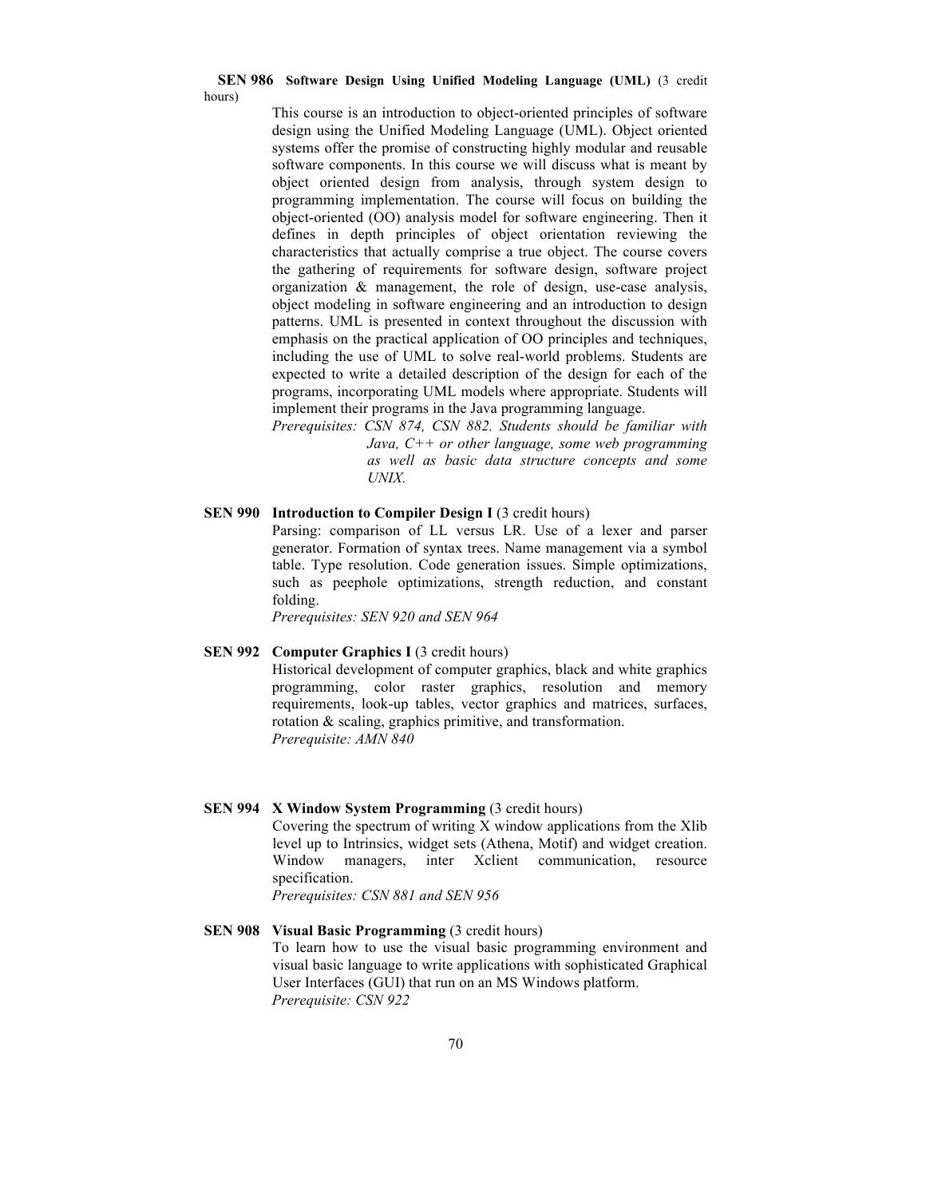**SEN 986 Software Design Using Unified Modeling Language (UML)** (3 credit hours)

This course is an introduction to object-oriented principles of software design using the Unified Modeling Language (UML). Object oriented systems offer the promise of constructing highly modular and reusable software components. In this course we will discuss what is meant by object oriented design from analysis, through system design to programming implementation. The course will focus on building the object-oriented (OO) analysis model for software engineering. Then it defines in depth principles of object orientation reviewing the characteristics that actually comprise a true object. The course covers the gathering of requirements for software design, software project organization & management, the role of design, use-case analysis, object modeling in software engineering and an introduction to design patterns. UML is presented in context throughout the discussion with emphasis on the practical application of OO principles and techniques, including the use of UML to solve real-world problems. Students are expected to write a detailed description of the design for each of the programs, incorporating UML models where appropriate. Students will implement their programs in the Java programming language.

*Prerequisites: CSN 874, CSN 882. Students should be familiar with Java, C++ or other language, some web programming as well as basic data structure concepts and some UNIX.*

**SEN 990 Introduction to Compiler Design I** (3 credit hours)

Parsing: comparison of LL versus LR. Use of a lexer and parser generator. Formation of syntax trees. Name management via a symbol table. Type resolution. Code generation issues. Simple optimizations, such as peephole optimizations, strength reduction, and constant folding.

*Prerequisites: SEN 920 and SEN 964*

**SEN 992 Computer Graphics I** (3 credit hours)

Historical development of computer graphics, black and white graphics programming, color raster graphics, resolution and memory requirements, look-up tables, vector graphics and matrices, surfaces, rotation & scaling, graphics primitive, and transformation.

*Prerequisite: AMN 840*

**SEN 994 X Window System Programming** (3 credit hours)

Covering the spectrum of writing X window applications from the Xlib level up to Intrinsics, widget sets (Athena, Motif) and widget creation. Window managers, inter Xclient communication, resource specification.

*Prerequisites: CSN 881 and SEN 956*

**SEN 908 Visual Basic Programming** (3 credit hours)

To learn how to use the visual basic programming environment and visual basic language to write applications with sophisticated Graphical User Interfaces (GUI) that run on an MS Windows platform.

*Prerequisite: CSN 922*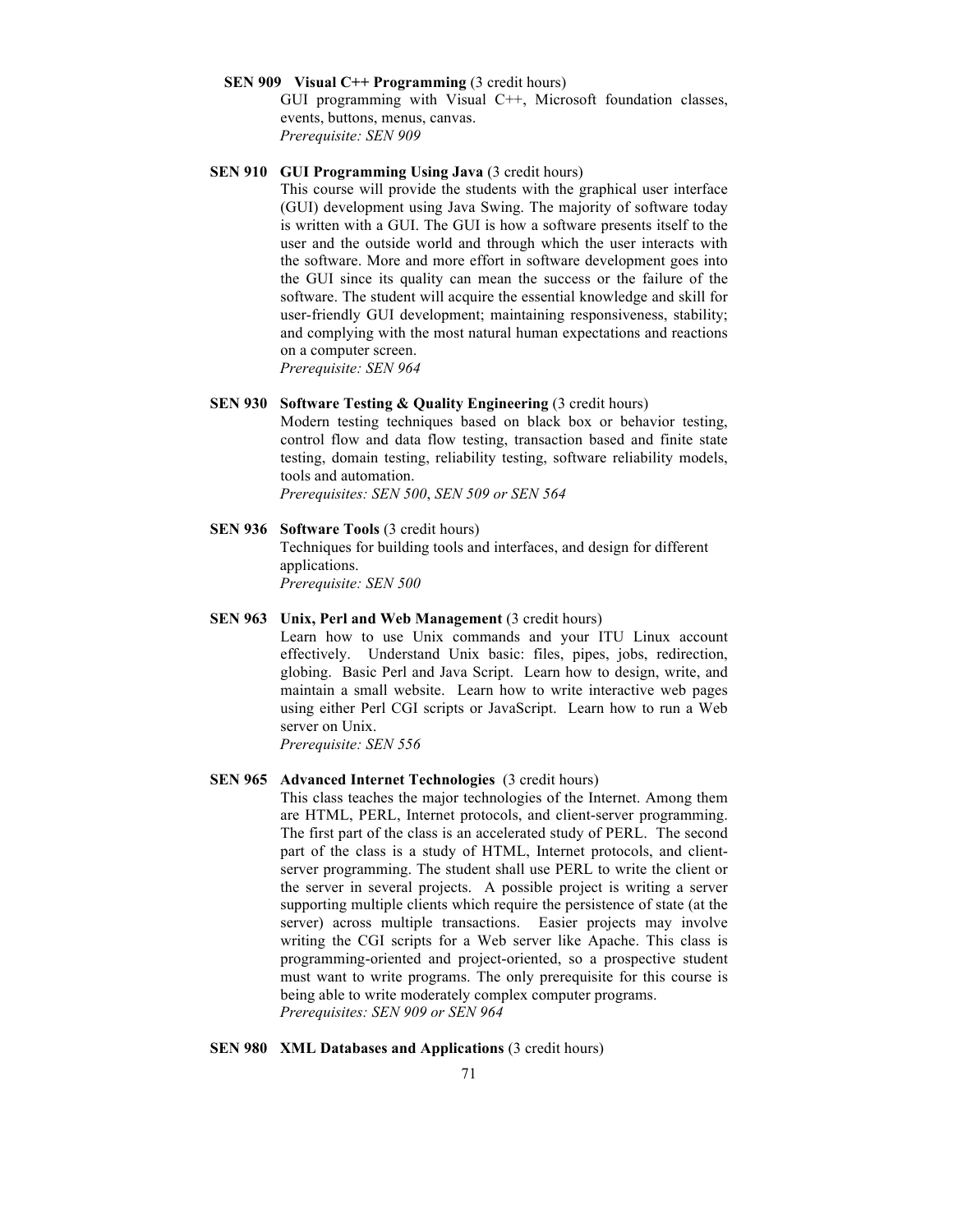**SEN 909 Visual C++ Programming** (3 credit hours)
GUI programming with Visual C++, Microsoft foundation classes, events, buttons, menus, canvas.
*Prerequisite: SEN 909*

**SEN 910 GUI Programming Using Java** (3 credit hours)
This course will provide the students with the graphical user interface (GUI) development using Java Swing. The majority of software today is written with a GUI. The GUI is how a software presents itself to the user and the outside world and through which the user interacts with the software. More and more effort in software development goes into the GUI since its quality can mean the success or the failure of the software. The student will acquire the essential knowledge and skill for user-friendly GUI development; maintaining responsiveness, stability; and complying with the most natural human expectations and reactions on a computer screen.
*Prerequisite: SEN 964*

**SEN 930 Software Testing & Quality Engineering** (3 credit hours)
Modern testing techniques based on black box or behavior testing, control flow and data flow testing, transaction based and finite state testing, domain testing, reliability testing, software reliability models, tools and automation.
*Prerequisites: SEN 500, SEN 509 or SEN 564*

**SEN 936 Software Tools** (3 credit hours)
Techniques for building tools and interfaces, and design for different applications.
*Prerequisite: SEN 500*

**SEN 963 Unix, Perl and Web Management** (3 credit hours)
Learn how to use Unix commands and your ITU Linux account effectively. Understand Unix basic: files, pipes, jobs, redirection, globing. Basic Perl and Java Script. Learn how to design, write, and maintain a small website. Learn how to write interactive web pages using either Perl CGI scripts or JavaScript. Learn how to run a Web server on Unix.
*Prerequisite: SEN 556*

**SEN 965 Advanced Internet Technologies** (3 credit hours)
This class teaches the major technologies of the Internet. Among them are HTML, PERL, Internet protocols, and client-server programming. The first part of the class is an accelerated study of PERL. The second part of the class is a study of HTML, Internet protocols, and client-server programming. The student shall use PERL to write the client or the server in several projects. A possible project is writing a server supporting multiple clients which require the persistence of state (at the server) across multiple transactions. Easier projects may involve writing the CGI scripts for a Web server like Apache. This class is programming-oriented and project-oriented, so a prospective student must want to write programs. The only prerequisite for this course is being able to write moderately complex computer programs.
*Prerequisites: SEN 909 or SEN 964*

**SEN 980 XML Databases and Applications** (3 credit hours)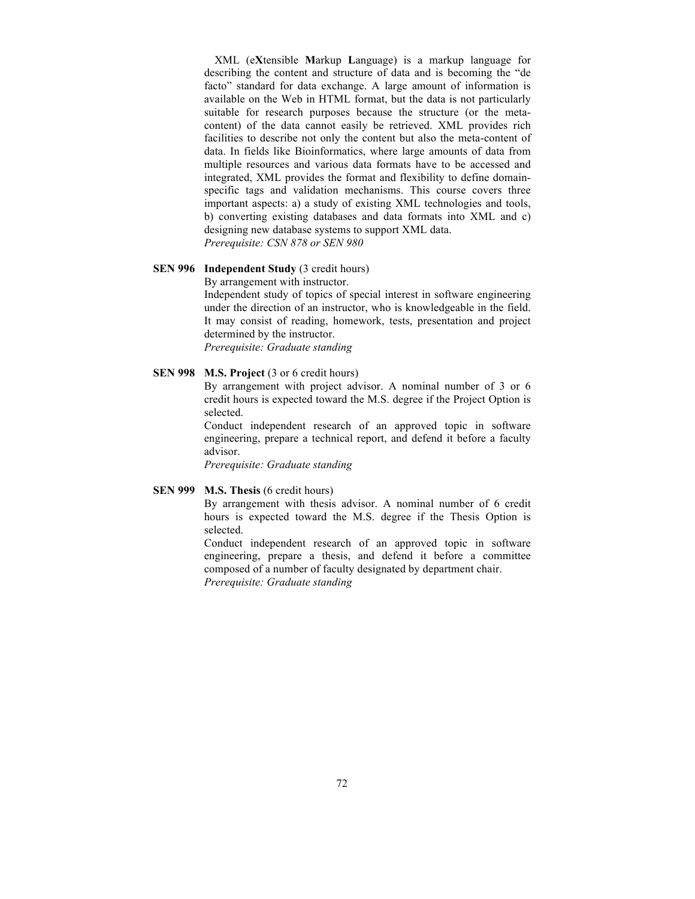XML (e**X**tensible **M**arkup **L**anguage) is a markup language for describing the content and structure of data and is becoming the "de facto" standard for data exchange. A large amount of information is available on the Web in HTML format, but the data is not particularly suitable for research purposes because the structure (or the meta-content) of the data cannot easily be retrieved. XML provides rich facilities to describe not only the content but also the meta-content of data. In fields like Bioinformatics, where large amounts of data from multiple resources and various data formats have to be accessed and integrated, XML provides the format and flexibility to define domain-specific tags and validation mechanisms. This course covers three important aspects: a) a study of existing XML technologies and tools, b) converting existing databases and data formats into XML and c) designing new database systems to support XML data.
*Prerequisite: CSN 878 or SEN 980*

**SEN 996 Independent Study** (3 credit hours)
By arrangement with instructor.
Independent study of topics of special interest in software engineering under the direction of an instructor, who is knowledgeable in the field. It may consist of reading, homework, tests, presentation and project determined by the instructor.
*Prerequisite: Graduate standing*

**SEN 998 M.S. Project** (3 or 6 credit hours)
By arrangement with project advisor. A nominal number of 3 or 6 credit hours is expected toward the M.S. degree if the Project Option is selected.
Conduct independent research of an approved topic in software engineering, prepare a technical report, and defend it before a faculty advisor.
*Prerequisite: Graduate standing*

**SEN 999 M.S. Thesis** (6 credit hours)
By arrangement with thesis advisor. A nominal number of 6 credit hours is expected toward the M.S. degree if the Thesis Option is selected.
Conduct independent research of an approved topic in software engineering, prepare a thesis, and defend it before a committee composed of a number of faculty designated by department chair.
*Prerequisite: Graduate standing*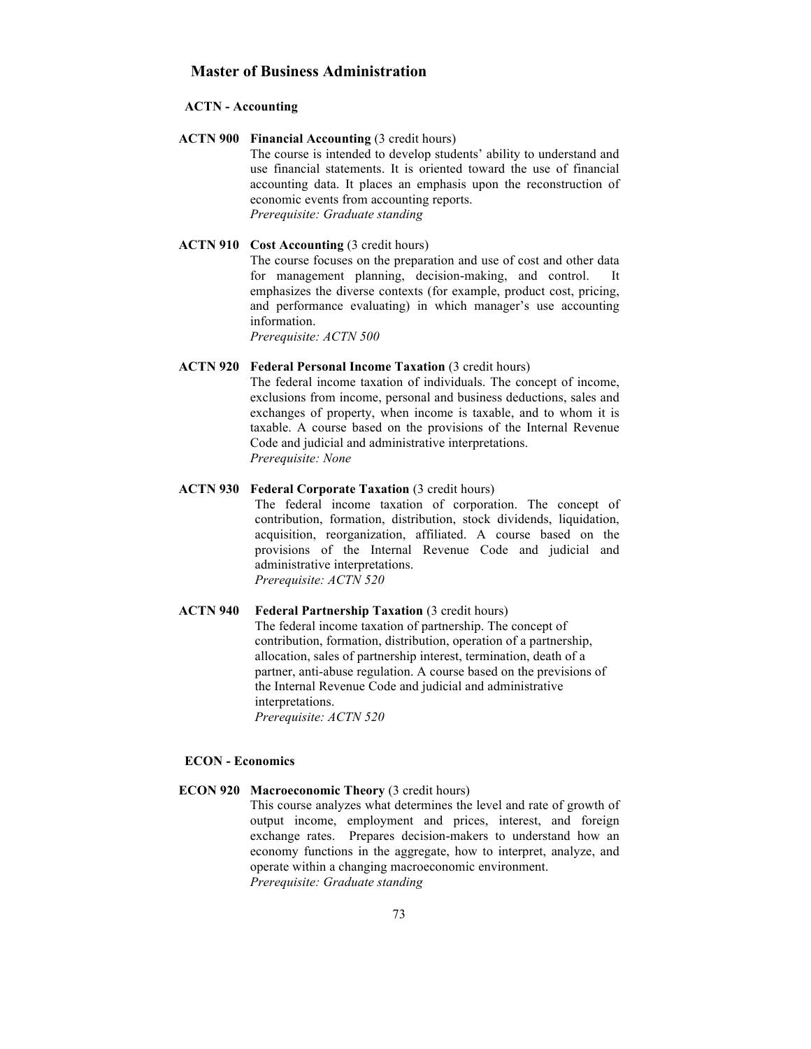## Master of Business Administration

### ACTN - Accounting

**ACTN 900 Financial Accounting** (3 credit hours)
The course is intended to develop students' ability to understand and use financial statements. It is oriented toward the use of financial accounting data. It places an emphasis upon the reconstruction of economic events from accounting reports.
*Prerequisite: Graduate standing*

**ACTN 910 Cost Accounting** (3 credit hours)
The course focuses on the preparation and use of cost and other data for management planning, decision-making, and control. It emphasizes the diverse contexts (for example, product cost, pricing, and performance evaluating) in which manager's use accounting information.
*Prerequisite: ACTN 500*

**ACTN 920 Federal Personal Income Taxation** (3 credit hours)
The federal income taxation of individuals. The concept of income, exclusions from income, personal and business deductions, sales and exchanges of property, when income is taxable, and to whom it is taxable. A course based on the provisions of the Internal Revenue Code and judicial and administrative interpretations.
*Prerequisite: None*

**ACTN 930 Federal Corporate Taxation** (3 credit hours)
The federal income taxation of corporation. The concept of contribution, formation, distribution, stock dividends, liquidation, acquisition, reorganization, affiliated. A course based on the provisions of the Internal Revenue Code and judicial and administrative interpretations.
*Prerequisite: ACTN 520*

**ACTN 940 Federal Partnership Taxation** (3 credit hours)
The federal income taxation of partnership. The concept of contribution, formation, distribution, operation of a partnership, allocation, sales of partnership interest, termination, death of a partner, anti-abuse regulation. A course based on the previsions of the Internal Revenue Code and judicial and administrative interpretations.
*Prerequisite: ACTN 520*

### ECON - Economics

**ECON 920 Macroeconomic Theory** (3 credit hours)
This course analyzes what determines the level and rate of growth of output income, employment and prices, interest, and foreign exchange rates. Prepares decision-makers to understand how an economy functions in the aggregate, how to interpret, analyze, and operate within a changing macroeconomic environment.
*Prerequisite: Graduate standing*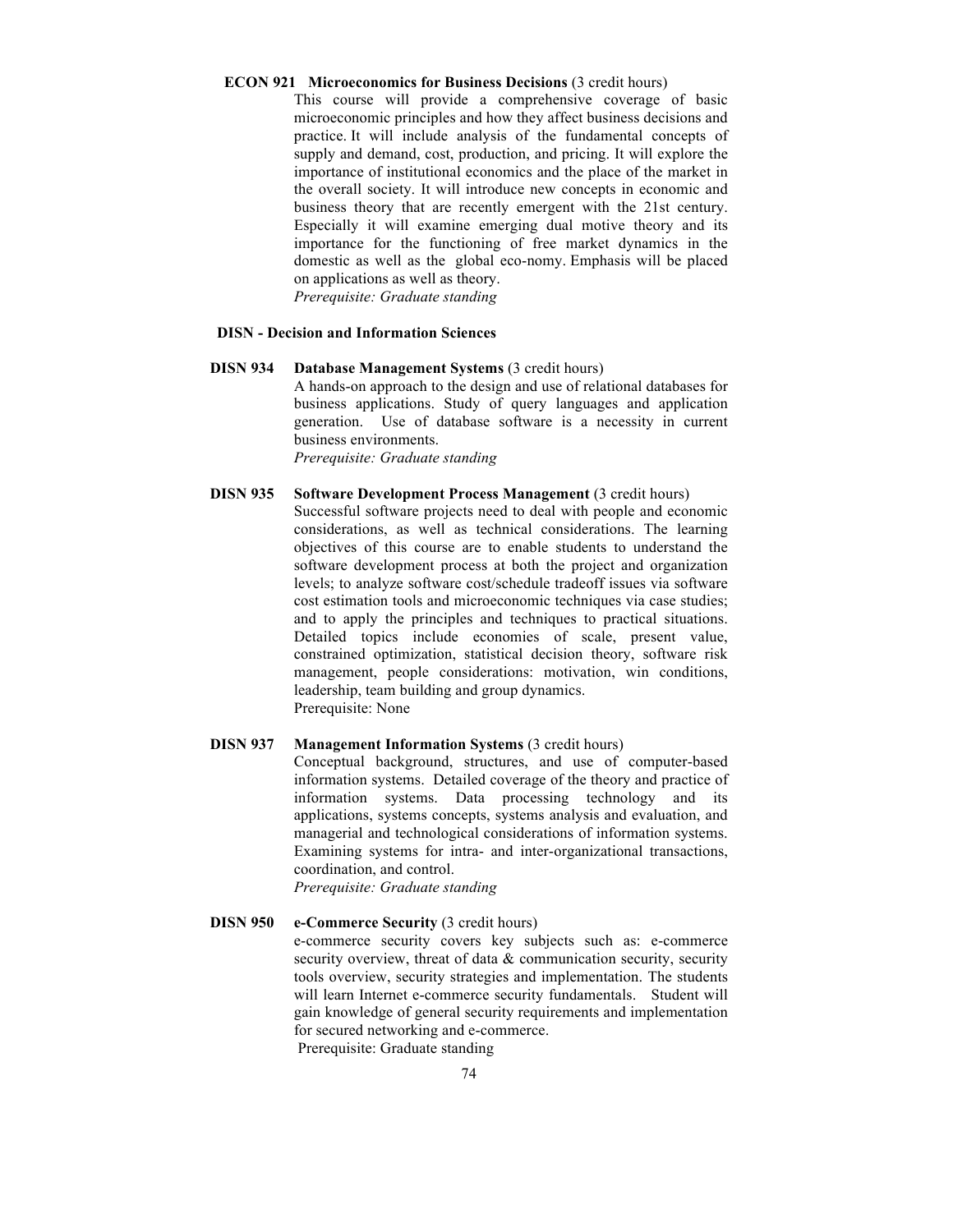**ECON 921 Microeconomics for Business Decisions** (3 credit hours)

This course will provide a comprehensive coverage of basic microeconomic principles and how they affect business decisions and practice. It will include analysis of the fundamental concepts of supply and demand, cost, production, and pricing. It will explore the importance of institutional economics and the place of the market in the overall society. It will introduce new concepts in economic and business theory that are recently emergent with the 21st century. Especially it will examine emerging dual motive theory and its importance for the functioning of free market dynamics in the domestic as well as the global eco-nomy. Emphasis will be placed on applications as well as theory.

*Prerequisite: Graduate standing*

## DISN - Decision and Information Sciences

**DISN 934 Database Management Systems** (3 credit hours)

A hands-on approach to the design and use of relational databases for business applications. Study of query languages and application generation. Use of database software is a necessity in current business environments.

*Prerequisite: Graduate standing*

**DISN 935 Software Development Process Management** (3 credit hours)

Successful software projects need to deal with people and economic considerations, as well as technical considerations. The learning objectives of this course are to enable students to understand the software development process at both the project and organization levels; to analyze software cost/schedule tradeoff issues via software cost estimation tools and microeconomic techniques via case studies; and to apply the principles and techniques to practical situations. Detailed topics include economies of scale, present value, constrained optimization, statistical decision theory, software risk management, people considerations: motivation, win conditions, leadership, team building and group dynamics.

Prerequisite: None

**DISN 937 Management Information Systems** (3 credit hours)

Conceptual background, structures, and use of computer-based information systems. Detailed coverage of the theory and practice of information systems. Data processing technology and its applications, systems concepts, systems analysis and evaluation, and managerial and technological considerations of information systems. Examining systems for intra- and inter-organizational transactions, coordination, and control.

*Prerequisite: Graduate standing*

**DISN 950 e-Commerce Security** (3 credit hours)

e-commerce security covers key subjects such as: e-commerce security overview, threat of data & communication security, security tools overview, security strategies and implementation. The students will learn Internet e-commerce security fundamentals. Student will gain knowledge of general security requirements and implementation for secured networking and e-commerce.

Prerequisite: Graduate standing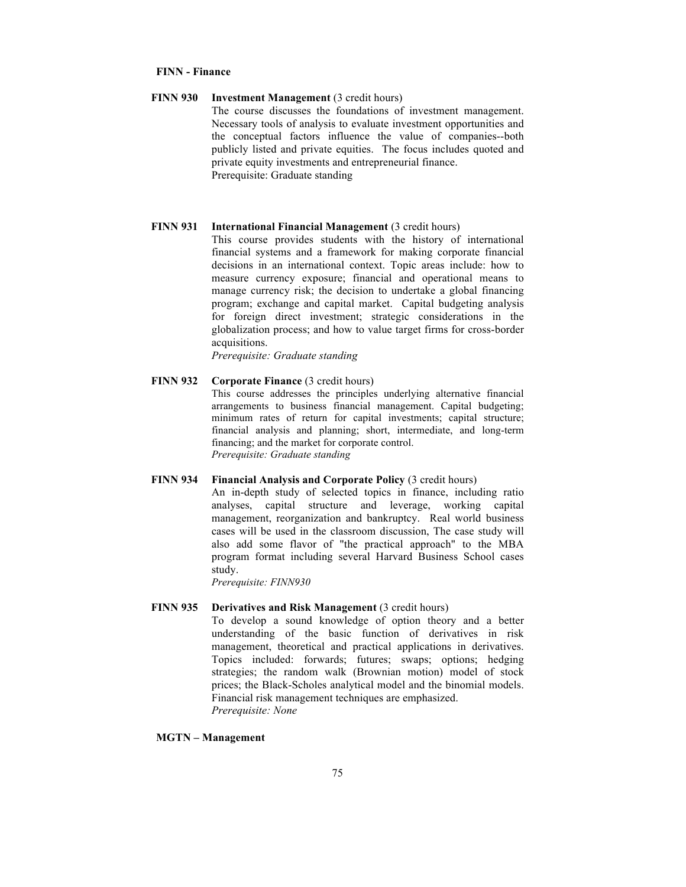## FINN - Finance

**FINN 930 Investment Management** (3 credit hours)

The course discusses the foundations of investment management. Necessary tools of analysis to evaluate investment opportunities and the conceptual factors influence the value of companies--both publicly listed and private equities. The focus includes quoted and private equity investments and entrepreneurial finance.

Prerequisite: Graduate standing

**FINN 931 International Financial Management** (3 credit hours)

This course provides students with the history of international financial systems and a framework for making corporate financial decisions in an international context. Topic areas include: how to measure currency exposure; financial and operational means to manage currency risk; the decision to undertake a global financing program; exchange and capital market. Capital budgeting analysis for foreign direct investment; strategic considerations in the globalization process; and how to value target firms for cross-border acquisitions.

*Prerequisite: Graduate standing*

**FINN 932 Corporate Finance** (3 credit hours)

This course addresses the principles underlying alternative financial arrangements to business financial management. Capital budgeting; minimum rates of return for capital investments; capital structure; financial analysis and planning; short, intermediate, and long-term financing; and the market for corporate control.

*Prerequisite: Graduate standing*

**FINN 934 Financial Analysis and Corporate Policy** (3 credit hours)

An in-depth study of selected topics in finance, including ratio analyses, capital structure and leverage, working capital management, reorganization and bankruptcy. Real world business cases will be used in the classroom discussion, The case study will also add some flavor of "the practical approach" to the MBA program format including several Harvard Business School cases study.

*Prerequisite: FINN930*

**FINN 935 Derivatives and Risk Management** (3 credit hours)

To develop a sound knowledge of option theory and a better understanding of the basic function of derivatives in risk management, theoretical and practical applications in derivatives. Topics included: forwards; futures; swaps; options; hedging strategies; the random walk (Brownian motion) model of stock prices; the Black-Scholes analytical model and the binomial models. Financial risk management techniques are emphasized.

*Prerequisite: None*

## MGTN – Management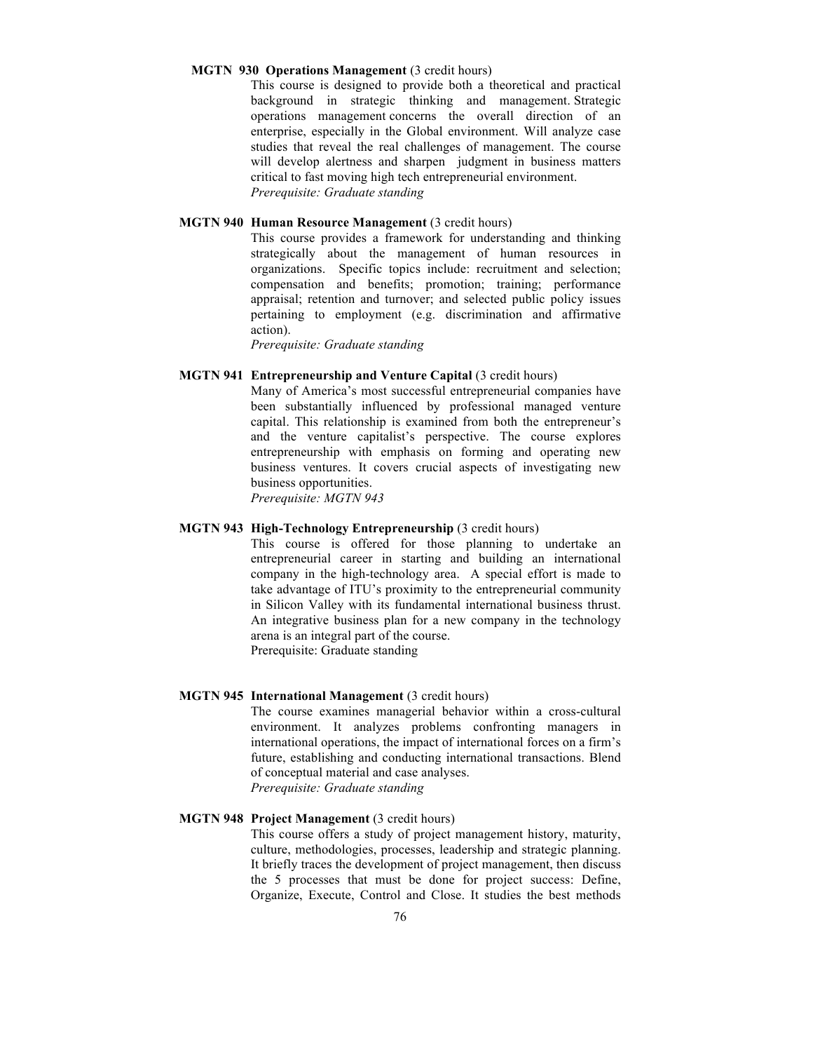**MGTN 930 Operations Management** (3 credit hours)

This course is designed to provide both a theoretical and practical background in strategic thinking and management. Strategic operations management concerns the overall direction of an enterprise, especially in the Global environment. Will analyze case studies that reveal the real challenges of management. The course will develop alertness and sharpen judgment in business matters critical to fast moving high tech entrepreneurial environment.

*Prerequisite: Graduate standing*

**MGTN 940 Human Resource Management** (3 credit hours)

This course provides a framework for understanding and thinking strategically about the management of human resources in organizations. Specific topics include: recruitment and selection; compensation and benefits; promotion; training; performance appraisal; retention and turnover; and selected public policy issues pertaining to employment (e.g. discrimination and affirmative action).

*Prerequisite: Graduate standing*

**MGTN 941 Entrepreneurship and Venture Capital** (3 credit hours)

Many of America's most successful entrepreneurial companies have been substantially influenced by professional managed venture capital. This relationship is examined from both the entrepreneur's and the venture capitalist's perspective. The course explores entrepreneurship with emphasis on forming and operating new business ventures. It covers crucial aspects of investigating new business opportunities.

*Prerequisite: MGTN 943*

**MGTN 943 High-Technology Entrepreneurship** (3 credit hours)

This course is offered for those planning to undertake an entrepreneurial career in starting and building an international company in the high-technology area. A special effort is made to take advantage of ITU's proximity to the entrepreneurial community in Silicon Valley with its fundamental international business thrust. An integrative business plan for a new company in the technology arena is an integral part of the course.

Prerequisite: Graduate standing

**MGTN 945 International Management** (3 credit hours)

The course examines managerial behavior within a cross-cultural environment. It analyzes problems confronting managers in international operations, the impact of international forces on a firm's future, establishing and conducting international transactions. Blend of conceptual material and case analyses.

*Prerequisite: Graduate standing*

**MGTN 948 Project Management** (3 credit hours)

This course offers a study of project management history, maturity, culture, methodologies, processes, leadership and strategic planning. It briefly traces the development of project management, then discuss the 5 processes that must be done for project success: Define, Organize, Execute, Control and Close. It studies the best methods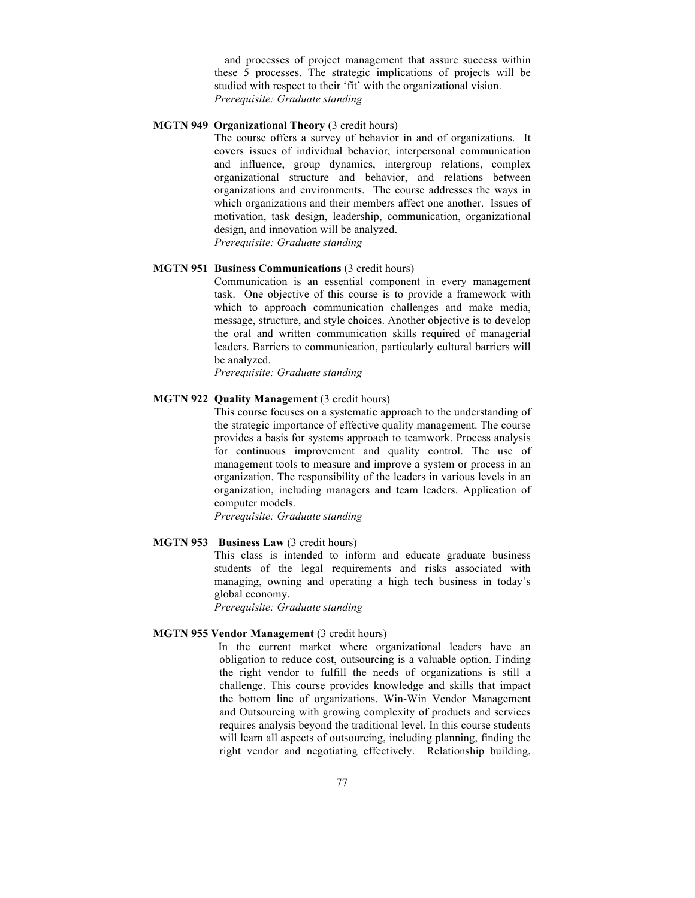and processes of project management that assure success within these 5 processes. The strategic implications of projects will be studied with respect to their 'fit' with the organizational vision.
*Prerequisite: Graduate standing*

**MGTN 949 Organizational Theory** (3 credit hours)

The course offers a survey of behavior in and of organizations. It covers issues of individual behavior, interpersonal communication and influence, group dynamics, intergroup relations, complex organizational structure and behavior, and relations between organizations and environments. The course addresses the ways in which organizations and their members affect one another. Issues of motivation, task design, leadership, communication, organizational design, and innovation will be analyzed.
*Prerequisite: Graduate standing*

**MGTN 951 Business Communications** (3 credit hours)

Communication is an essential component in every management task. One objective of this course is to provide a framework with which to approach communication challenges and make media, message, structure, and style choices. Another objective is to develop the oral and written communication skills required of managerial leaders. Barriers to communication, particularly cultural barriers will be analyzed.
*Prerequisite: Graduate standing*

**MGTN 922 Quality Management** (3 credit hours)

This course focuses on a systematic approach to the understanding of the strategic importance of effective quality management. The course provides a basis for systems approach to teamwork. Process analysis for continuous improvement and quality control. The use of management tools to measure and improve a system or process in an organization. The responsibility of the leaders in various levels in an organization, including managers and team leaders. Application of computer models.
*Prerequisite: Graduate standing*

**MGTN 953 Business Law** (3 credit hours)

This class is intended to inform and educate graduate business students of the legal requirements and risks associated with managing, owning and operating a high tech business in today's global economy.
*Prerequisite: Graduate standing*

**MGTN 955 Vendor Management** (3 credit hours)

In the current market where organizational leaders have an obligation to reduce cost, outsourcing is a valuable option. Finding the right vendor to fulfill the needs of organizations is still a challenge. This course provides knowledge and skills that impact the bottom line of organizations. Win-Win Vendor Management and Outsourcing with growing complexity of products and services requires analysis beyond the traditional level. In this course students will learn all aspects of outsourcing, including planning, finding the right vendor and negotiating effectively. Relationship building,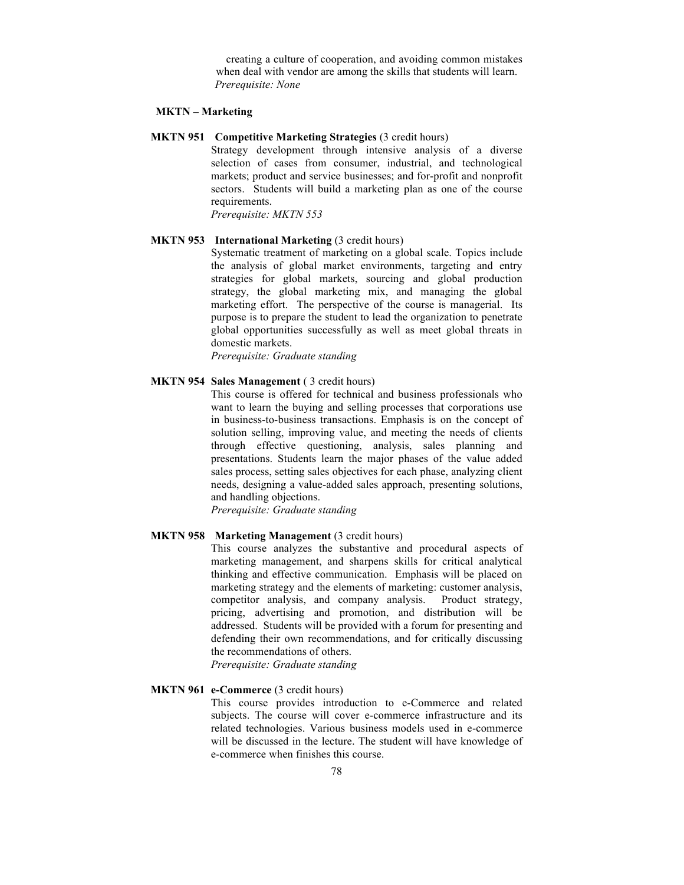creating a culture of cooperation, and avoiding common mistakes when deal with vendor are among the skills that students will learn.
*Prerequisite: None*

## MKTN – Marketing

**MKTN 951 Competitive Marketing Strategies** (3 credit hours)
Strategy development through intensive analysis of a diverse selection of cases from consumer, industrial, and technological markets; product and service businesses; and for-profit and nonprofit sectors. Students will build a marketing plan as one of the course requirements.
*Prerequisite: MKTN 553*

**MKTN 953 International Marketing** (3 credit hours)
Systematic treatment of marketing on a global scale. Topics include the analysis of global market environments, targeting and entry strategies for global markets, sourcing and global production strategy, the global marketing mix, and managing the global marketing effort. The perspective of the course is managerial. Its purpose is to prepare the student to lead the organization to penetrate global opportunities successfully as well as meet global threats in domestic markets.
*Prerequisite: Graduate standing*

**MKTN 954 Sales Management** ( 3 credit hours)
This course is offered for technical and business professionals who want to learn the buying and selling processes that corporations use in business-to-business transactions. Emphasis is on the concept of solution selling, improving value, and meeting the needs of clients through effective questioning, analysis, sales planning and presentations. Students learn the major phases of the value added sales process, setting sales objectives for each phase, analyzing client needs, designing a value-added sales approach, presenting solutions, and handling objections.
*Prerequisite: Graduate standing*

**MKTN 958 Marketing Management** (3 credit hours)
This course analyzes the substantive and procedural aspects of marketing management, and sharpens skills for critical analytical thinking and effective communication. Emphasis will be placed on marketing strategy and the elements of marketing: customer analysis, competitor analysis, and company analysis. Product strategy, pricing, advertising and promotion, and distribution will be addressed. Students will be provided with a forum for presenting and defending their own recommendations, and for critically discussing the recommendations of others.
*Prerequisite: Graduate standing*

**MKTN 961 e-Commerce** (3 credit hours)
This course provides introduction to e-Commerce and related subjects. The course will cover e-commerce infrastructure and its related technologies. Various business models used in e-commerce will be discussed in the lecture. The student will have knowledge of e-commerce when finishes this course.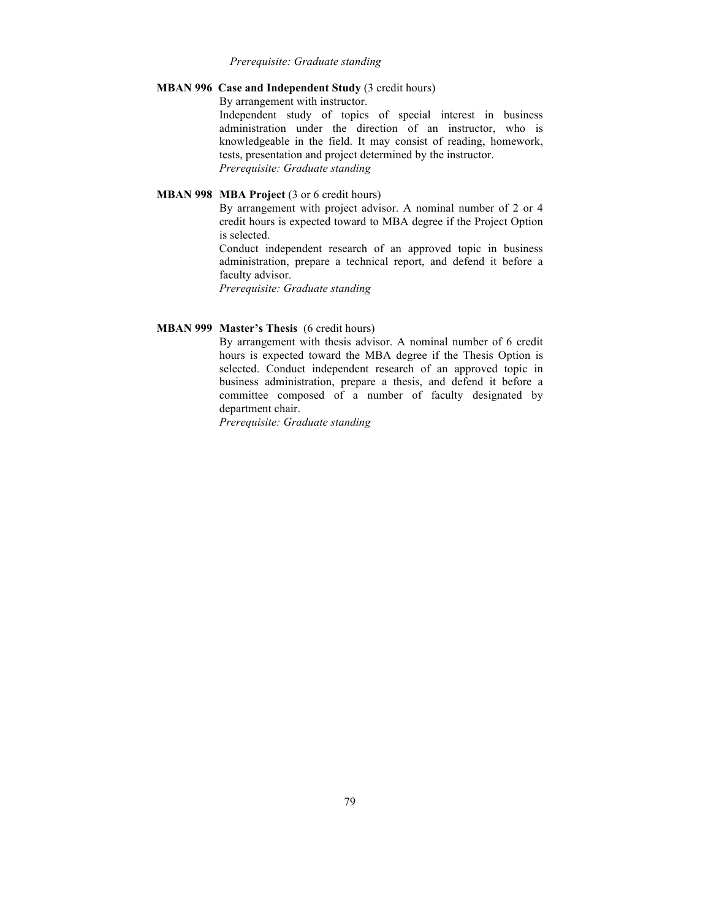*Prerequisite: Graduate standing*

**MBAN 996 Case and Independent Study** (3 credit hours)

By arrangement with instructor.

Independent study of topics of special interest in business administration under the direction of an instructor, who is knowledgeable in the field. It may consist of reading, homework, tests, presentation and project determined by the instructor.

*Prerequisite: Graduate standing*

**MBAN 998 MBA Project** (3 or 6 credit hours)

By arrangement with project advisor. A nominal number of 2 or 4 credit hours is expected toward to MBA degree if the Project Option is selected.

Conduct independent research of an approved topic in business administration, prepare a technical report, and defend it before a faculty advisor.

*Prerequisite: Graduate standing*

**MBAN 999 Master's Thesis** (6 credit hours)

By arrangement with thesis advisor. A nominal number of 6 credit hours is expected toward the MBA degree if the Thesis Option is selected. Conduct independent research of an approved topic in business administration, prepare a thesis, and defend it before a committee composed of a number of faculty designated by department chair.

*Prerequisite: Graduate standing*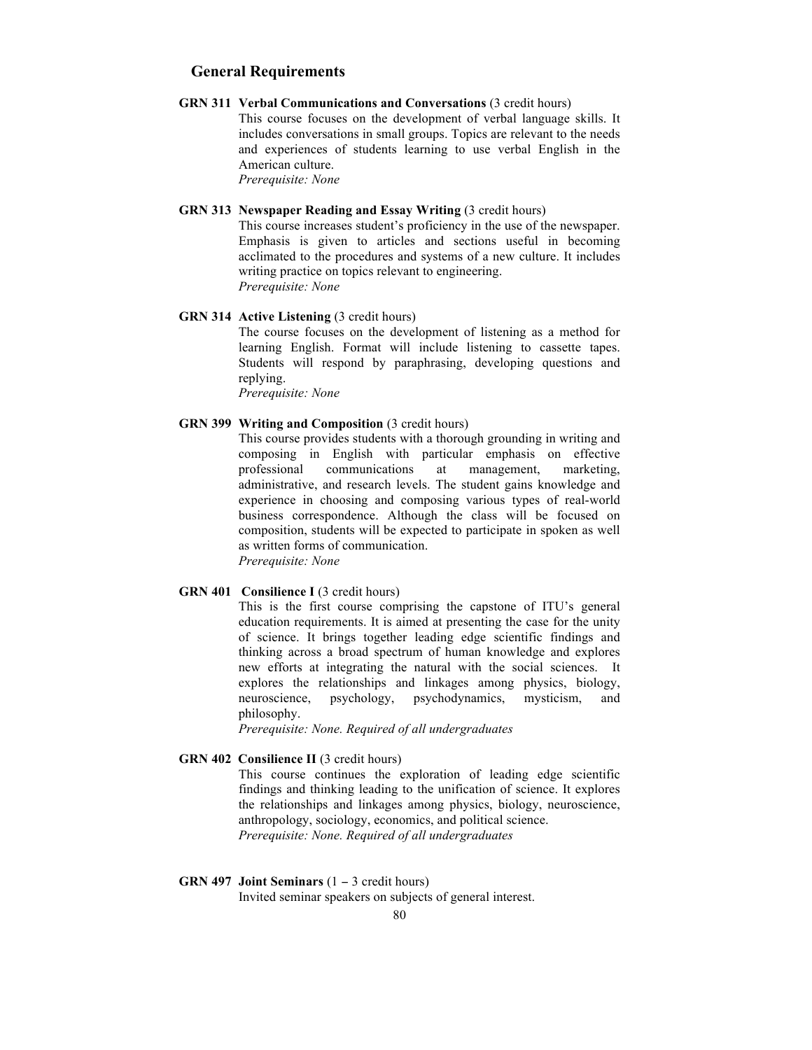## General Requirements

**GRN 311 Verbal Communications and Conversations** (3 credit hours)

This course focuses on the development of verbal language skills. It includes conversations in small groups. Topics are relevant to the needs and experiences of students learning to use verbal English in the American culture.

*Prerequisite: None*

**GRN 313 Newspaper Reading and Essay Writing** (3 credit hours)

This course increases student's proficiency in the use of the newspaper. Emphasis is given to articles and sections useful in becoming acclimated to the procedures and systems of a new culture. It includes writing practice on topics relevant to engineering.

*Prerequisite: None*

**GRN 314 Active Listening** (3 credit hours)

The course focuses on the development of listening as a method for learning English. Format will include listening to cassette tapes. Students will respond by paraphrasing, developing questions and replying.

*Prerequisite: None*

**GRN 399 Writing and Composition** (3 credit hours)

This course provides students with a thorough grounding in writing and composing in English with particular emphasis on effective professional communications at management, marketing, administrative, and research levels. The student gains knowledge and experience in choosing and composing various types of real-world business correspondence. Although the class will be focused on composition, students will be expected to participate in spoken as well as written forms of communication.

*Prerequisite: None*

**GRN 401 Consilience I** (3 credit hours)

This is the first course comprising the capstone of ITU's general education requirements. It is aimed at presenting the case for the unity of science. It brings together leading edge scientific findings and thinking across a broad spectrum of human knowledge and explores new efforts at integrating the natural with the social sciences. It explores the relationships and linkages among physics, biology, neuroscience, psychology, psychodynamics, mysticism, and philosophy.

*Prerequisite: None. Required of all undergraduates*

**GRN 402 Consilience II** (3 credit hours)

This course continues the exploration of leading edge scientific findings and thinking leading to the unification of science. It explores the relationships and linkages among physics, biology, neuroscience, anthropology, sociology, economics, and political science.

*Prerequisite: None. Required of all undergraduates*

**GRN 497 Joint Seminars** (1 – 3 credit hours)

Invited seminar speakers on subjects of general interest.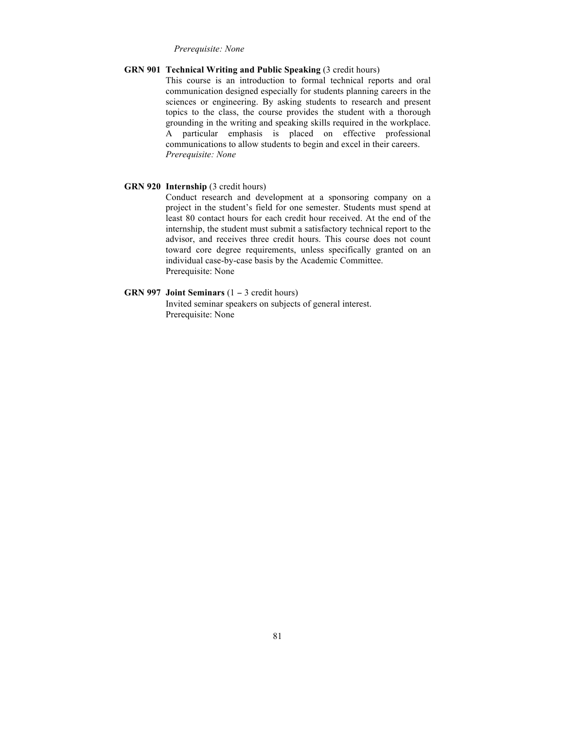*Prerequisite: None*

**GRN 901 Technical Writing and Public Speaking** (3 credit hours)

This course is an introduction to formal technical reports and oral communication designed especially for students planning careers in the sciences or engineering. By asking students to research and present topics to the class, the course provides the student with a thorough grounding in the writing and speaking skills required in the workplace. A particular emphasis is placed on effective professional communications to allow students to begin and excel in their careers.

*Prerequisite: None*

**GRN 920 Internship** (3 credit hours)

Conduct research and development at a sponsoring company on a project in the student's field for one semester. Students must spend at least 80 contact hours for each credit hour received. At the end of the internship, the student must submit a satisfactory technical report to the advisor, and receives three credit hours. This course does not count toward core degree requirements, unless specifically granted on an individual case-by-case basis by the Academic Committee.

Prerequisite: None

**GRN 997 Joint Seminars** (1 – 3 credit hours)

Invited seminar speakers on subjects of general interest.

Prerequisite: None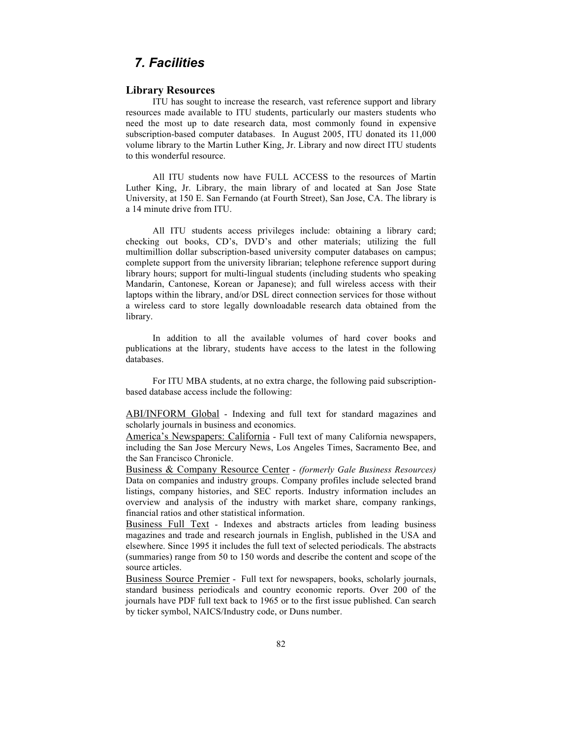# *7. Facilities*

## Library Resources

ITU has sought to increase the research, vast reference support and library resources made available to ITU students, particularly our masters students who need the most up to date research data, most commonly found in expensive subscription-based computer databases. In August 2005, ITU donated its 11,000 volume library to the Martin Luther King, Jr. Library and now direct ITU students to this wonderful resource.

All ITU students now have FULL ACCESS to the resources of Martin Luther King, Jr. Library, the main library of and located at San Jose State University, at 150 E. San Fernando (at Fourth Street), San Jose, CA. The library is a 14 minute drive from ITU.

All ITU students access privileges include: obtaining a library card; checking out books, CD's, DVD's and other materials; utilizing the full multimillion dollar subscription-based university computer databases on campus; complete support from the university librarian; telephone reference support during library hours; support for multi-lingual students (including students who speaking Mandarin, Cantonese, Korean or Japanese); and full wireless access with their laptops within the library, and/or DSL direct connection services for those without a wireless card to store legally downloadable research data obtained from the library.

In addition to all the available volumes of hard cover books and publications at the library, students have access to the latest in the following databases.

For ITU MBA students, at no extra charge, the following paid subscription-based database access include the following:

<u>ABI/INFORM Global</u> - Indexing and full text for standard magazines and scholarly journals in business and economics.

<u>America's Newspapers: California</u> - Full text of many California newspapers, including the San Jose Mercury News, Los Angeles Times, Sacramento Bee, and the San Francisco Chronicle.

<u>Business & Company Resource Center</u> - *(formerly Gale Business Resources)* Data on companies and industry groups. Company profiles include selected brand listings, company histories, and SEC reports. Industry information includes an overview and analysis of the industry with market share, company rankings, financial ratios and other statistical information.

<u>Business Full Text</u> - Indexes and abstracts articles from leading business magazines and trade and research journals in English, published in the USA and elsewhere. Since 1995 it includes the full text of selected periodicals. The abstracts (summaries) range from 50 to 150 words and describe the content and scope of the source articles.

<u>Business Source Premier</u> - Full text for newspapers, books, scholarly journals, standard business periodicals and country economic reports. Over 200 of the journals have PDF full text back to 1965 or to the first issue published. Can search by ticker symbol, NAICS/Industry code, or Duns number.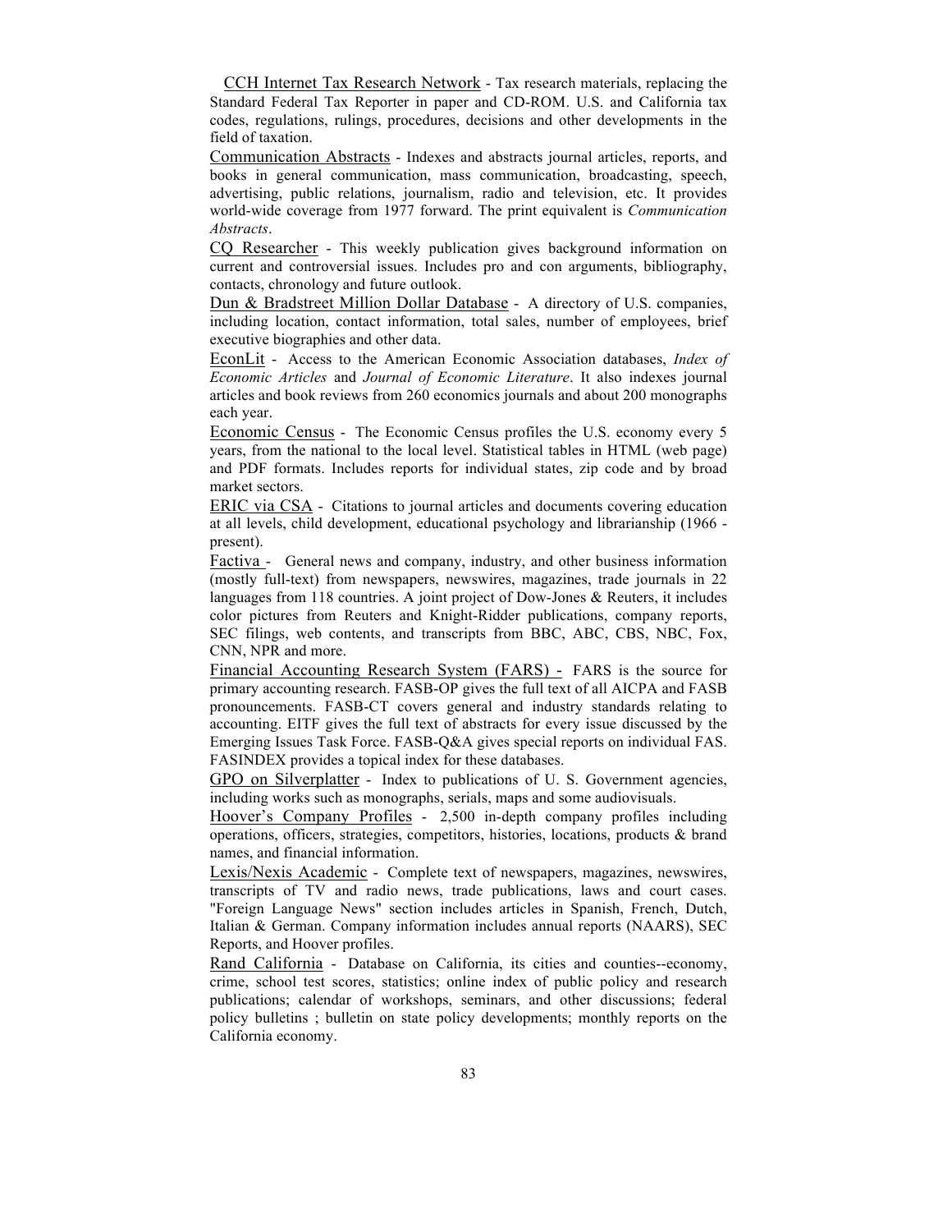CCH Internet Tax Research Network - Tax research materials, replacing the Standard Federal Tax Reporter in paper and CD-ROM. U.S. and California tax codes, regulations, rulings, procedures, decisions and other developments in the field of taxation.

Communication Abstracts - Indexes and abstracts journal articles, reports, and books in general communication, mass communication, broadcasting, speech, advertising, public relations, journalism, radio and television, etc. It provides world-wide coverage from 1977 forward. The print equivalent is *Communication Abstracts*.

CQ Researcher - This weekly publication gives background information on current and controversial issues. Includes pro and con arguments, bibliography, contacts, chronology and future outlook.

Dun & Bradstreet Million Dollar Database - A directory of U.S. companies, including location, contact information, total sales, number of employees, brief executive biographies and other data.

EconLit - Access to the American Economic Association databases, *Index of Economic Articles* and *Journal of Economic Literature*. It also indexes journal articles and book reviews from 260 economics journals and about 200 monographs each year.

Economic Census - The Economic Census profiles the U.S. economy every 5 years, from the national to the local level. Statistical tables in HTML (web page) and PDF formats. Includes reports for individual states, zip code and by broad market sectors.

ERIC via CSA - Citations to journal articles and documents covering education at all levels, child development, educational psychology and librarianship (1966 - present).

Factiva - General news and company, industry, and other business information (mostly full-text) from newspapers, newswires, magazines, trade journals in 22 languages from 118 countries. A joint project of Dow-Jones & Reuters, it includes color pictures from Reuters and Knight-Ridder publications, company reports, SEC filings, web contents, and transcripts from BBC, ABC, CBS, NBC, Fox, CNN, NPR and more.

Financial Accounting Research System (FARS) - FARS is the source for primary accounting research. FASB-OP gives the full text of all AICPA and FASB pronouncements. FASB-CT covers general and industry standards relating to accounting. EITF gives the full text of abstracts for every issue discussed by the Emerging Issues Task Force. FASB-Q&A gives special reports on individual FAS. FASINDEX provides a topical index for these databases.

GPO on Silverplatter - Index to publications of U. S. Government agencies, including works such as monographs, serials, maps and some audiovisuals.

Hoover's Company Profiles - 2,500 in-depth company profiles including operations, officers, strategies, competitors, histories, locations, products & brand names, and financial information.

Lexis/Nexis Academic - Complete text of newspapers, magazines, newswires, transcripts of TV and radio news, trade publications, laws and court cases. "Foreign Language News" section includes articles in Spanish, French, Dutch, Italian & German. Company information includes annual reports (NAARS), SEC Reports, and Hoover profiles.

Rand California - Database on California, its cities and counties--economy, crime, school test scores, statistics; online index of public policy and research publications; calendar of workshops, seminars, and other discussions; federal policy bulletins ; bulletin on state policy developments; monthly reports on the California economy.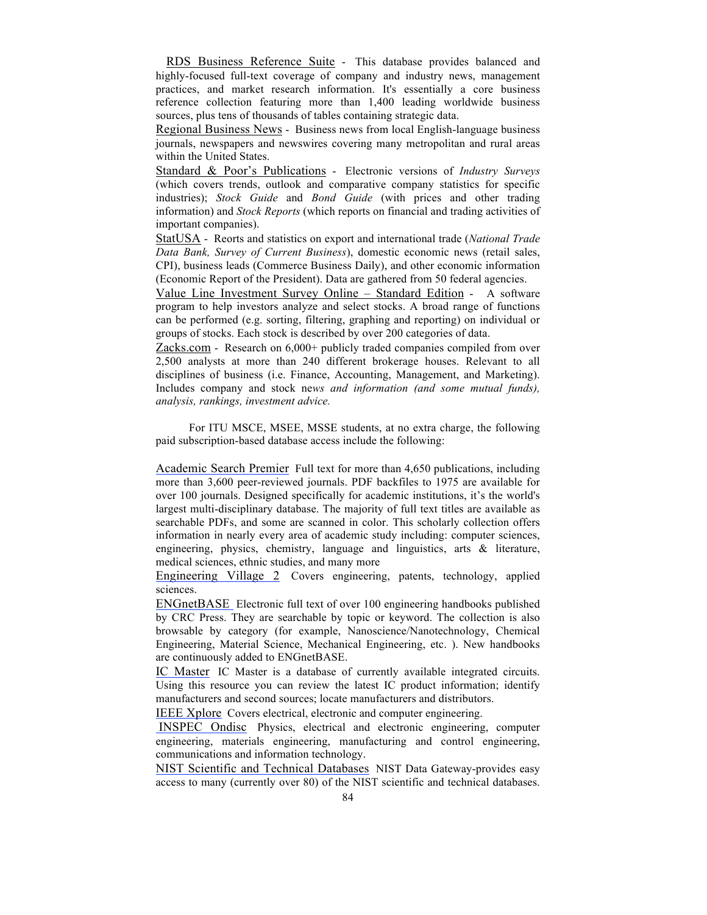RDS Business Reference Suite - This database provides balanced and highly-focused full-text coverage of company and industry news, management practices, and market research information. It's essentially a core business reference collection featuring more than 1,400 leading worldwide business sources, plus tens of thousands of tables containing strategic data.

Regional Business News - Business news from local English-language business journals, newspapers and newswires covering many metropolitan and rural areas within the United States.

Standard & Poor's Publications - Electronic versions of *Industry Surveys* (which covers trends, outlook and comparative company statistics for specific industries); *Stock Guide* and *Bond Guide* (with prices and other trading information) and *Stock Reports* (which reports on financial and trading activities of important companies).

StatUSA - Reorts and statistics on export and international trade (*National Trade Data Bank, Survey of Current Business*), domestic economic news (retail sales, CPI), business leads (Commerce Business Daily), and other economic information (Economic Report of the President). Data are gathered from 50 federal agencies.

Value Line Investment Survey Online – Standard Edition - A software program to help investors analyze and select stocks. A broad range of functions can be performed (e.g. sorting, filtering, graphing and reporting) on individual or groups of stocks. Each stock is described by over 200 categories of data.

Zacks.com - Research on 6,000+ publicly traded companies compiled from over 2,500 analysts at more than 240 different brokerage houses. Relevant to all disciplines of business (i.e. Finance, Accounting, Management, and Marketing). Includes company and stock ne*ws and information (and some mutual funds), analysis, rankings, investment advice.*

For ITU MSCE, MSEE, MSSE students, at no extra charge, the following paid subscription-based database access include the following:

Academic Search Premier Full text for more than 4,650 publications, including more than 3,600 peer-reviewed journals. PDF backfiles to 1975 are available for over 100 journals. Designed specifically for academic institutions, it's the world's largest multi-disciplinary database. The majority of full text titles are available as searchable PDFs, and some are scanned in color. This scholarly collection offers information in nearly every area of academic study including: computer sciences, engineering, physics, chemistry, language and linguistics, arts & literature, medical sciences, ethnic studies, and many more

Engineering Village 2 Covers engineering, patents, technology, applied sciences.

ENGnetBASE Electronic full text of over 100 engineering handbooks published by CRC Press. They are searchable by topic or keyword. The collection is also browsable by category (for example, Nanoscience/Nanotechnology, Chemical Engineering, Material Science, Mechanical Engineering, etc. ). New handbooks are continuously added to ENGnetBASE.

IC Master IC Master is a database of currently available integrated circuits. Using this resource you can review the latest IC product information; identify manufacturers and second sources; locate manufacturers and distributors.

IEEE Xplore Covers electrical, electronic and computer engineering.

INSPEC Ondisc Physics, electrical and electronic engineering, computer engineering, materials engineering, manufacturing and control engineering, communications and information technology.

NIST Scientific and Technical Databases NIST Data Gateway-provides easy access to many (currently over 80) of the NIST scientific and technical databases.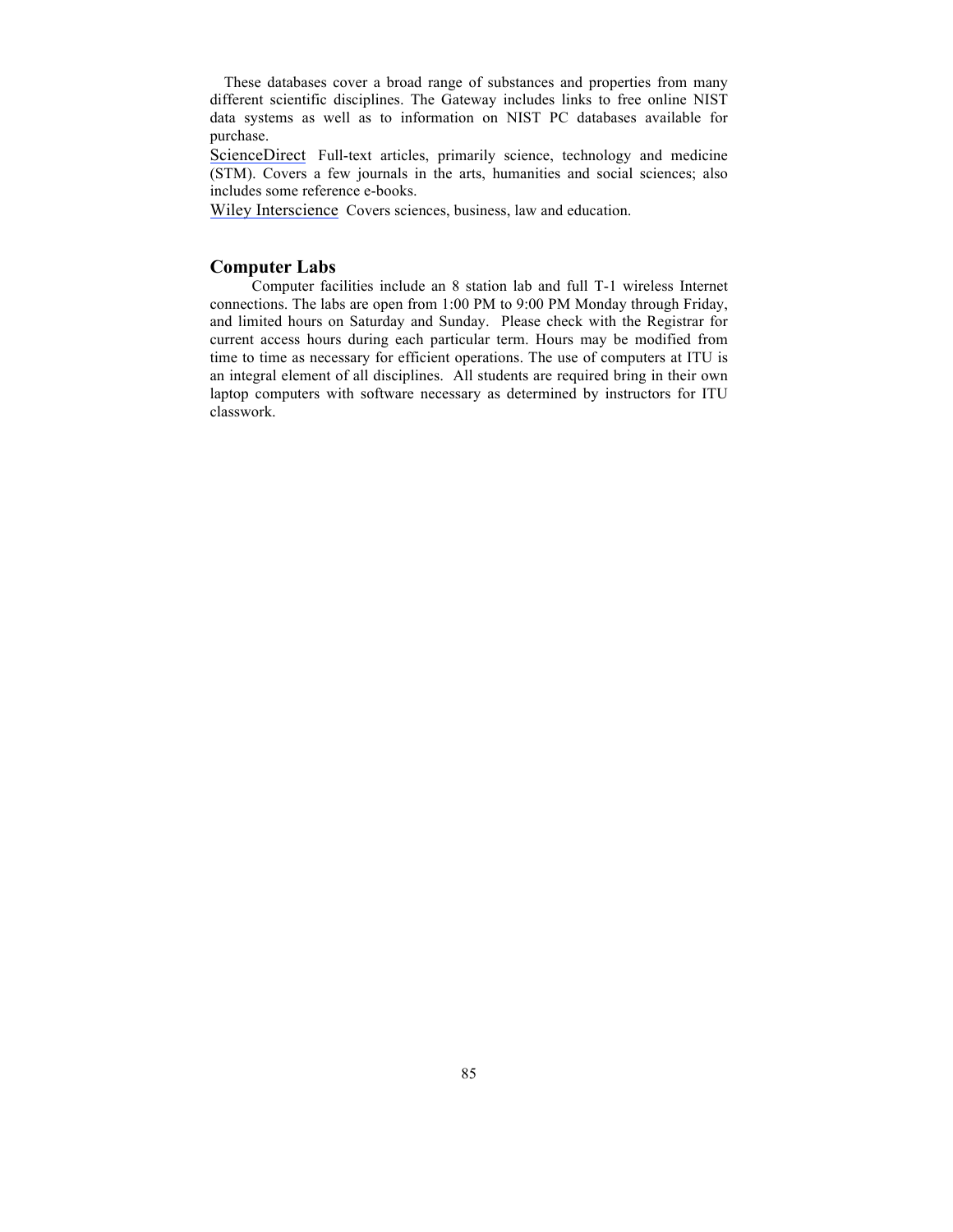These databases cover a broad range of substances and properties from many different scientific disciplines. The Gateway includes links to free online NIST data systems as well as to information on NIST PC databases available for purchase.

ScienceDirect Full-text articles, primarily science, technology and medicine (STM). Covers a few journals in the arts, humanities and social sciences; also includes some reference e-books.

Wiley Interscience Covers sciences, business, law and education.

## Computer Labs

Computer facilities include an 8 station lab and full T-1 wireless Internet connections. The labs are open from 1:00 PM to 9:00 PM Monday through Friday, and limited hours on Saturday and Sunday. Please check with the Registrar for current access hours during each particular term. Hours may be modified from time to time as necessary for efficient operations. The use of computers at ITU is an integral element of all disciplines. All students are required bring in their own laptop computers with software necessary as determined by instructors for ITU classwork.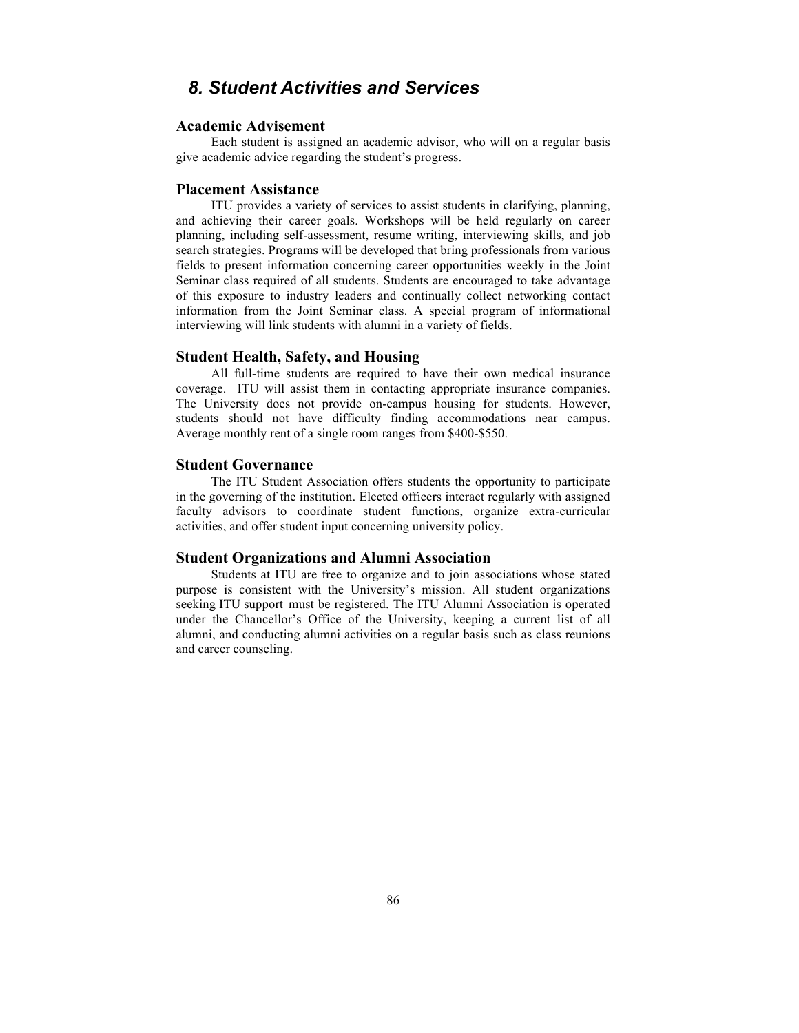# *8. Student Activities and Services*

## Academic Advisement

Each student is assigned an academic advisor, who will on a regular basis give academic advice regarding the student's progress.

## Placement Assistance

ITU provides a variety of services to assist students in clarifying, planning, and achieving their career goals. Workshops will be held regularly on career planning, including self-assessment, resume writing, interviewing skills, and job search strategies. Programs will be developed that bring professionals from various fields to present information concerning career opportunities weekly in the Joint Seminar class required of all students. Students are encouraged to take advantage of this exposure to industry leaders and continually collect networking contact information from the Joint Seminar class. A special program of informational interviewing will link students with alumni in a variety of fields.

## Student Health, Safety, and Housing

All full-time students are required to have their own medical insurance coverage. ITU will assist them in contacting appropriate insurance companies. The University does not provide on-campus housing for students. However, students should not have difficulty finding accommodations near campus. Average monthly rent of a single room ranges from $400-$550.

## Student Governance

The ITU Student Association offers students the opportunity to participate in the governing of the institution. Elected officers interact regularly with assigned faculty advisors to coordinate student functions, organize extra-curricular activities, and offer student input concerning university policy.

## Student Organizations and Alumni Association

Students at ITU are free to organize and to join associations whose stated purpose is consistent with the University's mission. All student organizations seeking ITU support must be registered. The ITU Alumni Association is operated under the Chancellor's Office of the University, keeping a current list of all alumni, and conducting alumni activities on a regular basis such as class reunions and career counseling.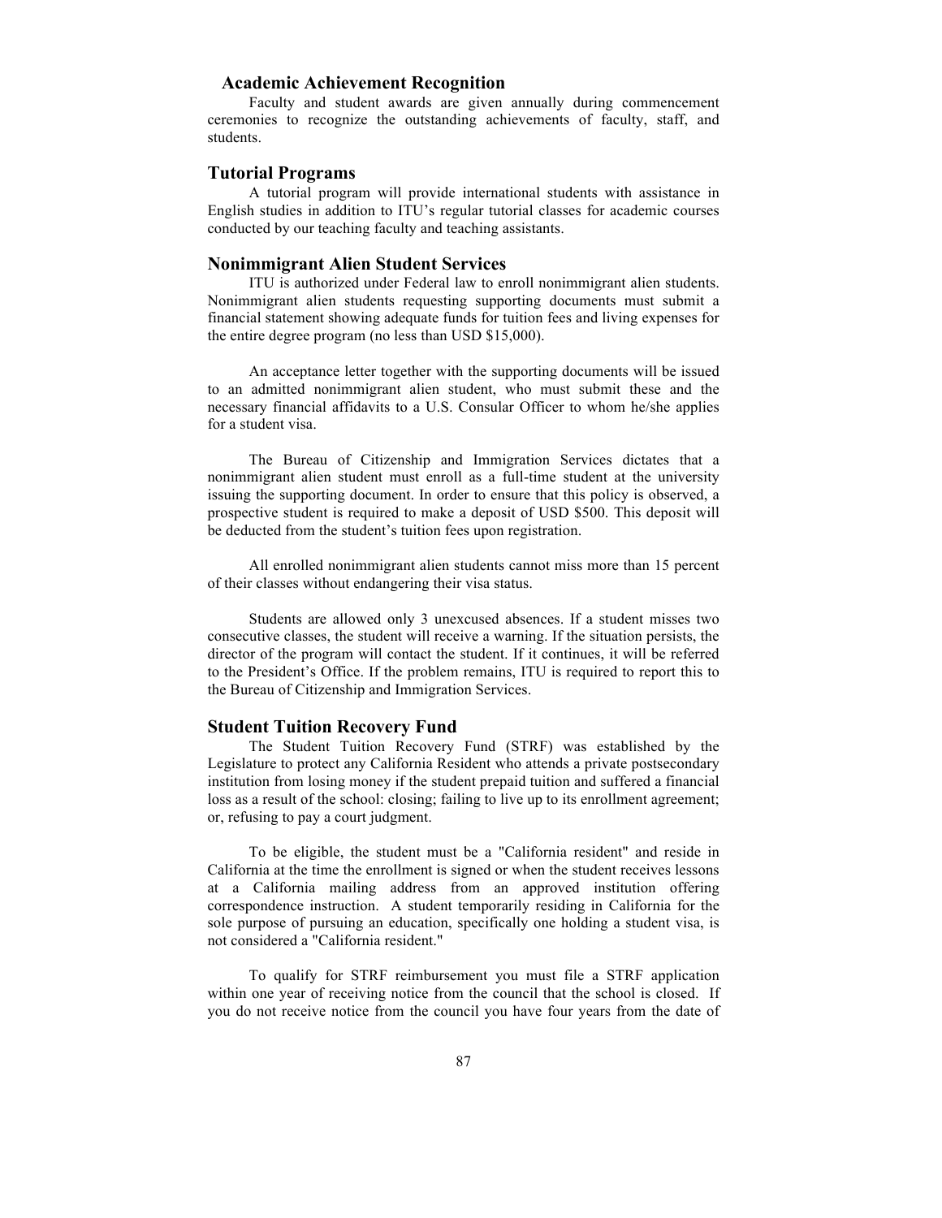## Academic Achievement Recognition

Faculty and student awards are given annually during commencement ceremonies to recognize the outstanding achievements of faculty, staff, and students.

## Tutorial Programs

A tutorial program will provide international students with assistance in English studies in addition to ITU's regular tutorial classes for academic courses conducted by our teaching faculty and teaching assistants.

## Nonimmigrant Alien Student Services

ITU is authorized under Federal law to enroll nonimmigrant alien students. Nonimmigrant alien students requesting supporting documents must submit a financial statement showing adequate funds for tuition fees and living expenses for the entire degree program (no less than USD $15,000).

An acceptance letter together with the supporting documents will be issued to an admitted nonimmigrant alien student, who must submit these and the necessary financial affidavits to a U.S. Consular Officer to whom he/she applies for a student visa.

The Bureau of Citizenship and Immigration Services dictates that a nonimmigrant alien student must enroll as a full-time student at the university issuing the supporting document. In order to ensure that this policy is observed, a prospective student is required to make a deposit of USD $500. This deposit will be deducted from the student's tuition fees upon registration.

All enrolled nonimmigrant alien students cannot miss more than 15 percent of their classes without endangering their visa status.

Students are allowed only 3 unexcused absences. If a student misses two consecutive classes, the student will receive a warning. If the situation persists, the director of the program will contact the student. If it continues, it will be referred to the President's Office. If the problem remains, ITU is required to report this to the Bureau of Citizenship and Immigration Services.

## Student Tuition Recovery Fund

The Student Tuition Recovery Fund (STRF) was established by the Legislature to protect any California Resident who attends a private postsecondary institution from losing money if the student prepaid tuition and suffered a financial loss as a result of the school: closing; failing to live up to its enrollment agreement; or, refusing to pay a court judgment.

To be eligible, the student must be a "California resident" and reside in California at the time the enrollment is signed or when the student receives lessons at a California mailing address from an approved institution offering correspondence instruction. A student temporarily residing in California for the sole purpose of pursuing an education, specifically one holding a student visa, is not considered a "California resident."

To qualify for STRF reimbursement you must file a STRF application within one year of receiving notice from the council that the school is closed. If you do not receive notice from the council you have four years from the date of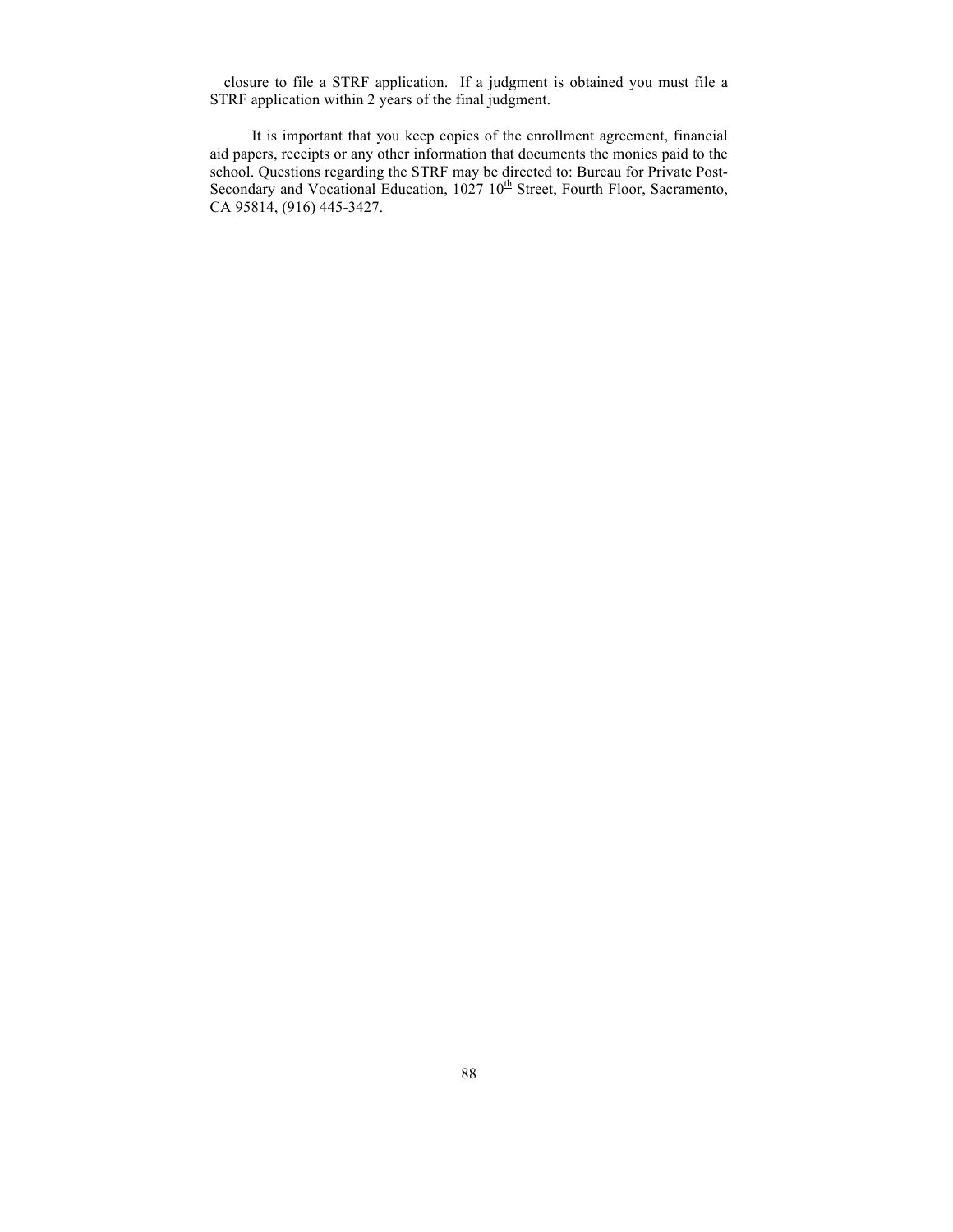closure to file a STRF application. If a judgment is obtained you must file a STRF application within 2 years of the final judgment.

It is important that you keep copies of the enrollment agreement, financial aid papers, receipts or any other information that documents the monies paid to the school. Questions regarding the STRF may be directed to: Bureau for Private Post-Secondary and Vocational Education, 1027 10th Street, Fourth Floor, Sacramento, CA 95814, (916) 445-3427.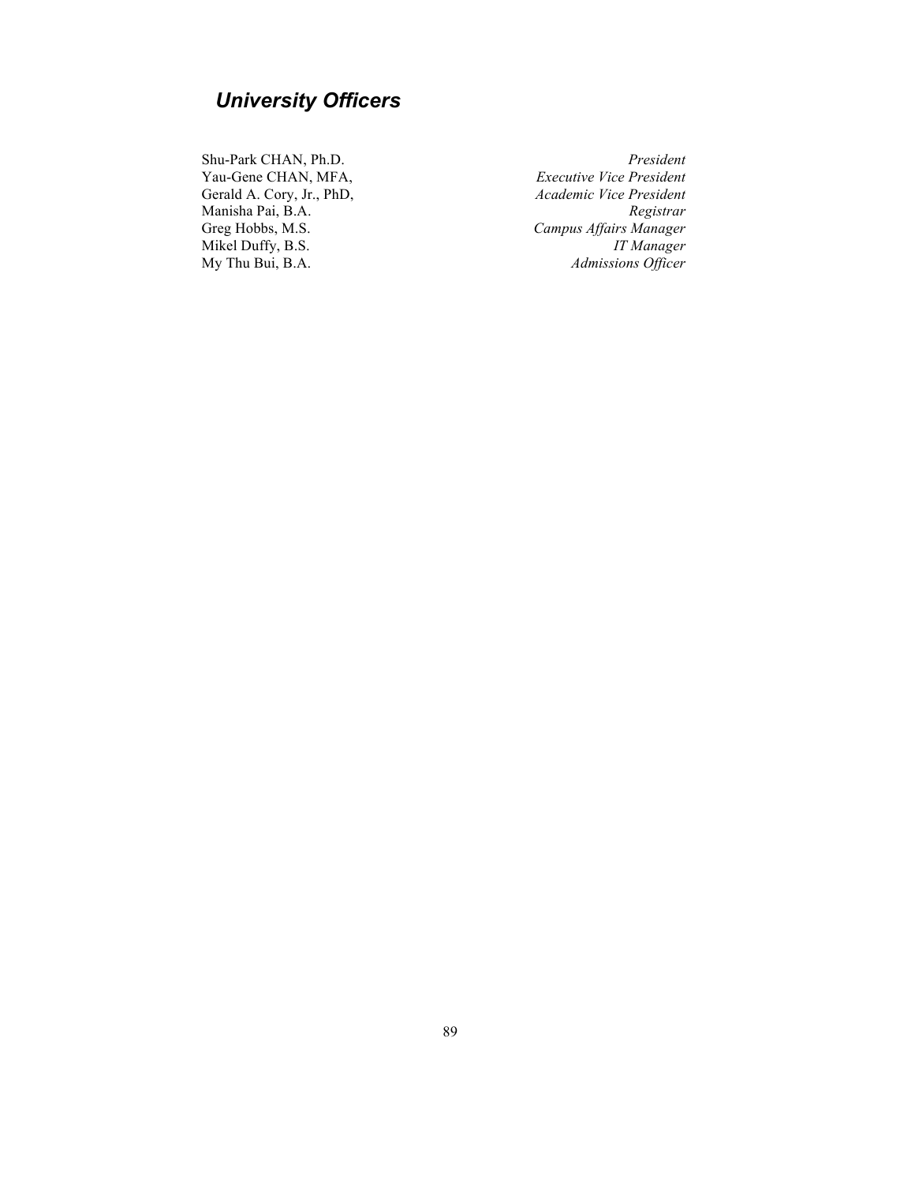## *University Officers*

| | |
|---|---|
| Shu-Park CHAN, Ph.D. | *President* |
| Yau-Gene CHAN, MFA, | *Executive Vice President* |
| Gerald A. Cory, Jr., PhD, | *Academic Vice President* |
| Manisha Pai, B.A. | *Registrar* |
| Greg Hobbs, M.S. | *Campus Affairs Manager* |
| Mikel Duffy, B.S. | *IT Manager* |
| My Thu Bui, B.A. | *Admissions Officer* |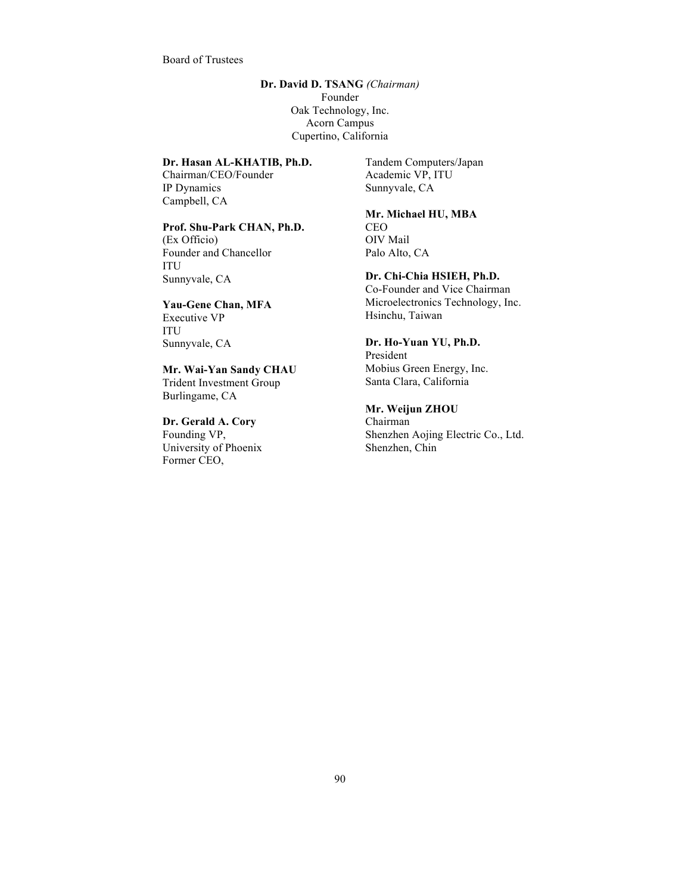Board of Trustees

**Dr. David D. TSANG** *(Chairman)*
Founder
Oak Technology, Inc.
Acorn Campus
Cupertino, California

**Dr. Hasan AL-KHATIB, Ph.D.**
Chairman/CEO/Founder
IP Dynamics
Campbell, CA

**Prof. Shu-Park CHAN, Ph.D.**
(Ex Officio)
Founder and Chancellor
ITU
Sunnyvale, CA

**Yau-Gene Chan, MFA**
Executive VP
ITU
Sunnyvale, CA

**Mr. Wai-Yan Sandy CHAU**
Trident Investment Group
Burlingame, CA

**Dr. Gerald A. Cory**
Founding VP,
University of Phoenix
Former CEO,
Tandem Computers/Japan
Academic VP, ITU
Sunnyvale, CA

**Mr. Michael HU, MBA**
CEO
OIV Mail
Palo Alto, CA

**Dr. Chi-Chia HSIEH, Ph.D.**
Co-Founder and Vice Chairman
Microelectronics Technology, Inc.
Hsinchu, Taiwan

**Dr. Ho-Yuan YU, Ph.D.**
President
Mobius Green Energy, Inc.
Santa Clara, California

**Mr. Weijun ZHOU**
Chairman
Shenzhen Aojing Electric Co., Ltd.
Shenzhen, Chin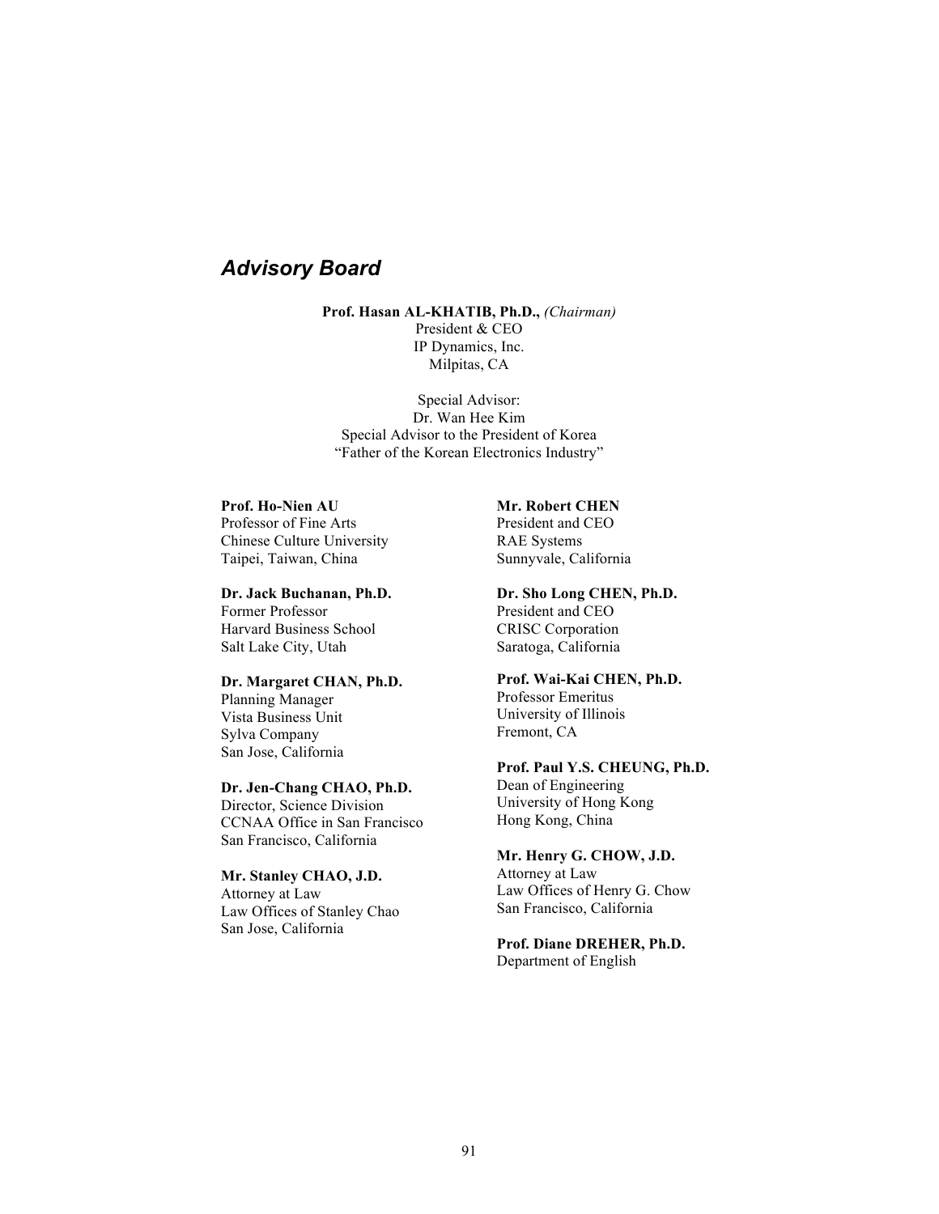## *Advisory Board*

**Prof. Hasan AL-KHATIB, Ph.D.,** *(Chairman)*
President & CEO
IP Dynamics, Inc.
Milpitas, CA

Special Advisor:
Dr. Wan Hee Kim
Special Advisor to the President of Korea
"Father of the Korean Electronics Industry"

**Prof. Ho-Nien AU**
Professor of Fine Arts
Chinese Culture University
Taipei, Taiwan, China

**Dr. Jack Buchanan, Ph.D.**
Former Professor
Harvard Business School
Salt Lake City, Utah

**Dr. Margaret CHAN, Ph.D.**
Planning Manager
Vista Business Unit
Sylva Company
San Jose, California

**Dr. Jen-Chang CHAO, Ph.D.**
Director, Science Division
CCNAA Office in San Francisco
San Francisco, California

**Mr. Stanley CHAO, J.D.**
Attorney at Law
Law Offices of Stanley Chao
San Jose, California

**Mr. Robert CHEN**
President and CEO
RAE Systems
Sunnyvale, California

**Dr. Sho Long CHEN, Ph.D.**
President and CEO
CRISC Corporation
Saratoga, California

**Prof. Wai-Kai CHEN, Ph.D.**
Professor Emeritus
University of Illinois
Fremont, CA

**Prof. Paul Y.S. CHEUNG, Ph.D.**
Dean of Engineering
University of Hong Kong
Hong Kong, China

**Mr. Henry G. CHOW, J.D.**
Attorney at Law
Law Offices of Henry G. Chow
San Francisco, California

**Prof. Diane DREHER, Ph.D.**
Department of English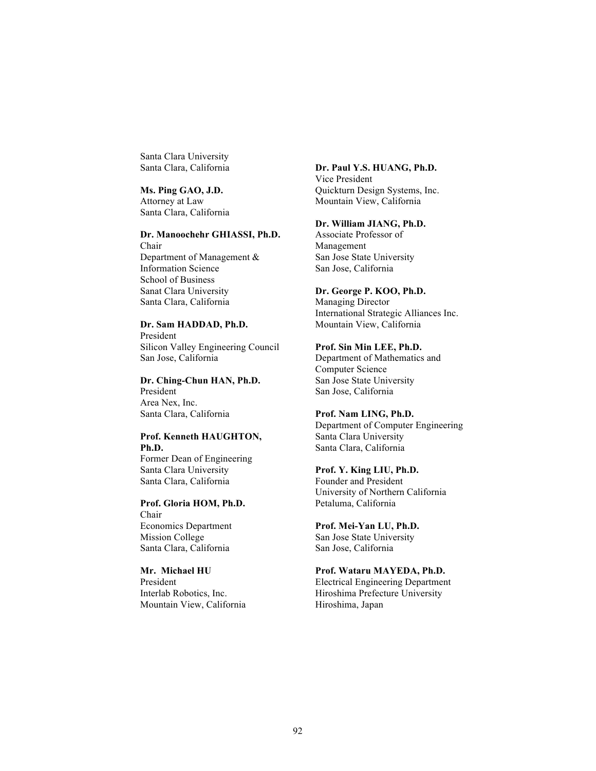Santa Clara University
Santa Clara, California

**Ms. Ping GAO, J.D.**
Attorney at Law
Santa Clara, California

**Dr. Manoochehr GHIASSI, Ph.D.**
Chair
Department of Management & Information Science
School of Business
Sanat Clara University
Santa Clara, California

**Dr. Sam HADDAD, Ph.D.**
President
Silicon Valley Engineering Council
San Jose, California

**Dr. Ching-Chun HAN, Ph.D.**
President
Area Nex, Inc.
Santa Clara, California

**Prof. Kenneth HAUGHTON, Ph.D.**
Former Dean of Engineering
Santa Clara University
Santa Clara, California

**Prof. Gloria HOM, Ph.D.**
Chair
Economics Department
Mission College
Santa Clara, California

**Mr. Michael HU**
President
Interlab Robotics, Inc.
Mountain View, California

**Dr. Paul Y.S. HUANG, Ph.D.**
Vice President
Quickturn Design Systems, Inc.
Mountain View, California

**Dr. William JIANG, Ph.D.**
Associate Professor of Management
San Jose State University
San Jose, California

**Dr. George P. KOO, Ph.D.**
Managing Director
International Strategic Alliances Inc.
Mountain View, California

**Prof. Sin Min LEE, Ph.D.**
Department of Mathematics and Computer Science
San Jose State University
San Jose, California

**Prof. Nam LING, Ph.D.**
Department of Computer Engineering
Santa Clara University
Santa Clara, California

**Prof. Y. King LIU, Ph.D.**
Founder and President
University of Northern California
Petaluma, California

**Prof. Mei-Yan LU, Ph.D.**
San Jose State University
San Jose, California

**Prof. Wataru MAYEDA, Ph.D.**
Electrical Engineering Department
Hiroshima Prefecture University
Hiroshima, Japan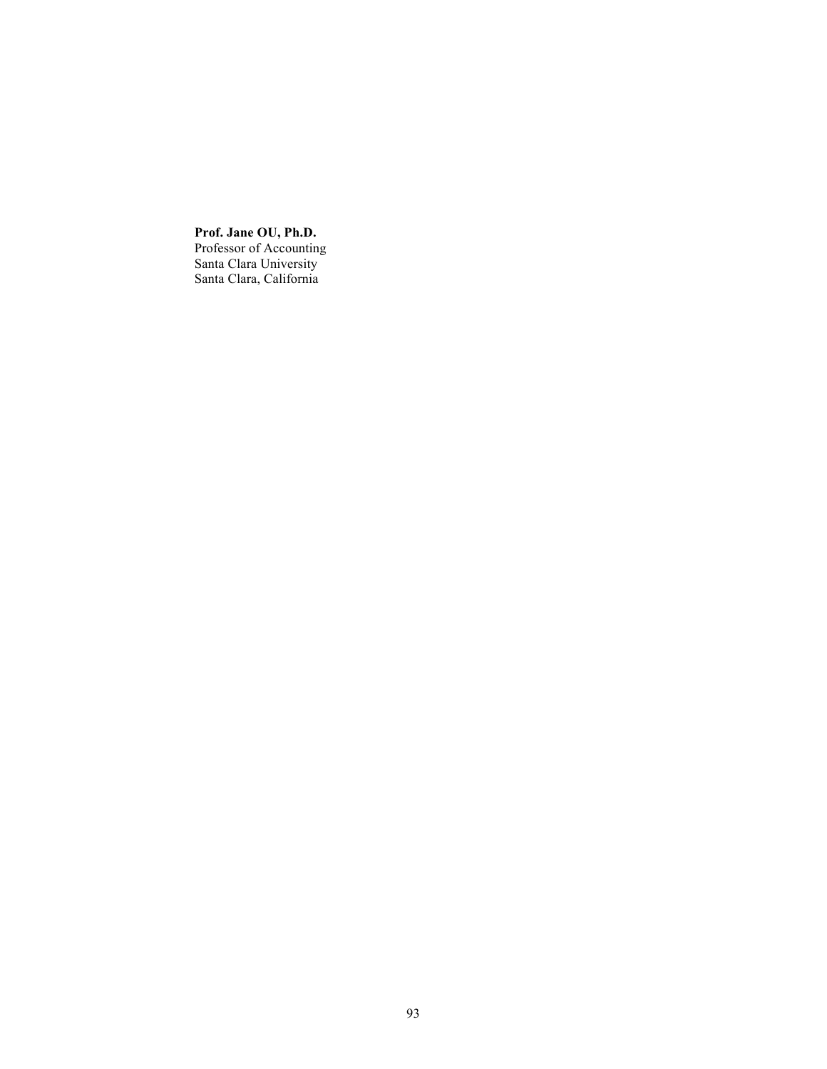**Prof. Jane OU, Ph.D.**
Professor of Accounting
Santa Clara University
Santa Clara, California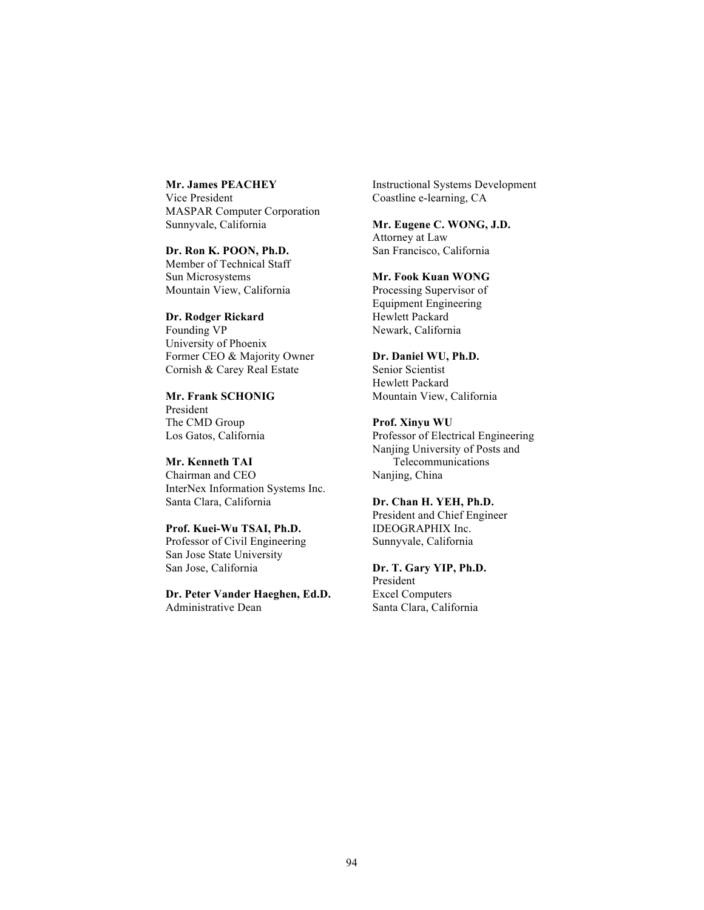**Mr. James PEACHEY**
Vice President
MASPAR Computer Corporation
Sunnyvale, California

**Dr. Ron K. POON, Ph.D.**
Member of Technical Staff
Sun Microsystems
Mountain View, California

**Dr. Rodger Rickard**
Founding VP
University of Phoenix
Former CEO & Majority Owner
Cornish & Carey Real Estate

**Mr. Frank SCHONIG**
President
The CMD Group
Los Gatos, California

**Mr. Kenneth TAI**
Chairman and CEO
InterNex Information Systems Inc.
Santa Clara, California

**Prof. Kuei-Wu TSAI, Ph.D.**
Professor of Civil Engineering
San Jose State University
San Jose, California

**Dr. Peter Vander Haeghen, Ed.D.**
Administrative Dean
Instructional Systems Development
Coastline e-learning, CA

**Mr. Eugene C. WONG, J.D.**
Attorney at Law
San Francisco, California

**Mr. Fook Kuan WONG**
Processing Supervisor of
Equipment Engineering
Hewlett Packard
Newark, California

**Dr. Daniel WU, Ph.D.**
Senior Scientist
Hewlett Packard
Mountain View, California

**Prof. Xinyu WU**
Professor of Electrical Engineering
Nanjing University of Posts and
Telecommunications
Nanjing, China

**Dr. Chan H. YEH, Ph.D.**
President and Chief Engineer
IDEOGRAPHIX Inc.
Sunnyvale, California

**Dr. T. Gary YIP, Ph.D.**
President
Excel Computers
Santa Clara, California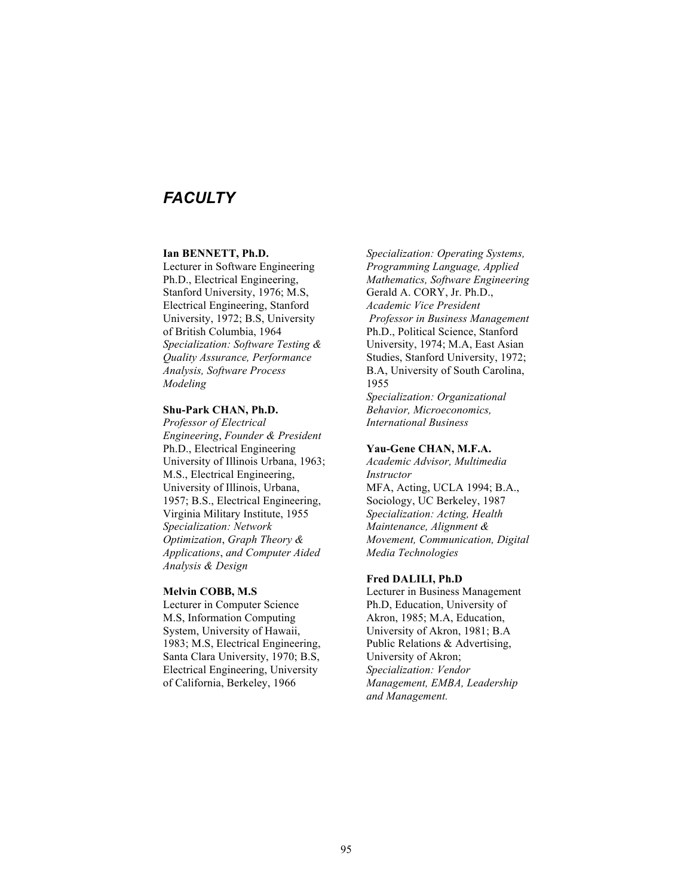# *FACULTY*

**Ian BENNETT, Ph.D.**
Lecturer in Software Engineering
Ph.D., Electrical Engineering, Stanford University, 1976; M.S, Electrical Engineering, Stanford University, 1972; B.S, University of British Columbia, 1964
*Specialization: Software Testing & Quality Assurance, Performance Analysis, Software Process Modeling*

**Shu-Park CHAN, Ph.D.**
*Professor of Electrical Engineering*, *Founder & President*
Ph.D., Electrical Engineering University of Illinois Urbana, 1963; M.S., Electrical Engineering, University of Illinois, Urbana, 1957; B.S., Electrical Engineering, Virginia Military Institute, 1955
*Specialization: Network Optimization*, *Graph Theory & Applications*, *and Computer Aided Analysis & Design*

**Melvin COBB, M.S**
Lecturer in Computer Science
M.S, Information Computing System, University of Hawaii, 1983; M.S, Electrical Engineering, Santa Clara University, 1970; B.S, Electrical Engineering, University of California, Berkeley, 1966
*Specialization: Operating Systems, Programming Language, Applied Mathematics, Software Engineering*

Gerald A. CORY, Jr. Ph.D.,
*Academic Vice President*
*Professor in Business Management*
Ph.D., Political Science, Stanford University, 1974; M.A, East Asian Studies, Stanford University, 1972; B.A, University of South Carolina, 1955
*Specialization: Organizational Behavior, Microeconomics, International Business*

**Yau-Gene CHAN, M.F.A.**
*Academic Advisor, Multimedia Instructor*
MFA, Acting, UCLA 1994; B.A., Sociology, UC Berkeley, 1987
*Specialization: Acting, Health Maintenance, Alignment & Movement, Communication, Digital Media Technologies*

**Fred DALILI, Ph.D**
Lecturer in Business Management
Ph.D, Education, University of Akron, 1985; M.A, Education, University of Akron, 1981; B.A Public Relations & Advertising, University of Akron;
*Specialization: Vendor Management, EMBA, Leadership and Management.*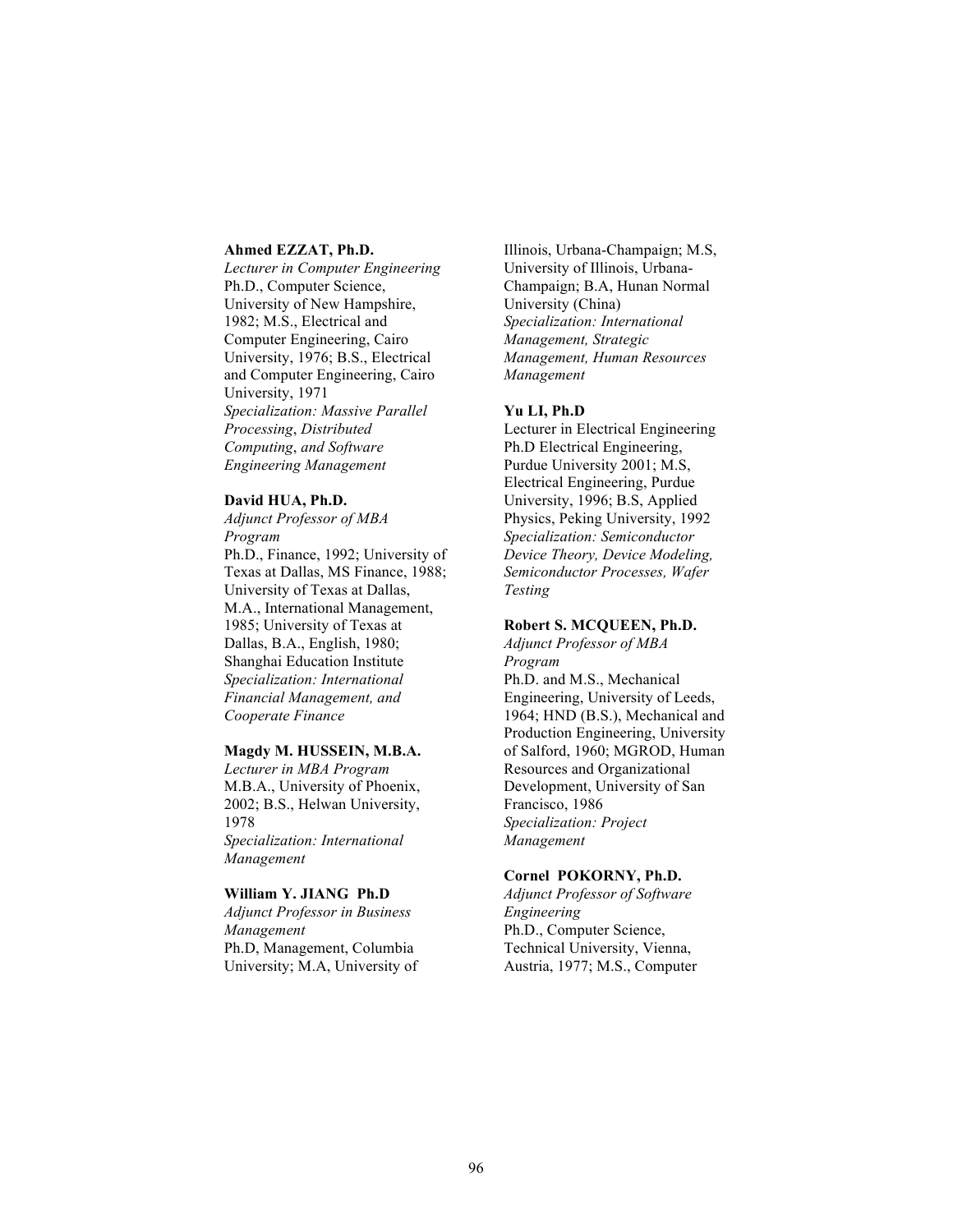**Ahmed EZZAT, Ph.D.**

*Lecturer in Computer Engineering*

Ph.D., Computer Science, University of New Hampshire, 1982; M.S., Electrical and Computer Engineering, Cairo University, 1976; B.S., Electrical and Computer Engineering, Cairo University, 1971

*Specialization: Massive Parallel Processing, Distributed Computing, and Software Engineering Management*

**David HUA, Ph.D.**

*Adjunct Professor of MBA Program*

Ph.D., Finance, 1992; University of Texas at Dallas, MS Finance, 1988; University of Texas at Dallas, M.A., International Management, 1985; University of Texas at Dallas, B.A., English, 1980; Shanghai Education Institute

*Specialization: International Financial Management, and Cooperate Finance*

**Magdy M. HUSSEIN, M.B.A.**

*Lecturer in MBA Program*

M.B.A., University of Phoenix, 2002; B.S., Helwan University, 1978

*Specialization: International Management*

**William Y. JIANG Ph.D**

*Adjunct Professor in Business Management*

Ph.D, Management, Columbia University; M.A, University of Illinois, Urbana-Champaign; M.S, University of Illinois, Urbana-Champaign; B.A, Hunan Normal University (China)

*Specialization: International Management, Strategic Management, Human Resources Management*

**Yu LI, Ph.D**

Lecturer in Electrical Engineering

Ph.D Electrical Engineering, Purdue University 2001; M.S, Electrical Engineering, Purdue University, 1996; B.S, Applied Physics, Peking University, 1992

*Specialization: Semiconductor Device Theory, Device Modeling, Semiconductor Processes, Wafer Testing*

**Robert S. MCQUEEN, Ph.D.**

*Adjunct Professor of MBA Program*

Ph.D. and M.S., Mechanical Engineering, University of Leeds, 1964; HND (B.S.), Mechanical and Production Engineering, University of Salford, 1960; MGROD, Human Resources and Organizational Development, University of San Francisco, 1986

*Specialization: Project Management*

**Cornel POKORNY, Ph.D.**

*Adjunct Professor of Software Engineering*

Ph.D., Computer Science, Technical University, Vienna, Austria, 1977; M.S., Computer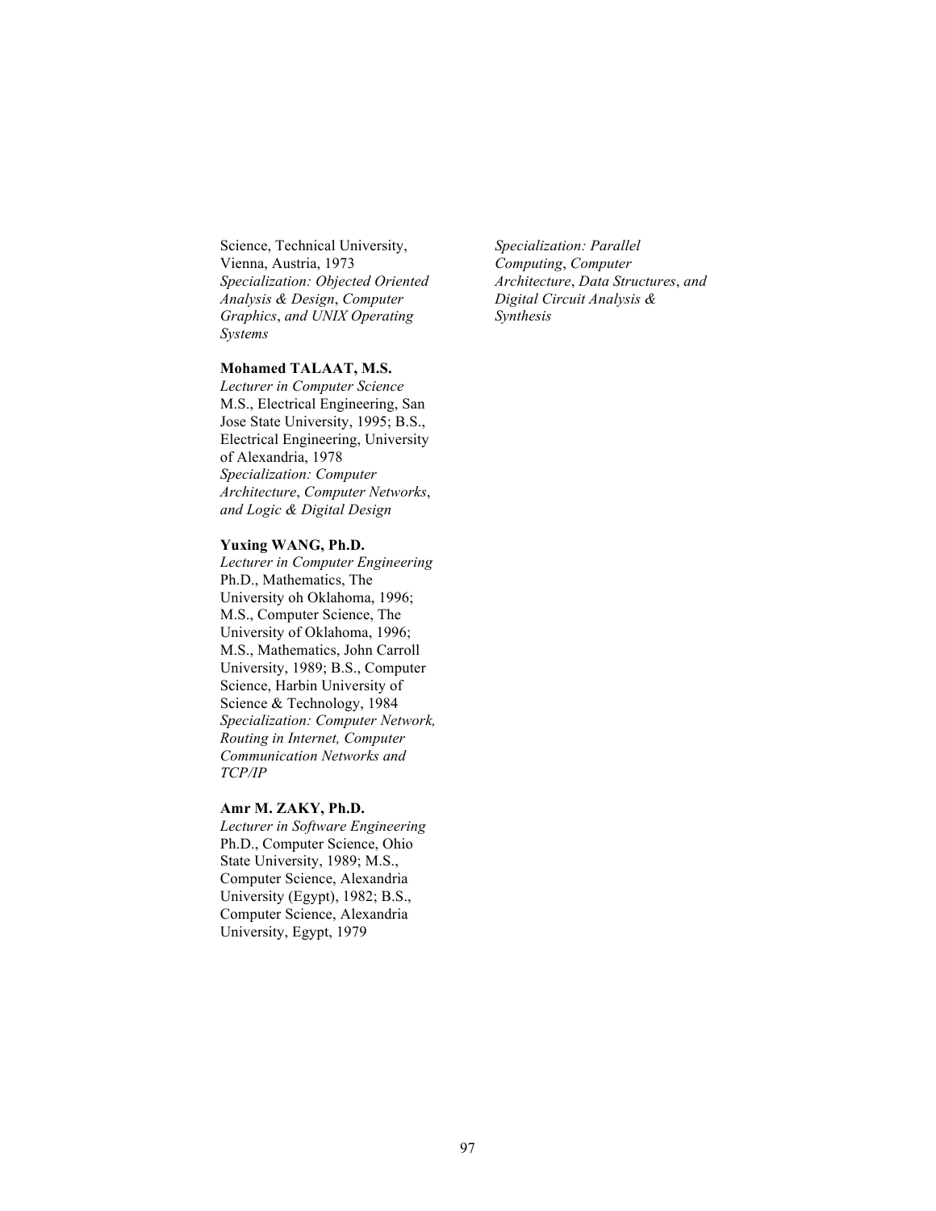Science, Technical University, Vienna, Austria, 1973
*Specialization: Objected Oriented Analysis & Design, Computer Graphics, and UNIX Operating Systems*

**Mohamed TALAAT, M.S.**
*Lecturer in Computer Science*
M.S., Electrical Engineering, San Jose State University, 1995; B.S., Electrical Engineering, University of Alexandria, 1978
*Specialization: Computer Architecture, Computer Networks, and Logic & Digital Design*

**Yuxing WANG, Ph.D.**
*Lecturer in Computer Engineering*
Ph.D., Mathematics, The University oh Oklahoma, 1996; M.S., Computer Science, The University of Oklahoma, 1996; M.S., Mathematics, John Carroll University, 1989; B.S., Computer Science, Harbin University of Science & Technology, 1984
*Specialization: Computer Network, Routing in Internet, Computer Communication Networks and TCP/IP*

**Amr M. ZAKY, Ph.D.**
*Lecturer in Software Engineering*
Ph.D., Computer Science, Ohio State University, 1989; M.S., Computer Science, Alexandria University (Egypt), 1982; B.S., Computer Science, Alexandria University, Egypt, 1979
*Specialization: Parallel Computing, Computer Architecture, Data Structures, and Digital Circuit Analysis & Synthesis*